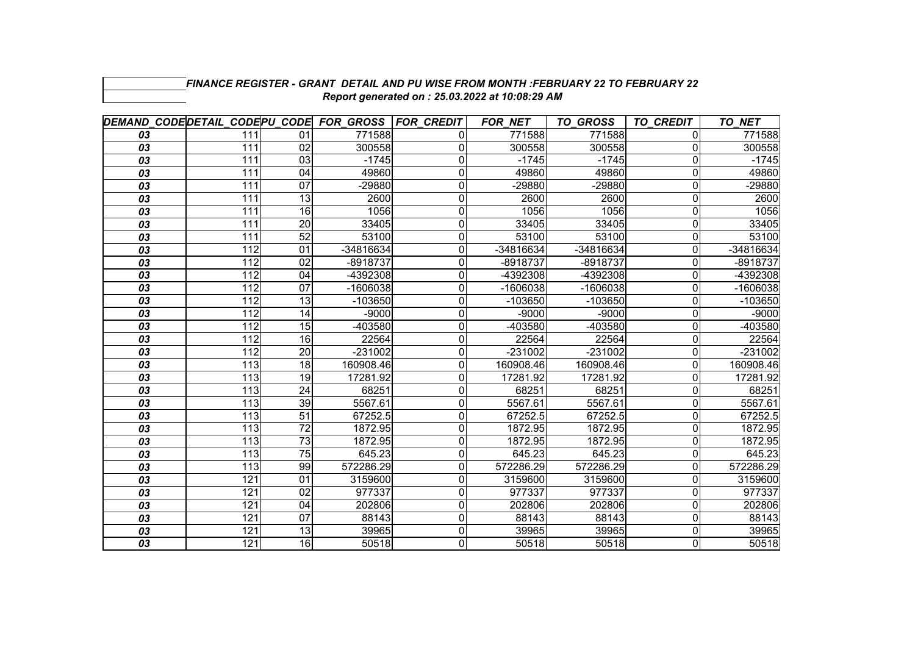***FINANCE REGISTER - GRANT DETAIL AND PU WISE FROM MONTH :FEBRUARY 22 TO FEBRUARY 22***

***Report generated on : 25.03.2022 at 10:08:29 AM***

| DEMAND_CODE | DETAIL_CODE | PU_CODE | FOR_GROSS | FOR_CREDIT | FOR_NET | TO_GROSS | TO_CREDIT | TO_NET |
|---|---|---|---|---|---|---|---|---|
| 03 | 111 | 01 | 771588 | 0 | 771588 | 771588 | 0 | 771588 |
| 03 | 111 | 02 | 300558 | 0 | 300558 | 300558 | 0 | 300558 |
| 03 | 111 | 03 | -1745 | 0 | -1745 | -1745 | 0 | -1745 |
| 03 | 111 | 04 | 49860 | 0 | 49860 | 49860 | 0 | 49860 |
| 03 | 111 | 07 | -29880 | 0 | -29880 | -29880 | 0 | -29880 |
| 03 | 111 | 13 | 2600 | 0 | 2600 | 2600 | 0 | 2600 |
| 03 | 111 | 16 | 1056 | 0 | 1056 | 1056 | 0 | 1056 |
| 03 | 111 | 20 | 33405 | 0 | 33405 | 33405 | 0 | 33405 |
| 03 | 111 | 52 | 53100 | 0 | 53100 | 53100 | 0 | 53100 |
| 03 | 112 | 01 | -34816634 | 0 | -34816634 | -34816634 | 0 | -34816634 |
| 03 | 112 | 02 | -8918737 | 0 | -8918737 | -8918737 | 0 | -8918737 |
| 03 | 112 | 04 | -4392308 | 0 | -4392308 | -4392308 | 0 | -4392308 |
| 03 | 112 | 07 | -1606038 | 0 | -1606038 | -1606038 | 0 | -1606038 |
| 03 | 112 | 13 | -103650 | 0 | -103650 | -103650 | 0 | -103650 |
| 03 | 112 | 14 | -9000 | 0 | -9000 | -9000 | 0 | -9000 |
| 03 | 112 | 15 | -403580 | 0 | -403580 | -403580 | 0 | -403580 |
| 03 | 112 | 16 | 22564 | 0 | 22564 | 22564 | 0 | 22564 |
| 03 | 112 | 20 | -231002 | 0 | -231002 | -231002 | 0 | -231002 |
| 03 | 113 | 18 | 160908.46 | 0 | 160908.46 | 160908.46 | 0 | 160908.46 |
| 03 | 113 | 19 | 17281.92 | 0 | 17281.92 | 17281.92 | 0 | 17281.92 |
| 03 | 113 | 24 | 68251 | 0 | 68251 | 68251 | 0 | 68251 |
| 03 | 113 | 39 | 5567.61 | 0 | 5567.61 | 5567.61 | 0 | 5567.61 |
| 03 | 113 | 51 | 67252.5 | 0 | 67252.5 | 67252.5 | 0 | 67252.5 |
| 03 | 113 | 72 | 1872.95 | 0 | 1872.95 | 1872.95 | 0 | 1872.95 |
| 03 | 113 | 73 | 1872.95 | 0 | 1872.95 | 1872.95 | 0 | 1872.95 |
| 03 | 113 | 75 | 645.23 | 0 | 645.23 | 645.23 | 0 | 645.23 |
| 03 | 113 | 99 | 572286.29 | 0 | 572286.29 | 572286.29 | 0 | 572286.29 |
| 03 | 121 | 01 | 3159600 | 0 | 3159600 | 3159600 | 0 | 3159600 |
| 03 | 121 | 02 | 977337 | 0 | 977337 | 977337 | 0 | 977337 |
| 03 | 121 | 04 | 202806 | 0 | 202806 | 202806 | 0 | 202806 |
| 03 | 121 | 07 | 88143 | 0 | 88143 | 88143 | 0 | 88143 |
| 03 | 121 | 13 | 39965 | 0 | 39965 | 39965 | 0 | 39965 |
| 03 | 121 | 16 | 50518 | 0 | 50518 | 50518 | 0 | 50518 |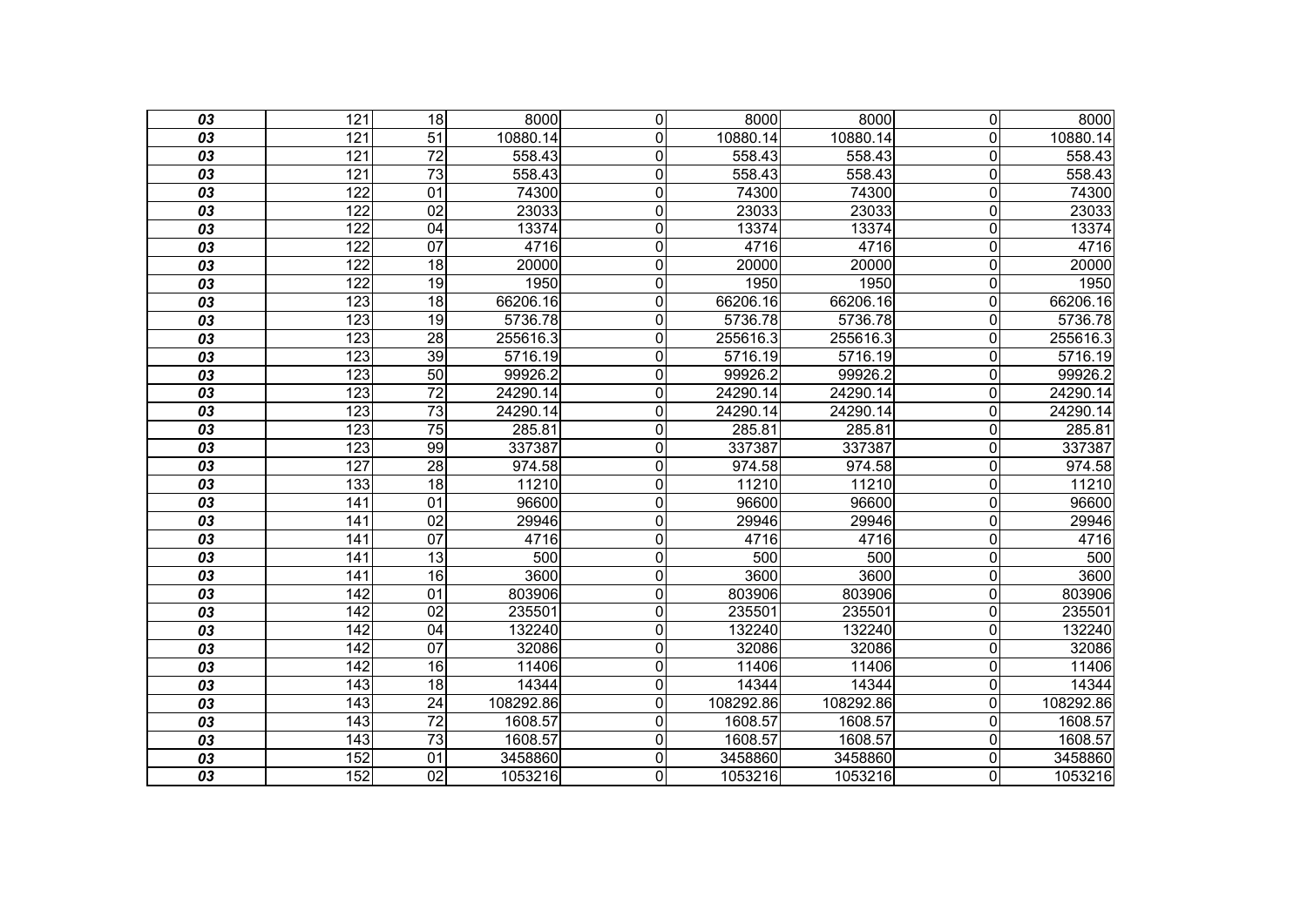| | | | | | | | | |
|---|---|---|---|---|---|---|---|---|
| ***03*** | 121 | 18 | 8000 | 0 | 8000 | 8000 | 0 | 8000 |
| ***03*** | 121 | 51 | 10880.14 | 0 | 10880.14 | 10880.14 | 0 | 10880.14 |
| ***03*** | 121 | 72 | 558.43 | 0 | 558.43 | 558.43 | 0 | 558.43 |
| ***03*** | 121 | 73 | 558.43 | 0 | 558.43 | 558.43 | 0 | 558.43 |
| ***03*** | 122 | 01 | 74300 | 0 | 74300 | 74300 | 0 | 74300 |
| ***03*** | 122 | 02 | 23033 | 0 | 23033 | 23033 | 0 | 23033 |
| ***03*** | 122 | 04 | 13374 | 0 | 13374 | 13374 | 0 | 13374 |
| ***03*** | 122 | 07 | 4716 | 0 | 4716 | 4716 | 0 | 4716 |
| ***03*** | 122 | 18 | 20000 | 0 | 20000 | 20000 | 0 | 20000 |
| ***03*** | 122 | 19 | 1950 | 0 | 1950 | 1950 | 0 | 1950 |
| ***03*** | 123 | 18 | 66206.16 | 0 | 66206.16 | 66206.16 | 0 | 66206.16 |
| ***03*** | 123 | 19 | 5736.78 | 0 | 5736.78 | 5736.78 | 0 | 5736.78 |
| ***03*** | 123 | 28 | 255616.3 | 0 | 255616.3 | 255616.3 | 0 | 255616.3 |
| ***03*** | 123 | 39 | 5716.19 | 0 | 5716.19 | 5716.19 | 0 | 5716.19 |
| ***03*** | 123 | 50 | 99926.2 | 0 | 99926.2 | 99926.2 | 0 | 99926.2 |
| ***03*** | 123 | 72 | 24290.14 | 0 | 24290.14 | 24290.14 | 0 | 24290.14 |
| ***03*** | 123 | 73 | 24290.14 | 0 | 24290.14 | 24290.14 | 0 | 24290.14 |
| ***03*** | 123 | 75 | 285.81 | 0 | 285.81 | 285.81 | 0 | 285.81 |
| ***03*** | 123 | 99 | 337387 | 0 | 337387 | 337387 | 0 | 337387 |
| ***03*** | 127 | 28 | 974.58 | 0 | 974.58 | 974.58 | 0 | 974.58 |
| ***03*** | 133 | 18 | 11210 | 0 | 11210 | 11210 | 0 | 11210 |
| ***03*** | 141 | 01 | 96600 | 0 | 96600 | 96600 | 0 | 96600 |
| ***03*** | 141 | 02 | 29946 | 0 | 29946 | 29946 | 0 | 29946 |
| ***03*** | 141 | 07 | 4716 | 0 | 4716 | 4716 | 0 | 4716 |
| ***03*** | 141 | 13 | 500 | 0 | 500 | 500 | 0 | 500 |
| ***03*** | 141 | 16 | 3600 | 0 | 3600 | 3600 | 0 | 3600 |
| ***03*** | 142 | 01 | 803906 | 0 | 803906 | 803906 | 0 | 803906 |
| ***03*** | 142 | 02 | 235501 | 0 | 235501 | 235501 | 0 | 235501 |
| ***03*** | 142 | 04 | 132240 | 0 | 132240 | 132240 | 0 | 132240 |
| ***03*** | 142 | 07 | 32086 | 0 | 32086 | 32086 | 0 | 32086 |
| ***03*** | 142 | 16 | 11406 | 0 | 11406 | 11406 | 0 | 11406 |
| ***03*** | 143 | 18 | 14344 | 0 | 14344 | 14344 | 0 | 14344 |
| ***03*** | 143 | 24 | 108292.86 | 0 | 108292.86 | 108292.86 | 0 | 108292.86 |
| ***03*** | 143 | 72 | 1608.57 | 0 | 1608.57 | 1608.57 | 0 | 1608.57 |
| ***03*** | 143 | 73 | 1608.57 | 0 | 1608.57 | 1608.57 | 0 | 1608.57 |
| ***03*** | 152 | 01 | 3458860 | 0 | 3458860 | 3458860 | 0 | 3458860 |
| ***03*** | 152 | 02 | 1053216 | 0 | 1053216 | 1053216 | 0 | 1053216 |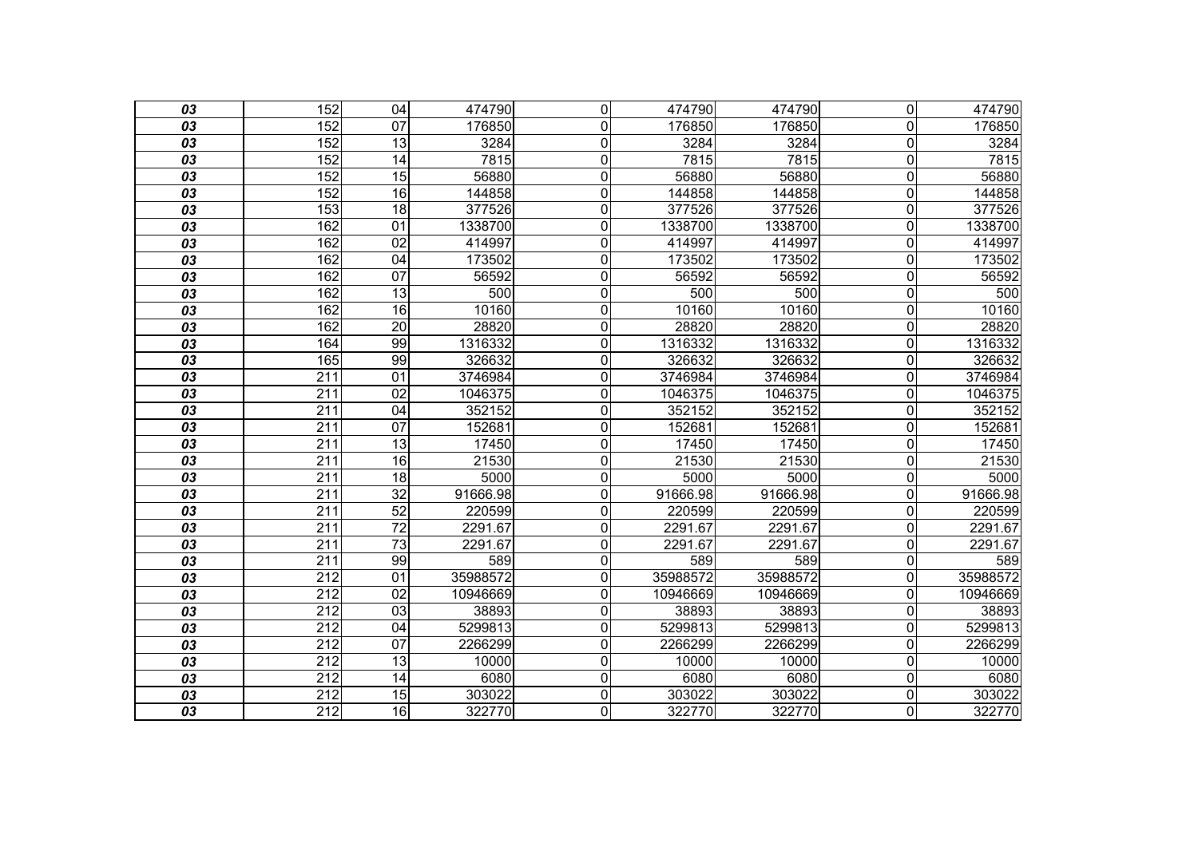| | | | | | | | | |
|---|---|---|---|---|---|---|---|---|
| ***03*** | 152 | 04 | 474790 | 0 | 474790 | 474790 | 0 | 474790 |
| ***03*** | 152 | 07 | 176850 | 0 | 176850 | 176850 | 0 | 176850 |
| ***03*** | 152 | 13 | 3284 | 0 | 3284 | 3284 | 0 | 3284 |
| ***03*** | 152 | 14 | 7815 | 0 | 7815 | 7815 | 0 | 7815 |
| ***03*** | 152 | 15 | 56880 | 0 | 56880 | 56880 | 0 | 56880 |
| ***03*** | 152 | 16 | 144858 | 0 | 144858 | 144858 | 0 | 144858 |
| ***03*** | 153 | 18 | 377526 | 0 | 377526 | 377526 | 0 | 377526 |
| ***03*** | 162 | 01 | 1338700 | 0 | 1338700 | 1338700 | 0 | 1338700 |
| ***03*** | 162 | 02 | 414997 | 0 | 414997 | 414997 | 0 | 414997 |
| ***03*** | 162 | 04 | 173502 | 0 | 173502 | 173502 | 0 | 173502 |
| ***03*** | 162 | 07 | 56592 | 0 | 56592 | 56592 | 0 | 56592 |
| ***03*** | 162 | 13 | 500 | 0 | 500 | 500 | 0 | 500 |
| ***03*** | 162 | 16 | 10160 | 0 | 10160 | 10160 | 0 | 10160 |
| ***03*** | 162 | 20 | 28820 | 0 | 28820 | 28820 | 0 | 28820 |
| ***03*** | 164 | 99 | 1316332 | 0 | 1316332 | 1316332 | 0 | 1316332 |
| ***03*** | 165 | 99 | 326632 | 0 | 326632 | 326632 | 0 | 326632 |
| ***03*** | 211 | 01 | 3746984 | 0 | 3746984 | 3746984 | 0 | 3746984 |
| ***03*** | 211 | 02 | 1046375 | 0 | 1046375 | 1046375 | 0 | 1046375 |
| ***03*** | 211 | 04 | 352152 | 0 | 352152 | 352152 | 0 | 352152 |
| ***03*** | 211 | 07 | 152681 | 0 | 152681 | 152681 | 0 | 152681 |
| ***03*** | 211 | 13 | 17450 | 0 | 17450 | 17450 | 0 | 17450 |
| ***03*** | 211 | 16 | 21530 | 0 | 21530 | 21530 | 0 | 21530 |
| ***03*** | 211 | 18 | 5000 | 0 | 5000 | 5000 | 0 | 5000 |
| ***03*** | 211 | 32 | 91666.98 | 0 | 91666.98 | 91666.98 | 0 | 91666.98 |
| ***03*** | 211 | 52 | 220599 | 0 | 220599 | 220599 | 0 | 220599 |
| ***03*** | 211 | 72 | 2291.67 | 0 | 2291.67 | 2291.67 | 0 | 2291.67 |
| ***03*** | 211 | 73 | 2291.67 | 0 | 2291.67 | 2291.67 | 0 | 2291.67 |
| ***03*** | 211 | 99 | 589 | 0 | 589 | 589 | 0 | 589 |
| ***03*** | 212 | 01 | 35988572 | 0 | 35988572 | 35988572 | 0 | 35988572 |
| ***03*** | 212 | 02 | 10946669 | 0 | 10946669 | 10946669 | 0 | 10946669 |
| ***03*** | 212 | 03 | 38893 | 0 | 38893 | 38893 | 0 | 38893 |
| ***03*** | 212 | 04 | 5299813 | 0 | 5299813 | 5299813 | 0 | 5299813 |
| ***03*** | 212 | 07 | 2266299 | 0 | 2266299 | 2266299 | 0 | 2266299 |
| ***03*** | 212 | 13 | 10000 | 0 | 10000 | 10000 | 0 | 10000 |
| ***03*** | 212 | 14 | 6080 | 0 | 6080 | 6080 | 0 | 6080 |
| ***03*** | 212 | 15 | 303022 | 0 | 303022 | 303022 | 0 | 303022 |
| ***03*** | 212 | 16 | 322770 | 0 | 322770 | 322770 | 0 | 322770 |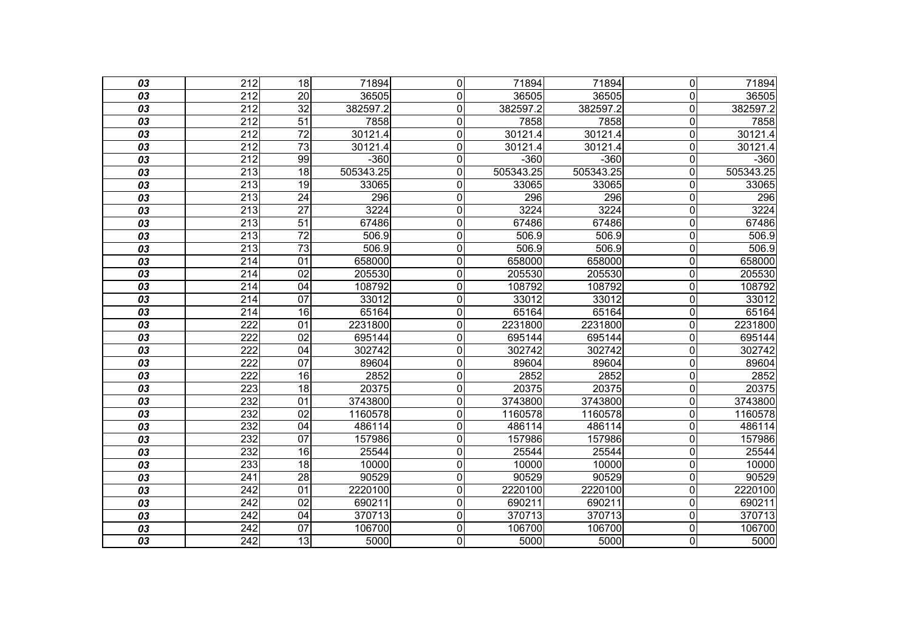| | | | | | | | | |
|---|---|---|---|---|---|---|---|---|
| ***03*** | 212 | 18 | 71894 | 0 | 71894 | 71894 | 0 | 71894 |
| ***03*** | 212 | 20 | 36505 | 0 | 36505 | 36505 | 0 | 36505 |
| ***03*** | 212 | 32 | 382597.2 | 0 | 382597.2 | 382597.2 | 0 | 382597.2 |
| ***03*** | 212 | 51 | 7858 | 0 | 7858 | 7858 | 0 | 7858 |
| ***03*** | 212 | 72 | 30121.4 | 0 | 30121.4 | 30121.4 | 0 | 30121.4 |
| ***03*** | 212 | 73 | 30121.4 | 0 | 30121.4 | 30121.4 | 0 | 30121.4 |
| ***03*** | 212 | 99 | -360 | 0 | -360 | -360 | 0 | -360 |
| ***03*** | 213 | 18 | 505343.25 | 0 | 505343.25 | 505343.25 | 0 | 505343.25 |
| ***03*** | 213 | 19 | 33065 | 0 | 33065 | 33065 | 0 | 33065 |
| ***03*** | 213 | 24 | 296 | 0 | 296 | 296 | 0 | 296 |
| ***03*** | 213 | 27 | 3224 | 0 | 3224 | 3224 | 0 | 3224 |
| ***03*** | 213 | 51 | 67486 | 0 | 67486 | 67486 | 0 | 67486 |
| ***03*** | 213 | 72 | 506.9 | 0 | 506.9 | 506.9 | 0 | 506.9 |
| ***03*** | 213 | 73 | 506.9 | 0 | 506.9 | 506.9 | 0 | 506.9 |
| ***03*** | 214 | 01 | 658000 | 0 | 658000 | 658000 | 0 | 658000 |
| ***03*** | 214 | 02 | 205530 | 0 | 205530 | 205530 | 0 | 205530 |
| ***03*** | 214 | 04 | 108792 | 0 | 108792 | 108792 | 0 | 108792 |
| ***03*** | 214 | 07 | 33012 | 0 | 33012 | 33012 | 0 | 33012 |
| ***03*** | 214 | 16 | 65164 | 0 | 65164 | 65164 | 0 | 65164 |
| ***03*** | 222 | 01 | 2231800 | 0 | 2231800 | 2231800 | 0 | 2231800 |
| ***03*** | 222 | 02 | 695144 | 0 | 695144 | 695144 | 0 | 695144 |
| ***03*** | 222 | 04 | 302742 | 0 | 302742 | 302742 | 0 | 302742 |
| ***03*** | 222 | 07 | 89604 | 0 | 89604 | 89604 | 0 | 89604 |
| ***03*** | 222 | 16 | 2852 | 0 | 2852 | 2852 | 0 | 2852 |
| ***03*** | 223 | 18 | 20375 | 0 | 20375 | 20375 | 0 | 20375 |
| ***03*** | 232 | 01 | 3743800 | 0 | 3743800 | 3743800 | 0 | 3743800 |
| ***03*** | 232 | 02 | 1160578 | 0 | 1160578 | 1160578 | 0 | 1160578 |
| ***03*** | 232 | 04 | 486114 | 0 | 486114 | 486114 | 0 | 486114 |
| ***03*** | 232 | 07 | 157986 | 0 | 157986 | 157986 | 0 | 157986 |
| ***03*** | 232 | 16 | 25544 | 0 | 25544 | 25544 | 0 | 25544 |
| ***03*** | 233 | 18 | 10000 | 0 | 10000 | 10000 | 0 | 10000 |
| ***03*** | 241 | 28 | 90529 | 0 | 90529 | 90529 | 0 | 90529 |
| ***03*** | 242 | 01 | 2220100 | 0 | 2220100 | 2220100 | 0 | 2220100 |
| ***03*** | 242 | 02 | 690211 | 0 | 690211 | 690211 | 0 | 690211 |
| ***03*** | 242 | 04 | 370713 | 0 | 370713 | 370713 | 0 | 370713 |
| ***03*** | 242 | 07 | 106700 | 0 | 106700 | 106700 | 0 | 106700 |
| ***03*** | 242 | 13 | 5000 | 0 | 5000 | 5000 | 0 | 5000 |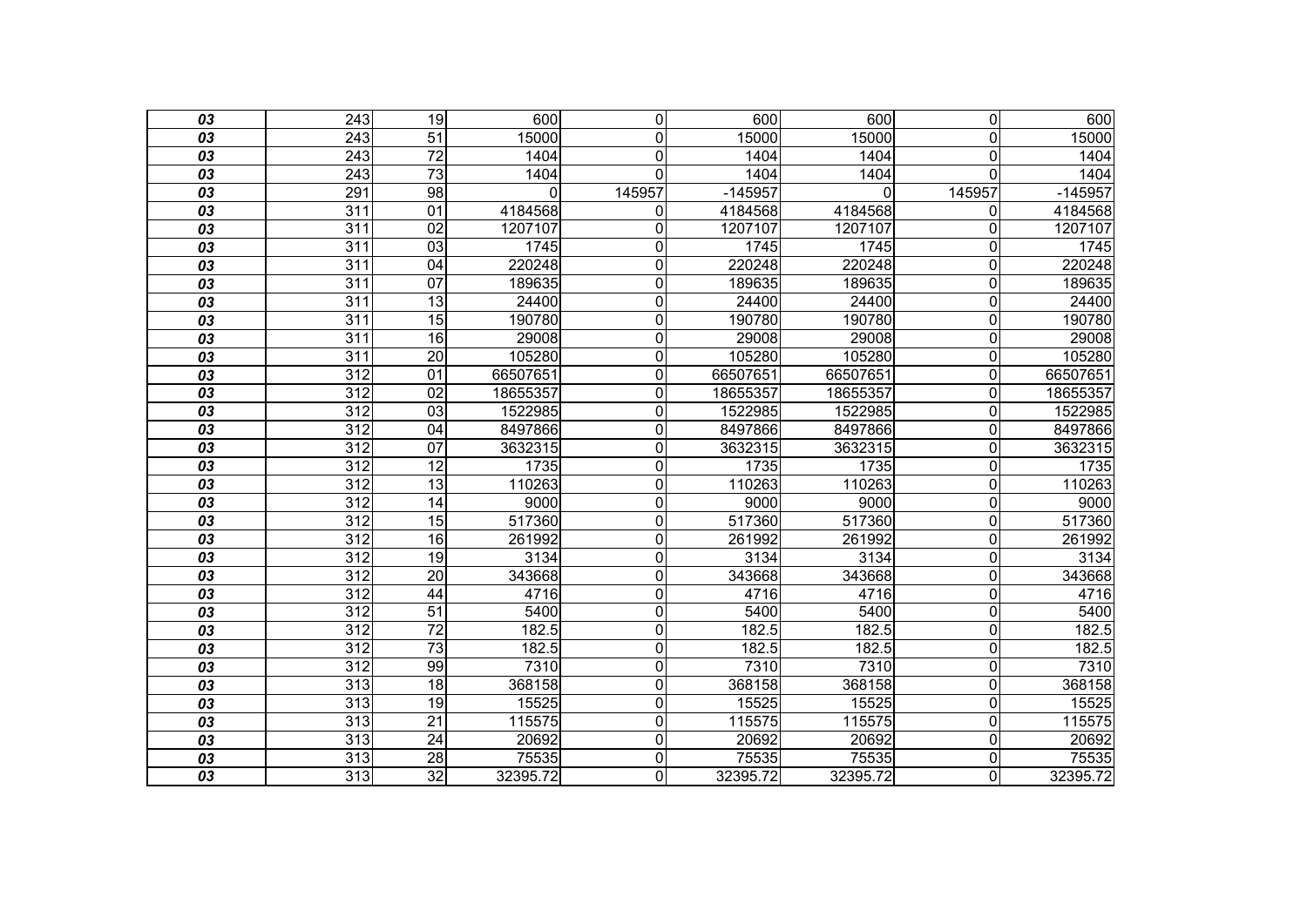| | | | | | | | | |
|---|---|---|---|---|---|---|---|---|
| *03* | 243 | 19 | 600 | 0 | 600 | 600 | 0 | 600 |
| *03* | 243 | 51 | 15000 | 0 | 15000 | 15000 | 0 | 15000 |
| *03* | 243 | 72 | 1404 | 0 | 1404 | 1404 | 0 | 1404 |
| *03* | 243 | 73 | 1404 | 0 | 1404 | 1404 | 0 | 1404 |
| *03* | 291 | 98 | 0 | 145957 | -145957 | 0 | 145957 | -145957 |
| *03* | 311 | 01 | 4184568 | 0 | 4184568 | 4184568 | 0 | 4184568 |
| *03* | 311 | 02 | 1207107 | 0 | 1207107 | 1207107 | 0 | 1207107 |
| *03* | 311 | 03 | 1745 | 0 | 1745 | 1745 | 0 | 1745 |
| *03* | 311 | 04 | 220248 | 0 | 220248 | 220248 | 0 | 220248 |
| *03* | 311 | 07 | 189635 | 0 | 189635 | 189635 | 0 | 189635 |
| *03* | 311 | 13 | 24400 | 0 | 24400 | 24400 | 0 | 24400 |
| *03* | 311 | 15 | 190780 | 0 | 190780 | 190780 | 0 | 190780 |
| *03* | 311 | 16 | 29008 | 0 | 29008 | 29008 | 0 | 29008 |
| *03* | 311 | 20 | 105280 | 0 | 105280 | 105280 | 0 | 105280 |
| *03* | 312 | 01 | 66507651 | 0 | 66507651 | 66507651 | 0 | 66507651 |
| *03* | 312 | 02 | 18655357 | 0 | 18655357 | 18655357 | 0 | 18655357 |
| *03* | 312 | 03 | 1522985 | 0 | 1522985 | 1522985 | 0 | 1522985 |
| *03* | 312 | 04 | 8497866 | 0 | 8497866 | 8497866 | 0 | 8497866 |
| *03* | 312 | 07 | 3632315 | 0 | 3632315 | 3632315 | 0 | 3632315 |
| *03* | 312 | 12 | 1735 | 0 | 1735 | 1735 | 0 | 1735 |
| *03* | 312 | 13 | 110263 | 0 | 110263 | 110263 | 0 | 110263 |
| *03* | 312 | 14 | 9000 | 0 | 9000 | 9000 | 0 | 9000 |
| *03* | 312 | 15 | 517360 | 0 | 517360 | 517360 | 0 | 517360 |
| *03* | 312 | 16 | 261992 | 0 | 261992 | 261992 | 0 | 261992 |
| *03* | 312 | 19 | 3134 | 0 | 3134 | 3134 | 0 | 3134 |
| *03* | 312 | 20 | 343668 | 0 | 343668 | 343668 | 0 | 343668 |
| *03* | 312 | 44 | 4716 | 0 | 4716 | 4716 | 0 | 4716 |
| *03* | 312 | 51 | 5400 | 0 | 5400 | 5400 | 0 | 5400 |
| *03* | 312 | 72 | 182.5 | 0 | 182.5 | 182.5 | 0 | 182.5 |
| *03* | 312 | 73 | 182.5 | 0 | 182.5 | 182.5 | 0 | 182.5 |
| *03* | 312 | 99 | 7310 | 0 | 7310 | 7310 | 0 | 7310 |
| *03* | 313 | 18 | 368158 | 0 | 368158 | 368158 | 0 | 368158 |
| *03* | 313 | 19 | 15525 | 0 | 15525 | 15525 | 0 | 15525 |
| *03* | 313 | 21 | 115575 | 0 | 115575 | 115575 | 0 | 115575 |
| *03* | 313 | 24 | 20692 | 0 | 20692 | 20692 | 0 | 20692 |
| *03* | 313 | 28 | 75535 | 0 | 75535 | 75535 | 0 | 75535 |
| *03* | 313 | 32 | 32395.72 | 0 | 32395.72 | 32395.72 | 0 | 32395.72 |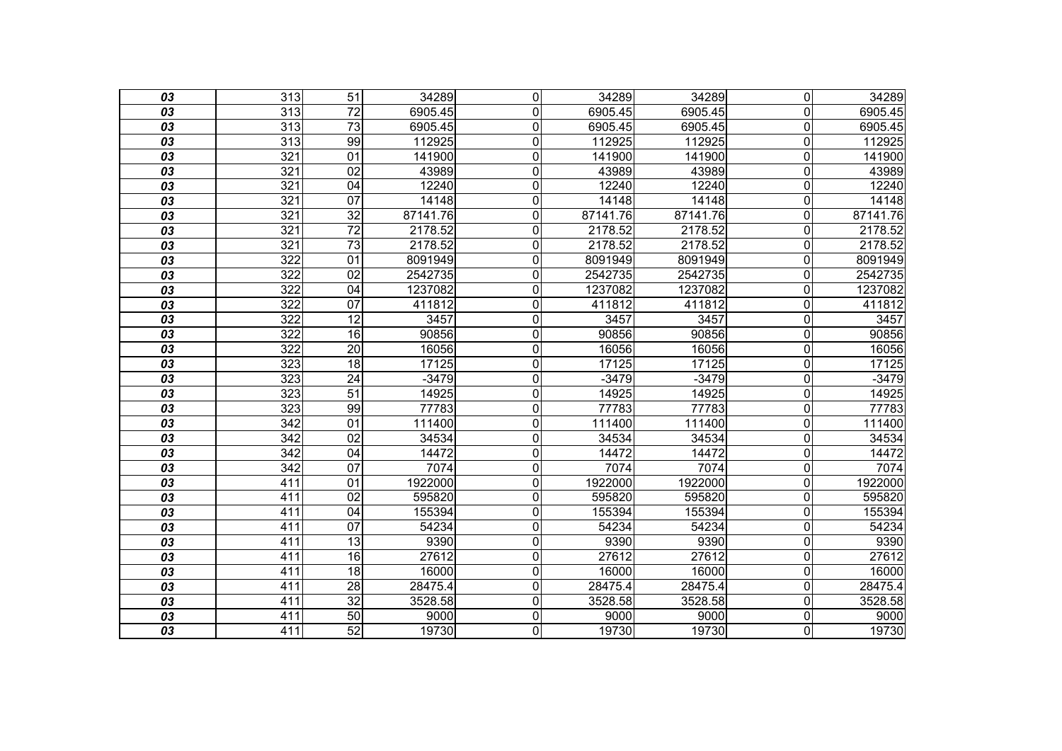| | | | | | | | | |
|---|---|---|---|---|---|---|---|---|
| *03* | 313 | 51 | 34289 | 0 | 34289 | 34289 | 0 | 34289 |
| *03* | 313 | 72 | 6905.45 | 0 | 6905.45 | 6905.45 | 0 | 6905.45 |
| *03* | 313 | 73 | 6905.45 | 0 | 6905.45 | 6905.45 | 0 | 6905.45 |
| *03* | 313 | 99 | 112925 | 0 | 112925 | 112925 | 0 | 112925 |
| *03* | 321 | 01 | 141900 | 0 | 141900 | 141900 | 0 | 141900 |
| *03* | 321 | 02 | 43989 | 0 | 43989 | 43989 | 0 | 43989 |
| *03* | 321 | 04 | 12240 | 0 | 12240 | 12240 | 0 | 12240 |
| *03* | 321 | 07 | 14148 | 0 | 14148 | 14148 | 0 | 14148 |
| *03* | 321 | 32 | 87141.76 | 0 | 87141.76 | 87141.76 | 0 | 87141.76 |
| *03* | 321 | 72 | 2178.52 | 0 | 2178.52 | 2178.52 | 0 | 2178.52 |
| *03* | 321 | 73 | 2178.52 | 0 | 2178.52 | 2178.52 | 0 | 2178.52 |
| *03* | 322 | 01 | 8091949 | 0 | 8091949 | 8091949 | 0 | 8091949 |
| *03* | 322 | 02 | 2542735 | 0 | 2542735 | 2542735 | 0 | 2542735 |
| *03* | 322 | 04 | 1237082 | 0 | 1237082 | 1237082 | 0 | 1237082 |
| *03* | 322 | 07 | 411812 | 0 | 411812 | 411812 | 0 | 411812 |
| *03* | 322 | 12 | 3457 | 0 | 3457 | 3457 | 0 | 3457 |
| *03* | 322 | 16 | 90856 | 0 | 90856 | 90856 | 0 | 90856 |
| *03* | 322 | 20 | 16056 | 0 | 16056 | 16056 | 0 | 16056 |
| *03* | 323 | 18 | 17125 | 0 | 17125 | 17125 | 0 | 17125 |
| *03* | 323 | 24 | -3479 | 0 | -3479 | -3479 | 0 | -3479 |
| *03* | 323 | 51 | 14925 | 0 | 14925 | 14925 | 0 | 14925 |
| *03* | 323 | 99 | 77783 | 0 | 77783 | 77783 | 0 | 77783 |
| *03* | 342 | 01 | 111400 | 0 | 111400 | 111400 | 0 | 111400 |
| *03* | 342 | 02 | 34534 | 0 | 34534 | 34534 | 0 | 34534 |
| *03* | 342 | 04 | 14472 | 0 | 14472 | 14472 | 0 | 14472 |
| *03* | 342 | 07 | 7074 | 0 | 7074 | 7074 | 0 | 7074 |
| *03* | 411 | 01 | 1922000 | 0 | 1922000 | 1922000 | 0 | 1922000 |
| *03* | 411 | 02 | 595820 | 0 | 595820 | 595820 | 0 | 595820 |
| *03* | 411 | 04 | 155394 | 0 | 155394 | 155394 | 0 | 155394 |
| *03* | 411 | 07 | 54234 | 0 | 54234 | 54234 | 0 | 54234 |
| *03* | 411 | 13 | 9390 | 0 | 9390 | 9390 | 0 | 9390 |
| *03* | 411 | 16 | 27612 | 0 | 27612 | 27612 | 0 | 27612 |
| *03* | 411 | 18 | 16000 | 0 | 16000 | 16000 | 0 | 16000 |
| *03* | 411 | 28 | 28475.4 | 0 | 28475.4 | 28475.4 | 0 | 28475.4 |
| *03* | 411 | 32 | 3528.58 | 0 | 3528.58 | 3528.58 | 0 | 3528.58 |
| *03* | 411 | 50 | 9000 | 0 | 9000 | 9000 | 0 | 9000 |
| *03* | 411 | 52 | 19730 | 0 | 19730 | 19730 | 0 | 19730 |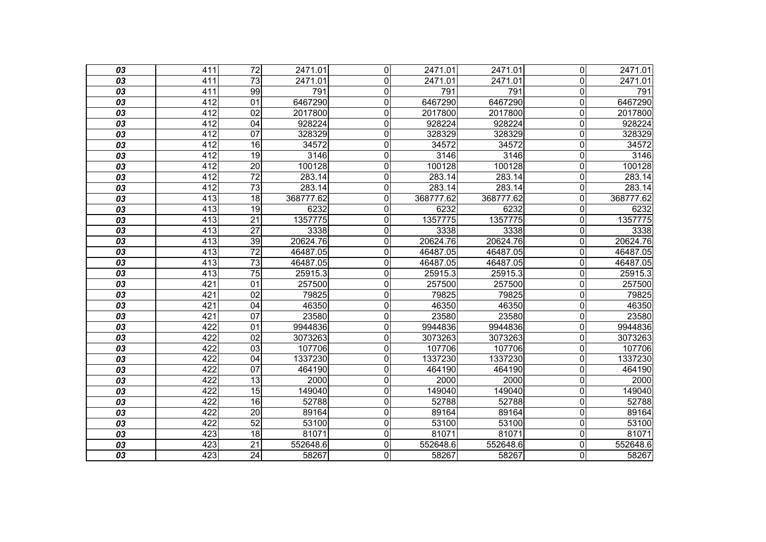| | | | | | | | | |
|---|---|---|---|---|---|---|---|---|
| ***03*** | 411 | 72 | 2471.01 | 0 | 2471.01 | 2471.01 | 0 | 2471.01 |
| ***03*** | 411 | 73 | 2471.01 | 0 | 2471.01 | 2471.01 | 0 | 2471.01 |
| ***03*** | 411 | 99 | 791 | 0 | 791 | 791 | 0 | 791 |
| ***03*** | 412 | 01 | 6467290 | 0 | 6467290 | 6467290 | 0 | 6467290 |
| ***03*** | 412 | 02 | 2017800 | 0 | 2017800 | 2017800 | 0 | 2017800 |
| ***03*** | 412 | 04 | 928224 | 0 | 928224 | 928224 | 0 | 928224 |
| ***03*** | 412 | 07 | 328329 | 0 | 328329 | 328329 | 0 | 328329 |
| ***03*** | 412 | 16 | 34572 | 0 | 34572 | 34572 | 0 | 34572 |
| ***03*** | 412 | 19 | 3146 | 0 | 3146 | 3146 | 0 | 3146 |
| ***03*** | 412 | 20 | 100128 | 0 | 100128 | 100128 | 0 | 100128 |
| ***03*** | 412 | 72 | 283.14 | 0 | 283.14 | 283.14 | 0 | 283.14 |
| ***03*** | 412 | 73 | 283.14 | 0 | 283.14 | 283.14 | 0 | 283.14 |
| ***03*** | 413 | 18 | 368777.62 | 0 | 368777.62 | 368777.62 | 0 | 368777.62 |
| ***03*** | 413 | 19 | 6232 | 0 | 6232 | 6232 | 0 | 6232 |
| ***03*** | 413 | 21 | 1357775 | 0 | 1357775 | 1357775 | 0 | 1357775 |
| ***03*** | 413 | 27 | 3338 | 0 | 3338 | 3338 | 0 | 3338 |
| ***03*** | 413 | 39 | 20624.76 | 0 | 20624.76 | 20624.76 | 0 | 20624.76 |
| ***03*** | 413 | 72 | 46487.05 | 0 | 46487.05 | 46487.05 | 0 | 46487.05 |
| ***03*** | 413 | 73 | 46487.05 | 0 | 46487.05 | 46487.05 | 0 | 46487.05 |
| ***03*** | 413 | 75 | 25915.3 | 0 | 25915.3 | 25915.3 | 0 | 25915.3 |
| ***03*** | 421 | 01 | 257500 | 0 | 257500 | 257500 | 0 | 257500 |
| ***03*** | 421 | 02 | 79825 | 0 | 79825 | 79825 | 0 | 79825 |
| ***03*** | 421 | 04 | 46350 | 0 | 46350 | 46350 | 0 | 46350 |
| ***03*** | 421 | 07 | 23580 | 0 | 23580 | 23580 | 0 | 23580 |
| ***03*** | 422 | 01 | 9944836 | 0 | 9944836 | 9944836 | 0 | 9944836 |
| ***03*** | 422 | 02 | 3073263 | 0 | 3073263 | 3073263 | 0 | 3073263 |
| ***03*** | 422 | 03 | 107706 | 0 | 107706 | 107706 | 0 | 107706 |
| ***03*** | 422 | 04 | 1337230 | 0 | 1337230 | 1337230 | 0 | 1337230 |
| ***03*** | 422 | 07 | 464190 | 0 | 464190 | 464190 | 0 | 464190 |
| ***03*** | 422 | 13 | 2000 | 0 | 2000 | 2000 | 0 | 2000 |
| ***03*** | 422 | 15 | 149040 | 0 | 149040 | 149040 | 0 | 149040 |
| ***03*** | 422 | 16 | 52788 | 0 | 52788 | 52788 | 0 | 52788 |
| ***03*** | 422 | 20 | 89164 | 0 | 89164 | 89164 | 0 | 89164 |
| ***03*** | 422 | 52 | 53100 | 0 | 53100 | 53100 | 0 | 53100 |
| ***03*** | 423 | 18 | 81071 | 0 | 81071 | 81071 | 0 | 81071 |
| ***03*** | 423 | 21 | 552648.6 | 0 | 552648.6 | 552648.6 | 0 | 552648.6 |
| ***03*** | 423 | 24 | 58267 | 0 | 58267 | 58267 | 0 | 58267 |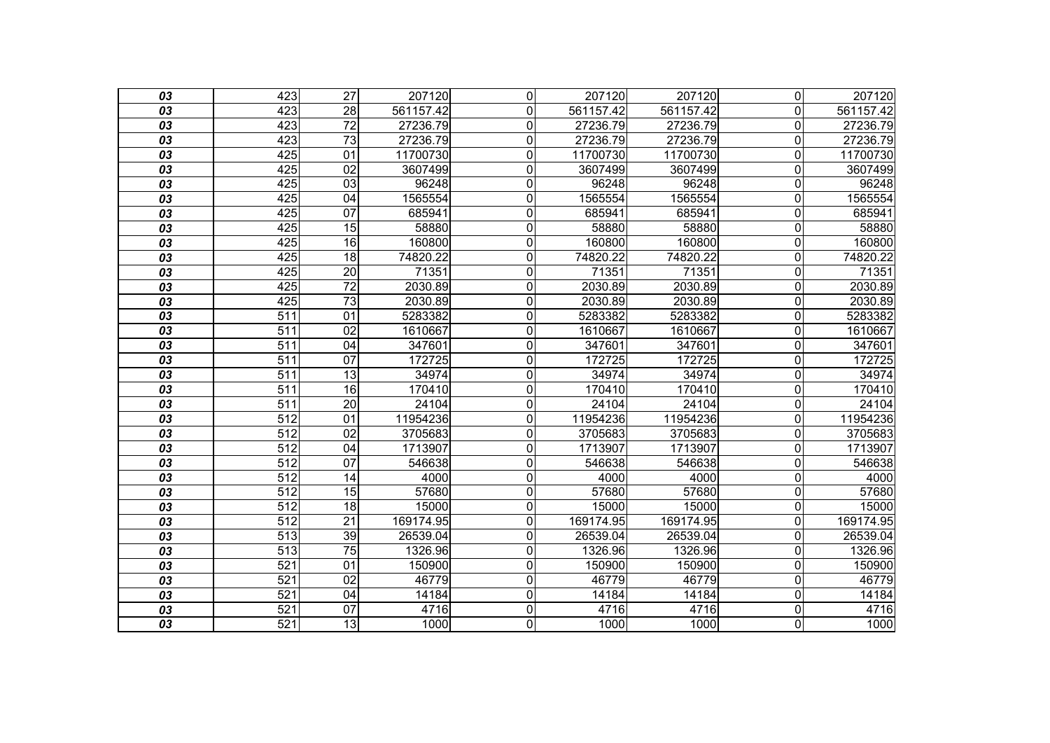| | | | | | | | | |
|---|---|---|---|---|---|---|---|---|
| ***03*** | 423 | 27 | 207120 | 0 | 207120 | 207120 | 0 | 207120 |
| ***03*** | 423 | 28 | 561157.42 | 0 | 561157.42 | 561157.42 | 0 | 561157.42 |
| ***03*** | 423 | 72 | 27236.79 | 0 | 27236.79 | 27236.79 | 0 | 27236.79 |
| ***03*** | 423 | 73 | 27236.79 | 0 | 27236.79 | 27236.79 | 0 | 27236.79 |
| ***03*** | 425 | 01 | 11700730 | 0 | 11700730 | 11700730 | 0 | 11700730 |
| ***03*** | 425 | 02 | 3607499 | 0 | 3607499 | 3607499 | 0 | 3607499 |
| ***03*** | 425 | 03 | 96248 | 0 | 96248 | 96248 | 0 | 96248 |
| ***03*** | 425 | 04 | 1565554 | 0 | 1565554 | 1565554 | 0 | 1565554 |
| ***03*** | 425 | 07 | 685941 | 0 | 685941 | 685941 | 0 | 685941 |
| ***03*** | 425 | 15 | 58880 | 0 | 58880 | 58880 | 0 | 58880 |
| ***03*** | 425 | 16 | 160800 | 0 | 160800 | 160800 | 0 | 160800 |
| ***03*** | 425 | 18 | 74820.22 | 0 | 74820.22 | 74820.22 | 0 | 74820.22 |
| ***03*** | 425 | 20 | 71351 | 0 | 71351 | 71351 | 0 | 71351 |
| ***03*** | 425 | 72 | 2030.89 | 0 | 2030.89 | 2030.89 | 0 | 2030.89 |
| ***03*** | 425 | 73 | 2030.89 | 0 | 2030.89 | 2030.89 | 0 | 2030.89 |
| ***03*** | 511 | 01 | 5283382 | 0 | 5283382 | 5283382 | 0 | 5283382 |
| ***03*** | 511 | 02 | 1610667 | 0 | 1610667 | 1610667 | 0 | 1610667 |
| ***03*** | 511 | 04 | 347601 | 0 | 347601 | 347601 | 0 | 347601 |
| ***03*** | 511 | 07 | 172725 | 0 | 172725 | 172725 | 0 | 172725 |
| ***03*** | 511 | 13 | 34974 | 0 | 34974 | 34974 | 0 | 34974 |
| ***03*** | 511 | 16 | 170410 | 0 | 170410 | 170410 | 0 | 170410 |
| ***03*** | 511 | 20 | 24104 | 0 | 24104 | 24104 | 0 | 24104 |
| ***03*** | 512 | 01 | 11954236 | 0 | 11954236 | 11954236 | 0 | 11954236 |
| ***03*** | 512 | 02 | 3705683 | 0 | 3705683 | 3705683 | 0 | 3705683 |
| ***03*** | 512 | 04 | 1713907 | 0 | 1713907 | 1713907 | 0 | 1713907 |
| ***03*** | 512 | 07 | 546638 | 0 | 546638 | 546638 | 0 | 546638 |
| ***03*** | 512 | 14 | 4000 | 0 | 4000 | 4000 | 0 | 4000 |
| ***03*** | 512 | 15 | 57680 | 0 | 57680 | 57680 | 0 | 57680 |
| ***03*** | 512 | 18 | 15000 | 0 | 15000 | 15000 | 0 | 15000 |
| ***03*** | 512 | 21 | 169174.95 | 0 | 169174.95 | 169174.95 | 0 | 169174.95 |
| ***03*** | 513 | 39 | 26539.04 | 0 | 26539.04 | 26539.04 | 0 | 26539.04 |
| ***03*** | 513 | 75 | 1326.96 | 0 | 1326.96 | 1326.96 | 0 | 1326.96 |
| ***03*** | 521 | 01 | 150900 | 0 | 150900 | 150900 | 0 | 150900 |
| ***03*** | 521 | 02 | 46779 | 0 | 46779 | 46779 | 0 | 46779 |
| ***03*** | 521 | 04 | 14184 | 0 | 14184 | 14184 | 0 | 14184 |
| ***03*** | 521 | 07 | 4716 | 0 | 4716 | 4716 | 0 | 4716 |
| ***03*** | 521 | 13 | 1000 | 0 | 1000 | 1000 | 0 | 1000 |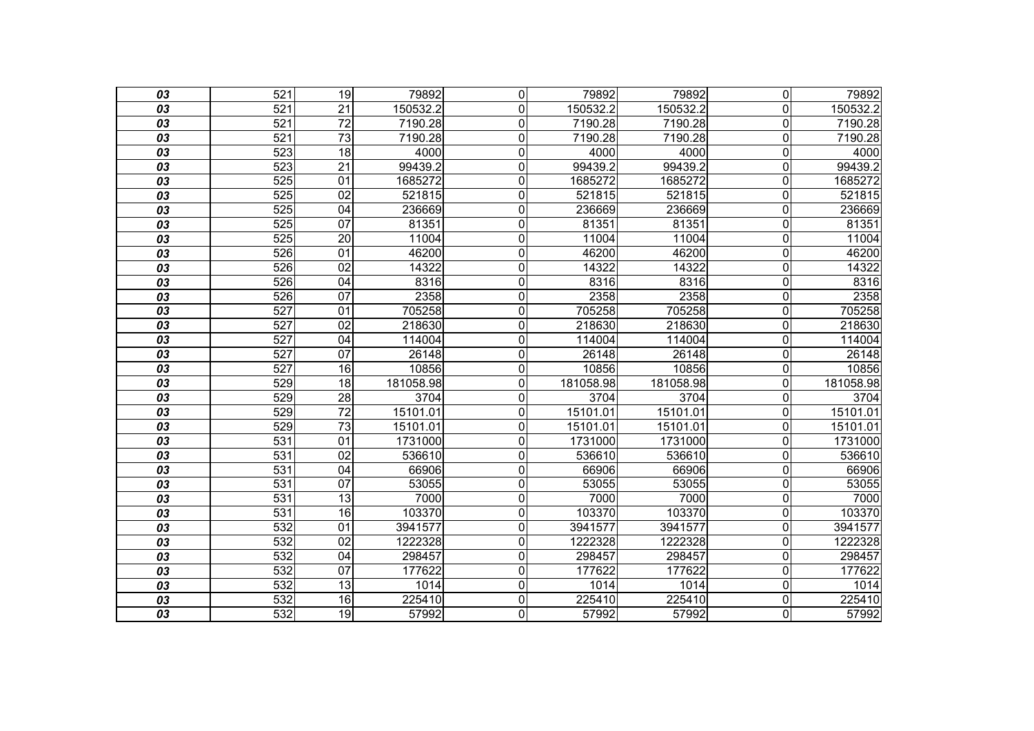| | | | | | | | | |
|---|---|---|---|---|---|---|---|---|
| ***03*** | 521 | 19 | 79892 | 0 | 79892 | 79892 | 0 | 79892 |
| ***03*** | 521 | 21 | 150532.2 | 0 | 150532.2 | 150532.2 | 0 | 150532.2 |
| ***03*** | 521 | 72 | 7190.28 | 0 | 7190.28 | 7190.28 | 0 | 7190.28 |
| ***03*** | 521 | 73 | 7190.28 | 0 | 7190.28 | 7190.28 | 0 | 7190.28 |
| ***03*** | 523 | 18 | 4000 | 0 | 4000 | 4000 | 0 | 4000 |
| ***03*** | 523 | 21 | 99439.2 | 0 | 99439.2 | 99439.2 | 0 | 99439.2 |
| ***03*** | 525 | 01 | 1685272 | 0 | 1685272 | 1685272 | 0 | 1685272 |
| ***03*** | 525 | 02 | 521815 | 0 | 521815 | 521815 | 0 | 521815 |
| ***03*** | 525 | 04 | 236669 | 0 | 236669 | 236669 | 0 | 236669 |
| ***03*** | 525 | 07 | 81351 | 0 | 81351 | 81351 | 0 | 81351 |
| ***03*** | 525 | 20 | 11004 | 0 | 11004 | 11004 | 0 | 11004 |
| ***03*** | 526 | 01 | 46200 | 0 | 46200 | 46200 | 0 | 46200 |
| ***03*** | 526 | 02 | 14322 | 0 | 14322 | 14322 | 0 | 14322 |
| ***03*** | 526 | 04 | 8316 | 0 | 8316 | 8316 | 0 | 8316 |
| ***03*** | 526 | 07 | 2358 | 0 | 2358 | 2358 | 0 | 2358 |
| ***03*** | 527 | 01 | 705258 | 0 | 705258 | 705258 | 0 | 705258 |
| ***03*** | 527 | 02 | 218630 | 0 | 218630 | 218630 | 0 | 218630 |
| ***03*** | 527 | 04 | 114004 | 0 | 114004 | 114004 | 0 | 114004 |
| ***03*** | 527 | 07 | 26148 | 0 | 26148 | 26148 | 0 | 26148 |
| ***03*** | 527 | 16 | 10856 | 0 | 10856 | 10856 | 0 | 10856 |
| ***03*** | 529 | 18 | 181058.98 | 0 | 181058.98 | 181058.98 | 0 | 181058.98 |
| ***03*** | 529 | 28 | 3704 | 0 | 3704 | 3704 | 0 | 3704 |
| ***03*** | 529 | 72 | 15101.01 | 0 | 15101.01 | 15101.01 | 0 | 15101.01 |
| ***03*** | 529 | 73 | 15101.01 | 0 | 15101.01 | 15101.01 | 0 | 15101.01 |
| ***03*** | 531 | 01 | 1731000 | 0 | 1731000 | 1731000 | 0 | 1731000 |
| ***03*** | 531 | 02 | 536610 | 0 | 536610 | 536610 | 0 | 536610 |
| ***03*** | 531 | 04 | 66906 | 0 | 66906 | 66906 | 0 | 66906 |
| ***03*** | 531 | 07 | 53055 | 0 | 53055 | 53055 | 0 | 53055 |
| ***03*** | 531 | 13 | 7000 | 0 | 7000 | 7000 | 0 | 7000 |
| ***03*** | 531 | 16 | 103370 | 0 | 103370 | 103370 | 0 | 103370 |
| ***03*** | 532 | 01 | 3941577 | 0 | 3941577 | 3941577 | 0 | 3941577 |
| ***03*** | 532 | 02 | 1222328 | 0 | 1222328 | 1222328 | 0 | 1222328 |
| ***03*** | 532 | 04 | 298457 | 0 | 298457 | 298457 | 0 | 298457 |
| ***03*** | 532 | 07 | 177622 | 0 | 177622 | 177622 | 0 | 177622 |
| ***03*** | 532 | 13 | 1014 | 0 | 1014 | 1014 | 0 | 1014 |
| ***03*** | 532 | 16 | 225410 | 0 | 225410 | 225410 | 0 | 225410 |
| ***03*** | 532 | 19 | 57992 | 0 | 57992 | 57992 | 0 | 57992 |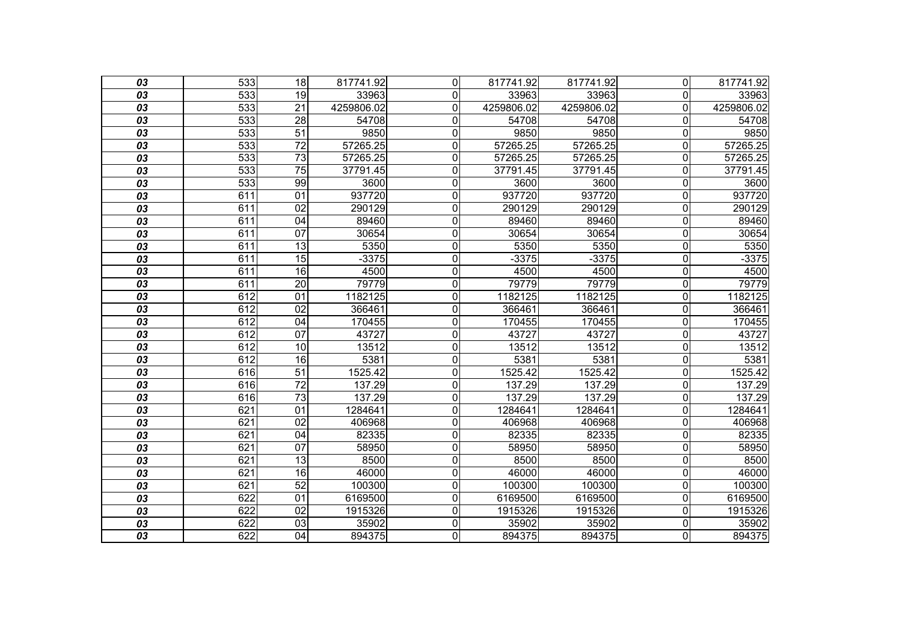| | | | | | | | | |
|---|---|---|---|---|---|---|---|---|
| *03* | 533 | 18 | 817741.92 | 0 | 817741.92 | 817741.92 | 0 | 817741.92 |
| *03* | 533 | 19 | 33963 | 0 | 33963 | 33963 | 0 | 33963 |
| *03* | 533 | 21 | 4259806.02 | 0 | 4259806.02 | 4259806.02 | 0 | 4259806.02 |
| *03* | 533 | 28 | 54708 | 0 | 54708 | 54708 | 0 | 54708 |
| *03* | 533 | 51 | 9850 | 0 | 9850 | 9850 | 0 | 9850 |
| *03* | 533 | 72 | 57265.25 | 0 | 57265.25 | 57265.25 | 0 | 57265.25 |
| *03* | 533 | 73 | 57265.25 | 0 | 57265.25 | 57265.25 | 0 | 57265.25 |
| *03* | 533 | 75 | 37791.45 | 0 | 37791.45 | 37791.45 | 0 | 37791.45 |
| *03* | 533 | 99 | 3600 | 0 | 3600 | 3600 | 0 | 3600 |
| *03* | 611 | 01 | 937720 | 0 | 937720 | 937720 | 0 | 937720 |
| *03* | 611 | 02 | 290129 | 0 | 290129 | 290129 | 0 | 290129 |
| *03* | 611 | 04 | 89460 | 0 | 89460 | 89460 | 0 | 89460 |
| *03* | 611 | 07 | 30654 | 0 | 30654 | 30654 | 0 | 30654 |
| *03* | 611 | 13 | 5350 | 0 | 5350 | 5350 | 0 | 5350 |
| *03* | 611 | 15 | -3375 | 0 | -3375 | -3375 | 0 | -3375 |
| *03* | 611 | 16 | 4500 | 0 | 4500 | 4500 | 0 | 4500 |
| *03* | 611 | 20 | 79779 | 0 | 79779 | 79779 | 0 | 79779 |
| *03* | 612 | 01 | 1182125 | 0 | 1182125 | 1182125 | 0 | 1182125 |
| *03* | 612 | 02 | 366461 | 0 | 366461 | 366461 | 0 | 366461 |
| *03* | 612 | 04 | 170455 | 0 | 170455 | 170455 | 0 | 170455 |
| *03* | 612 | 07 | 43727 | 0 | 43727 | 43727 | 0 | 43727 |
| *03* | 612 | 10 | 13512 | 0 | 13512 | 13512 | 0 | 13512 |
| *03* | 612 | 16 | 5381 | 0 | 5381 | 5381 | 0 | 5381 |
| *03* | 616 | 51 | 1525.42 | 0 | 1525.42 | 1525.42 | 0 | 1525.42 |
| *03* | 616 | 72 | 137.29 | 0 | 137.29 | 137.29 | 0 | 137.29 |
| *03* | 616 | 73 | 137.29 | 0 | 137.29 | 137.29 | 0 | 137.29 |
| *03* | 621 | 01 | 1284641 | 0 | 1284641 | 1284641 | 0 | 1284641 |
| *03* | 621 | 02 | 406968 | 0 | 406968 | 406968 | 0 | 406968 |
| *03* | 621 | 04 | 82335 | 0 | 82335 | 82335 | 0 | 82335 |
| *03* | 621 | 07 | 58950 | 0 | 58950 | 58950 | 0 | 58950 |
| *03* | 621 | 13 | 8500 | 0 | 8500 | 8500 | 0 | 8500 |
| *03* | 621 | 16 | 46000 | 0 | 46000 | 46000 | 0 | 46000 |
| *03* | 621 | 52 | 100300 | 0 | 100300 | 100300 | 0 | 100300 |
| *03* | 622 | 01 | 6169500 | 0 | 6169500 | 6169500 | 0 | 6169500 |
| *03* | 622 | 02 | 1915326 | 0 | 1915326 | 1915326 | 0 | 1915326 |
| *03* | 622 | 03 | 35902 | 0 | 35902 | 35902 | 0 | 35902 |
| *03* | 622 | 04 | 894375 | 0 | 894375 | 894375 | 0 | 894375 |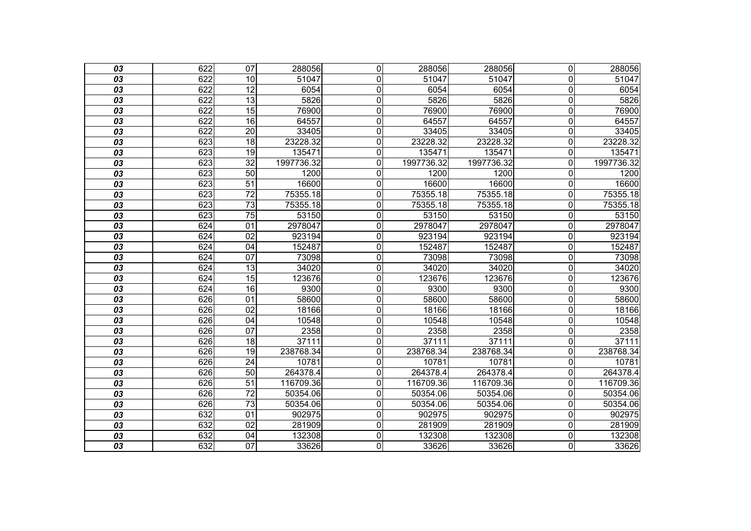| | | | | | | | | |
|---|---|---|---|---|---|---|---|---|
| *03* | 622 | 07 | 288056 | 0 | 288056 | 288056 | 0 | 288056 |
| *03* | 622 | 10 | 51047 | 0 | 51047 | 51047 | 0 | 51047 |
| *03* | 622 | 12 | 6054 | 0 | 6054 | 6054 | 0 | 6054 |
| *03* | 622 | 13 | 5826 | 0 | 5826 | 5826 | 0 | 5826 |
| *03* | 622 | 15 | 76900 | 0 | 76900 | 76900 | 0 | 76900 |
| *03* | 622 | 16 | 64557 | 0 | 64557 | 64557 | 0 | 64557 |
| *03* | 622 | 20 | 33405 | 0 | 33405 | 33405 | 0 | 33405 |
| *03* | 623 | 18 | 23228.32 | 0 | 23228.32 | 23228.32 | 0 | 23228.32 |
| *03* | 623 | 19 | 135471 | 0 | 135471 | 135471 | 0 | 135471 |
| *03* | 623 | 32 | 1997736.32 | 0 | 1997736.32 | 1997736.32 | 0 | 1997736.32 |
| *03* | 623 | 50 | 1200 | 0 | 1200 | 1200 | 0 | 1200 |
| *03* | 623 | 51 | 16600 | 0 | 16600 | 16600 | 0 | 16600 |
| *03* | 623 | 72 | 75355.18 | 0 | 75355.18 | 75355.18 | 0 | 75355.18 |
| *03* | 623 | 73 | 75355.18 | 0 | 75355.18 | 75355.18 | 0 | 75355.18 |
| *03* | 623 | 75 | 53150 | 0 | 53150 | 53150 | 0 | 53150 |
| *03* | 624 | 01 | 2978047 | 0 | 2978047 | 2978047 | 0 | 2978047 |
| *03* | 624 | 02 | 923194 | 0 | 923194 | 923194 | 0 | 923194 |
| *03* | 624 | 04 | 152487 | 0 | 152487 | 152487 | 0 | 152487 |
| *03* | 624 | 07 | 73098 | 0 | 73098 | 73098 | 0 | 73098 |
| *03* | 624 | 13 | 34020 | 0 | 34020 | 34020 | 0 | 34020 |
| *03* | 624 | 15 | 123676 | 0 | 123676 | 123676 | 0 | 123676 |
| *03* | 624 | 16 | 9300 | 0 | 9300 | 9300 | 0 | 9300 |
| *03* | 626 | 01 | 58600 | 0 | 58600 | 58600 | 0 | 58600 |
| *03* | 626 | 02 | 18166 | 0 | 18166 | 18166 | 0 | 18166 |
| *03* | 626 | 04 | 10548 | 0 | 10548 | 10548 | 0 | 10548 |
| *03* | 626 | 07 | 2358 | 0 | 2358 | 2358 | 0 | 2358 |
| *03* | 626 | 18 | 37111 | 0 | 37111 | 37111 | 0 | 37111 |
| *03* | 626 | 19 | 238768.34 | 0 | 238768.34 | 238768.34 | 0 | 238768.34 |
| *03* | 626 | 24 | 10781 | 0 | 10781 | 10781 | 0 | 10781 |
| *03* | 626 | 50 | 264378.4 | 0 | 264378.4 | 264378.4 | 0 | 264378.4 |
| *03* | 626 | 51 | 116709.36 | 0 | 116709.36 | 116709.36 | 0 | 116709.36 |
| *03* | 626 | 72 | 50354.06 | 0 | 50354.06 | 50354.06 | 0 | 50354.06 |
| *03* | 626 | 73 | 50354.06 | 0 | 50354.06 | 50354.06 | 0 | 50354.06 |
| *03* | 632 | 01 | 902975 | 0 | 902975 | 902975 | 0 | 902975 |
| *03* | 632 | 02 | 281909 | 0 | 281909 | 281909 | 0 | 281909 |
| *03* | 632 | 04 | 132308 | 0 | 132308 | 132308 | 0 | 132308 |
| *03* | 632 | 07 | 33626 | 0 | 33626 | 33626 | 0 | 33626 |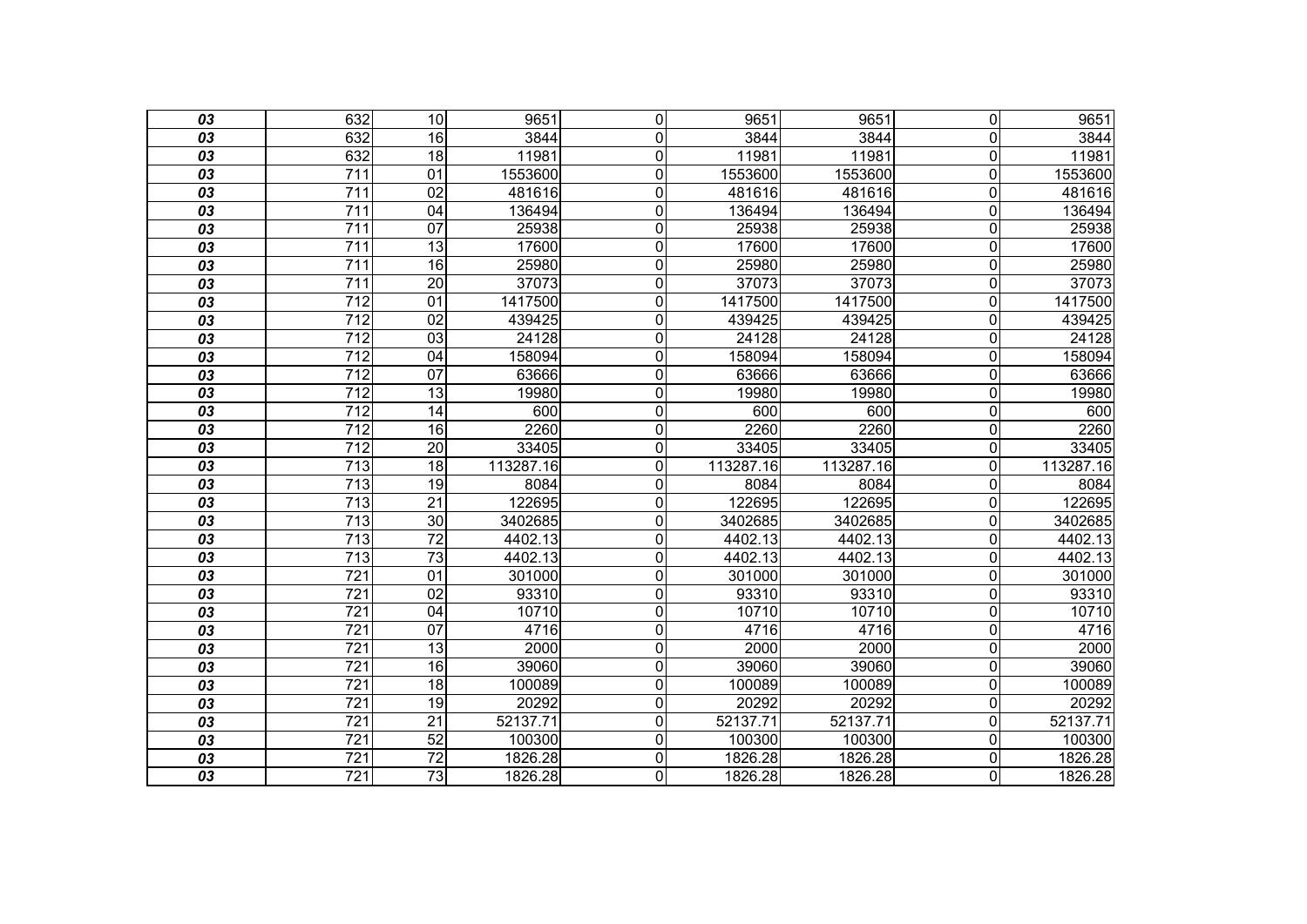| | | | | | | | | |
|---|---|---|---|---|---|---|---|---|
| ***03*** | 632 | 10 | 9651 | 0 | 9651 | 9651 | 0 | 9651 |
| ***03*** | 632 | 16 | 3844 | 0 | 3844 | 3844 | 0 | 3844 |
| ***03*** | 632 | 18 | 11981 | 0 | 11981 | 11981 | 0 | 11981 |
| ***03*** | 711 | 01 | 1553600 | 0 | 1553600 | 1553600 | 0 | 1553600 |
| ***03*** | 711 | 02 | 481616 | 0 | 481616 | 481616 | 0 | 481616 |
| ***03*** | 711 | 04 | 136494 | 0 | 136494 | 136494 | 0 | 136494 |
| ***03*** | 711 | 07 | 25938 | 0 | 25938 | 25938 | 0 | 25938 |
| ***03*** | 711 | 13 | 17600 | 0 | 17600 | 17600 | 0 | 17600 |
| ***03*** | 711 | 16 | 25980 | 0 | 25980 | 25980 | 0 | 25980 |
| ***03*** | 711 | 20 | 37073 | 0 | 37073 | 37073 | 0 | 37073 |
| ***03*** | 712 | 01 | 1417500 | 0 | 1417500 | 1417500 | 0 | 1417500 |
| ***03*** | 712 | 02 | 439425 | 0 | 439425 | 439425 | 0 | 439425 |
| ***03*** | 712 | 03 | 24128 | 0 | 24128 | 24128 | 0 | 24128 |
| ***03*** | 712 | 04 | 158094 | 0 | 158094 | 158094 | 0 | 158094 |
| ***03*** | 712 | 07 | 63666 | 0 | 63666 | 63666 | 0 | 63666 |
| ***03*** | 712 | 13 | 19980 | 0 | 19980 | 19980 | 0 | 19980 |
| ***03*** | 712 | 14 | 600 | 0 | 600 | 600 | 0 | 600 |
| ***03*** | 712 | 16 | 2260 | 0 | 2260 | 2260 | 0 | 2260 |
| ***03*** | 712 | 20 | 33405 | 0 | 33405 | 33405 | 0 | 33405 |
| ***03*** | 713 | 18 | 113287.16 | 0 | 113287.16 | 113287.16 | 0 | 113287.16 |
| ***03*** | 713 | 19 | 8084 | 0 | 8084 | 8084 | 0 | 8084 |
| ***03*** | 713 | 21 | 122695 | 0 | 122695 | 122695 | 0 | 122695 |
| ***03*** | 713 | 30 | 3402685 | 0 | 3402685 | 3402685 | 0 | 3402685 |
| ***03*** | 713 | 72 | 4402.13 | 0 | 4402.13 | 4402.13 | 0 | 4402.13 |
| ***03*** | 713 | 73 | 4402.13 | 0 | 4402.13 | 4402.13 | 0 | 4402.13 |
| ***03*** | 721 | 01 | 301000 | 0 | 301000 | 301000 | 0 | 301000 |
| ***03*** | 721 | 02 | 93310 | 0 | 93310 | 93310 | 0 | 93310 |
| ***03*** | 721 | 04 | 10710 | 0 | 10710 | 10710 | 0 | 10710 |
| ***03*** | 721 | 07 | 4716 | 0 | 4716 | 4716 | 0 | 4716 |
| ***03*** | 721 | 13 | 2000 | 0 | 2000 | 2000 | 0 | 2000 |
| ***03*** | 721 | 16 | 39060 | 0 | 39060 | 39060 | 0 | 39060 |
| ***03*** | 721 | 18 | 100089 | 0 | 100089 | 100089 | 0 | 100089 |
| ***03*** | 721 | 19 | 20292 | 0 | 20292 | 20292 | 0 | 20292 |
| ***03*** | 721 | 21 | 52137.71 | 0 | 52137.71 | 52137.71 | 0 | 52137.71 |
| ***03*** | 721 | 52 | 100300 | 0 | 100300 | 100300 | 0 | 100300 |
| ***03*** | 721 | 72 | 1826.28 | 0 | 1826.28 | 1826.28 | 0 | 1826.28 |
| ***03*** | 721 | 73 | 1826.28 | 0 | 1826.28 | 1826.28 | 0 | 1826.28 |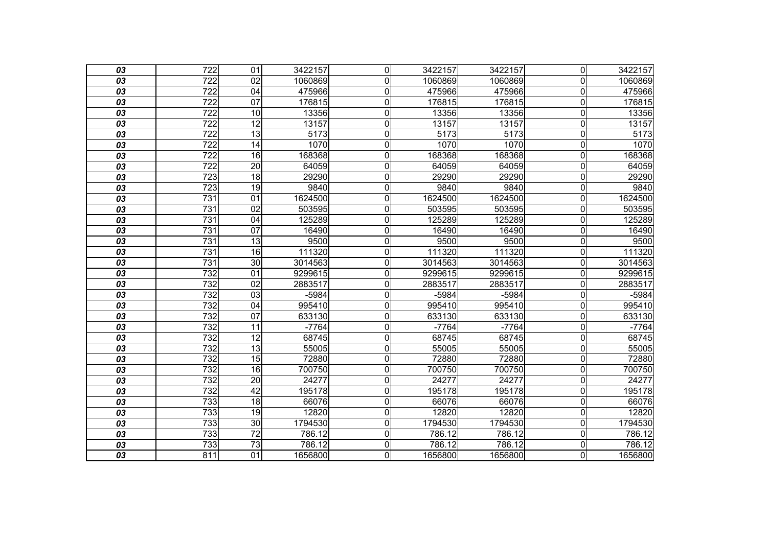| | | | | | | | | |
|---|---|---|---|---|---|---|---|---|
| ***03*** | 722 | 01 | 3422157 | 0 | 3422157 | 3422157 | 0 | 3422157 |
| ***03*** | 722 | 02 | 1060869 | 0 | 1060869 | 1060869 | 0 | 1060869 |
| ***03*** | 722 | 04 | 475966 | 0 | 475966 | 475966 | 0 | 475966 |
| ***03*** | 722 | 07 | 176815 | 0 | 176815 | 176815 | 0 | 176815 |
| ***03*** | 722 | 10 | 13356 | 0 | 13356 | 13356 | 0 | 13356 |
| ***03*** | 722 | 12 | 13157 | 0 | 13157 | 13157 | 0 | 13157 |
| ***03*** | 722 | 13 | 5173 | 0 | 5173 | 5173 | 0 | 5173 |
| ***03*** | 722 | 14 | 1070 | 0 | 1070 | 1070 | 0 | 1070 |
| ***03*** | 722 | 16 | 168368 | 0 | 168368 | 168368 | 0 | 168368 |
| ***03*** | 722 | 20 | 64059 | 0 | 64059 | 64059 | 0 | 64059 |
| ***03*** | 723 | 18 | 29290 | 0 | 29290 | 29290 | 0 | 29290 |
| ***03*** | 723 | 19 | 9840 | 0 | 9840 | 9840 | 0 | 9840 |
| ***03*** | 731 | 01 | 1624500 | 0 | 1624500 | 1624500 | 0 | 1624500 |
| ***03*** | 731 | 02 | 503595 | 0 | 503595 | 503595 | 0 | 503595 |
| ***03*** | 731 | 04 | 125289 | 0 | 125289 | 125289 | 0 | 125289 |
| ***03*** | 731 | 07 | 16490 | 0 | 16490 | 16490 | 0 | 16490 |
| ***03*** | 731 | 13 | 9500 | 0 | 9500 | 9500 | 0 | 9500 |
| ***03*** | 731 | 16 | 111320 | 0 | 111320 | 111320 | 0 | 111320 |
| ***03*** | 731 | 30 | 3014563 | 0 | 3014563 | 3014563 | 0 | 3014563 |
| ***03*** | 732 | 01 | 9299615 | 0 | 9299615 | 9299615 | 0 | 9299615 |
| ***03*** | 732 | 02 | 2883517 | 0 | 2883517 | 2883517 | 0 | 2883517 |
| ***03*** | 732 | 03 | -5984 | 0 | -5984 | -5984 | 0 | -5984 |
| ***03*** | 732 | 04 | 995410 | 0 | 995410 | 995410 | 0 | 995410 |
| ***03*** | 732 | 07 | 633130 | 0 | 633130 | 633130 | 0 | 633130 |
| ***03*** | 732 | 11 | -7764 | 0 | -7764 | -7764 | 0 | -7764 |
| ***03*** | 732 | 12 | 68745 | 0 | 68745 | 68745 | 0 | 68745 |
| ***03*** | 732 | 13 | 55005 | 0 | 55005 | 55005 | 0 | 55005 |
| ***03*** | 732 | 15 | 72880 | 0 | 72880 | 72880 | 0 | 72880 |
| ***03*** | 732 | 16 | 700750 | 0 | 700750 | 700750 | 0 | 700750 |
| ***03*** | 732 | 20 | 24277 | 0 | 24277 | 24277 | 0 | 24277 |
| ***03*** | 732 | 42 | 195178 | 0 | 195178 | 195178 | 0 | 195178 |
| ***03*** | 733 | 18 | 66076 | 0 | 66076 | 66076 | 0 | 66076 |
| ***03*** | 733 | 19 | 12820 | 0 | 12820 | 12820 | 0 | 12820 |
| ***03*** | 733 | 30 | 1794530 | 0 | 1794530 | 1794530 | 0 | 1794530 |
| ***03*** | 733 | 72 | 786.12 | 0 | 786.12 | 786.12 | 0 | 786.12 |
| ***03*** | 733 | 73 | 786.12 | 0 | 786.12 | 786.12 | 0 | 786.12 |
| ***03*** | 811 | 01 | 1656800 | 0 | 1656800 | 1656800 | 0 | 1656800 |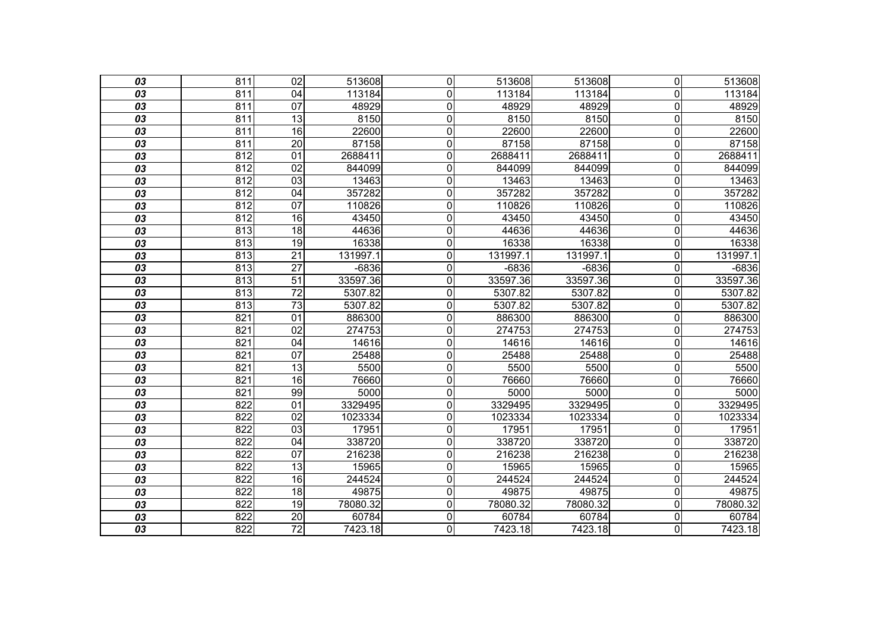| | | | | | | | | |
|---|---|---|---|---|---|---|---|---|
| ***03*** | 811 | 02 | 513608 | 0 | 513608 | 513608 | 0 | 513608 |
| ***03*** | 811 | 04 | 113184 | 0 | 113184 | 113184 | 0 | 113184 |
| ***03*** | 811 | 07 | 48929 | 0 | 48929 | 48929 | 0 | 48929 |
| ***03*** | 811 | 13 | 8150 | 0 | 8150 | 8150 | 0 | 8150 |
| ***03*** | 811 | 16 | 22600 | 0 | 22600 | 22600 | 0 | 22600 |
| ***03*** | 811 | 20 | 87158 | 0 | 87158 | 87158 | 0 | 87158 |
| ***03*** | 812 | 01 | 2688411 | 0 | 2688411 | 2688411 | 0 | 2688411 |
| ***03*** | 812 | 02 | 844099 | 0 | 844099 | 844099 | 0 | 844099 |
| ***03*** | 812 | 03 | 13463 | 0 | 13463 | 13463 | 0 | 13463 |
| ***03*** | 812 | 04 | 357282 | 0 | 357282 | 357282 | 0 | 357282 |
| ***03*** | 812 | 07 | 110826 | 0 | 110826 | 110826 | 0 | 110826 |
| ***03*** | 812 | 16 | 43450 | 0 | 43450 | 43450 | 0 | 43450 |
| ***03*** | 813 | 18 | 44636 | 0 | 44636 | 44636 | 0 | 44636 |
| ***03*** | 813 | 19 | 16338 | 0 | 16338 | 16338 | 0 | 16338 |
| ***03*** | 813 | 21 | 131997.1 | 0 | 131997.1 | 131997.1 | 0 | 131997.1 |
| ***03*** | 813 | 27 | -6836 | 0 | -6836 | -6836 | 0 | -6836 |
| ***03*** | 813 | 51 | 33597.36 | 0 | 33597.36 | 33597.36 | 0 | 33597.36 |
| ***03*** | 813 | 72 | 5307.82 | 0 | 5307.82 | 5307.82 | 0 | 5307.82 |
| ***03*** | 813 | 73 | 5307.82 | 0 | 5307.82 | 5307.82 | 0 | 5307.82 |
| ***03*** | 821 | 01 | 886300 | 0 | 886300 | 886300 | 0 | 886300 |
| ***03*** | 821 | 02 | 274753 | 0 | 274753 | 274753 | 0 | 274753 |
| ***03*** | 821 | 04 | 14616 | 0 | 14616 | 14616 | 0 | 14616 |
| ***03*** | 821 | 07 | 25488 | 0 | 25488 | 25488 | 0 | 25488 |
| ***03*** | 821 | 13 | 5500 | 0 | 5500 | 5500 | 0 | 5500 |
| ***03*** | 821 | 16 | 76660 | 0 | 76660 | 76660 | 0 | 76660 |
| ***03*** | 821 | 99 | 5000 | 0 | 5000 | 5000 | 0 | 5000 |
| ***03*** | 822 | 01 | 3329495 | 0 | 3329495 | 3329495 | 0 | 3329495 |
| ***03*** | 822 | 02 | 1023334 | 0 | 1023334 | 1023334 | 0 | 1023334 |
| ***03*** | 822 | 03 | 17951 | 0 | 17951 | 17951 | 0 | 17951 |
| ***03*** | 822 | 04 | 338720 | 0 | 338720 | 338720 | 0 | 338720 |
| ***03*** | 822 | 07 | 216238 | 0 | 216238 | 216238 | 0 | 216238 |
| ***03*** | 822 | 13 | 15965 | 0 | 15965 | 15965 | 0 | 15965 |
| ***03*** | 822 | 16 | 244524 | 0 | 244524 | 244524 | 0 | 244524 |
| ***03*** | 822 | 18 | 49875 | 0 | 49875 | 49875 | 0 | 49875 |
| ***03*** | 822 | 19 | 78080.32 | 0 | 78080.32 | 78080.32 | 0 | 78080.32 |
| ***03*** | 822 | 20 | 60784 | 0 | 60784 | 60784 | 0 | 60784 |
| ***03*** | 822 | 72 | 7423.18 | 0 | 7423.18 | 7423.18 | 0 | 7423.18 |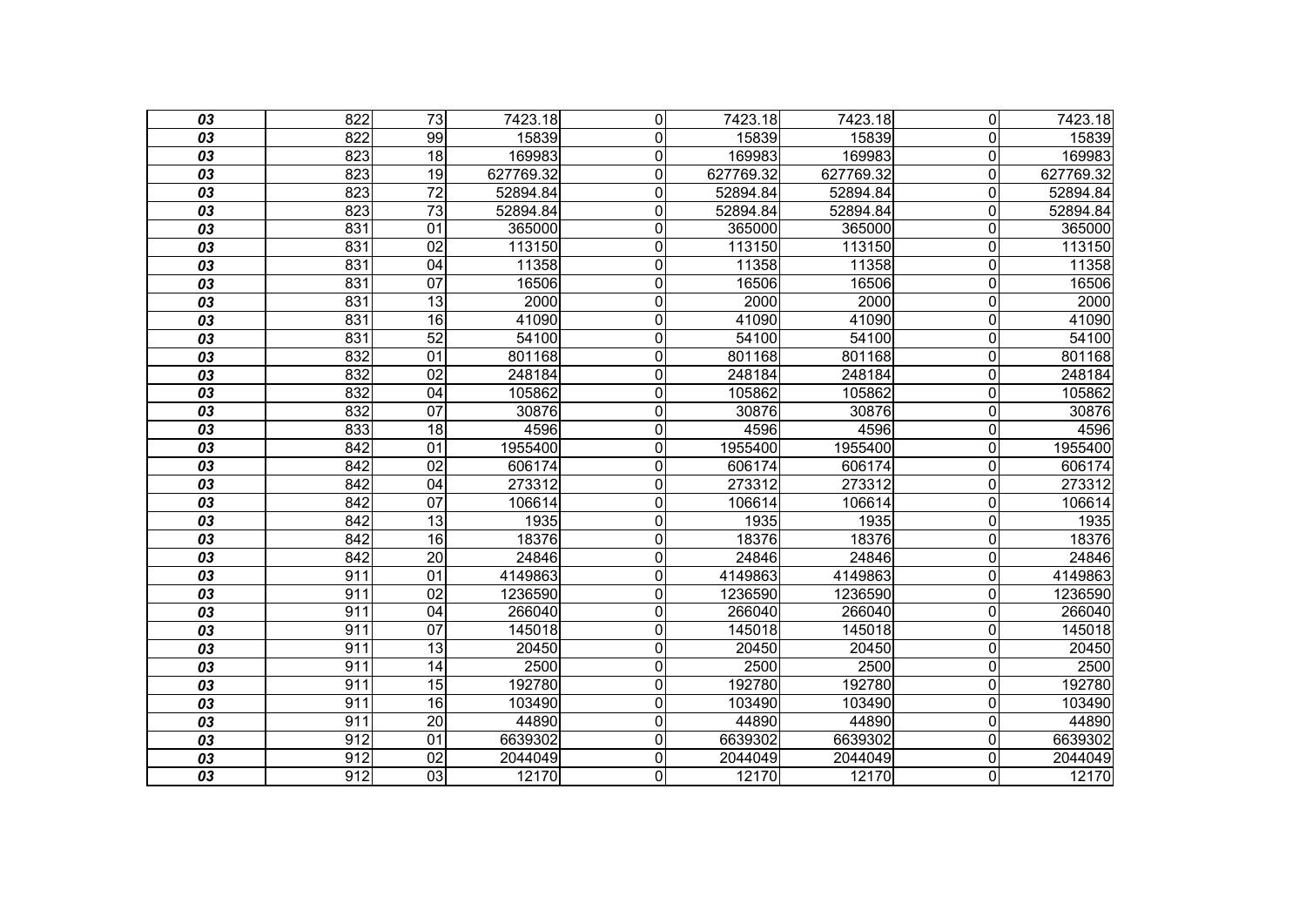| | | | | | | | | |
|---|---|---|---|---|---|---|---|---|
| ***03*** | 822 | 73 | 7423.18 | 0 | 7423.18 | 7423.18 | 0 | 7423.18 |
| ***03*** | 822 | 99 | 15839 | 0 | 15839 | 15839 | 0 | 15839 |
| ***03*** | 823 | 18 | 169983 | 0 | 169983 | 169983 | 0 | 169983 |
| ***03*** | 823 | 19 | 627769.32 | 0 | 627769.32 | 627769.32 | 0 | 627769.32 |
| ***03*** | 823 | 72 | 52894.84 | 0 | 52894.84 | 52894.84 | 0 | 52894.84 |
| ***03*** | 823 | 73 | 52894.84 | 0 | 52894.84 | 52894.84 | 0 | 52894.84 |
| ***03*** | 831 | 01 | 365000 | 0 | 365000 | 365000 | 0 | 365000 |
| ***03*** | 831 | 02 | 113150 | 0 | 113150 | 113150 | 0 | 113150 |
| ***03*** | 831 | 04 | 11358 | 0 | 11358 | 11358 | 0 | 11358 |
| ***03*** | 831 | 07 | 16506 | 0 | 16506 | 16506 | 0 | 16506 |
| ***03*** | 831 | 13 | 2000 | 0 | 2000 | 2000 | 0 | 2000 |
| ***03*** | 831 | 16 | 41090 | 0 | 41090 | 41090 | 0 | 41090 |
| ***03*** | 831 | 52 | 54100 | 0 | 54100 | 54100 | 0 | 54100 |
| ***03*** | 832 | 01 | 801168 | 0 | 801168 | 801168 | 0 | 801168 |
| ***03*** | 832 | 02 | 248184 | 0 | 248184 | 248184 | 0 | 248184 |
| ***03*** | 832 | 04 | 105862 | 0 | 105862 | 105862 | 0 | 105862 |
| ***03*** | 832 | 07 | 30876 | 0 | 30876 | 30876 | 0 | 30876 |
| ***03*** | 833 | 18 | 4596 | 0 | 4596 | 4596 | 0 | 4596 |
| ***03*** | 842 | 01 | 1955400 | 0 | 1955400 | 1955400 | 0 | 1955400 |
| ***03*** | 842 | 02 | 606174 | 0 | 606174 | 606174 | 0 | 606174 |
| ***03*** | 842 | 04 | 273312 | 0 | 273312 | 273312 | 0 | 273312 |
| ***03*** | 842 | 07 | 106614 | 0 | 106614 | 106614 | 0 | 106614 |
| ***03*** | 842 | 13 | 1935 | 0 | 1935 | 1935 | 0 | 1935 |
| ***03*** | 842 | 16 | 18376 | 0 | 18376 | 18376 | 0 | 18376 |
| ***03*** | 842 | 20 | 24846 | 0 | 24846 | 24846 | 0 | 24846 |
| ***03*** | 911 | 01 | 4149863 | 0 | 4149863 | 4149863 | 0 | 4149863 |
| ***03*** | 911 | 02 | 1236590 | 0 | 1236590 | 1236590 | 0 | 1236590 |
| ***03*** | 911 | 04 | 266040 | 0 | 266040 | 266040 | 0 | 266040 |
| ***03*** | 911 | 07 | 145018 | 0 | 145018 | 145018 | 0 | 145018 |
| ***03*** | 911 | 13 | 20450 | 0 | 20450 | 20450 | 0 | 20450 |
| ***03*** | 911 | 14 | 2500 | 0 | 2500 | 2500 | 0 | 2500 |
| ***03*** | 911 | 15 | 192780 | 0 | 192780 | 192780 | 0 | 192780 |
| ***03*** | 911 | 16 | 103490 | 0 | 103490 | 103490 | 0 | 103490 |
| ***03*** | 911 | 20 | 44890 | 0 | 44890 | 44890 | 0 | 44890 |
| ***03*** | 912 | 01 | 6639302 | 0 | 6639302 | 6639302 | 0 | 6639302 |
| ***03*** | 912 | 02 | 2044049 | 0 | 2044049 | 2044049 | 0 | 2044049 |
| ***03*** | 912 | 03 | 12170 | 0 | 12170 | 12170 | 0 | 12170 |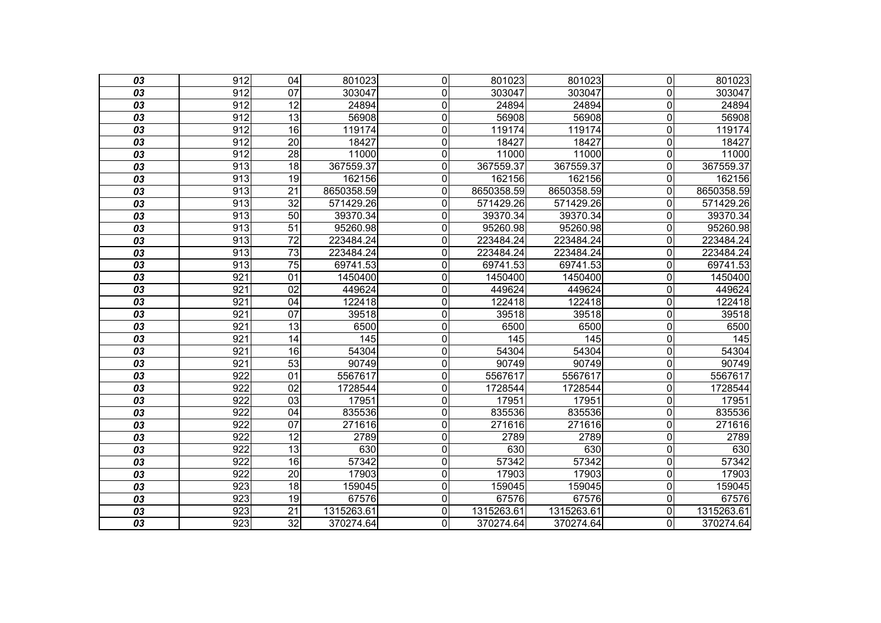| | | | | | | | | |
|---|---|---|---|---|---|---|---|---|
| *03* | 912 | 04 | 801023 | 0 | 801023 | 801023 | 0 | 801023 |
| *03* | 912 | 07 | 303047 | 0 | 303047 | 303047 | 0 | 303047 |
| *03* | 912 | 12 | 24894 | 0 | 24894 | 24894 | 0 | 24894 |
| *03* | 912 | 13 | 56908 | 0 | 56908 | 56908 | 0 | 56908 |
| *03* | 912 | 16 | 119174 | 0 | 119174 | 119174 | 0 | 119174 |
| *03* | 912 | 20 | 18427 | 0 | 18427 | 18427 | 0 | 18427 |
| *03* | 912 | 28 | 11000 | 0 | 11000 | 11000 | 0 | 11000 |
| *03* | 913 | 18 | 367559.37 | 0 | 367559.37 | 367559.37 | 0 | 367559.37 |
| *03* | 913 | 19 | 162156 | 0 | 162156 | 162156 | 0 | 162156 |
| *03* | 913 | 21 | 8650358.59 | 0 | 8650358.59 | 8650358.59 | 0 | 8650358.59 |
| *03* | 913 | 32 | 571429.26 | 0 | 571429.26 | 571429.26 | 0 | 571429.26 |
| *03* | 913 | 50 | 39370.34 | 0 | 39370.34 | 39370.34 | 0 | 39370.34 |
| *03* | 913 | 51 | 95260.98 | 0 | 95260.98 | 95260.98 | 0 | 95260.98 |
| *03* | 913 | 72 | 223484.24 | 0 | 223484.24 | 223484.24 | 0 | 223484.24 |
| *03* | 913 | 73 | 223484.24 | 0 | 223484.24 | 223484.24 | 0 | 223484.24 |
| *03* | 913 | 75 | 69741.53 | 0 | 69741.53 | 69741.53 | 0 | 69741.53 |
| *03* | 921 | 01 | 1450400 | 0 | 1450400 | 1450400 | 0 | 1450400 |
| *03* | 921 | 02 | 449624 | 0 | 449624 | 449624 | 0 | 449624 |
| *03* | 921 | 04 | 122418 | 0 | 122418 | 122418 | 0 | 122418 |
| *03* | 921 | 07 | 39518 | 0 | 39518 | 39518 | 0 | 39518 |
| *03* | 921 | 13 | 6500 | 0 | 6500 | 6500 | 0 | 6500 |
| *03* | 921 | 14 | 145 | 0 | 145 | 145 | 0 | 145 |
| *03* | 921 | 16 | 54304 | 0 | 54304 | 54304 | 0 | 54304 |
| *03* | 921 | 53 | 90749 | 0 | 90749 | 90749 | 0 | 90749 |
| *03* | 922 | 01 | 5567617 | 0 | 5567617 | 5567617 | 0 | 5567617 |
| *03* | 922 | 02 | 1728544 | 0 | 1728544 | 1728544 | 0 | 1728544 |
| *03* | 922 | 03 | 17951 | 0 | 17951 | 17951 | 0 | 17951 |
| *03* | 922 | 04 | 835536 | 0 | 835536 | 835536 | 0 | 835536 |
| *03* | 922 | 07 | 271616 | 0 | 271616 | 271616 | 0 | 271616 |
| *03* | 922 | 12 | 2789 | 0 | 2789 | 2789 | 0 | 2789 |
| *03* | 922 | 13 | 630 | 0 | 630 | 630 | 0 | 630 |
| *03* | 922 | 16 | 57342 | 0 | 57342 | 57342 | 0 | 57342 |
| *03* | 922 | 20 | 17903 | 0 | 17903 | 17903 | 0 | 17903 |
| *03* | 923 | 18 | 159045 | 0 | 159045 | 159045 | 0 | 159045 |
| *03* | 923 | 19 | 67576 | 0 | 67576 | 67576 | 0 | 67576 |
| *03* | 923 | 21 | 1315263.61 | 0 | 1315263.61 | 1315263.61 | 0 | 1315263.61 |
| *03* | 923 | 32 | 370274.64 | 0 | 370274.64 | 370274.64 | 0 | 370274.64 |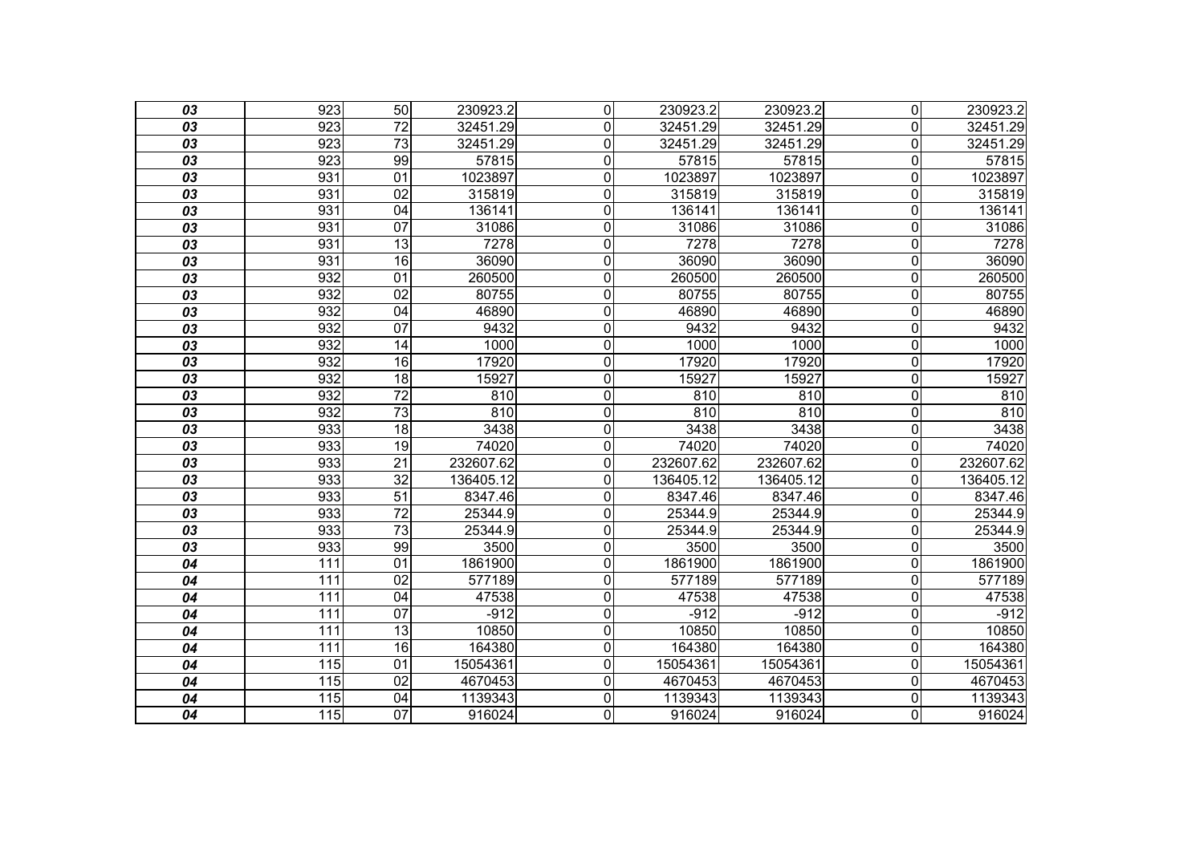| | | | | | | | | |
|---|---|---|---|---|---|---|---|---|
| ***03*** | 923 | 50 | 230923.2 | 0 | 230923.2 | 230923.2 | 0 | 230923.2 |
| ***03*** | 923 | 72 | 32451.29 | 0 | 32451.29 | 32451.29 | 0 | 32451.29 |
| ***03*** | 923 | 73 | 32451.29 | 0 | 32451.29 | 32451.29 | 0 | 32451.29 |
| ***03*** | 923 | 99 | 57815 | 0 | 57815 | 57815 | 0 | 57815 |
| ***03*** | 931 | 01 | 1023897 | 0 | 1023897 | 1023897 | 0 | 1023897 |
| ***03*** | 931 | 02 | 315819 | 0 | 315819 | 315819 | 0 | 315819 |
| ***03*** | 931 | 04 | 136141 | 0 | 136141 | 136141 | 0 | 136141 |
| ***03*** | 931 | 07 | 31086 | 0 | 31086 | 31086 | 0 | 31086 |
| ***03*** | 931 | 13 | 7278 | 0 | 7278 | 7278 | 0 | 7278 |
| ***03*** | 931 | 16 | 36090 | 0 | 36090 | 36090 | 0 | 36090 |
| ***03*** | 932 | 01 | 260500 | 0 | 260500 | 260500 | 0 | 260500 |
| ***03*** | 932 | 02 | 80755 | 0 | 80755 | 80755 | 0 | 80755 |
| ***03*** | 932 | 04 | 46890 | 0 | 46890 | 46890 | 0 | 46890 |
| ***03*** | 932 | 07 | 9432 | 0 | 9432 | 9432 | 0 | 9432 |
| ***03*** | 932 | 14 | 1000 | 0 | 1000 | 1000 | 0 | 1000 |
| ***03*** | 932 | 16 | 17920 | 0 | 17920 | 17920 | 0 | 17920 |
| ***03*** | 932 | 18 | 15927 | 0 | 15927 | 15927 | 0 | 15927 |
| ***03*** | 932 | 72 | 810 | 0 | 810 | 810 | 0 | 810 |
| ***03*** | 932 | 73 | 810 | 0 | 810 | 810 | 0 | 810 |
| ***03*** | 933 | 18 | 3438 | 0 | 3438 | 3438 | 0 | 3438 |
| ***03*** | 933 | 19 | 74020 | 0 | 74020 | 74020 | 0 | 74020 |
| ***03*** | 933 | 21 | 232607.62 | 0 | 232607.62 | 232607.62 | 0 | 232607.62 |
| ***03*** | 933 | 32 | 136405.12 | 0 | 136405.12 | 136405.12 | 0 | 136405.12 |
| ***03*** | 933 | 51 | 8347.46 | 0 | 8347.46 | 8347.46 | 0 | 8347.46 |
| ***03*** | 933 | 72 | 25344.9 | 0 | 25344.9 | 25344.9 | 0 | 25344.9 |
| ***03*** | 933 | 73 | 25344.9 | 0 | 25344.9 | 25344.9 | 0 | 25344.9 |
| ***03*** | 933 | 99 | 3500 | 0 | 3500 | 3500 | 0 | 3500 |
| ***04*** | 111 | 01 | 1861900 | 0 | 1861900 | 1861900 | 0 | 1861900 |
| ***04*** | 111 | 02 | 577189 | 0 | 577189 | 577189 | 0 | 577189 |
| ***04*** | 111 | 04 | 47538 | 0 | 47538 | 47538 | 0 | 47538 |
| ***04*** | 111 | 07 | -912 | 0 | -912 | -912 | 0 | -912 |
| ***04*** | 111 | 13 | 10850 | 0 | 10850 | 10850 | 0 | 10850 |
| ***04*** | 111 | 16 | 164380 | 0 | 164380 | 164380 | 0 | 164380 |
| ***04*** | 115 | 01 | 15054361 | 0 | 15054361 | 15054361 | 0 | 15054361 |
| ***04*** | 115 | 02 | 4670453 | 0 | 4670453 | 4670453 | 0 | 4670453 |
| ***04*** | 115 | 04 | 1139343 | 0 | 1139343 | 1139343 | 0 | 1139343 |
| ***04*** | 115 | 07 | 916024 | 0 | 916024 | 916024 | 0 | 916024 |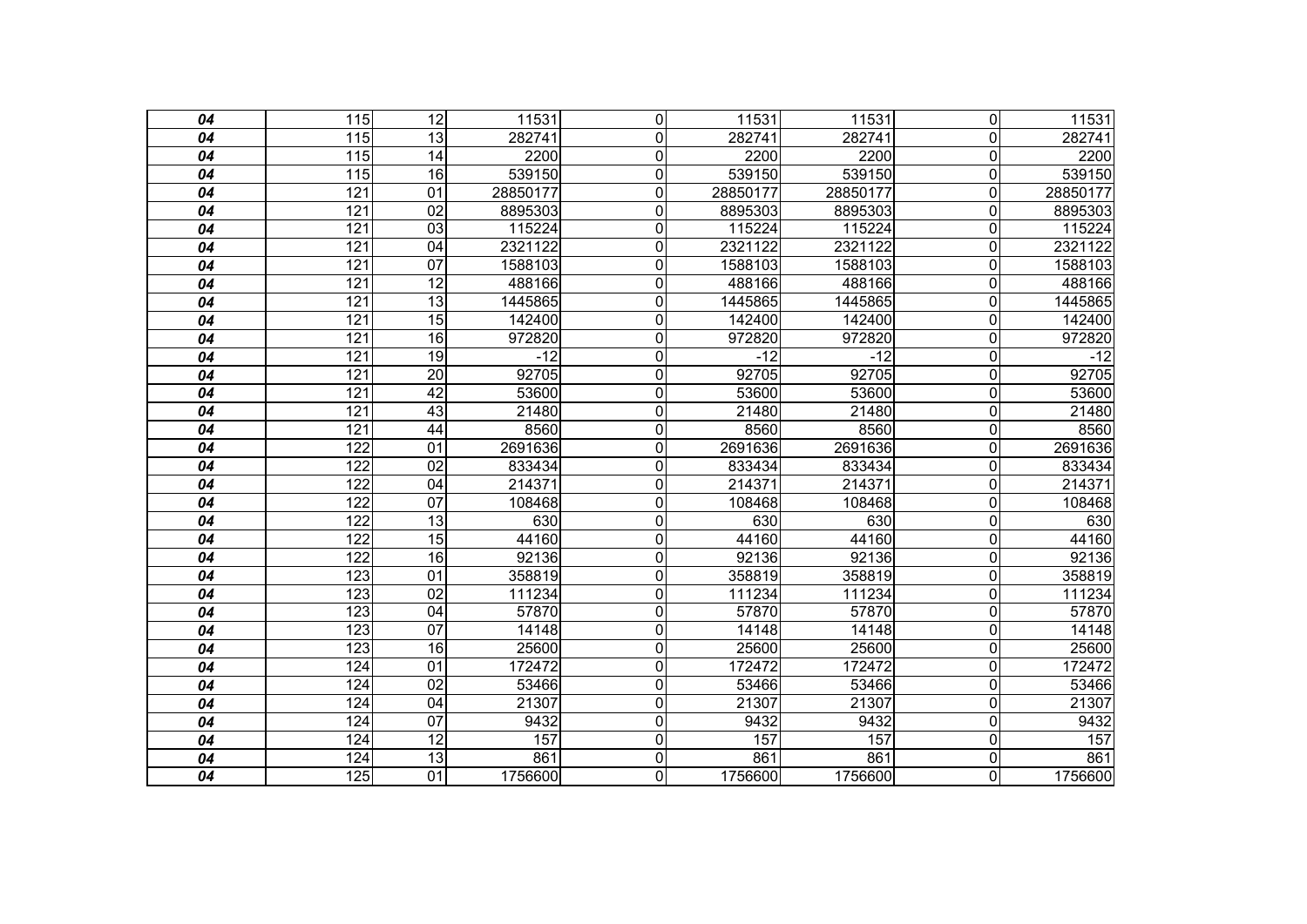| | | | | | | | | |
|---|---|---|---|---|---|---|---|---|
| ***04*** | 115 | 12 | 11531 | 0 | 11531 | 11531 | 0 | 11531 |
| ***04*** | 115 | 13 | 282741 | 0 | 282741 | 282741 | 0 | 282741 |
| ***04*** | 115 | 14 | 2200 | 0 | 2200 | 2200 | 0 | 2200 |
| ***04*** | 115 | 16 | 539150 | 0 | 539150 | 539150 | 0 | 539150 |
| ***04*** | 121 | 01 | 28850177 | 0 | 28850177 | 28850177 | 0 | 28850177 |
| ***04*** | 121 | 02 | 8895303 | 0 | 8895303 | 8895303 | 0 | 8895303 |
| ***04*** | 121 | 03 | 115224 | 0 | 115224 | 115224 | 0 | 115224 |
| ***04*** | 121 | 04 | 2321122 | 0 | 2321122 | 2321122 | 0 | 2321122 |
| ***04*** | 121 | 07 | 1588103 | 0 | 1588103 | 1588103 | 0 | 1588103 |
| ***04*** | 121 | 12 | 488166 | 0 | 488166 | 488166 | 0 | 488166 |
| ***04*** | 121 | 13 | 1445865 | 0 | 1445865 | 1445865 | 0 | 1445865 |
| ***04*** | 121 | 15 | 142400 | 0 | 142400 | 142400 | 0 | 142400 |
| ***04*** | 121 | 16 | 972820 | 0 | 972820 | 972820 | 0 | 972820 |
| ***04*** | 121 | 19 | -12 | 0 | -12 | -12 | 0 | -12 |
| ***04*** | 121 | 20 | 92705 | 0 | 92705 | 92705 | 0 | 92705 |
| ***04*** | 121 | 42 | 53600 | 0 | 53600 | 53600 | 0 | 53600 |
| ***04*** | 121 | 43 | 21480 | 0 | 21480 | 21480 | 0 | 21480 |
| ***04*** | 121 | 44 | 8560 | 0 | 8560 | 8560 | 0 | 8560 |
| ***04*** | 122 | 01 | 2691636 | 0 | 2691636 | 2691636 | 0 | 2691636 |
| ***04*** | 122 | 02 | 833434 | 0 | 833434 | 833434 | 0 | 833434 |
| ***04*** | 122 | 04 | 214371 | 0 | 214371 | 214371 | 0 | 214371 |
| ***04*** | 122 | 07 | 108468 | 0 | 108468 | 108468 | 0 | 108468 |
| ***04*** | 122 | 13 | 630 | 0 | 630 | 630 | 0 | 630 |
| ***04*** | 122 | 15 | 44160 | 0 | 44160 | 44160 | 0 | 44160 |
| ***04*** | 122 | 16 | 92136 | 0 | 92136 | 92136 | 0 | 92136 |
| ***04*** | 123 | 01 | 358819 | 0 | 358819 | 358819 | 0 | 358819 |
| ***04*** | 123 | 02 | 111234 | 0 | 111234 | 111234 | 0 | 111234 |
| ***04*** | 123 | 04 | 57870 | 0 | 57870 | 57870 | 0 | 57870 |
| ***04*** | 123 | 07 | 14148 | 0 | 14148 | 14148 | 0 | 14148 |
| ***04*** | 123 | 16 | 25600 | 0 | 25600 | 25600 | 0 | 25600 |
| ***04*** | 124 | 01 | 172472 | 0 | 172472 | 172472 | 0 | 172472 |
| ***04*** | 124 | 02 | 53466 | 0 | 53466 | 53466 | 0 | 53466 |
| ***04*** | 124 | 04 | 21307 | 0 | 21307 | 21307 | 0 | 21307 |
| ***04*** | 124 | 07 | 9432 | 0 | 9432 | 9432 | 0 | 9432 |
| ***04*** | 124 | 12 | 157 | 0 | 157 | 157 | 0 | 157 |
| ***04*** | 124 | 13 | 861 | 0 | 861 | 861 | 0 | 861 |
| ***04*** | 125 | 01 | 1756600 | 0 | 1756600 | 1756600 | 0 | 1756600 |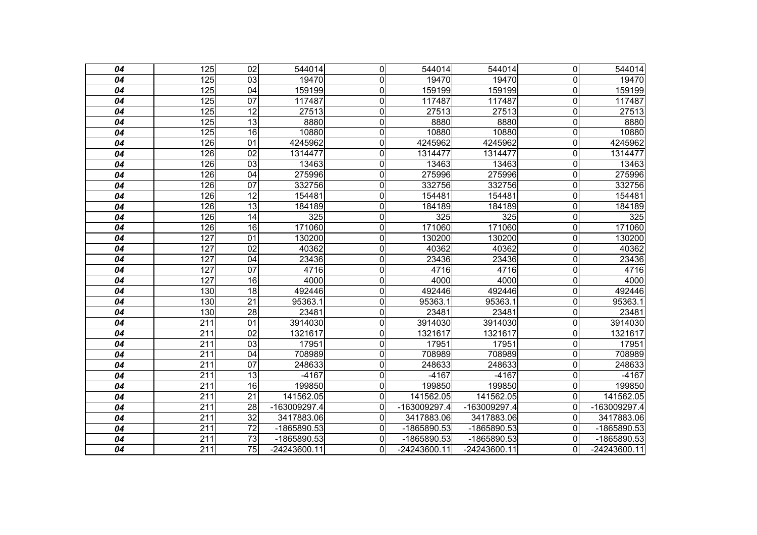| | | | | | | | | |
|---|---|---|---|---|---|---|---|---|
| ***04*** | 125 | 02 | 544014 | 0 | 544014 | 544014 | 0 | 544014 |
| ***04*** | 125 | 03 | 19470 | 0 | 19470 | 19470 | 0 | 19470 |
| ***04*** | 125 | 04 | 159199 | 0 | 159199 | 159199 | 0 | 159199 |
| ***04*** | 125 | 07 | 117487 | 0 | 117487 | 117487 | 0 | 117487 |
| ***04*** | 125 | 12 | 27513 | 0 | 27513 | 27513 | 0 | 27513 |
| ***04*** | 125 | 13 | 8880 | 0 | 8880 | 8880 | 0 | 8880 |
| ***04*** | 125 | 16 | 10880 | 0 | 10880 | 10880 | 0 | 10880 |
| ***04*** | 126 | 01 | 4245962 | 0 | 4245962 | 4245962 | 0 | 4245962 |
| ***04*** | 126 | 02 | 1314477 | 0 | 1314477 | 1314477 | 0 | 1314477 |
| ***04*** | 126 | 03 | 13463 | 0 | 13463 | 13463 | 0 | 13463 |
| ***04*** | 126 | 04 | 275996 | 0 | 275996 | 275996 | 0 | 275996 |
| ***04*** | 126 | 07 | 332756 | 0 | 332756 | 332756 | 0 | 332756 |
| ***04*** | 126 | 12 | 154481 | 0 | 154481 | 154481 | 0 | 154481 |
| ***04*** | 126 | 13 | 184189 | 0 | 184189 | 184189 | 0 | 184189 |
| ***04*** | 126 | 14 | 325 | 0 | 325 | 325 | 0 | 325 |
| ***04*** | 126 | 16 | 171060 | 0 | 171060 | 171060 | 0 | 171060 |
| ***04*** | 127 | 01 | 130200 | 0 | 130200 | 130200 | 0 | 130200 |
| ***04*** | 127 | 02 | 40362 | 0 | 40362 | 40362 | 0 | 40362 |
| ***04*** | 127 | 04 | 23436 | 0 | 23436 | 23436 | 0 | 23436 |
| ***04*** | 127 | 07 | 4716 | 0 | 4716 | 4716 | 0 | 4716 |
| ***04*** | 127 | 16 | 4000 | 0 | 4000 | 4000 | 0 | 4000 |
| ***04*** | 130 | 18 | 492446 | 0 | 492446 | 492446 | 0 | 492446 |
| ***04*** | 130 | 21 | 95363.1 | 0 | 95363.1 | 95363.1 | 0 | 95363.1 |
| ***04*** | 130 | 28 | 23481 | 0 | 23481 | 23481 | 0 | 23481 |
| ***04*** | 211 | 01 | 3914030 | 0 | 3914030 | 3914030 | 0 | 3914030 |
| ***04*** | 211 | 02 | 1321617 | 0 | 1321617 | 1321617 | 0 | 1321617 |
| ***04*** | 211 | 03 | 17951 | 0 | 17951 | 17951 | 0 | 17951 |
| ***04*** | 211 | 04 | 708989 | 0 | 708989 | 708989 | 0 | 708989 |
| ***04*** | 211 | 07 | 248633 | 0 | 248633 | 248633 | 0 | 248633 |
| ***04*** | 211 | 13 | -4167 | 0 | -4167 | -4167 | 0 | -4167 |
| ***04*** | 211 | 16 | 199850 | 0 | 199850 | 199850 | 0 | 199850 |
| ***04*** | 211 | 21 | 141562.05 | 0 | 141562.05 | 141562.05 | 0 | 141562.05 |
| ***04*** | 211 | 28 | -163009297.4 | 0 | -163009297.4 | -163009297.4 | 0 | -163009297.4 |
| ***04*** | 211 | 32 | 3417883.06 | 0 | 3417883.06 | 3417883.06 | 0 | 3417883.06 |
| ***04*** | 211 | 72 | -1865890.53 | 0 | -1865890.53 | -1865890.53 | 0 | -1865890.53 |
| ***04*** | 211 | 73 | -1865890.53 | 0 | -1865890.53 | -1865890.53 | 0 | -1865890.53 |
| ***04*** | 211 | 75 | -24243600.11 | 0 | -24243600.11 | -24243600.11 | 0 | -24243600.11 |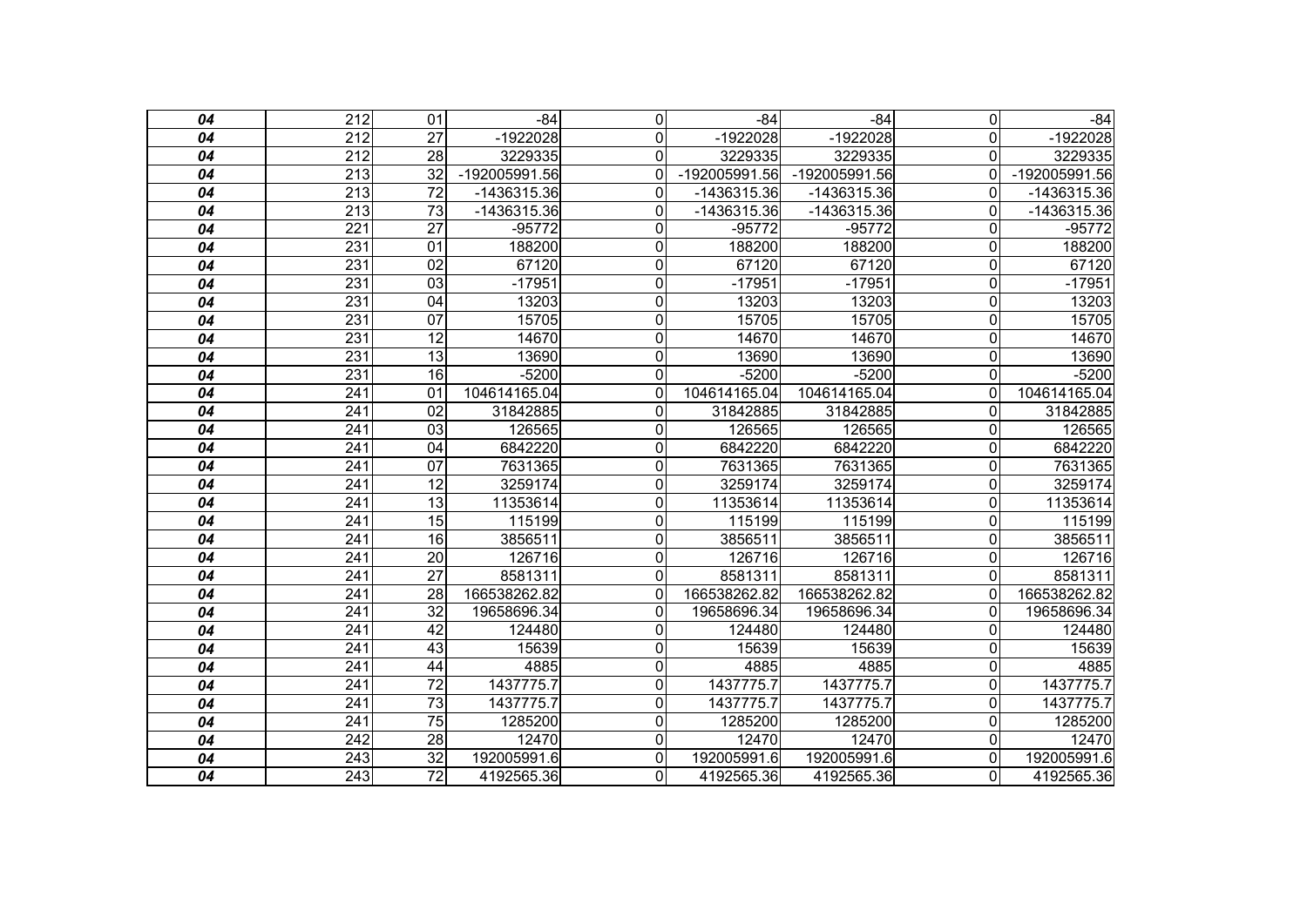| | | | | | | | | |
|---|---|---|---|---|---|---|---|---|
| ***04*** | 212 | 01 | -84 | 0 | -84 | -84 | 0 | -84 |
| ***04*** | 212 | 27 | -1922028 | 0 | -1922028 | -1922028 | 0 | -1922028 |
| ***04*** | 212 | 28 | 3229335 | 0 | 3229335 | 3229335 | 0 | 3229335 |
| ***04*** | 213 | 32 | -192005991.56 | 0 | -192005991.56 | -192005991.56 | 0 | -192005991.56 |
| ***04*** | 213 | 72 | -1436315.36 | 0 | -1436315.36 | -1436315.36 | 0 | -1436315.36 |
| ***04*** | 213 | 73 | -1436315.36 | 0 | -1436315.36 | -1436315.36 | 0 | -1436315.36 |
| ***04*** | 221 | 27 | -95772 | 0 | -95772 | -95772 | 0 | -95772 |
| ***04*** | 231 | 01 | 188200 | 0 | 188200 | 188200 | 0 | 188200 |
| ***04*** | 231 | 02 | 67120 | 0 | 67120 | 67120 | 0 | 67120 |
| ***04*** | 231 | 03 | -17951 | 0 | -17951 | -17951 | 0 | -17951 |
| ***04*** | 231 | 04 | 13203 | 0 | 13203 | 13203 | 0 | 13203 |
| ***04*** | 231 | 07 | 15705 | 0 | 15705 | 15705 | 0 | 15705 |
| ***04*** | 231 | 12 | 14670 | 0 | 14670 | 14670 | 0 | 14670 |
| ***04*** | 231 | 13 | 13690 | 0 | 13690 | 13690 | 0 | 13690 |
| ***04*** | 231 | 16 | -5200 | 0 | -5200 | -5200 | 0 | -5200 |
| ***04*** | 241 | 01 | 104614165.04 | 0 | 104614165.04 | 104614165.04 | 0 | 104614165.04 |
| ***04*** | 241 | 02 | 31842885 | 0 | 31842885 | 31842885 | 0 | 31842885 |
| ***04*** | 241 | 03 | 126565 | 0 | 126565 | 126565 | 0 | 126565 |
| ***04*** | 241 | 04 | 6842220 | 0 | 6842220 | 6842220 | 0 | 6842220 |
| ***04*** | 241 | 07 | 7631365 | 0 | 7631365 | 7631365 | 0 | 7631365 |
| ***04*** | 241 | 12 | 3259174 | 0 | 3259174 | 3259174 | 0 | 3259174 |
| ***04*** | 241 | 13 | 11353614 | 0 | 11353614 | 11353614 | 0 | 11353614 |
| ***04*** | 241 | 15 | 115199 | 0 | 115199 | 115199 | 0 | 115199 |
| ***04*** | 241 | 16 | 3856511 | 0 | 3856511 | 3856511 | 0 | 3856511 |
| ***04*** | 241 | 20 | 126716 | 0 | 126716 | 126716 | 0 | 126716 |
| ***04*** | 241 | 27 | 8581311 | 0 | 8581311 | 8581311 | 0 | 8581311 |
| ***04*** | 241 | 28 | 166538262.82 | 0 | 166538262.82 | 166538262.82 | 0 | 166538262.82 |
| ***04*** | 241 | 32 | 19658696.34 | 0 | 19658696.34 | 19658696.34 | 0 | 19658696.34 |
| ***04*** | 241 | 42 | 124480 | 0 | 124480 | 124480 | 0 | 124480 |
| ***04*** | 241 | 43 | 15639 | 0 | 15639 | 15639 | 0 | 15639 |
| ***04*** | 241 | 44 | 4885 | 0 | 4885 | 4885 | 0 | 4885 |
| ***04*** | 241 | 72 | 1437775.7 | 0 | 1437775.7 | 1437775.7 | 0 | 1437775.7 |
| ***04*** | 241 | 73 | 1437775.7 | 0 | 1437775.7 | 1437775.7 | 0 | 1437775.7 |
| ***04*** | 241 | 75 | 1285200 | 0 | 1285200 | 1285200 | 0 | 1285200 |
| ***04*** | 242 | 28 | 12470 | 0 | 12470 | 12470 | 0 | 12470 |
| ***04*** | 243 | 32 | 192005991.6 | 0 | 192005991.6 | 192005991.6 | 0 | 192005991.6 |
| ***04*** | 243 | 72 | 4192565.36 | 0 | 4192565.36 | 4192565.36 | 0 | 4192565.36 |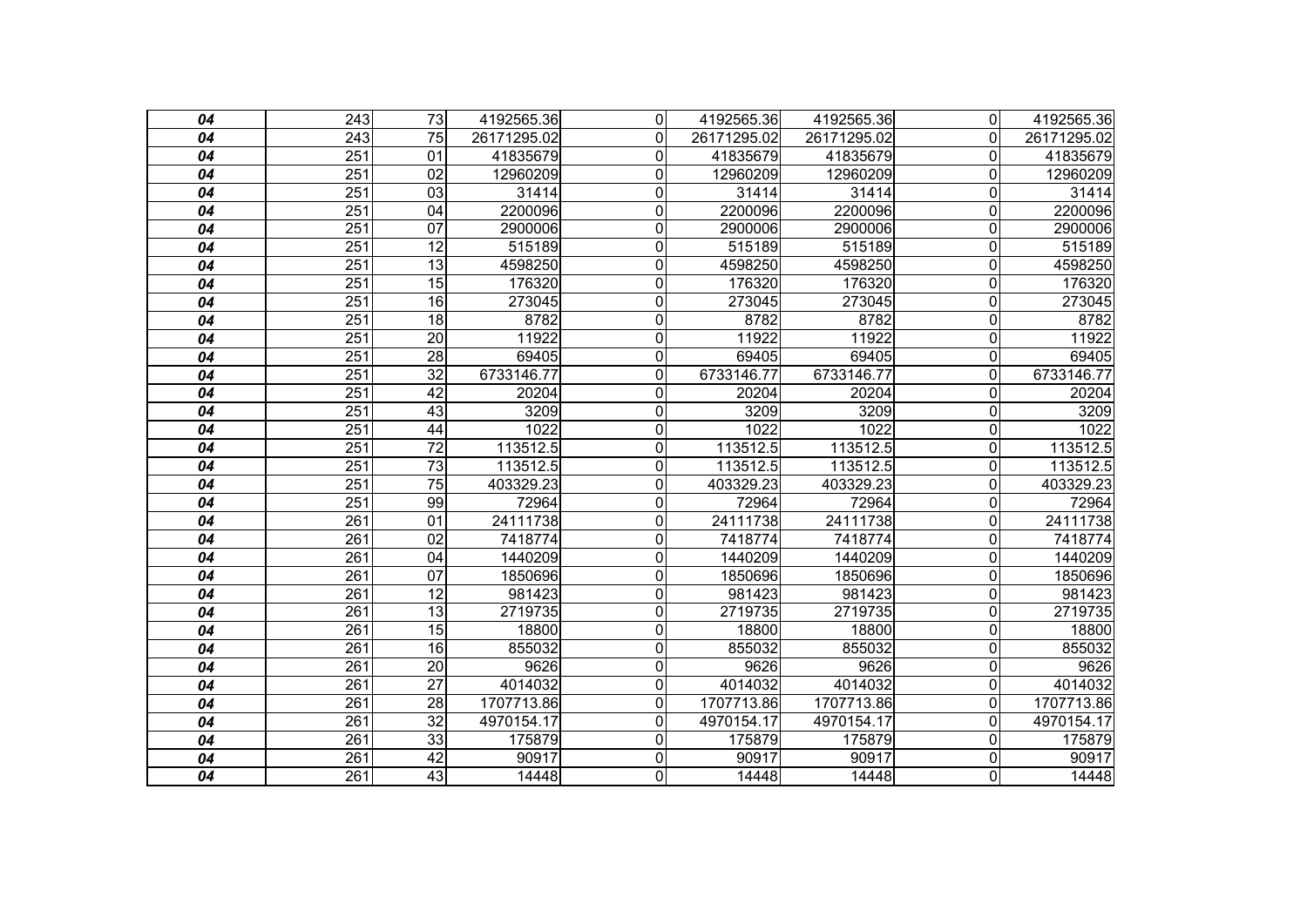| | | | | | | | | |
|---|---|---|---|---|---|---|---|---|
| *04* | 243 | 73 | 4192565.36 | 0 | 4192565.36 | 4192565.36 | 0 | 4192565.36 |
| *04* | 243 | 75 | 26171295.02 | 0 | 26171295.02 | 26171295.02 | 0 | 26171295.02 |
| *04* | 251 | 01 | 41835679 | 0 | 41835679 | 41835679 | 0 | 41835679 |
| *04* | 251 | 02 | 12960209 | 0 | 12960209 | 12960209 | 0 | 12960209 |
| *04* | 251 | 03 | 31414 | 0 | 31414 | 31414 | 0 | 31414 |
| *04* | 251 | 04 | 2200096 | 0 | 2200096 | 2200096 | 0 | 2200096 |
| *04* | 251 | 07 | 2900006 | 0 | 2900006 | 2900006 | 0 | 2900006 |
| *04* | 251 | 12 | 515189 | 0 | 515189 | 515189 | 0 | 515189 |
| *04* | 251 | 13 | 4598250 | 0 | 4598250 | 4598250 | 0 | 4598250 |
| *04* | 251 | 15 | 176320 | 0 | 176320 | 176320 | 0 | 176320 |
| *04* | 251 | 16 | 273045 | 0 | 273045 | 273045 | 0 | 273045 |
| *04* | 251 | 18 | 8782 | 0 | 8782 | 8782 | 0 | 8782 |
| *04* | 251 | 20 | 11922 | 0 | 11922 | 11922 | 0 | 11922 |
| *04* | 251 | 28 | 69405 | 0 | 69405 | 69405 | 0 | 69405 |
| *04* | 251 | 32 | 6733146.77 | 0 | 6733146.77 | 6733146.77 | 0 | 6733146.77 |
| *04* | 251 | 42 | 20204 | 0 | 20204 | 20204 | 0 | 20204 |
| *04* | 251 | 43 | 3209 | 0 | 3209 | 3209 | 0 | 3209 |
| *04* | 251 | 44 | 1022 | 0 | 1022 | 1022 | 0 | 1022 |
| *04* | 251 | 72 | 113512.5 | 0 | 113512.5 | 113512.5 | 0 | 113512.5 |
| *04* | 251 | 73 | 113512.5 | 0 | 113512.5 | 113512.5 | 0 | 113512.5 |
| *04* | 251 | 75 | 403329.23 | 0 | 403329.23 | 403329.23 | 0 | 403329.23 |
| *04* | 251 | 99 | 72964 | 0 | 72964 | 72964 | 0 | 72964 |
| *04* | 261 | 01 | 24111738 | 0 | 24111738 | 24111738 | 0 | 24111738 |
| *04* | 261 | 02 | 7418774 | 0 | 7418774 | 7418774 | 0 | 7418774 |
| *04* | 261 | 04 | 1440209 | 0 | 1440209 | 1440209 | 0 | 1440209 |
| *04* | 261 | 07 | 1850696 | 0 | 1850696 | 1850696 | 0 | 1850696 |
| *04* | 261 | 12 | 981423 | 0 | 981423 | 981423 | 0 | 981423 |
| *04* | 261 | 13 | 2719735 | 0 | 2719735 | 2719735 | 0 | 2719735 |
| *04* | 261 | 15 | 18800 | 0 | 18800 | 18800 | 0 | 18800 |
| *04* | 261 | 16 | 855032 | 0 | 855032 | 855032 | 0 | 855032 |
| *04* | 261 | 20 | 9626 | 0 | 9626 | 9626 | 0 | 9626 |
| *04* | 261 | 27 | 4014032 | 0 | 4014032 | 4014032 | 0 | 4014032 |
| *04* | 261 | 28 | 1707713.86 | 0 | 1707713.86 | 1707713.86 | 0 | 1707713.86 |
| *04* | 261 | 32 | 4970154.17 | 0 | 4970154.17 | 4970154.17 | 0 | 4970154.17 |
| *04* | 261 | 33 | 175879 | 0 | 175879 | 175879 | 0 | 175879 |
| *04* | 261 | 42 | 90917 | 0 | 90917 | 90917 | 0 | 90917 |
| *04* | 261 | 43 | 14448 | 0 | 14448 | 14448 | 0 | 14448 |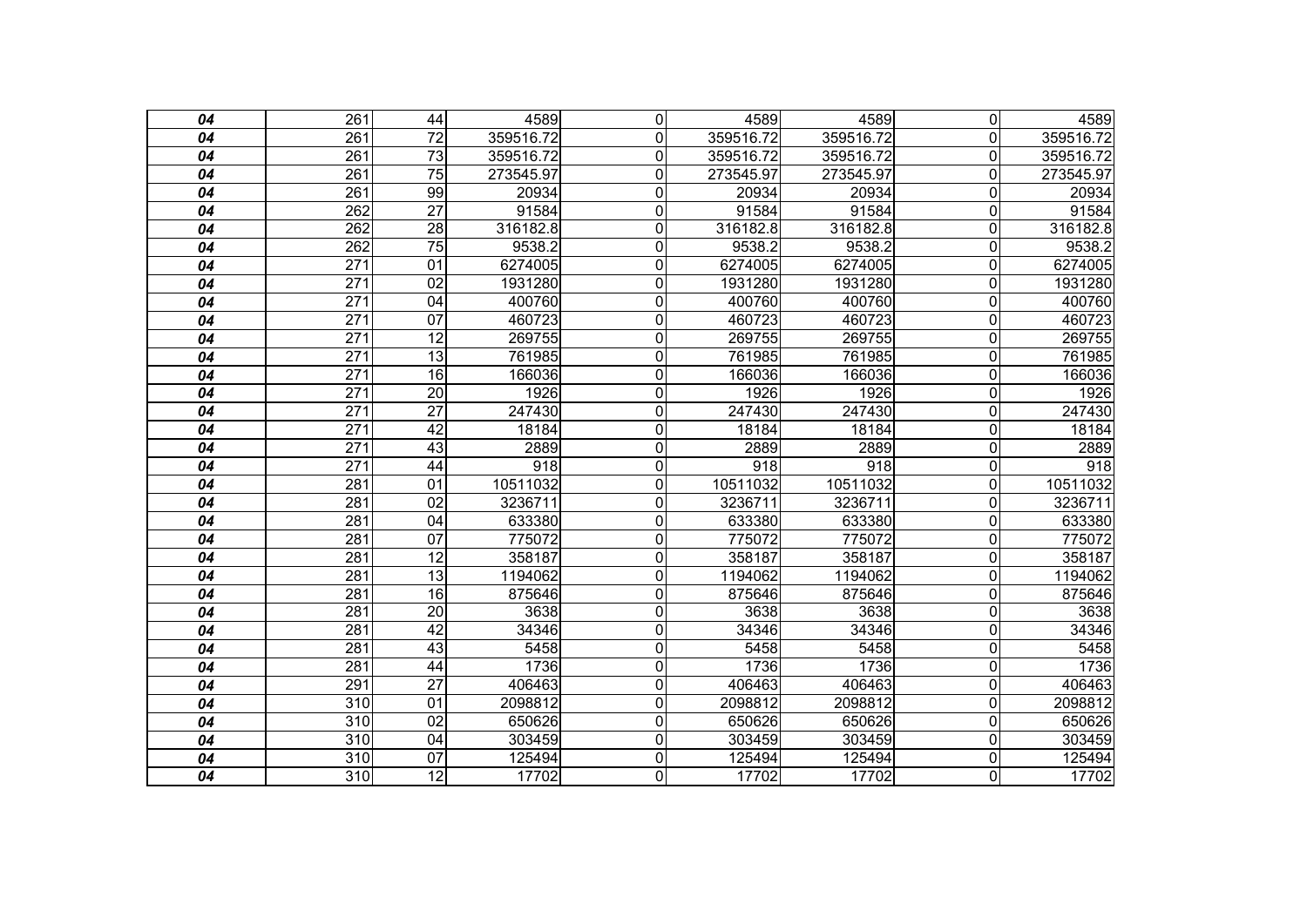| | | | | | | | | |
|---|---|---|---|---|---|---|---|---|
| ***04*** | 261 | 44 | 4589 | 0 | 4589 | 4589 | 0 | 4589 |
| ***04*** | 261 | 72 | 359516.72 | 0 | 359516.72 | 359516.72 | 0 | 359516.72 |
| ***04*** | 261 | 73 | 359516.72 | 0 | 359516.72 | 359516.72 | 0 | 359516.72 |
| ***04*** | 261 | 75 | 273545.97 | 0 | 273545.97 | 273545.97 | 0 | 273545.97 |
| ***04*** | 261 | 99 | 20934 | 0 | 20934 | 20934 | 0 | 20934 |
| ***04*** | 262 | 27 | 91584 | 0 | 91584 | 91584 | 0 | 91584 |
| ***04*** | 262 | 28 | 316182.8 | 0 | 316182.8 | 316182.8 | 0 | 316182.8 |
| ***04*** | 262 | 75 | 9538.2 | 0 | 9538.2 | 9538.2 | 0 | 9538.2 |
| ***04*** | 271 | 01 | 6274005 | 0 | 6274005 | 6274005 | 0 | 6274005 |
| ***04*** | 271 | 02 | 1931280 | 0 | 1931280 | 1931280 | 0 | 1931280 |
| ***04*** | 271 | 04 | 400760 | 0 | 400760 | 400760 | 0 | 400760 |
| ***04*** | 271 | 07 | 460723 | 0 | 460723 | 460723 | 0 | 460723 |
| ***04*** | 271 | 12 | 269755 | 0 | 269755 | 269755 | 0 | 269755 |
| ***04*** | 271 | 13 | 761985 | 0 | 761985 | 761985 | 0 | 761985 |
| ***04*** | 271 | 16 | 166036 | 0 | 166036 | 166036 | 0 | 166036 |
| ***04*** | 271 | 20 | 1926 | 0 | 1926 | 1926 | 0 | 1926 |
| ***04*** | 271 | 27 | 247430 | 0 | 247430 | 247430 | 0 | 247430 |
| ***04*** | 271 | 42 | 18184 | 0 | 18184 | 18184 | 0 | 18184 |
| ***04*** | 271 | 43 | 2889 | 0 | 2889 | 2889 | 0 | 2889 |
| ***04*** | 271 | 44 | 918 | 0 | 918 | 918 | 0 | 918 |
| ***04*** | 281 | 01 | 10511032 | 0 | 10511032 | 10511032 | 0 | 10511032 |
| ***04*** | 281 | 02 | 3236711 | 0 | 3236711 | 3236711 | 0 | 3236711 |
| ***04*** | 281 | 04 | 633380 | 0 | 633380 | 633380 | 0 | 633380 |
| ***04*** | 281 | 07 | 775072 | 0 | 775072 | 775072 | 0 | 775072 |
| ***04*** | 281 | 12 | 358187 | 0 | 358187 | 358187 | 0 | 358187 |
| ***04*** | 281 | 13 | 1194062 | 0 | 1194062 | 1194062 | 0 | 1194062 |
| ***04*** | 281 | 16 | 875646 | 0 | 875646 | 875646 | 0 | 875646 |
| ***04*** | 281 | 20 | 3638 | 0 | 3638 | 3638 | 0 | 3638 |
| ***04*** | 281 | 42 | 34346 | 0 | 34346 | 34346 | 0 | 34346 |
| ***04*** | 281 | 43 | 5458 | 0 | 5458 | 5458 | 0 | 5458 |
| ***04*** | 281 | 44 | 1736 | 0 | 1736 | 1736 | 0 | 1736 |
| ***04*** | 291 | 27 | 406463 | 0 | 406463 | 406463 | 0 | 406463 |
| ***04*** | 310 | 01 | 2098812 | 0 | 2098812 | 2098812 | 0 | 2098812 |
| ***04*** | 310 | 02 | 650626 | 0 | 650626 | 650626 | 0 | 650626 |
| ***04*** | 310 | 04 | 303459 | 0 | 303459 | 303459 | 0 | 303459 |
| ***04*** | 310 | 07 | 125494 | 0 | 125494 | 125494 | 0 | 125494 |
| ***04*** | 310 | 12 | 17702 | 0 | 17702 | 17702 | 0 | 17702 |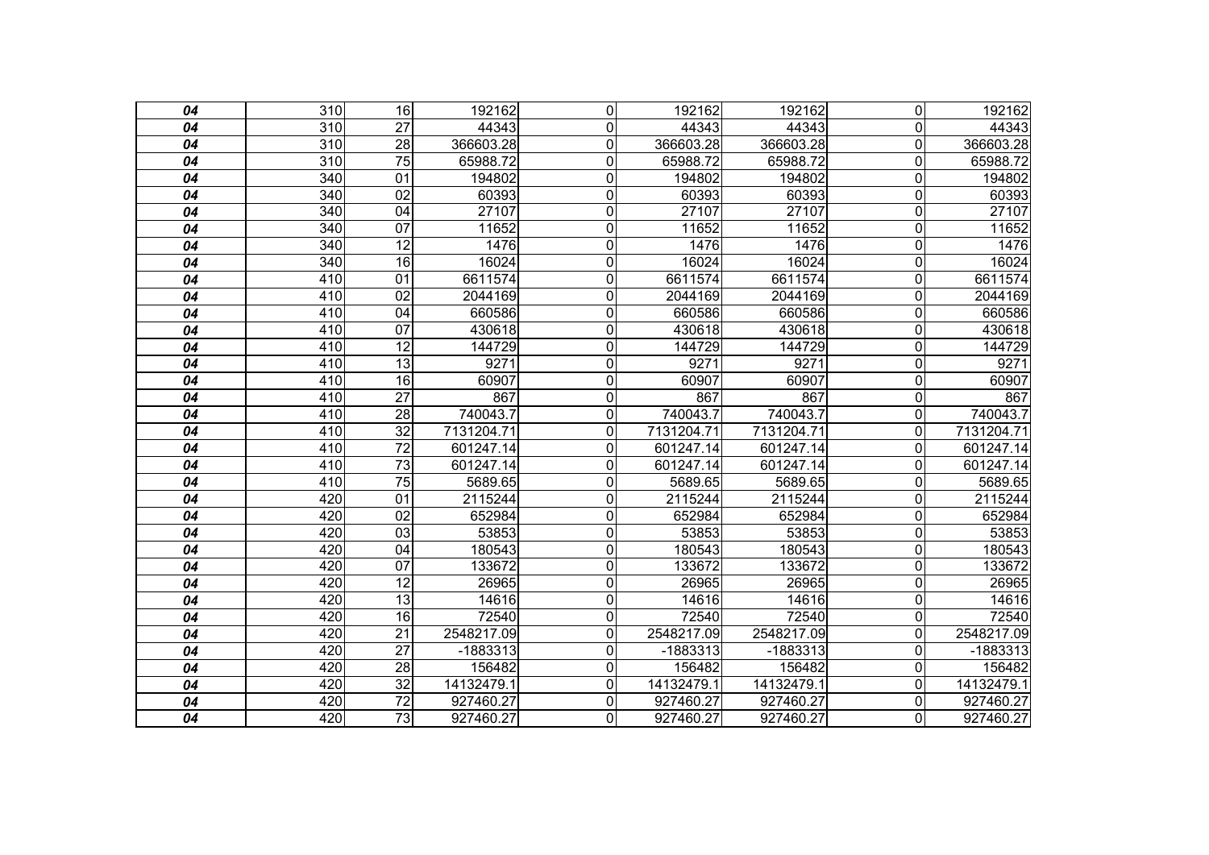| | | | | | | | | |
|---|---|---|---|---|---|---|---|---|
| ***04*** | 310 | 16 | 192162 | 0 | 192162 | 192162 | 0 | 192162 |
| ***04*** | 310 | 27 | 44343 | 0 | 44343 | 44343 | 0 | 44343 |
| ***04*** | 310 | 28 | 366603.28 | 0 | 366603.28 | 366603.28 | 0 | 366603.28 |
| ***04*** | 310 | 75 | 65988.72 | 0 | 65988.72 | 65988.72 | 0 | 65988.72 |
| ***04*** | 340 | 01 | 194802 | 0 | 194802 | 194802 | 0 | 194802 |
| ***04*** | 340 | 02 | 60393 | 0 | 60393 | 60393 | 0 | 60393 |
| ***04*** | 340 | 04 | 27107 | 0 | 27107 | 27107 | 0 | 27107 |
| ***04*** | 340 | 07 | 11652 | 0 | 11652 | 11652 | 0 | 11652 |
| ***04*** | 340 | 12 | 1476 | 0 | 1476 | 1476 | 0 | 1476 |
| ***04*** | 340 | 16 | 16024 | 0 | 16024 | 16024 | 0 | 16024 |
| ***04*** | 410 | 01 | 6611574 | 0 | 6611574 | 6611574 | 0 | 6611574 |
| ***04*** | 410 | 02 | 2044169 | 0 | 2044169 | 2044169 | 0 | 2044169 |
| ***04*** | 410 | 04 | 660586 | 0 | 660586 | 660586 | 0 | 660586 |
| ***04*** | 410 | 07 | 430618 | 0 | 430618 | 430618 | 0 | 430618 |
| ***04*** | 410 | 12 | 144729 | 0 | 144729 | 144729 | 0 | 144729 |
| ***04*** | 410 | 13 | 9271 | 0 | 9271 | 9271 | 0 | 9271 |
| ***04*** | 410 | 16 | 60907 | 0 | 60907 | 60907 | 0 | 60907 |
| ***04*** | 410 | 27 | 867 | 0 | 867 | 867 | 0 | 867 |
| ***04*** | 410 | 28 | 740043.7 | 0 | 740043.7 | 740043.7 | 0 | 740043.7 |
| ***04*** | 410 | 32 | 7131204.71 | 0 | 7131204.71 | 7131204.71 | 0 | 7131204.71 |
| ***04*** | 410 | 72 | 601247.14 | 0 | 601247.14 | 601247.14 | 0 | 601247.14 |
| ***04*** | 410 | 73 | 601247.14 | 0 | 601247.14 | 601247.14 | 0 | 601247.14 |
| ***04*** | 410 | 75 | 5689.65 | 0 | 5689.65 | 5689.65 | 0 | 5689.65 |
| ***04*** | 420 | 01 | 2115244 | 0 | 2115244 | 2115244 | 0 | 2115244 |
| ***04*** | 420 | 02 | 652984 | 0 | 652984 | 652984 | 0 | 652984 |
| ***04*** | 420 | 03 | 53853 | 0 | 53853 | 53853 | 0 | 53853 |
| ***04*** | 420 | 04 | 180543 | 0 | 180543 | 180543 | 0 | 180543 |
| ***04*** | 420 | 07 | 133672 | 0 | 133672 | 133672 | 0 | 133672 |
| ***04*** | 420 | 12 | 26965 | 0 | 26965 | 26965 | 0 | 26965 |
| ***04*** | 420 | 13 | 14616 | 0 | 14616 | 14616 | 0 | 14616 |
| ***04*** | 420 | 16 | 72540 | 0 | 72540 | 72540 | 0 | 72540 |
| ***04*** | 420 | 21 | 2548217.09 | 0 | 2548217.09 | 2548217.09 | 0 | 2548217.09 |
| ***04*** | 420 | 27 | -1883313 | 0 | -1883313 | -1883313 | 0 | -1883313 |
| ***04*** | 420 | 28 | 156482 | 0 | 156482 | 156482 | 0 | 156482 |
| ***04*** | 420 | 32 | 14132479.1 | 0 | 14132479.1 | 14132479.1 | 0 | 14132479.1 |
| ***04*** | 420 | 72 | 927460.27 | 0 | 927460.27 | 927460.27 | 0 | 927460.27 |
| ***04*** | 420 | 73 | 927460.27 | 0 | 927460.27 | 927460.27 | 0 | 927460.27 |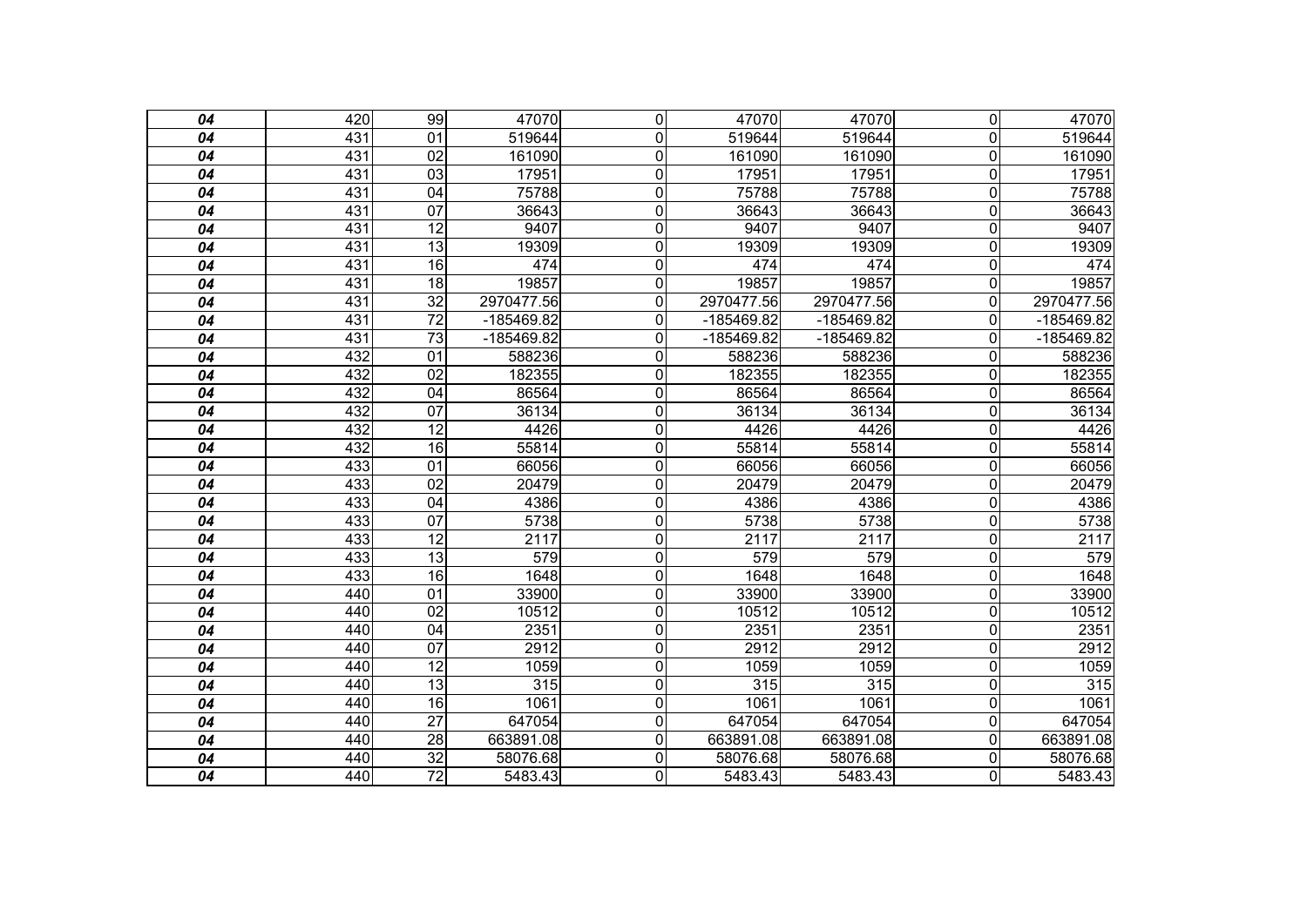| | | | | | | | | |
|---|---|---|---|---|---|---|---|---|
| ***04*** | 420 | 99 | 47070 | 0 | 47070 | 47070 | 0 | 47070 |
| ***04*** | 431 | 01 | 519644 | 0 | 519644 | 519644 | 0 | 519644 |
| ***04*** | 431 | 02 | 161090 | 0 | 161090 | 161090 | 0 | 161090 |
| ***04*** | 431 | 03 | 17951 | 0 | 17951 | 17951 | 0 | 17951 |
| ***04*** | 431 | 04 | 75788 | 0 | 75788 | 75788 | 0 | 75788 |
| ***04*** | 431 | 07 | 36643 | 0 | 36643 | 36643 | 0 | 36643 |
| ***04*** | 431 | 12 | 9407 | 0 | 9407 | 9407 | 0 | 9407 |
| ***04*** | 431 | 13 | 19309 | 0 | 19309 | 19309 | 0 | 19309 |
| ***04*** | 431 | 16 | 474 | 0 | 474 | 474 | 0 | 474 |
| ***04*** | 431 | 18 | 19857 | 0 | 19857 | 19857 | 0 | 19857 |
| ***04*** | 431 | 32 | 2970477.56 | 0 | 2970477.56 | 2970477.56 | 0 | 2970477.56 |
| ***04*** | 431 | 72 | -185469.82 | 0 | -185469.82 | -185469.82 | 0 | -185469.82 |
| ***04*** | 431 | 73 | -185469.82 | 0 | -185469.82 | -185469.82 | 0 | -185469.82 |
| ***04*** | 432 | 01 | 588236 | 0 | 588236 | 588236 | 0 | 588236 |
| ***04*** | 432 | 02 | 182355 | 0 | 182355 | 182355 | 0 | 182355 |
| ***04*** | 432 | 04 | 86564 | 0 | 86564 | 86564 | 0 | 86564 |
| ***04*** | 432 | 07 | 36134 | 0 | 36134 | 36134 | 0 | 36134 |
| ***04*** | 432 | 12 | 4426 | 0 | 4426 | 4426 | 0 | 4426 |
| ***04*** | 432 | 16 | 55814 | 0 | 55814 | 55814 | 0 | 55814 |
| ***04*** | 433 | 01 | 66056 | 0 | 66056 | 66056 | 0 | 66056 |
| ***04*** | 433 | 02 | 20479 | 0 | 20479 | 20479 | 0 | 20479 |
| ***04*** | 433 | 04 | 4386 | 0 | 4386 | 4386 | 0 | 4386 |
| ***04*** | 433 | 07 | 5738 | 0 | 5738 | 5738 | 0 | 5738 |
| ***04*** | 433 | 12 | 2117 | 0 | 2117 | 2117 | 0 | 2117 |
| ***04*** | 433 | 13 | 579 | 0 | 579 | 579 | 0 | 579 |
| ***04*** | 433 | 16 | 1648 | 0 | 1648 | 1648 | 0 | 1648 |
| ***04*** | 440 | 01 | 33900 | 0 | 33900 | 33900 | 0 | 33900 |
| ***04*** | 440 | 02 | 10512 | 0 | 10512 | 10512 | 0 | 10512 |
| ***04*** | 440 | 04 | 2351 | 0 | 2351 | 2351 | 0 | 2351 |
| ***04*** | 440 | 07 | 2912 | 0 | 2912 | 2912 | 0 | 2912 |
| ***04*** | 440 | 12 | 1059 | 0 | 1059 | 1059 | 0 | 1059 |
| ***04*** | 440 | 13 | 315 | 0 | 315 | 315 | 0 | 315 |
| ***04*** | 440 | 16 | 1061 | 0 | 1061 | 1061 | 0 | 1061 |
| ***04*** | 440 | 27 | 647054 | 0 | 647054 | 647054 | 0 | 647054 |
| ***04*** | 440 | 28 | 663891.08 | 0 | 663891.08 | 663891.08 | 0 | 663891.08 |
| ***04*** | 440 | 32 | 58076.68 | 0 | 58076.68 | 58076.68 | 0 | 58076.68 |
| ***04*** | 440 | 72 | 5483.43 | 0 | 5483.43 | 5483.43 | 0 | 5483.43 |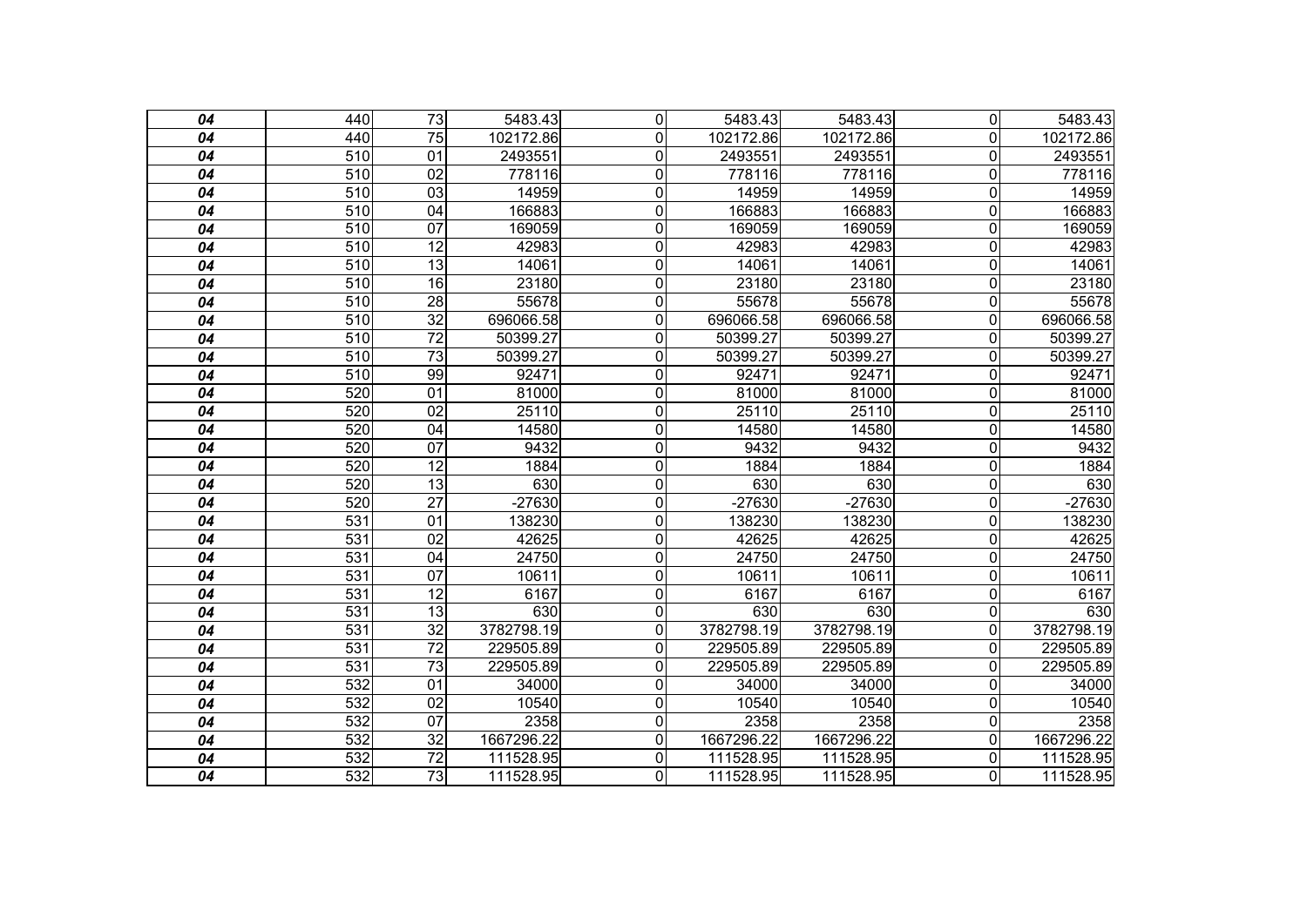| *04* | 440 | 73 | 5483.43 | 0 | 5483.43 | 5483.43 | 0 | 5483.43 |
|---|---|---|---|---|---|---|---|---|
| *04* | 440 | 75 | 102172.86 | 0 | 102172.86 | 102172.86 | 0 | 102172.86 |
| *04* | 510 | 01 | 2493551 | 0 | 2493551 | 2493551 | 0 | 2493551 |
| *04* | 510 | 02 | 778116 | 0 | 778116 | 778116 | 0 | 778116 |
| *04* | 510 | 03 | 14959 | 0 | 14959 | 14959 | 0 | 14959 |
| *04* | 510 | 04 | 166883 | 0 | 166883 | 166883 | 0 | 166883 |
| *04* | 510 | 07 | 169059 | 0 | 169059 | 169059 | 0 | 169059 |
| *04* | 510 | 12 | 42983 | 0 | 42983 | 42983 | 0 | 42983 |
| *04* | 510 | 13 | 14061 | 0 | 14061 | 14061 | 0 | 14061 |
| *04* | 510 | 16 | 23180 | 0 | 23180 | 23180 | 0 | 23180 |
| *04* | 510 | 28 | 55678 | 0 | 55678 | 55678 | 0 | 55678 |
| *04* | 510 | 32 | 696066.58 | 0 | 696066.58 | 696066.58 | 0 | 696066.58 |
| *04* | 510 | 72 | 50399.27 | 0 | 50399.27 | 50399.27 | 0 | 50399.27 |
| *04* | 510 | 73 | 50399.27 | 0 | 50399.27 | 50399.27 | 0 | 50399.27 |
| *04* | 510 | 99 | 92471 | 0 | 92471 | 92471 | 0 | 92471 |
| *04* | 520 | 01 | 81000 | 0 | 81000 | 81000 | 0 | 81000 |
| *04* | 520 | 02 | 25110 | 0 | 25110 | 25110 | 0 | 25110 |
| *04* | 520 | 04 | 14580 | 0 | 14580 | 14580 | 0 | 14580 |
| *04* | 520 | 07 | 9432 | 0 | 9432 | 9432 | 0 | 9432 |
| *04* | 520 | 12 | 1884 | 0 | 1884 | 1884 | 0 | 1884 |
| *04* | 520 | 13 | 630 | 0 | 630 | 630 | 0 | 630 |
| *04* | 520 | 27 | -27630 | 0 | -27630 | -27630 | 0 | -27630 |
| *04* | 531 | 01 | 138230 | 0 | 138230 | 138230 | 0 | 138230 |
| *04* | 531 | 02 | 42625 | 0 | 42625 | 42625 | 0 | 42625 |
| *04* | 531 | 04 | 24750 | 0 | 24750 | 24750 | 0 | 24750 |
| *04* | 531 | 07 | 10611 | 0 | 10611 | 10611 | 0 | 10611 |
| *04* | 531 | 12 | 6167 | 0 | 6167 | 6167 | 0 | 6167 |
| *04* | 531 | 13 | 630 | 0 | 630 | 630 | 0 | 630 |
| *04* | 531 | 32 | 3782798.19 | 0 | 3782798.19 | 3782798.19 | 0 | 3782798.19 |
| *04* | 531 | 72 | 229505.89 | 0 | 229505.89 | 229505.89 | 0 | 229505.89 |
| *04* | 531 | 73 | 229505.89 | 0 | 229505.89 | 229505.89 | 0 | 229505.89 |
| *04* | 532 | 01 | 34000 | 0 | 34000 | 34000 | 0 | 34000 |
| *04* | 532 | 02 | 10540 | 0 | 10540 | 10540 | 0 | 10540 |
| *04* | 532 | 07 | 2358 | 0 | 2358 | 2358 | 0 | 2358 |
| *04* | 532 | 32 | 1667296.22 | 0 | 1667296.22 | 1667296.22 | 0 | 1667296.22 |
| *04* | 532 | 72 | 111528.95 | 0 | 111528.95 | 111528.95 | 0 | 111528.95 |
| *04* | 532 | 73 | 111528.95 | 0 | 111528.95 | 111528.95 | 0 | 111528.95 |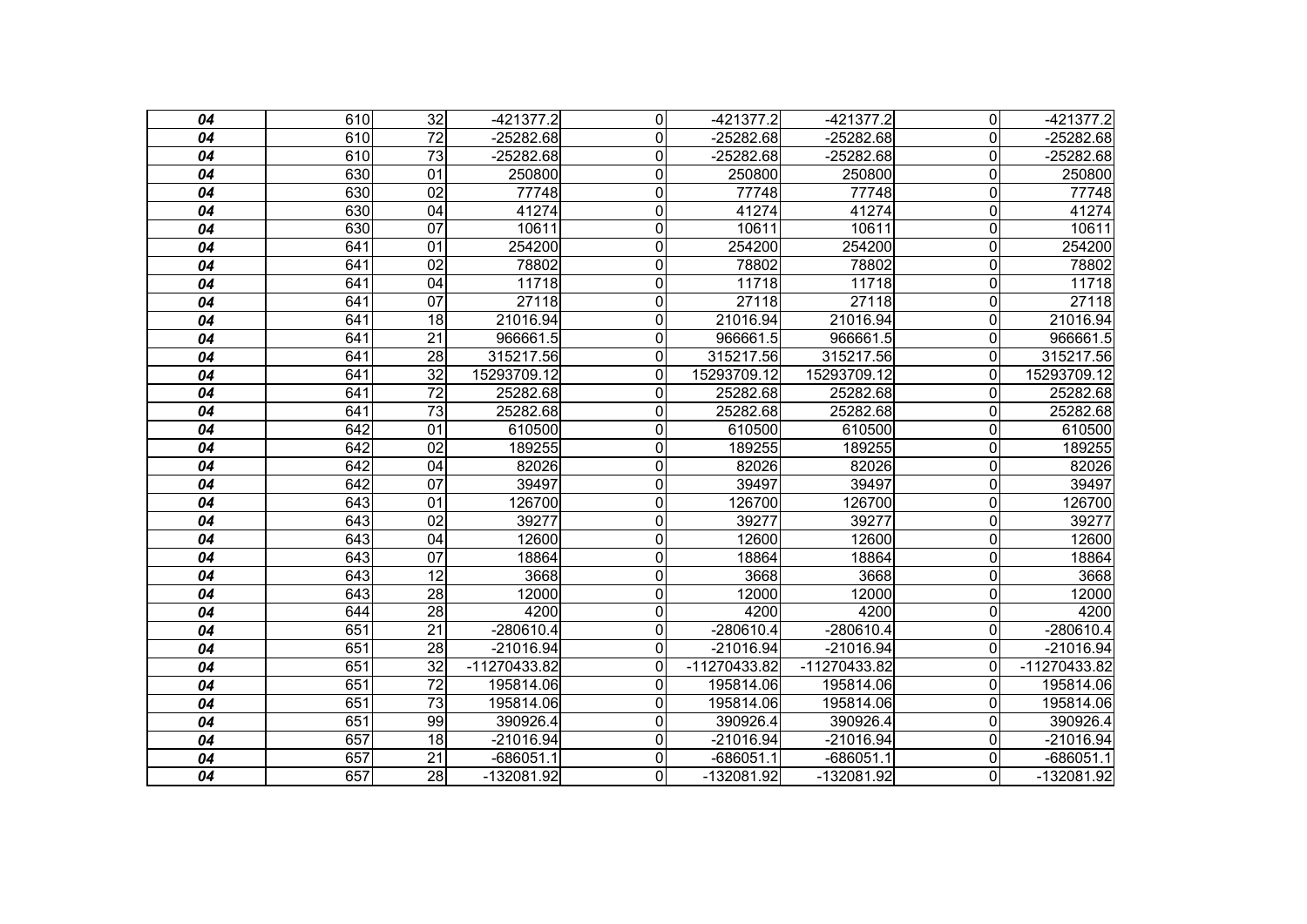| | | | | | | | | |
|---|---|---|---|---|---|---|---|---|
| ***04*** | 610 | 32 | -421377.2 | 0 | -421377.2 | -421377.2 | 0 | -421377.2 |
| ***04*** | 610 | 72 | -25282.68 | 0 | -25282.68 | -25282.68 | 0 | -25282.68 |
| ***04*** | 610 | 73 | -25282.68 | 0 | -25282.68 | -25282.68 | 0 | -25282.68 |
| ***04*** | 630 | 01 | 250800 | 0 | 250800 | 250800 | 0 | 250800 |
| ***04*** | 630 | 02 | 77748 | 0 | 77748 | 77748 | 0 | 77748 |
| ***04*** | 630 | 04 | 41274 | 0 | 41274 | 41274 | 0 | 41274 |
| ***04*** | 630 | 07 | 10611 | 0 | 10611 | 10611 | 0 | 10611 |
| ***04*** | 641 | 01 | 254200 | 0 | 254200 | 254200 | 0 | 254200 |
| ***04*** | 641 | 02 | 78802 | 0 | 78802 | 78802 | 0 | 78802 |
| ***04*** | 641 | 04 | 11718 | 0 | 11718 | 11718 | 0 | 11718 |
| ***04*** | 641 | 07 | 27118 | 0 | 27118 | 27118 | 0 | 27118 |
| ***04*** | 641 | 18 | 21016.94 | 0 | 21016.94 | 21016.94 | 0 | 21016.94 |
| ***04*** | 641 | 21 | 966661.5 | 0 | 966661.5 | 966661.5 | 0 | 966661.5 |
| ***04*** | 641 | 28 | 315217.56 | 0 | 315217.56 | 315217.56 | 0 | 315217.56 |
| ***04*** | 641 | 32 | 15293709.12 | 0 | 15293709.12 | 15293709.12 | 0 | 15293709.12 |
| ***04*** | 641 | 72 | 25282.68 | 0 | 25282.68 | 25282.68 | 0 | 25282.68 |
| ***04*** | 641 | 73 | 25282.68 | 0 | 25282.68 | 25282.68 | 0 | 25282.68 |
| ***04*** | 642 | 01 | 610500 | 0 | 610500 | 610500 | 0 | 610500 |
| ***04*** | 642 | 02 | 189255 | 0 | 189255 | 189255 | 0 | 189255 |
| ***04*** | 642 | 04 | 82026 | 0 | 82026 | 82026 | 0 | 82026 |
| ***04*** | 642 | 07 | 39497 | 0 | 39497 | 39497 | 0 | 39497 |
| ***04*** | 643 | 01 | 126700 | 0 | 126700 | 126700 | 0 | 126700 |
| ***04*** | 643 | 02 | 39277 | 0 | 39277 | 39277 | 0 | 39277 |
| ***04*** | 643 | 04 | 12600 | 0 | 12600 | 12600 | 0 | 12600 |
| ***04*** | 643 | 07 | 18864 | 0 | 18864 | 18864 | 0 | 18864 |
| ***04*** | 643 | 12 | 3668 | 0 | 3668 | 3668 | 0 | 3668 |
| ***04*** | 643 | 28 | 12000 | 0 | 12000 | 12000 | 0 | 12000 |
| ***04*** | 644 | 28 | 4200 | 0 | 4200 | 4200 | 0 | 4200 |
| ***04*** | 651 | 21 | -280610.4 | 0 | -280610.4 | -280610.4 | 0 | -280610.4 |
| ***04*** | 651 | 28 | -21016.94 | 0 | -21016.94 | -21016.94 | 0 | -21016.94 |
| ***04*** | 651 | 32 | -11270433.82 | 0 | -11270433.82 | -11270433.82 | 0 | -11270433.82 |
| ***04*** | 651 | 72 | 195814.06 | 0 | 195814.06 | 195814.06 | 0 | 195814.06 |
| ***04*** | 651 | 73 | 195814.06 | 0 | 195814.06 | 195814.06 | 0 | 195814.06 |
| ***04*** | 651 | 99 | 390926.4 | 0 | 390926.4 | 390926.4 | 0 | 390926.4 |
| ***04*** | 657 | 18 | -21016.94 | 0 | -21016.94 | -21016.94 | 0 | -21016.94 |
| ***04*** | 657 | 21 | -686051.1 | 0 | -686051.1 | -686051.1 | 0 | -686051.1 |
| ***04*** | 657 | 28 | -132081.92 | 0 | -132081.92 | -132081.92 | 0 | -132081.92 |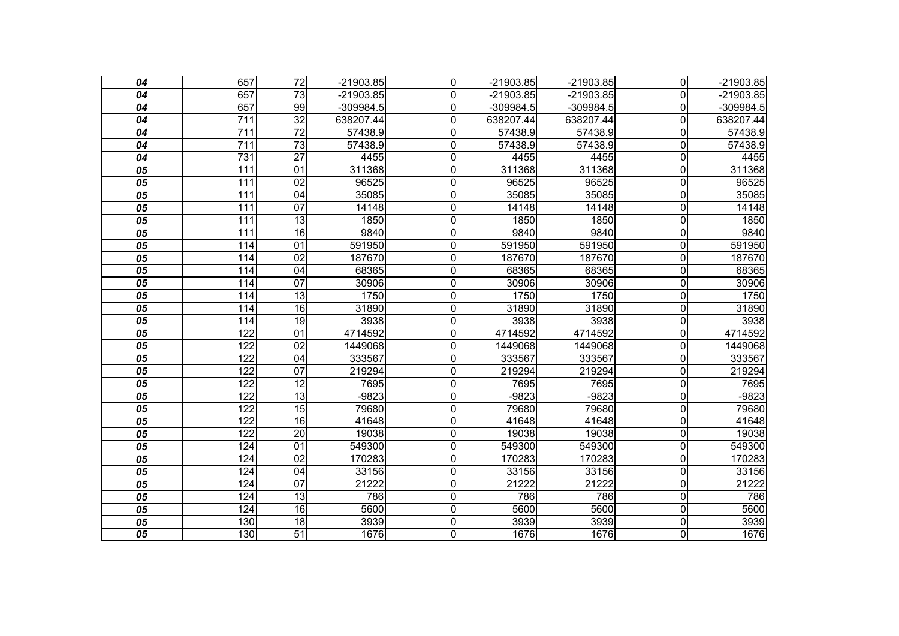| | | | | | | | | |
|---|---|---|---|---|---|---|---|---|
| ***04*** | 657 | 72 | -21903.85 | 0 | -21903.85 | -21903.85 | 0 | -21903.85 |
| ***04*** | 657 | 73 | -21903.85 | 0 | -21903.85 | -21903.85 | 0 | -21903.85 |
| ***04*** | 657 | 99 | -309984.5 | 0 | -309984.5 | -309984.5 | 0 | -309984.5 |
| ***04*** | 711 | 32 | 638207.44 | 0 | 638207.44 | 638207.44 | 0 | 638207.44 |
| ***04*** | 711 | 72 | 57438.9 | 0 | 57438.9 | 57438.9 | 0 | 57438.9 |
| ***04*** | 711 | 73 | 57438.9 | 0 | 57438.9 | 57438.9 | 0 | 57438.9 |
| ***04*** | 731 | 27 | 4455 | 0 | 4455 | 4455 | 0 | 4455 |
| ***05*** | 111 | 01 | 311368 | 0 | 311368 | 311368 | 0 | 311368 |
| ***05*** | 111 | 02 | 96525 | 0 | 96525 | 96525 | 0 | 96525 |
| ***05*** | 111 | 04 | 35085 | 0 | 35085 | 35085 | 0 | 35085 |
| ***05*** | 111 | 07 | 14148 | 0 | 14148 | 14148 | 0 | 14148 |
| ***05*** | 111 | 13 | 1850 | 0 | 1850 | 1850 | 0 | 1850 |
| ***05*** | 111 | 16 | 9840 | 0 | 9840 | 9840 | 0 | 9840 |
| ***05*** | 114 | 01 | 591950 | 0 | 591950 | 591950 | 0 | 591950 |
| ***05*** | 114 | 02 | 187670 | 0 | 187670 | 187670 | 0 | 187670 |
| ***05*** | 114 | 04 | 68365 | 0 | 68365 | 68365 | 0 | 68365 |
| ***05*** | 114 | 07 | 30906 | 0 | 30906 | 30906 | 0 | 30906 |
| ***05*** | 114 | 13 | 1750 | 0 | 1750 | 1750 | 0 | 1750 |
| ***05*** | 114 | 16 | 31890 | 0 | 31890 | 31890 | 0 | 31890 |
| ***05*** | 114 | 19 | 3938 | 0 | 3938 | 3938 | 0 | 3938 |
| ***05*** | 122 | 01 | 4714592 | 0 | 4714592 | 4714592 | 0 | 4714592 |
| ***05*** | 122 | 02 | 1449068 | 0 | 1449068 | 1449068 | 0 | 1449068 |
| ***05*** | 122 | 04 | 333567 | 0 | 333567 | 333567 | 0 | 333567 |
| ***05*** | 122 | 07 | 219294 | 0 | 219294 | 219294 | 0 | 219294 |
| ***05*** | 122 | 12 | 7695 | 0 | 7695 | 7695 | 0 | 7695 |
| ***05*** | 122 | 13 | -9823 | 0 | -9823 | -9823 | 0 | -9823 |
| ***05*** | 122 | 15 | 79680 | 0 | 79680 | 79680 | 0 | 79680 |
| ***05*** | 122 | 16 | 41648 | 0 | 41648 | 41648 | 0 | 41648 |
| ***05*** | 122 | 20 | 19038 | 0 | 19038 | 19038 | 0 | 19038 |
| ***05*** | 124 | 01 | 549300 | 0 | 549300 | 549300 | 0 | 549300 |
| ***05*** | 124 | 02 | 170283 | 0 | 170283 | 170283 | 0 | 170283 |
| ***05*** | 124 | 04 | 33156 | 0 | 33156 | 33156 | 0 | 33156 |
| ***05*** | 124 | 07 | 21222 | 0 | 21222 | 21222 | 0 | 21222 |
| ***05*** | 124 | 13 | 786 | 0 | 786 | 786 | 0 | 786 |
| ***05*** | 124 | 16 | 5600 | 0 | 5600 | 5600 | 0 | 5600 |
| ***05*** | 130 | 18 | 3939 | 0 | 3939 | 3939 | 0 | 3939 |
| ***05*** | 130 | 51 | 1676 | 0 | 1676 | 1676 | 0 | 1676 |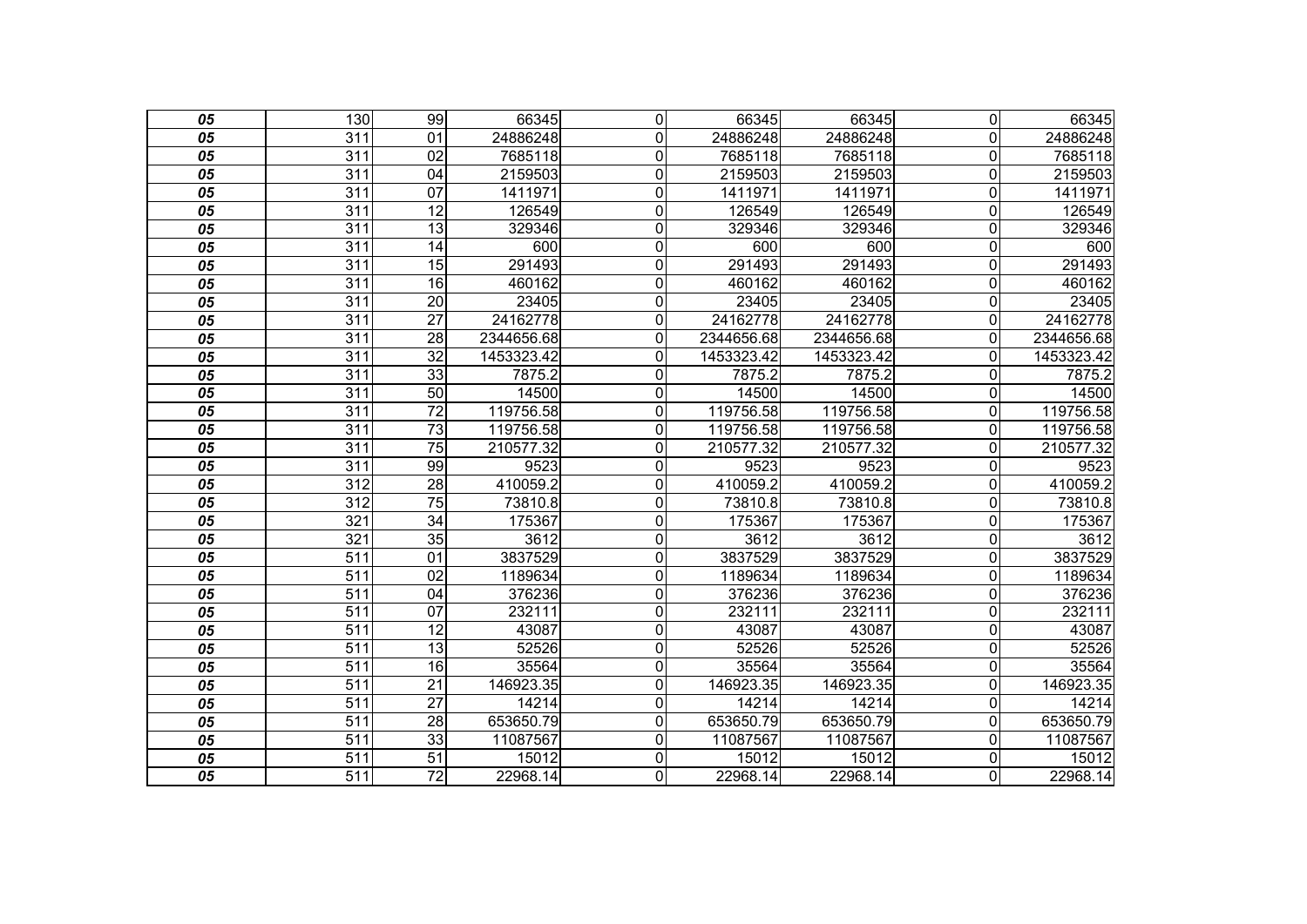| | | | | | | | | |
|---|---|---|---|---|---|---|---|---|
| ***05*** | 130 | 99 | 66345 | 0 | 66345 | 66345 | 0 | 66345 |
| ***05*** | 311 | 01 | 24886248 | 0 | 24886248 | 24886248 | 0 | 24886248 |
| ***05*** | 311 | 02 | 7685118 | 0 | 7685118 | 7685118 | 0 | 7685118 |
| ***05*** | 311 | 04 | 2159503 | 0 | 2159503 | 2159503 | 0 | 2159503 |
| ***05*** | 311 | 07 | 1411971 | 0 | 1411971 | 1411971 | 0 | 1411971 |
| ***05*** | 311 | 12 | 126549 | 0 | 126549 | 126549 | 0 | 126549 |
| ***05*** | 311 | 13 | 329346 | 0 | 329346 | 329346 | 0 | 329346 |
| ***05*** | 311 | 14 | 600 | 0 | 600 | 600 | 0 | 600 |
| ***05*** | 311 | 15 | 291493 | 0 | 291493 | 291493 | 0 | 291493 |
| ***05*** | 311 | 16 | 460162 | 0 | 460162 | 460162 | 0 | 460162 |
| ***05*** | 311 | 20 | 23405 | 0 | 23405 | 23405 | 0 | 23405 |
| ***05*** | 311 | 27 | 24162778 | 0 | 24162778 | 24162778 | 0 | 24162778 |
| ***05*** | 311 | 28 | 2344656.68 | 0 | 2344656.68 | 2344656.68 | 0 | 2344656.68 |
| ***05*** | 311 | 32 | 1453323.42 | 0 | 1453323.42 | 1453323.42 | 0 | 1453323.42 |
| ***05*** | 311 | 33 | 7875.2 | 0 | 7875.2 | 7875.2 | 0 | 7875.2 |
| ***05*** | 311 | 50 | 14500 | 0 | 14500 | 14500 | 0 | 14500 |
| ***05*** | 311 | 72 | 119756.58 | 0 | 119756.58 | 119756.58 | 0 | 119756.58 |
| ***05*** | 311 | 73 | 119756.58 | 0 | 119756.58 | 119756.58 | 0 | 119756.58 |
| ***05*** | 311 | 75 | 210577.32 | 0 | 210577.32 | 210577.32 | 0 | 210577.32 |
| ***05*** | 311 | 99 | 9523 | 0 | 9523 | 9523 | 0 | 9523 |
| ***05*** | 312 | 28 | 410059.2 | 0 | 410059.2 | 410059.2 | 0 | 410059.2 |
| ***05*** | 312 | 75 | 73810.8 | 0 | 73810.8 | 73810.8 | 0 | 73810.8 |
| ***05*** | 321 | 34 | 175367 | 0 | 175367 | 175367 | 0 | 175367 |
| ***05*** | 321 | 35 | 3612 | 0 | 3612 | 3612 | 0 | 3612 |
| ***05*** | 511 | 01 | 3837529 | 0 | 3837529 | 3837529 | 0 | 3837529 |
| ***05*** | 511 | 02 | 1189634 | 0 | 1189634 | 1189634 | 0 | 1189634 |
| ***05*** | 511 | 04 | 376236 | 0 | 376236 | 376236 | 0 | 376236 |
| ***05*** | 511 | 07 | 232111 | 0 | 232111 | 232111 | 0 | 232111 |
| ***05*** | 511 | 12 | 43087 | 0 | 43087 | 43087 | 0 | 43087 |
| ***05*** | 511 | 13 | 52526 | 0 | 52526 | 52526 | 0 | 52526 |
| ***05*** | 511 | 16 | 35564 | 0 | 35564 | 35564 | 0 | 35564 |
| ***05*** | 511 | 21 | 146923.35 | 0 | 146923.35 | 146923.35 | 0 | 146923.35 |
| ***05*** | 511 | 27 | 14214 | 0 | 14214 | 14214 | 0 | 14214 |
| ***05*** | 511 | 28 | 653650.79 | 0 | 653650.79 | 653650.79 | 0 | 653650.79 |
| ***05*** | 511 | 33 | 11087567 | 0 | 11087567 | 11087567 | 0 | 11087567 |
| ***05*** | 511 | 51 | 15012 | 0 | 15012 | 15012 | 0 | 15012 |
| ***05*** | 511 | 72 | 22968.14 | 0 | 22968.14 | 22968.14 | 0 | 22968.14 |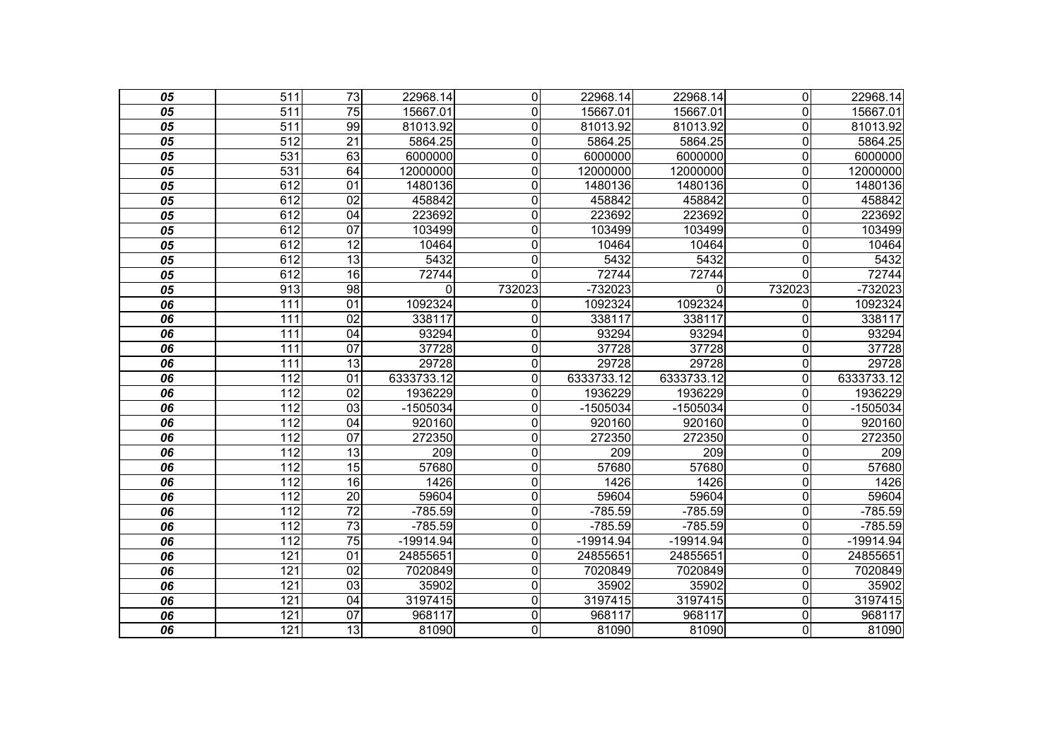| | | | | | | | | |
|---|---|---|---|---|---|---|---|---|
| ***05*** | 511 | 73 | 22968.14 | 0 | 22968.14 | 22968.14 | 0 | 22968.14 |
| ***05*** | 511 | 75 | 15667.01 | 0 | 15667.01 | 15667.01 | 0 | 15667.01 |
| ***05*** | 511 | 99 | 81013.92 | 0 | 81013.92 | 81013.92 | 0 | 81013.92 |
| ***05*** | 512 | 21 | 5864.25 | 0 | 5864.25 | 5864.25 | 0 | 5864.25 |
| ***05*** | 531 | 63 | 6000000 | 0 | 6000000 | 6000000 | 0 | 6000000 |
| ***05*** | 531 | 64 | 12000000 | 0 | 12000000 | 12000000 | 0 | 12000000 |
| ***05*** | 612 | 01 | 1480136 | 0 | 1480136 | 1480136 | 0 | 1480136 |
| ***05*** | 612 | 02 | 458842 | 0 | 458842 | 458842 | 0 | 458842 |
| ***05*** | 612 | 04 | 223692 | 0 | 223692 | 223692 | 0 | 223692 |
| ***05*** | 612 | 07 | 103499 | 0 | 103499 | 103499 | 0 | 103499 |
| ***05*** | 612 | 12 | 10464 | 0 | 10464 | 10464 | 0 | 10464 |
| ***05*** | 612 | 13 | 5432 | 0 | 5432 | 5432 | 0 | 5432 |
| ***05*** | 612 | 16 | 72744 | 0 | 72744 | 72744 | 0 | 72744 |
| ***05*** | 913 | 98 | 0 | 732023 | -732023 | 0 | 732023 | -732023 |
| ***06*** | 111 | 01 | 1092324 | 0 | 1092324 | 1092324 | 0 | 1092324 |
| ***06*** | 111 | 02 | 338117 | 0 | 338117 | 338117 | 0 | 338117 |
| ***06*** | 111 | 04 | 93294 | 0 | 93294 | 93294 | 0 | 93294 |
| ***06*** | 111 | 07 | 37728 | 0 | 37728 | 37728 | 0 | 37728 |
| ***06*** | 111 | 13 | 29728 | 0 | 29728 | 29728 | 0 | 29728 |
| ***06*** | 112 | 01 | 6333733.12 | 0 | 6333733.12 | 6333733.12 | 0 | 6333733.12 |
| ***06*** | 112 | 02 | 1936229 | 0 | 1936229 | 1936229 | 0 | 1936229 |
| ***06*** | 112 | 03 | -1505034 | 0 | -1505034 | -1505034 | 0 | -1505034 |
| ***06*** | 112 | 04 | 920160 | 0 | 920160 | 920160 | 0 | 920160 |
| ***06*** | 112 | 07 | 272350 | 0 | 272350 | 272350 | 0 | 272350 |
| ***06*** | 112 | 13 | 209 | 0 | 209 | 209 | 0 | 209 |
| ***06*** | 112 | 15 | 57680 | 0 | 57680 | 57680 | 0 | 57680 |
| ***06*** | 112 | 16 | 1426 | 0 | 1426 | 1426 | 0 | 1426 |
| ***06*** | 112 | 20 | 59604 | 0 | 59604 | 59604 | 0 | 59604 |
| ***06*** | 112 | 72 | -785.59 | 0 | -785.59 | -785.59 | 0 | -785.59 |
| ***06*** | 112 | 73 | -785.59 | 0 | -785.59 | -785.59 | 0 | -785.59 |
| ***06*** | 112 | 75 | -19914.94 | 0 | -19914.94 | -19914.94 | 0 | -19914.94 |
| ***06*** | 121 | 01 | 24855651 | 0 | 24855651 | 24855651 | 0 | 24855651 |
| ***06*** | 121 | 02 | 7020849 | 0 | 7020849 | 7020849 | 0 | 7020849 |
| ***06*** | 121 | 03 | 35902 | 0 | 35902 | 35902 | 0 | 35902 |
| ***06*** | 121 | 04 | 3197415 | 0 | 3197415 | 3197415 | 0 | 3197415 |
| ***06*** | 121 | 07 | 968117 | 0 | 968117 | 968117 | 0 | 968117 |
| ***06*** | 121 | 13 | 81090 | 0 | 81090 | 81090 | 0 | 81090 |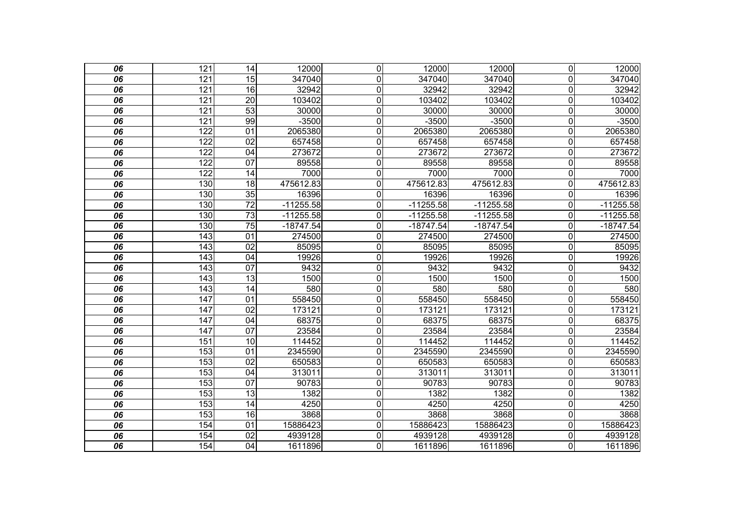| | | | | | | | | |
|---|---|---|---|---|---|---|---|---|
| ***06*** | 121 | 14 | 12000 | 0 | 12000 | 12000 | 0 | 12000 |
| ***06*** | 121 | 15 | 347040 | 0 | 347040 | 347040 | 0 | 347040 |
| ***06*** | 121 | 16 | 32942 | 0 | 32942 | 32942 | 0 | 32942 |
| ***06*** | 121 | 20 | 103402 | 0 | 103402 | 103402 | 0 | 103402 |
| ***06*** | 121 | 53 | 30000 | 0 | 30000 | 30000 | 0 | 30000 |
| ***06*** | 121 | 99 | -3500 | 0 | -3500 | -3500 | 0 | -3500 |
| ***06*** | 122 | 01 | 2065380 | 0 | 2065380 | 2065380 | 0 | 2065380 |
| ***06*** | 122 | 02 | 657458 | 0 | 657458 | 657458 | 0 | 657458 |
| ***06*** | 122 | 04 | 273672 | 0 | 273672 | 273672 | 0 | 273672 |
| ***06*** | 122 | 07 | 89558 | 0 | 89558 | 89558 | 0 | 89558 |
| ***06*** | 122 | 14 | 7000 | 0 | 7000 | 7000 | 0 | 7000 |
| ***06*** | 130 | 18 | 475612.83 | 0 | 475612.83 | 475612.83 | 0 | 475612.83 |
| ***06*** | 130 | 35 | 16396 | 0 | 16396 | 16396 | 0 | 16396 |
| ***06*** | 130 | 72 | -11255.58 | 0 | -11255.58 | -11255.58 | 0 | -11255.58 |
| ***06*** | 130 | 73 | -11255.58 | 0 | -11255.58 | -11255.58 | 0 | -11255.58 |
| ***06*** | 130 | 75 | -18747.54 | 0 | -18747.54 | -18747.54 | 0 | -18747.54 |
| ***06*** | 143 | 01 | 274500 | 0 | 274500 | 274500 | 0 | 274500 |
| ***06*** | 143 | 02 | 85095 | 0 | 85095 | 85095 | 0 | 85095 |
| ***06*** | 143 | 04 | 19926 | 0 | 19926 | 19926 | 0 | 19926 |
| ***06*** | 143 | 07 | 9432 | 0 | 9432 | 9432 | 0 | 9432 |
| ***06*** | 143 | 13 | 1500 | 0 | 1500 | 1500 | 0 | 1500 |
| ***06*** | 143 | 14 | 580 | 0 | 580 | 580 | 0 | 580 |
| ***06*** | 147 | 01 | 558450 | 0 | 558450 | 558450 | 0 | 558450 |
| ***06*** | 147 | 02 | 173121 | 0 | 173121 | 173121 | 0 | 173121 |
| ***06*** | 147 | 04 | 68375 | 0 | 68375 | 68375 | 0 | 68375 |
| ***06*** | 147 | 07 | 23584 | 0 | 23584 | 23584 | 0 | 23584 |
| ***06*** | 151 | 10 | 114452 | 0 | 114452 | 114452 | 0 | 114452 |
| ***06*** | 153 | 01 | 2345590 | 0 | 2345590 | 2345590 | 0 | 2345590 |
| ***06*** | 153 | 02 | 650583 | 0 | 650583 | 650583 | 0 | 650583 |
| ***06*** | 153 | 04 | 313011 | 0 | 313011 | 313011 | 0 | 313011 |
| ***06*** | 153 | 07 | 90783 | 0 | 90783 | 90783 | 0 | 90783 |
| ***06*** | 153 | 13 | 1382 | 0 | 1382 | 1382 | 0 | 1382 |
| ***06*** | 153 | 14 | 4250 | 0 | 4250 | 4250 | 0 | 4250 |
| ***06*** | 153 | 16 | 3868 | 0 | 3868 | 3868 | 0 | 3868 |
| ***06*** | 154 | 01 | 15886423 | 0 | 15886423 | 15886423 | 0 | 15886423 |
| ***06*** | 154 | 02 | 4939128 | 0 | 4939128 | 4939128 | 0 | 4939128 |
| ***06*** | 154 | 04 | 1611896 | 0 | 1611896 | 1611896 | 0 | 1611896 |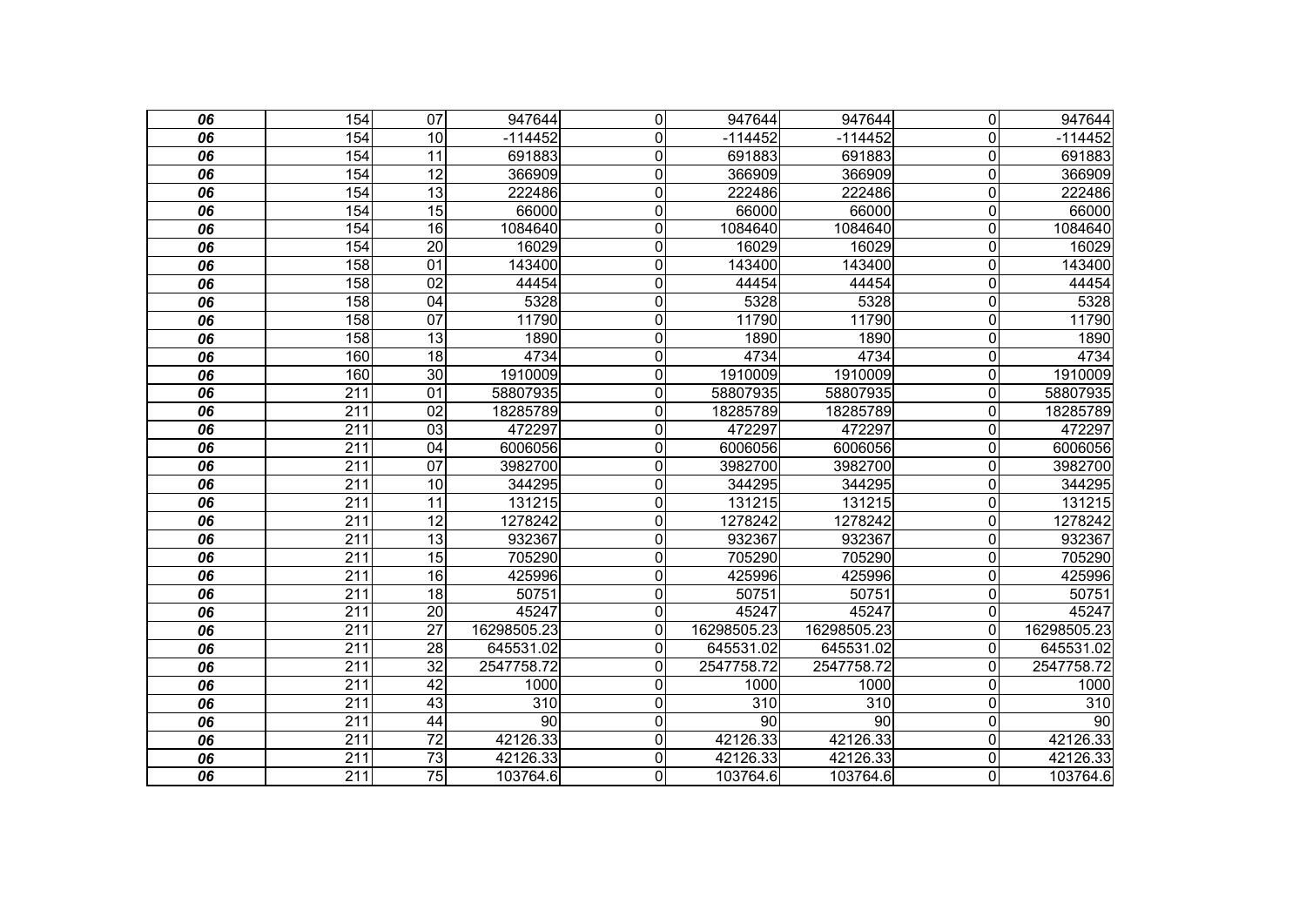| | | | | | | | | |
|---|---|---|---|---|---|---|---|---|
| ***06*** | 154 | 07 | 947644 | 0 | 947644 | 947644 | 0 | 947644 |
| ***06*** | 154 | 10 | -114452 | 0 | -114452 | -114452 | 0 | -114452 |
| ***06*** | 154 | 11 | 691883 | 0 | 691883 | 691883 | 0 | 691883 |
| ***06*** | 154 | 12 | 366909 | 0 | 366909 | 366909 | 0 | 366909 |
| ***06*** | 154 | 13 | 222486 | 0 | 222486 | 222486 | 0 | 222486 |
| ***06*** | 154 | 15 | 66000 | 0 | 66000 | 66000 | 0 | 66000 |
| ***06*** | 154 | 16 | 1084640 | 0 | 1084640 | 1084640 | 0 | 1084640 |
| ***06*** | 154 | 20 | 16029 | 0 | 16029 | 16029 | 0 | 16029 |
| ***06*** | 158 | 01 | 143400 | 0 | 143400 | 143400 | 0 | 143400 |
| ***06*** | 158 | 02 | 44454 | 0 | 44454 | 44454 | 0 | 44454 |
| ***06*** | 158 | 04 | 5328 | 0 | 5328 | 5328 | 0 | 5328 |
| ***06*** | 158 | 07 | 11790 | 0 | 11790 | 11790 | 0 | 11790 |
| ***06*** | 158 | 13 | 1890 | 0 | 1890 | 1890 | 0 | 1890 |
| ***06*** | 160 | 18 | 4734 | 0 | 4734 | 4734 | 0 | 4734 |
| ***06*** | 160 | 30 | 1910009 | 0 | 1910009 | 1910009 | 0 | 1910009 |
| ***06*** | 211 | 01 | 58807935 | 0 | 58807935 | 58807935 | 0 | 58807935 |
| ***06*** | 211 | 02 | 18285789 | 0 | 18285789 | 18285789 | 0 | 18285789 |
| ***06*** | 211 | 03 | 472297 | 0 | 472297 | 472297 | 0 | 472297 |
| ***06*** | 211 | 04 | 6006056 | 0 | 6006056 | 6006056 | 0 | 6006056 |
| ***06*** | 211 | 07 | 3982700 | 0 | 3982700 | 3982700 | 0 | 3982700 |
| ***06*** | 211 | 10 | 344295 | 0 | 344295 | 344295 | 0 | 344295 |
| ***06*** | 211 | 11 | 131215 | 0 | 131215 | 131215 | 0 | 131215 |
| ***06*** | 211 | 12 | 1278242 | 0 | 1278242 | 1278242 | 0 | 1278242 |
| ***06*** | 211 | 13 | 932367 | 0 | 932367 | 932367 | 0 | 932367 |
| ***06*** | 211 | 15 | 705290 | 0 | 705290 | 705290 | 0 | 705290 |
| ***06*** | 211 | 16 | 425996 | 0 | 425996 | 425996 | 0 | 425996 |
| ***06*** | 211 | 18 | 50751 | 0 | 50751 | 50751 | 0 | 50751 |
| ***06*** | 211 | 20 | 45247 | 0 | 45247 | 45247 | 0 | 45247 |
| ***06*** | 211 | 27 | 16298505.23 | 0 | 16298505.23 | 16298505.23 | 0 | 16298505.23 |
| ***06*** | 211 | 28 | 645531.02 | 0 | 645531.02 | 645531.02 | 0 | 645531.02 |
| ***06*** | 211 | 32 | 2547758.72 | 0 | 2547758.72 | 2547758.72 | 0 | 2547758.72 |
| ***06*** | 211 | 42 | 1000 | 0 | 1000 | 1000 | 0 | 1000 |
| ***06*** | 211 | 43 | 310 | 0 | 310 | 310 | 0 | 310 |
| ***06*** | 211 | 44 | 90 | 0 | 90 | 90 | 0 | 90 |
| ***06*** | 211 | 72 | 42126.33 | 0 | 42126.33 | 42126.33 | 0 | 42126.33 |
| ***06*** | 211 | 73 | 42126.33 | 0 | 42126.33 | 42126.33 | 0 | 42126.33 |
| ***06*** | 211 | 75 | 103764.6 | 0 | 103764.6 | 103764.6 | 0 | 103764.6 |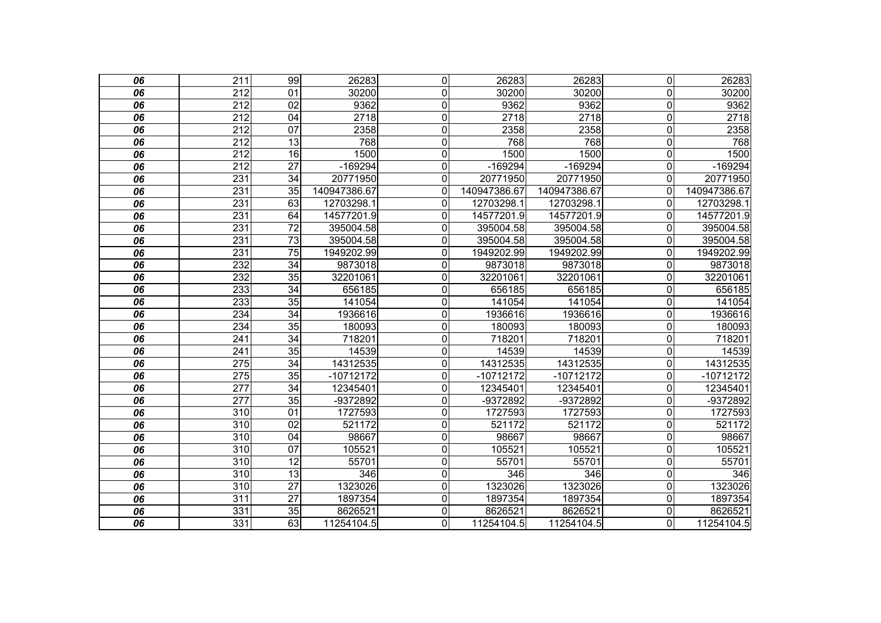| | | | | | | | | |
|---|---|---|---|---|---|---|---|---|
| ***06*** | 211 | 99 | 26283 | 0 | 26283 | 26283 | 0 | 26283 |
| ***06*** | 212 | 01 | 30200 | 0 | 30200 | 30200 | 0 | 30200 |
| ***06*** | 212 | 02 | 9362 | 0 | 9362 | 9362 | 0 | 9362 |
| ***06*** | 212 | 04 | 2718 | 0 | 2718 | 2718 | 0 | 2718 |
| ***06*** | 212 | 07 | 2358 | 0 | 2358 | 2358 | 0 | 2358 |
| ***06*** | 212 | 13 | 768 | 0 | 768 | 768 | 0 | 768 |
| ***06*** | 212 | 16 | 1500 | 0 | 1500 | 1500 | 0 | 1500 |
| ***06*** | 212 | 27 | -169294 | 0 | -169294 | -169294 | 0 | -169294 |
| ***06*** | 231 | 34 | 20771950 | 0 | 20771950 | 20771950 | 0 | 20771950 |
| ***06*** | 231 | 35 | 140947386.67 | 0 | 140947386.67 | 140947386.67 | 0 | 140947386.67 |
| ***06*** | 231 | 63 | 12703298.1 | 0 | 12703298.1 | 12703298.1 | 0 | 12703298.1 |
| ***06*** | 231 | 64 | 14577201.9 | 0 | 14577201.9 | 14577201.9 | 0 | 14577201.9 |
| ***06*** | 231 | 72 | 395004.58 | 0 | 395004.58 | 395004.58 | 0 | 395004.58 |
| ***06*** | 231 | 73 | 395004.58 | 0 | 395004.58 | 395004.58 | 0 | 395004.58 |
| ***06*** | 231 | 75 | 1949202.99 | 0 | 1949202.99 | 1949202.99 | 0 | 1949202.99 |
| ***06*** | 232 | 34 | 9873018 | 0 | 9873018 | 9873018 | 0 | 9873018 |
| ***06*** | 232 | 35 | 32201061 | 0 | 32201061 | 32201061 | 0 | 32201061 |
| ***06*** | 233 | 34 | 656185 | 0 | 656185 | 656185 | 0 | 656185 |
| ***06*** | 233 | 35 | 141054 | 0 | 141054 | 141054 | 0 | 141054 |
| ***06*** | 234 | 34 | 1936616 | 0 | 1936616 | 1936616 | 0 | 1936616 |
| ***06*** | 234 | 35 | 180093 | 0 | 180093 | 180093 | 0 | 180093 |
| ***06*** | 241 | 34 | 718201 | 0 | 718201 | 718201 | 0 | 718201 |
| ***06*** | 241 | 35 | 14539 | 0 | 14539 | 14539 | 0 | 14539 |
| ***06*** | 275 | 34 | 14312535 | 0 | 14312535 | 14312535 | 0 | 14312535 |
| ***06*** | 275 | 35 | -10712172 | 0 | -10712172 | -10712172 | 0 | -10712172 |
| ***06*** | 277 | 34 | 12345401 | 0 | 12345401 | 12345401 | 0 | 12345401 |
| ***06*** | 277 | 35 | -9372892 | 0 | -9372892 | -9372892 | 0 | -9372892 |
| ***06*** | 310 | 01 | 1727593 | 0 | 1727593 | 1727593 | 0 | 1727593 |
| ***06*** | 310 | 02 | 521172 | 0 | 521172 | 521172 | 0 | 521172 |
| ***06*** | 310 | 04 | 98667 | 0 | 98667 | 98667 | 0 | 98667 |
| ***06*** | 310 | 07 | 105521 | 0 | 105521 | 105521 | 0 | 105521 |
| ***06*** | 310 | 12 | 55701 | 0 | 55701 | 55701 | 0 | 55701 |
| ***06*** | 310 | 13 | 346 | 0 | 346 | 346 | 0 | 346 |
| ***06*** | 310 | 27 | 1323026 | 0 | 1323026 | 1323026 | 0 | 1323026 |
| ***06*** | 311 | 27 | 1897354 | 0 | 1897354 | 1897354 | 0 | 1897354 |
| ***06*** | 331 | 35 | 8626521 | 0 | 8626521 | 8626521 | 0 | 8626521 |
| ***06*** | 331 | 63 | 11254104.5 | 0 | 11254104.5 | 11254104.5 | 0 | 11254104.5 |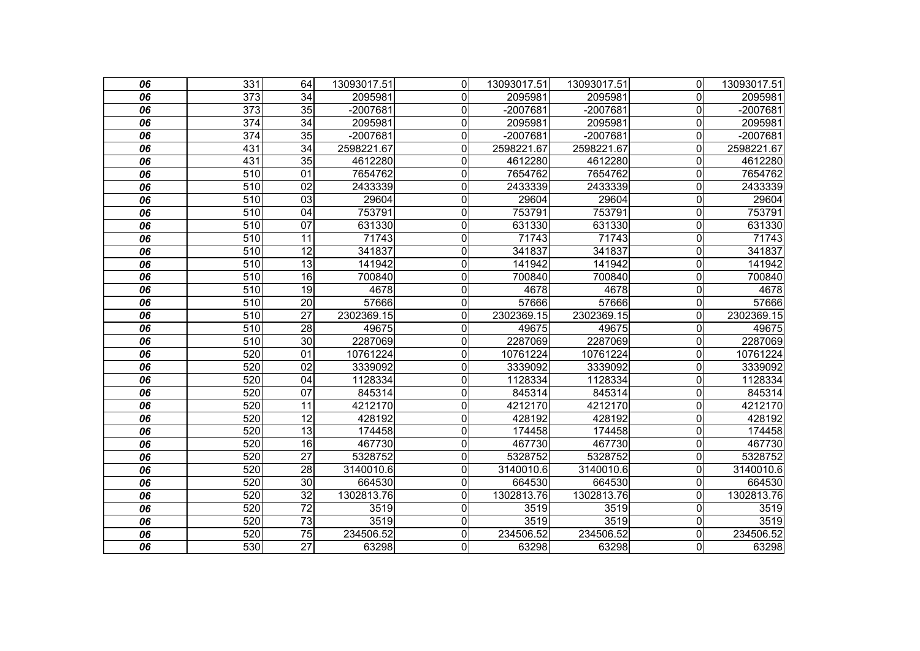| | | | | | | | | |
|---|---|---|---|---|---|---|---|---|
| ***06*** | 331 | 64 | 13093017.51 | 0 | 13093017.51 | 13093017.51 | 0 | 13093017.51 |
| ***06*** | 373 | 34 | 2095981 | 0 | 2095981 | 2095981 | 0 | 2095981 |
| ***06*** | 373 | 35 | -2007681 | 0 | -2007681 | -2007681 | 0 | -2007681 |
| ***06*** | 374 | 34 | 2095981 | 0 | 2095981 | 2095981 | 0 | 2095981 |
| ***06*** | 374 | 35 | -2007681 | 0 | -2007681 | -2007681 | 0 | -2007681 |
| ***06*** | 431 | 34 | 2598221.67 | 0 | 2598221.67 | 2598221.67 | 0 | 2598221.67 |
| ***06*** | 431 | 35 | 4612280 | 0 | 4612280 | 4612280 | 0 | 4612280 |
| ***06*** | 510 | 01 | 7654762 | 0 | 7654762 | 7654762 | 0 | 7654762 |
| ***06*** | 510 | 02 | 2433339 | 0 | 2433339 | 2433339 | 0 | 2433339 |
| ***06*** | 510 | 03 | 29604 | 0 | 29604 | 29604 | 0 | 29604 |
| ***06*** | 510 | 04 | 753791 | 0 | 753791 | 753791 | 0 | 753791 |
| ***06*** | 510 | 07 | 631330 | 0 | 631330 | 631330 | 0 | 631330 |
| ***06*** | 510 | 11 | 71743 | 0 | 71743 | 71743 | 0 | 71743 |
| ***06*** | 510 | 12 | 341837 | 0 | 341837 | 341837 | 0 | 341837 |
| ***06*** | 510 | 13 | 141942 | 0 | 141942 | 141942 | 0 | 141942 |
| ***06*** | 510 | 16 | 700840 | 0 | 700840 | 700840 | 0 | 700840 |
| ***06*** | 510 | 19 | 4678 | 0 | 4678 | 4678 | 0 | 4678 |
| ***06*** | 510 | 20 | 57666 | 0 | 57666 | 57666 | 0 | 57666 |
| ***06*** | 510 | 27 | 2302369.15 | 0 | 2302369.15 | 2302369.15 | 0 | 2302369.15 |
| ***06*** | 510 | 28 | 49675 | 0 | 49675 | 49675 | 0 | 49675 |
| ***06*** | 510 | 30 | 2287069 | 0 | 2287069 | 2287069 | 0 | 2287069 |
| ***06*** | 520 | 01 | 10761224 | 0 | 10761224 | 10761224 | 0 | 10761224 |
| ***06*** | 520 | 02 | 3339092 | 0 | 3339092 | 3339092 | 0 | 3339092 |
| ***06*** | 520 | 04 | 1128334 | 0 | 1128334 | 1128334 | 0 | 1128334 |
| ***06*** | 520 | 07 | 845314 | 0 | 845314 | 845314 | 0 | 845314 |
| ***06*** | 520 | 11 | 4212170 | 0 | 4212170 | 4212170 | 0 | 4212170 |
| ***06*** | 520 | 12 | 428192 | 0 | 428192 | 428192 | 0 | 428192 |
| ***06*** | 520 | 13 | 174458 | 0 | 174458 | 174458 | 0 | 174458 |
| ***06*** | 520 | 16 | 467730 | 0 | 467730 | 467730 | 0 | 467730 |
| ***06*** | 520 | 27 | 5328752 | 0 | 5328752 | 5328752 | 0 | 5328752 |
| ***06*** | 520 | 28 | 3140010.6 | 0 | 3140010.6 | 3140010.6 | 0 | 3140010.6 |
| ***06*** | 520 | 30 | 664530 | 0 | 664530 | 664530 | 0 | 664530 |
| ***06*** | 520 | 32 | 1302813.76 | 0 | 1302813.76 | 1302813.76 | 0 | 1302813.76 |
| ***06*** | 520 | 72 | 3519 | 0 | 3519 | 3519 | 0 | 3519 |
| ***06*** | 520 | 73 | 3519 | 0 | 3519 | 3519 | 0 | 3519 |
| ***06*** | 520 | 75 | 234506.52 | 0 | 234506.52 | 234506.52 | 0 | 234506.52 |
| ***06*** | 530 | 27 | 63298 | 0 | 63298 | 63298 | 0 | 63298 |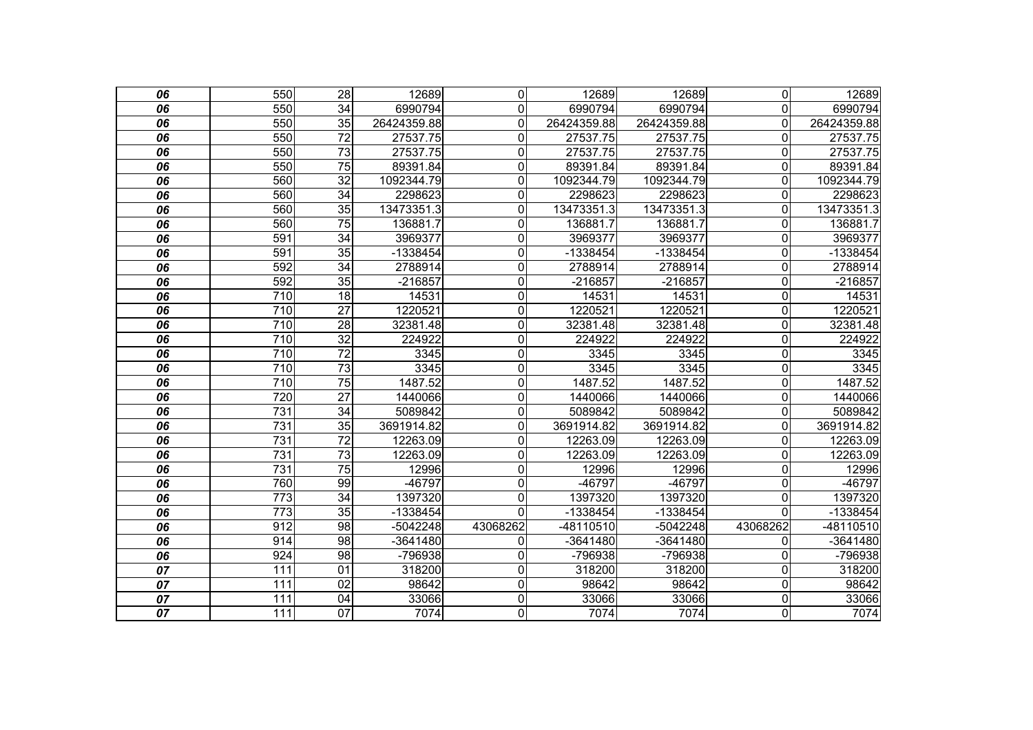| | | | | | | | | |
|---|---|---|---|---|---|---|---|---|
| *06* | 550 | 28 | 12689 | 0 | 12689 | 12689 | 0 | 12689 |
| *06* | 550 | 34 | 6990794 | 0 | 6990794 | 6990794 | 0 | 6990794 |
| *06* | 550 | 35 | 26424359.88 | 0 | 26424359.88 | 26424359.88 | 0 | 26424359.88 |
| *06* | 550 | 72 | 27537.75 | 0 | 27537.75 | 27537.75 | 0 | 27537.75 |
| *06* | 550 | 73 | 27537.75 | 0 | 27537.75 | 27537.75 | 0 | 27537.75 |
| *06* | 550 | 75 | 89391.84 | 0 | 89391.84 | 89391.84 | 0 | 89391.84 |
| *06* | 560 | 32 | 1092344.79 | 0 | 1092344.79 | 1092344.79 | 0 | 1092344.79 |
| *06* | 560 | 34 | 2298623 | 0 | 2298623 | 2298623 | 0 | 2298623 |
| *06* | 560 | 35 | 13473351.3 | 0 | 13473351.3 | 13473351.3 | 0 | 13473351.3 |
| *06* | 560 | 75 | 136881.7 | 0 | 136881.7 | 136881.7 | 0 | 136881.7 |
| *06* | 591 | 34 | 3969377 | 0 | 3969377 | 3969377 | 0 | 3969377 |
| *06* | 591 | 35 | -1338454 | 0 | -1338454 | -1338454 | 0 | -1338454 |
| *06* | 592 | 34 | 2788914 | 0 | 2788914 | 2788914 | 0 | 2788914 |
| *06* | 592 | 35 | -216857 | 0 | -216857 | -216857 | 0 | -216857 |
| *06* | 710 | 18 | 14531 | 0 | 14531 | 14531 | 0 | 14531 |
| *06* | 710 | 27 | 1220521 | 0 | 1220521 | 1220521 | 0 | 1220521 |
| *06* | 710 | 28 | 32381.48 | 0 | 32381.48 | 32381.48 | 0 | 32381.48 |
| *06* | 710 | 32 | 224922 | 0 | 224922 | 224922 | 0 | 224922 |
| *06* | 710 | 72 | 3345 | 0 | 3345 | 3345 | 0 | 3345 |
| *06* | 710 | 73 | 3345 | 0 | 3345 | 3345 | 0 | 3345 |
| *06* | 710 | 75 | 1487.52 | 0 | 1487.52 | 1487.52 | 0 | 1487.52 |
| *06* | 720 | 27 | 1440066 | 0 | 1440066 | 1440066 | 0 | 1440066 |
| *06* | 731 | 34 | 5089842 | 0 | 5089842 | 5089842 | 0 | 5089842 |
| *06* | 731 | 35 | 3691914.82 | 0 | 3691914.82 | 3691914.82 | 0 | 3691914.82 |
| *06* | 731 | 72 | 12263.09 | 0 | 12263.09 | 12263.09 | 0 | 12263.09 |
| *06* | 731 | 73 | 12263.09 | 0 | 12263.09 | 12263.09 | 0 | 12263.09 |
| *06* | 731 | 75 | 12996 | 0 | 12996 | 12996 | 0 | 12996 |
| *06* | 760 | 99 | -46797 | 0 | -46797 | -46797 | 0 | -46797 |
| *06* | 773 | 34 | 1397320 | 0 | 1397320 | 1397320 | 0 | 1397320 |
| *06* | 773 | 35 | -1338454 | 0 | -1338454 | -1338454 | 0 | -1338454 |
| *06* | 912 | 98 | -5042248 | 43068262 | -48110510 | -5042248 | 43068262 | -48110510 |
| *06* | 914 | 98 | -3641480 | 0 | -3641480 | -3641480 | 0 | -3641480 |
| *06* | 924 | 98 | -796938 | 0 | -796938 | -796938 | 0 | -796938 |
| *07* | 111 | 01 | 318200 | 0 | 318200 | 318200 | 0 | 318200 |
| *07* | 111 | 02 | 98642 | 0 | 98642 | 98642 | 0 | 98642 |
| *07* | 111 | 04 | 33066 | 0 | 33066 | 33066 | 0 | 33066 |
| *07* | 111 | 07 | 7074 | 0 | 7074 | 7074 | 0 | 7074 |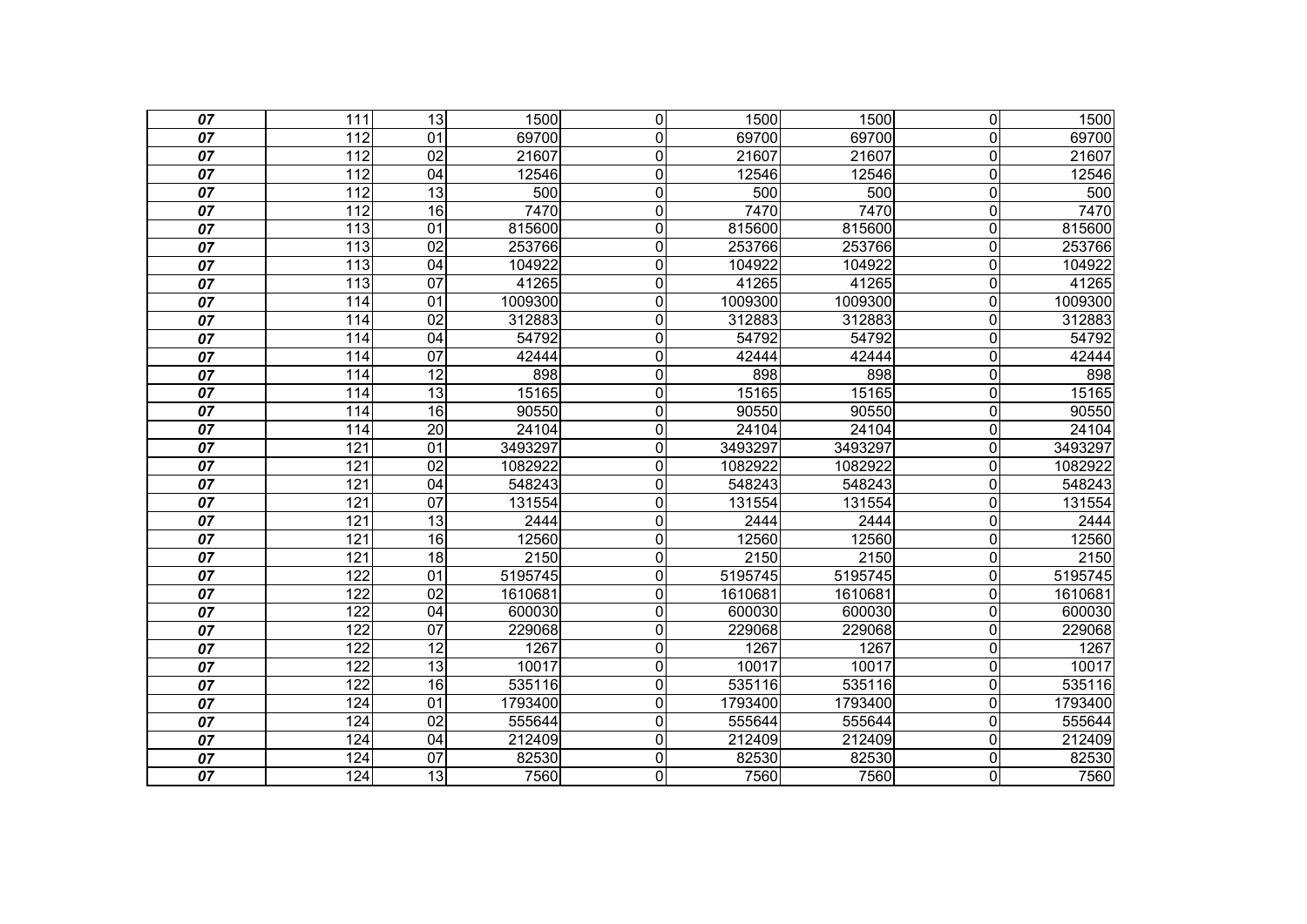| | | | | | | | | |
|---|---|---|---|---|---|---|---|---|
| *07* | 111 | 13 | 1500 | 0 | 1500 | 1500 | 0 | 1500 |
| *07* | 112 | 01 | 69700 | 0 | 69700 | 69700 | 0 | 69700 |
| *07* | 112 | 02 | 21607 | 0 | 21607 | 21607 | 0 | 21607 |
| *07* | 112 | 04 | 12546 | 0 | 12546 | 12546 | 0 | 12546 |
| *07* | 112 | 13 | 500 | 0 | 500 | 500 | 0 | 500 |
| *07* | 112 | 16 | 7470 | 0 | 7470 | 7470 | 0 | 7470 |
| *07* | 113 | 01 | 815600 | 0 | 815600 | 815600 | 0 | 815600 |
| *07* | 113 | 02 | 253766 | 0 | 253766 | 253766 | 0 | 253766 |
| *07* | 113 | 04 | 104922 | 0 | 104922 | 104922 | 0 | 104922 |
| *07* | 113 | 07 | 41265 | 0 | 41265 | 41265 | 0 | 41265 |
| *07* | 114 | 01 | 1009300 | 0 | 1009300 | 1009300 | 0 | 1009300 |
| *07* | 114 | 02 | 312883 | 0 | 312883 | 312883 | 0 | 312883 |
| *07* | 114 | 04 | 54792 | 0 | 54792 | 54792 | 0 | 54792 |
| *07* | 114 | 07 | 42444 | 0 | 42444 | 42444 | 0 | 42444 |
| *07* | 114 | 12 | 898 | 0 | 898 | 898 | 0 | 898 |
| *07* | 114 | 13 | 15165 | 0 | 15165 | 15165 | 0 | 15165 |
| *07* | 114 | 16 | 90550 | 0 | 90550 | 90550 | 0 | 90550 |
| *07* | 114 | 20 | 24104 | 0 | 24104 | 24104 | 0 | 24104 |
| *07* | 121 | 01 | 3493297 | 0 | 3493297 | 3493297 | 0 | 3493297 |
| *07* | 121 | 02 | 1082922 | 0 | 1082922 | 1082922 | 0 | 1082922 |
| *07* | 121 | 04 | 548243 | 0 | 548243 | 548243 | 0 | 548243 |
| *07* | 121 | 07 | 131554 | 0 | 131554 | 131554 | 0 | 131554 |
| *07* | 121 | 13 | 2444 | 0 | 2444 | 2444 | 0 | 2444 |
| *07* | 121 | 16 | 12560 | 0 | 12560 | 12560 | 0 | 12560 |
| *07* | 121 | 18 | 2150 | 0 | 2150 | 2150 | 0 | 2150 |
| *07* | 122 | 01 | 5195745 | 0 | 5195745 | 5195745 | 0 | 5195745 |
| *07* | 122 | 02 | 1610681 | 0 | 1610681 | 1610681 | 0 | 1610681 |
| *07* | 122 | 04 | 600030 | 0 | 600030 | 600030 | 0 | 600030 |
| *07* | 122 | 07 | 229068 | 0 | 229068 | 229068 | 0 | 229068 |
| *07* | 122 | 12 | 1267 | 0 | 1267 | 1267 | 0 | 1267 |
| *07* | 122 | 13 | 10017 | 0 | 10017 | 10017 | 0 | 10017 |
| *07* | 122 | 16 | 535116 | 0 | 535116 | 535116 | 0 | 535116 |
| *07* | 124 | 01 | 1793400 | 0 | 1793400 | 1793400 | 0 | 1793400 |
| *07* | 124 | 02 | 555644 | 0 | 555644 | 555644 | 0 | 555644 |
| *07* | 124 | 04 | 212409 | 0 | 212409 | 212409 | 0 | 212409 |
| *07* | 124 | 07 | 82530 | 0 | 82530 | 82530 | 0 | 82530 |
| *07* | 124 | 13 | 7560 | 0 | 7560 | 7560 | 0 | 7560 |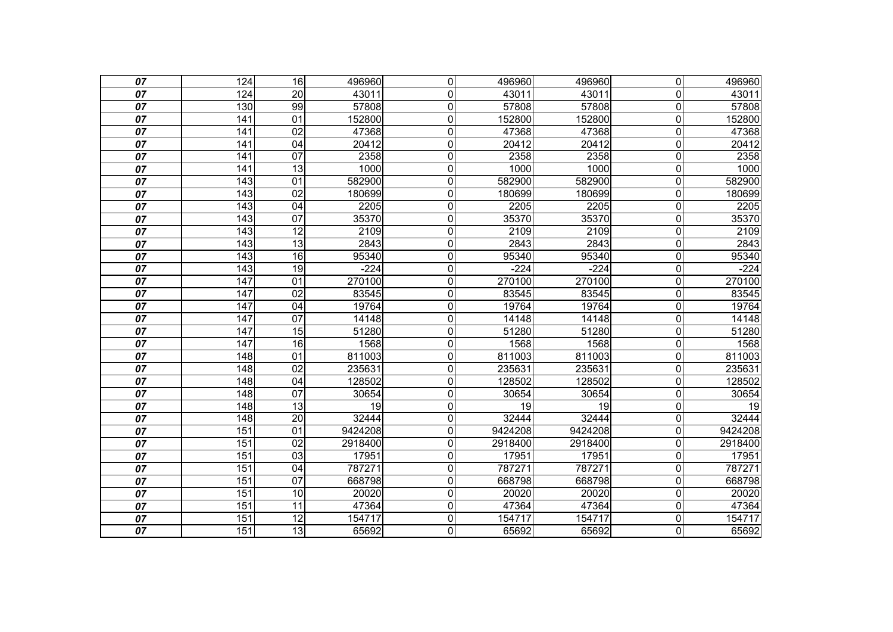| | | | | | | | | |
|---|---|---|---|---|---|---|---|---|
| ***07*** | 124 | 16 | 496960 | 0 | 496960 | 496960 | 0 | 496960 |
| ***07*** | 124 | 20 | 43011 | 0 | 43011 | 43011 | 0 | 43011 |
| ***07*** | 130 | 99 | 57808 | 0 | 57808 | 57808 | 0 | 57808 |
| ***07*** | 141 | 01 | 152800 | 0 | 152800 | 152800 | 0 | 152800 |
| ***07*** | 141 | 02 | 47368 | 0 | 47368 | 47368 | 0 | 47368 |
| ***07*** | 141 | 04 | 20412 | 0 | 20412 | 20412 | 0 | 20412 |
| ***07*** | 141 | 07 | 2358 | 0 | 2358 | 2358 | 0 | 2358 |
| ***07*** | 141 | 13 | 1000 | 0 | 1000 | 1000 | 0 | 1000 |
| ***07*** | 143 | 01 | 582900 | 0 | 582900 | 582900 | 0 | 582900 |
| ***07*** | 143 | 02 | 180699 | 0 | 180699 | 180699 | 0 | 180699 |
| ***07*** | 143 | 04 | 2205 | 0 | 2205 | 2205 | 0 | 2205 |
| ***07*** | 143 | 07 | 35370 | 0 | 35370 | 35370 | 0 | 35370 |
| ***07*** | 143 | 12 | 2109 | 0 | 2109 | 2109 | 0 | 2109 |
| ***07*** | 143 | 13 | 2843 | 0 | 2843 | 2843 | 0 | 2843 |
| ***07*** | 143 | 16 | 95340 | 0 | 95340 | 95340 | 0 | 95340 |
| ***07*** | 143 | 19 | -224 | 0 | -224 | -224 | 0 | -224 |
| ***07*** | 147 | 01 | 270100 | 0 | 270100 | 270100 | 0 | 270100 |
| ***07*** | 147 | 02 | 83545 | 0 | 83545 | 83545 | 0 | 83545 |
| ***07*** | 147 | 04 | 19764 | 0 | 19764 | 19764 | 0 | 19764 |
| ***07*** | 147 | 07 | 14148 | 0 | 14148 | 14148 | 0 | 14148 |
| ***07*** | 147 | 15 | 51280 | 0 | 51280 | 51280 | 0 | 51280 |
| ***07*** | 147 | 16 | 1568 | 0 | 1568 | 1568 | 0 | 1568 |
| ***07*** | 148 | 01 | 811003 | 0 | 811003 | 811003 | 0 | 811003 |
| ***07*** | 148 | 02 | 235631 | 0 | 235631 | 235631 | 0 | 235631 |
| ***07*** | 148 | 04 | 128502 | 0 | 128502 | 128502 | 0 | 128502 |
| ***07*** | 148 | 07 | 30654 | 0 | 30654 | 30654 | 0 | 30654 |
| ***07*** | 148 | 13 | 19 | 0 | 19 | 19 | 0 | 19 |
| ***07*** | 148 | 20 | 32444 | 0 | 32444 | 32444 | 0 | 32444 |
| ***07*** | 151 | 01 | 9424208 | 0 | 9424208 | 9424208 | 0 | 9424208 |
| ***07*** | 151 | 02 | 2918400 | 0 | 2918400 | 2918400 | 0 | 2918400 |
| ***07*** | 151 | 03 | 17951 | 0 | 17951 | 17951 | 0 | 17951 |
| ***07*** | 151 | 04 | 787271 | 0 | 787271 | 787271 | 0 | 787271 |
| ***07*** | 151 | 07 | 668798 | 0 | 668798 | 668798 | 0 | 668798 |
| ***07*** | 151 | 10 | 20020 | 0 | 20020 | 20020 | 0 | 20020 |
| ***07*** | 151 | 11 | 47364 | 0 | 47364 | 47364 | 0 | 47364 |
| ***07*** | 151 | 12 | 154717 | 0 | 154717 | 154717 | 0 | 154717 |
| ***07*** | 151 | 13 | 65692 | 0 | 65692 | 65692 | 0 | 65692 |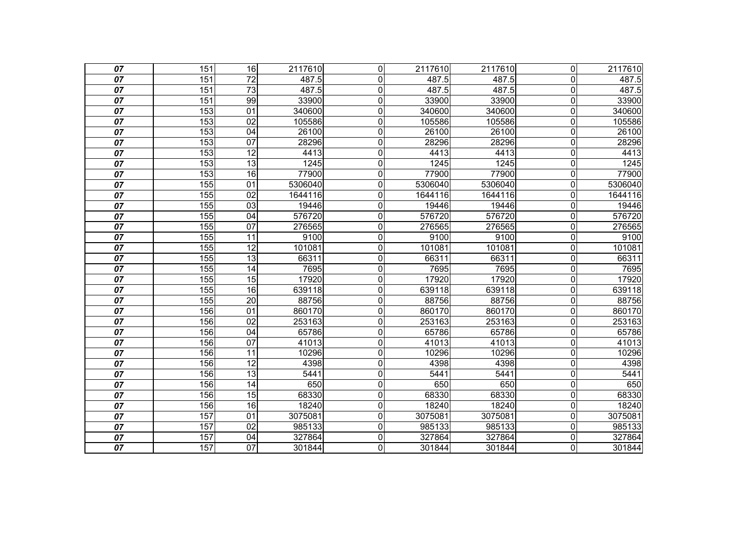| | | | | | | | | |
|---|---|---|---|---|---|---|---|---|
| ***07*** | 151 | 16 | 2117610 | 0 | 2117610 | 2117610 | 0 | 2117610 |
| ***07*** | 151 | 72 | 487.5 | 0 | 487.5 | 487.5 | 0 | 487.5 |
| ***07*** | 151 | 73 | 487.5 | 0 | 487.5 | 487.5 | 0 | 487.5 |
| ***07*** | 151 | 99 | 33900 | 0 | 33900 | 33900 | 0 | 33900 |
| ***07*** | 153 | 01 | 340600 | 0 | 340600 | 340600 | 0 | 340600 |
| ***07*** | 153 | 02 | 105586 | 0 | 105586 | 105586 | 0 | 105586 |
| ***07*** | 153 | 04 | 26100 | 0 | 26100 | 26100 | 0 | 26100 |
| ***07*** | 153 | 07 | 28296 | 0 | 28296 | 28296 | 0 | 28296 |
| ***07*** | 153 | 12 | 4413 | 0 | 4413 | 4413 | 0 | 4413 |
| ***07*** | 153 | 13 | 1245 | 0 | 1245 | 1245 | 0 | 1245 |
| ***07*** | 153 | 16 | 77900 | 0 | 77900 | 77900 | 0 | 77900 |
| ***07*** | 155 | 01 | 5306040 | 0 | 5306040 | 5306040 | 0 | 5306040 |
| ***07*** | 155 | 02 | 1644116 | 0 | 1644116 | 1644116 | 0 | 1644116 |
| ***07*** | 155 | 03 | 19446 | 0 | 19446 | 19446 | 0 | 19446 |
| ***07*** | 155 | 04 | 576720 | 0 | 576720 | 576720 | 0 | 576720 |
| ***07*** | 155 | 07 | 276565 | 0 | 276565 | 276565 | 0 | 276565 |
| ***07*** | 155 | 11 | 9100 | 0 | 9100 | 9100 | 0 | 9100 |
| ***07*** | 155 | 12 | 101081 | 0 | 101081 | 101081 | 0 | 101081 |
| ***07*** | 155 | 13 | 66311 | 0 | 66311 | 66311 | 0 | 66311 |
| ***07*** | 155 | 14 | 7695 | 0 | 7695 | 7695 | 0 | 7695 |
| ***07*** | 155 | 15 | 17920 | 0 | 17920 | 17920 | 0 | 17920 |
| ***07*** | 155 | 16 | 639118 | 0 | 639118 | 639118 | 0 | 639118 |
| ***07*** | 155 | 20 | 88756 | 0 | 88756 | 88756 | 0 | 88756 |
| ***07*** | 156 | 01 | 860170 | 0 | 860170 | 860170 | 0 | 860170 |
| ***07*** | 156 | 02 | 253163 | 0 | 253163 | 253163 | 0 | 253163 |
| ***07*** | 156 | 04 | 65786 | 0 | 65786 | 65786 | 0 | 65786 |
| ***07*** | 156 | 07 | 41013 | 0 | 41013 | 41013 | 0 | 41013 |
| ***07*** | 156 | 11 | 10296 | 0 | 10296 | 10296 | 0 | 10296 |
| ***07*** | 156 | 12 | 4398 | 0 | 4398 | 4398 | 0 | 4398 |
| ***07*** | 156 | 13 | 5441 | 0 | 5441 | 5441 | 0 | 5441 |
| ***07*** | 156 | 14 | 650 | 0 | 650 | 650 | 0 | 650 |
| ***07*** | 156 | 15 | 68330 | 0 | 68330 | 68330 | 0 | 68330 |
| ***07*** | 156 | 16 | 18240 | 0 | 18240 | 18240 | 0 | 18240 |
| ***07*** | 157 | 01 | 3075081 | 0 | 3075081 | 3075081 | 0 | 3075081 |
| ***07*** | 157 | 02 | 985133 | 0 | 985133 | 985133 | 0 | 985133 |
| ***07*** | 157 | 04 | 327864 | 0 | 327864 | 327864 | 0 | 327864 |
| ***07*** | 157 | 07 | 301844 | 0 | 301844 | 301844 | 0 | 301844 |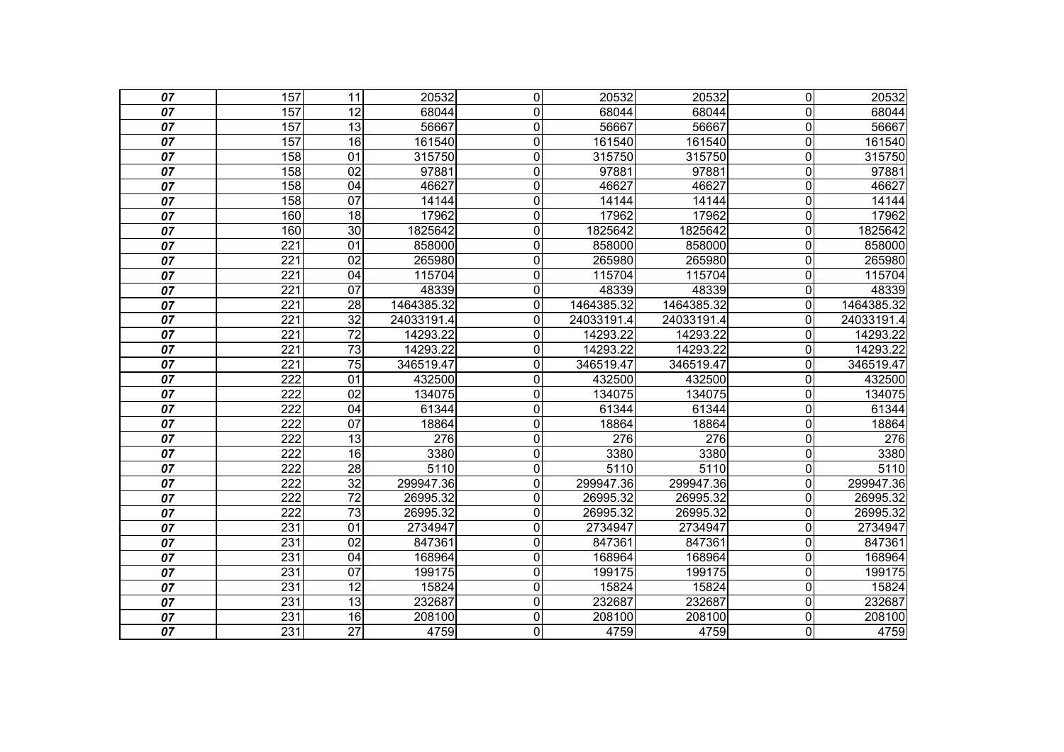| | | | | | | | | |
|---|---|---|---|---|---|---|---|---|
| ***07*** | 157 | 11 | 20532 | 0 | 20532 | 20532 | 0 | 20532 |
| ***07*** | 157 | 12 | 68044 | 0 | 68044 | 68044 | 0 | 68044 |
| ***07*** | 157 | 13 | 56667 | 0 | 56667 | 56667 | 0 | 56667 |
| ***07*** | 157 | 16 | 161540 | 0 | 161540 | 161540 | 0 | 161540 |
| ***07*** | 158 | 01 | 315750 | 0 | 315750 | 315750 | 0 | 315750 |
| ***07*** | 158 | 02 | 97881 | 0 | 97881 | 97881 | 0 | 97881 |
| ***07*** | 158 | 04 | 46627 | 0 | 46627 | 46627 | 0 | 46627 |
| ***07*** | 158 | 07 | 14144 | 0 | 14144 | 14144 | 0 | 14144 |
| ***07*** | 160 | 18 | 17962 | 0 | 17962 | 17962 | 0 | 17962 |
| ***07*** | 160 | 30 | 1825642 | 0 | 1825642 | 1825642 | 0 | 1825642 |
| ***07*** | 221 | 01 | 858000 | 0 | 858000 | 858000 | 0 | 858000 |
| ***07*** | 221 | 02 | 265980 | 0 | 265980 | 265980 | 0 | 265980 |
| ***07*** | 221 | 04 | 115704 | 0 | 115704 | 115704 | 0 | 115704 |
| ***07*** | 221 | 07 | 48339 | 0 | 48339 | 48339 | 0 | 48339 |
| ***07*** | 221 | 28 | 1464385.32 | 0 | 1464385.32 | 1464385.32 | 0 | 1464385.32 |
| ***07*** | 221 | 32 | 24033191.4 | 0 | 24033191.4 | 24033191.4 | 0 | 24033191.4 |
| ***07*** | 221 | 72 | 14293.22 | 0 | 14293.22 | 14293.22 | 0 | 14293.22 |
| ***07*** | 221 | 73 | 14293.22 | 0 | 14293.22 | 14293.22 | 0 | 14293.22 |
| ***07*** | 221 | 75 | 346519.47 | 0 | 346519.47 | 346519.47 | 0 | 346519.47 |
| ***07*** | 222 | 01 | 432500 | 0 | 432500 | 432500 | 0 | 432500 |
| ***07*** | 222 | 02 | 134075 | 0 | 134075 | 134075 | 0 | 134075 |
| ***07*** | 222 | 04 | 61344 | 0 | 61344 | 61344 | 0 | 61344 |
| ***07*** | 222 | 07 | 18864 | 0 | 18864 | 18864 | 0 | 18864 |
| ***07*** | 222 | 13 | 276 | 0 | 276 | 276 | 0 | 276 |
| ***07*** | 222 | 16 | 3380 | 0 | 3380 | 3380 | 0 | 3380 |
| ***07*** | 222 | 28 | 5110 | 0 | 5110 | 5110 | 0 | 5110 |
| ***07*** | 222 | 32 | 299947.36 | 0 | 299947.36 | 299947.36 | 0 | 299947.36 |
| ***07*** | 222 | 72 | 26995.32 | 0 | 26995.32 | 26995.32 | 0 | 26995.32 |
| ***07*** | 222 | 73 | 26995.32 | 0 | 26995.32 | 26995.32 | 0 | 26995.32 |
| ***07*** | 231 | 01 | 2734947 | 0 | 2734947 | 2734947 | 0 | 2734947 |
| ***07*** | 231 | 02 | 847361 | 0 | 847361 | 847361 | 0 | 847361 |
| ***07*** | 231 | 04 | 168964 | 0 | 168964 | 168964 | 0 | 168964 |
| ***07*** | 231 | 07 | 199175 | 0 | 199175 | 199175 | 0 | 199175 |
| ***07*** | 231 | 12 | 15824 | 0 | 15824 | 15824 | 0 | 15824 |
| ***07*** | 231 | 13 | 232687 | 0 | 232687 | 232687 | 0 | 232687 |
| ***07*** | 231 | 16 | 208100 | 0 | 208100 | 208100 | 0 | 208100 |
| ***07*** | 231 | 27 | 4759 | 0 | 4759 | 4759 | 0 | 4759 |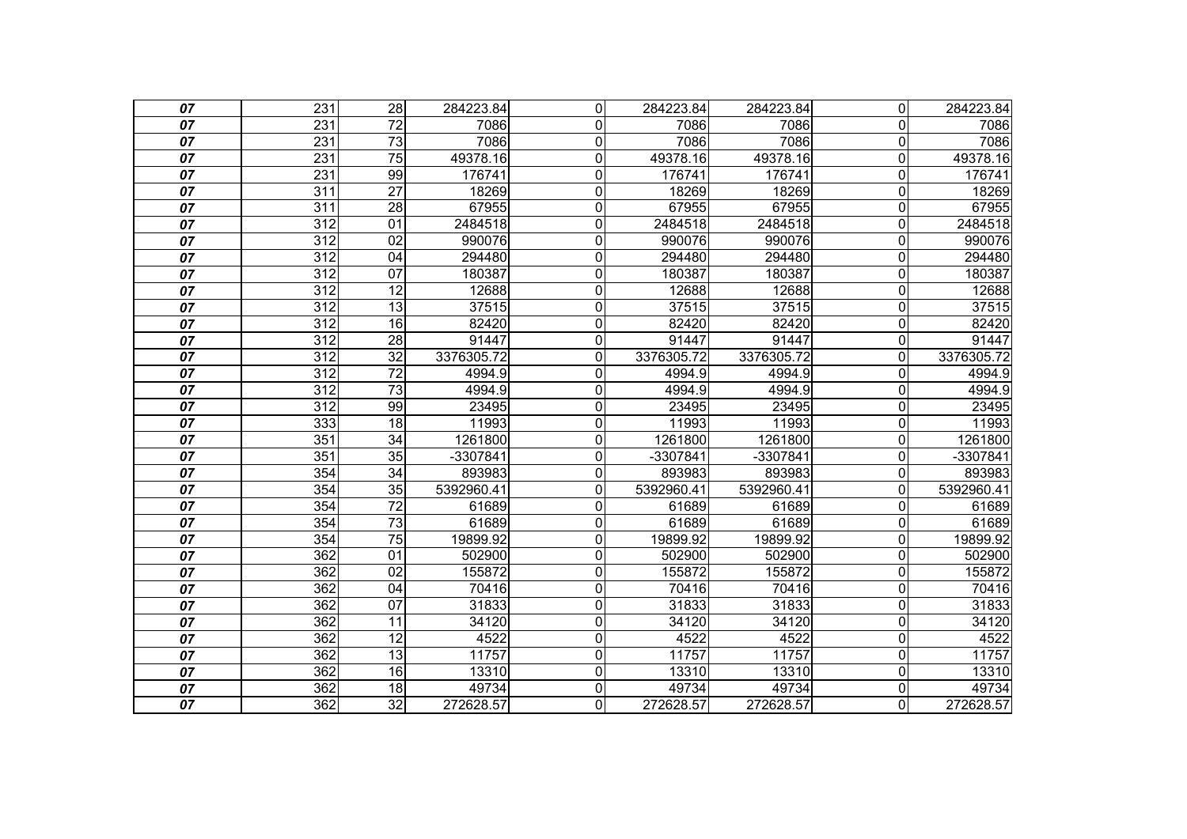| | | | | | | | | |
|---|---|---|---|---|---|---|---|---|
| *07* | 231 | 28 | 284223.84 | 0 | 284223.84 | 284223.84 | 0 | 284223.84 |
| *07* | 231 | 72 | 7086 | 0 | 7086 | 7086 | 0 | 7086 |
| *07* | 231 | 73 | 7086 | 0 | 7086 | 7086 | 0 | 7086 |
| *07* | 231 | 75 | 49378.16 | 0 | 49378.16 | 49378.16 | 0 | 49378.16 |
| *07* | 231 | 99 | 176741 | 0 | 176741 | 176741 | 0 | 176741 |
| *07* | 311 | 27 | 18269 | 0 | 18269 | 18269 | 0 | 18269 |
| *07* | 311 | 28 | 67955 | 0 | 67955 | 67955 | 0 | 67955 |
| *07* | 312 | 01 | 2484518 | 0 | 2484518 | 2484518 | 0 | 2484518 |
| *07* | 312 | 02 | 990076 | 0 | 990076 | 990076 | 0 | 990076 |
| *07* | 312 | 04 | 294480 | 0 | 294480 | 294480 | 0 | 294480 |
| *07* | 312 | 07 | 180387 | 0 | 180387 | 180387 | 0 | 180387 |
| *07* | 312 | 12 | 12688 | 0 | 12688 | 12688 | 0 | 12688 |
| *07* | 312 | 13 | 37515 | 0 | 37515 | 37515 | 0 | 37515 |
| *07* | 312 | 16 | 82420 | 0 | 82420 | 82420 | 0 | 82420 |
| *07* | 312 | 28 | 91447 | 0 | 91447 | 91447 | 0 | 91447 |
| *07* | 312 | 32 | 3376305.72 | 0 | 3376305.72 | 3376305.72 | 0 | 3376305.72 |
| *07* | 312 | 72 | 4994.9 | 0 | 4994.9 | 4994.9 | 0 | 4994.9 |
| *07* | 312 | 73 | 4994.9 | 0 | 4994.9 | 4994.9 | 0 | 4994.9 |
| *07* | 312 | 99 | 23495 | 0 | 23495 | 23495 | 0 | 23495 |
| *07* | 333 | 18 | 11993 | 0 | 11993 | 11993 | 0 | 11993 |
| *07* | 351 | 34 | 1261800 | 0 | 1261800 | 1261800 | 0 | 1261800 |
| *07* | 351 | 35 | -3307841 | 0 | -3307841 | -3307841 | 0 | -3307841 |
| *07* | 354 | 34 | 893983 | 0 | 893983 | 893983 | 0 | 893983 |
| *07* | 354 | 35 | 5392960.41 | 0 | 5392960.41 | 5392960.41 | 0 | 5392960.41 |
| *07* | 354 | 72 | 61689 | 0 | 61689 | 61689 | 0 | 61689 |
| *07* | 354 | 73 | 61689 | 0 | 61689 | 61689 | 0 | 61689 |
| *07* | 354 | 75 | 19899.92 | 0 | 19899.92 | 19899.92 | 0 | 19899.92 |
| *07* | 362 | 01 | 502900 | 0 | 502900 | 502900 | 0 | 502900 |
| *07* | 362 | 02 | 155872 | 0 | 155872 | 155872 | 0 | 155872 |
| *07* | 362 | 04 | 70416 | 0 | 70416 | 70416 | 0 | 70416 |
| *07* | 362 | 07 | 31833 | 0 | 31833 | 31833 | 0 | 31833 |
| *07* | 362 | 11 | 34120 | 0 | 34120 | 34120 | 0 | 34120 |
| *07* | 362 | 12 | 4522 | 0 | 4522 | 4522 | 0 | 4522 |
| *07* | 362 | 13 | 11757 | 0 | 11757 | 11757 | 0 | 11757 |
| *07* | 362 | 16 | 13310 | 0 | 13310 | 13310 | 0 | 13310 |
| *07* | 362 | 18 | 49734 | 0 | 49734 | 49734 | 0 | 49734 |
| *07* | 362 | 32 | 272628.57 | 0 | 272628.57 | 272628.57 | 0 | 272628.57 |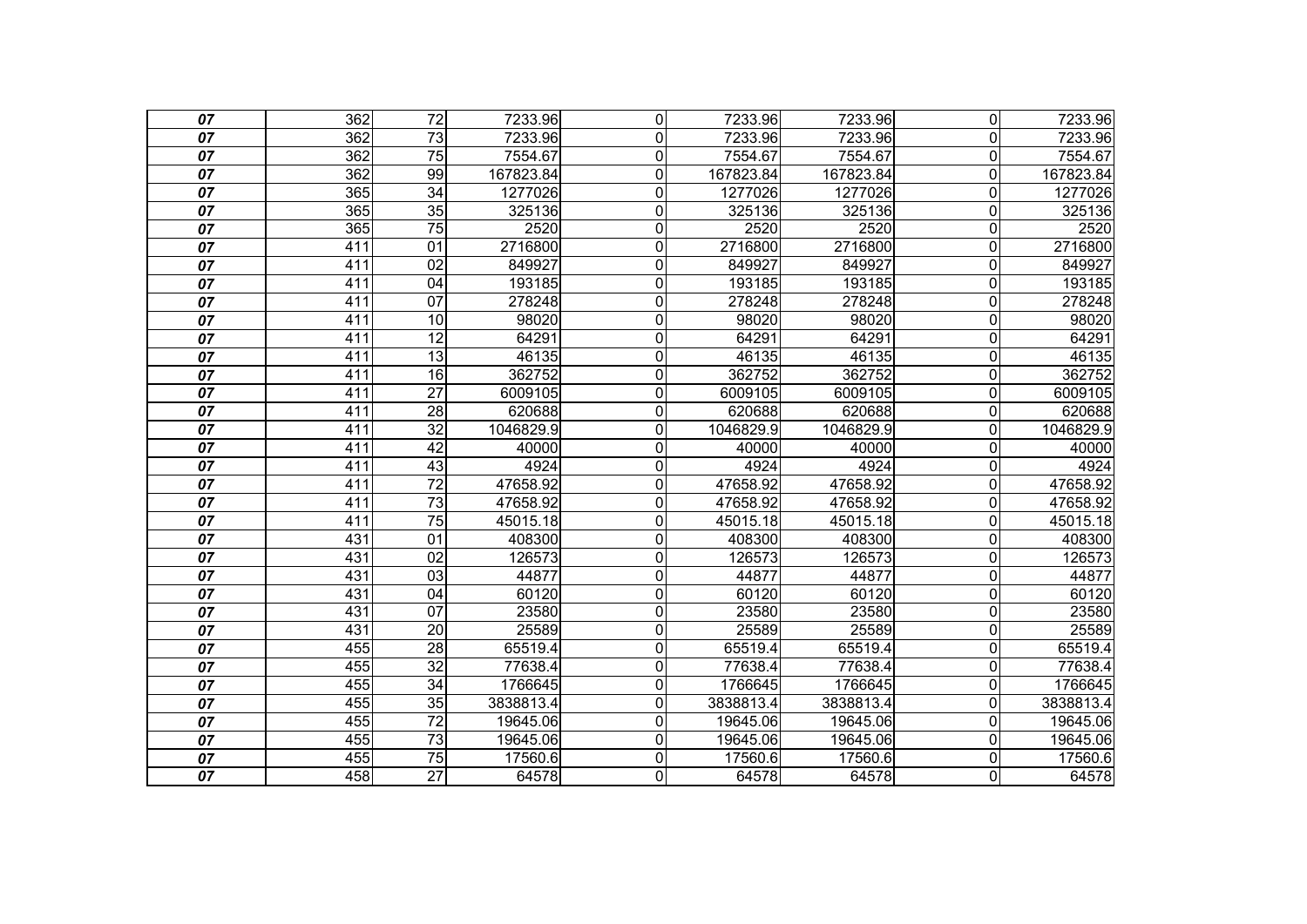| | | | | | | | | |
|---|---|---|---|---|---|---|---|---|
| *07* | 362 | 72 | 7233.96 | 0 | 7233.96 | 7233.96 | 0 | 7233.96 |
| *07* | 362 | 73 | 7233.96 | 0 | 7233.96 | 7233.96 | 0 | 7233.96 |
| *07* | 362 | 75 | 7554.67 | 0 | 7554.67 | 7554.67 | 0 | 7554.67 |
| *07* | 362 | 99 | 167823.84 | 0 | 167823.84 | 167823.84 | 0 | 167823.84 |
| *07* | 365 | 34 | 1277026 | 0 | 1277026 | 1277026 | 0 | 1277026 |
| *07* | 365 | 35 | 325136 | 0 | 325136 | 325136 | 0 | 325136 |
| *07* | 365 | 75 | 2520 | 0 | 2520 | 2520 | 0 | 2520 |
| *07* | 411 | 01 | 2716800 | 0 | 2716800 | 2716800 | 0 | 2716800 |
| *07* | 411 | 02 | 849927 | 0 | 849927 | 849927 | 0 | 849927 |
| *07* | 411 | 04 | 193185 | 0 | 193185 | 193185 | 0 | 193185 |
| *07* | 411 | 07 | 278248 | 0 | 278248 | 278248 | 0 | 278248 |
| *07* | 411 | 10 | 98020 | 0 | 98020 | 98020 | 0 | 98020 |
| *07* | 411 | 12 | 64291 | 0 | 64291 | 64291 | 0 | 64291 |
| *07* | 411 | 13 | 46135 | 0 | 46135 | 46135 | 0 | 46135 |
| *07* | 411 | 16 | 362752 | 0 | 362752 | 362752 | 0 | 362752 |
| *07* | 411 | 27 | 6009105 | 0 | 6009105 | 6009105 | 0 | 6009105 |
| *07* | 411 | 28 | 620688 | 0 | 620688 | 620688 | 0 | 620688 |
| *07* | 411 | 32 | 1046829.9 | 0 | 1046829.9 | 1046829.9 | 0 | 1046829.9 |
| *07* | 411 | 42 | 40000 | 0 | 40000 | 40000 | 0 | 40000 |
| *07* | 411 | 43 | 4924 | 0 | 4924 | 4924 | 0 | 4924 |
| *07* | 411 | 72 | 47658.92 | 0 | 47658.92 | 47658.92 | 0 | 47658.92 |
| *07* | 411 | 73 | 47658.92 | 0 | 47658.92 | 47658.92 | 0 | 47658.92 |
| *07* | 411 | 75 | 45015.18 | 0 | 45015.18 | 45015.18 | 0 | 45015.18 |
| *07* | 431 | 01 | 408300 | 0 | 408300 | 408300 | 0 | 408300 |
| *07* | 431 | 02 | 126573 | 0 | 126573 | 126573 | 0 | 126573 |
| *07* | 431 | 03 | 44877 | 0 | 44877 | 44877 | 0 | 44877 |
| *07* | 431 | 04 | 60120 | 0 | 60120 | 60120 | 0 | 60120 |
| *07* | 431 | 07 | 23580 | 0 | 23580 | 23580 | 0 | 23580 |
| *07* | 431 | 20 | 25589 | 0 | 25589 | 25589 | 0 | 25589 |
| *07* | 455 | 28 | 65519.4 | 0 | 65519.4 | 65519.4 | 0 | 65519.4 |
| *07* | 455 | 32 | 77638.4 | 0 | 77638.4 | 77638.4 | 0 | 77638.4 |
| *07* | 455 | 34 | 1766645 | 0 | 1766645 | 1766645 | 0 | 1766645 |
| *07* | 455 | 35 | 3838813.4 | 0 | 3838813.4 | 3838813.4 | 0 | 3838813.4 |
| *07* | 455 | 72 | 19645.06 | 0 | 19645.06 | 19645.06 | 0 | 19645.06 |
| *07* | 455 | 73 | 19645.06 | 0 | 19645.06 | 19645.06 | 0 | 19645.06 |
| *07* | 455 | 75 | 17560.6 | 0 | 17560.6 | 17560.6 | 0 | 17560.6 |
| *07* | 458 | 27 | 64578 | 0 | 64578 | 64578 | 0 | 64578 |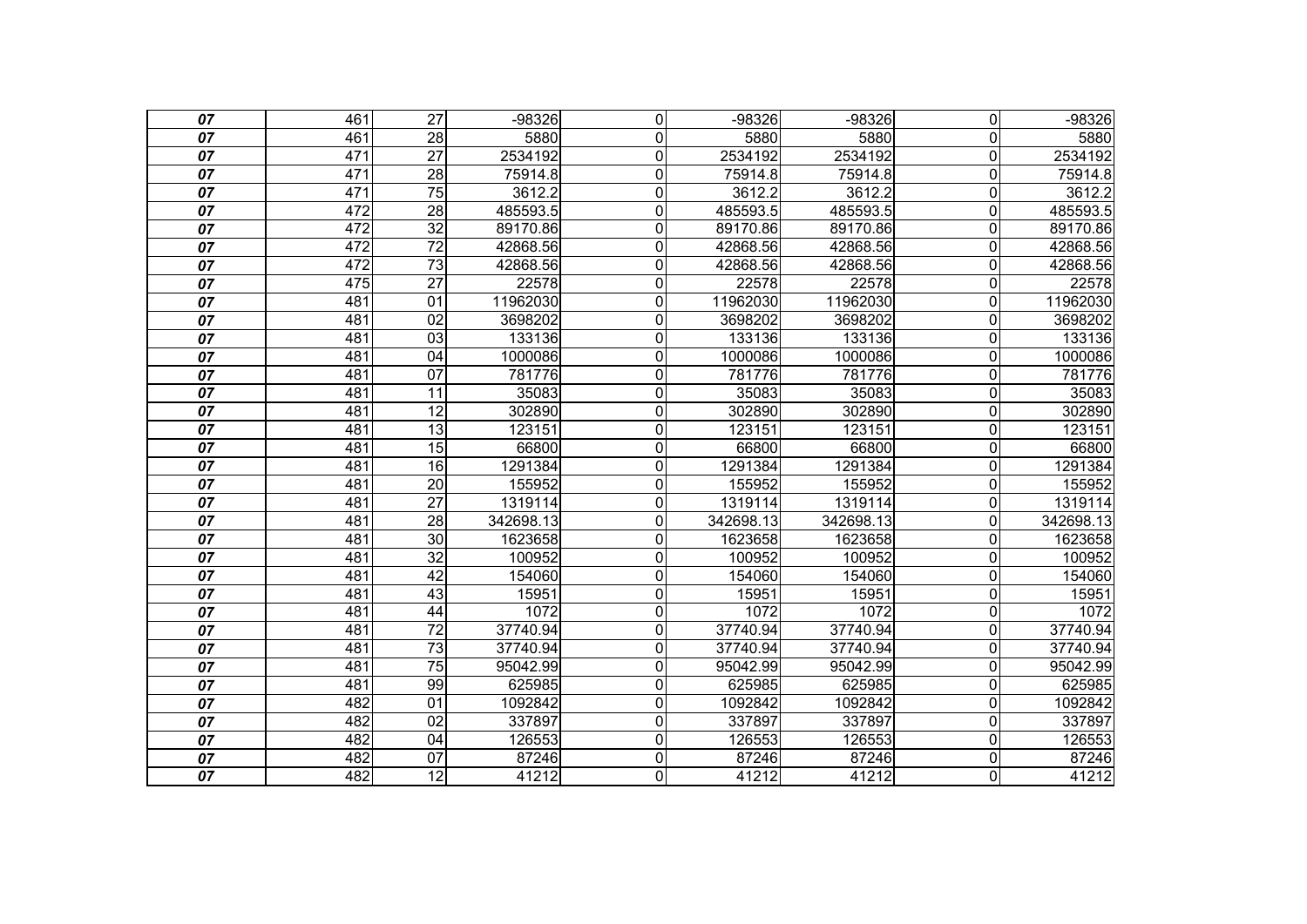| | | | | | | | | |
|---|---|---|---|---|---|---|---|---|
| ***07*** | 461 | 27 | -98326 | 0 | -98326 | -98326 | 0 | -98326 |
| ***07*** | 461 | 28 | 5880 | 0 | 5880 | 5880 | 0 | 5880 |
| ***07*** | 471 | 27 | 2534192 | 0 | 2534192 | 2534192 | 0 | 2534192 |
| ***07*** | 471 | 28 | 75914.8 | 0 | 75914.8 | 75914.8 | 0 | 75914.8 |
| ***07*** | 471 | 75 | 3612.2 | 0 | 3612.2 | 3612.2 | 0 | 3612.2 |
| ***07*** | 472 | 28 | 485593.5 | 0 | 485593.5 | 485593.5 | 0 | 485593.5 |
| ***07*** | 472 | 32 | 89170.86 | 0 | 89170.86 | 89170.86 | 0 | 89170.86 |
| ***07*** | 472 | 72 | 42868.56 | 0 | 42868.56 | 42868.56 | 0 | 42868.56 |
| ***07*** | 472 | 73 | 42868.56 | 0 | 42868.56 | 42868.56 | 0 | 42868.56 |
| ***07*** | 475 | 27 | 22578 | 0 | 22578 | 22578 | 0 | 22578 |
| ***07*** | 481 | 01 | 11962030 | 0 | 11962030 | 11962030 | 0 | 11962030 |
| ***07*** | 481 | 02 | 3698202 | 0 | 3698202 | 3698202 | 0 | 3698202 |
| ***07*** | 481 | 03 | 133136 | 0 | 133136 | 133136 | 0 | 133136 |
| ***07*** | 481 | 04 | 1000086 | 0 | 1000086 | 1000086 | 0 | 1000086 |
| ***07*** | 481 | 07 | 781776 | 0 | 781776 | 781776 | 0 | 781776 |
| ***07*** | 481 | 11 | 35083 | 0 | 35083 | 35083 | 0 | 35083 |
| ***07*** | 481 | 12 | 302890 | 0 | 302890 | 302890 | 0 | 302890 |
| ***07*** | 481 | 13 | 123151 | 0 | 123151 | 123151 | 0 | 123151 |
| ***07*** | 481 | 15 | 66800 | 0 | 66800 | 66800 | 0 | 66800 |
| ***07*** | 481 | 16 | 1291384 | 0 | 1291384 | 1291384 | 0 | 1291384 |
| ***07*** | 481 | 20 | 155952 | 0 | 155952 | 155952 | 0 | 155952 |
| ***07*** | 481 | 27 | 1319114 | 0 | 1319114 | 1319114 | 0 | 1319114 |
| ***07*** | 481 | 28 | 342698.13 | 0 | 342698.13 | 342698.13 | 0 | 342698.13 |
| ***07*** | 481 | 30 | 1623658 | 0 | 1623658 | 1623658 | 0 | 1623658 |
| ***07*** | 481 | 32 | 100952 | 0 | 100952 | 100952 | 0 | 100952 |
| ***07*** | 481 | 42 | 154060 | 0 | 154060 | 154060 | 0 | 154060 |
| ***07*** | 481 | 43 | 15951 | 0 | 15951 | 15951 | 0 | 15951 |
| ***07*** | 481 | 44 | 1072 | 0 | 1072 | 1072 | 0 | 1072 |
| ***07*** | 481 | 72 | 37740.94 | 0 | 37740.94 | 37740.94 | 0 | 37740.94 |
| ***07*** | 481 | 73 | 37740.94 | 0 | 37740.94 | 37740.94 | 0 | 37740.94 |
| ***07*** | 481 | 75 | 95042.99 | 0 | 95042.99 | 95042.99 | 0 | 95042.99 |
| ***07*** | 481 | 99 | 625985 | 0 | 625985 | 625985 | 0 | 625985 |
| ***07*** | 482 | 01 | 1092842 | 0 | 1092842 | 1092842 | 0 | 1092842 |
| ***07*** | 482 | 02 | 337897 | 0 | 337897 | 337897 | 0 | 337897 |
| ***07*** | 482 | 04 | 126553 | 0 | 126553 | 126553 | 0 | 126553 |
| ***07*** | 482 | 07 | 87246 | 0 | 87246 | 87246 | 0 | 87246 |
| ***07*** | 482 | 12 | 41212 | 0 | 41212 | 41212 | 0 | 41212 |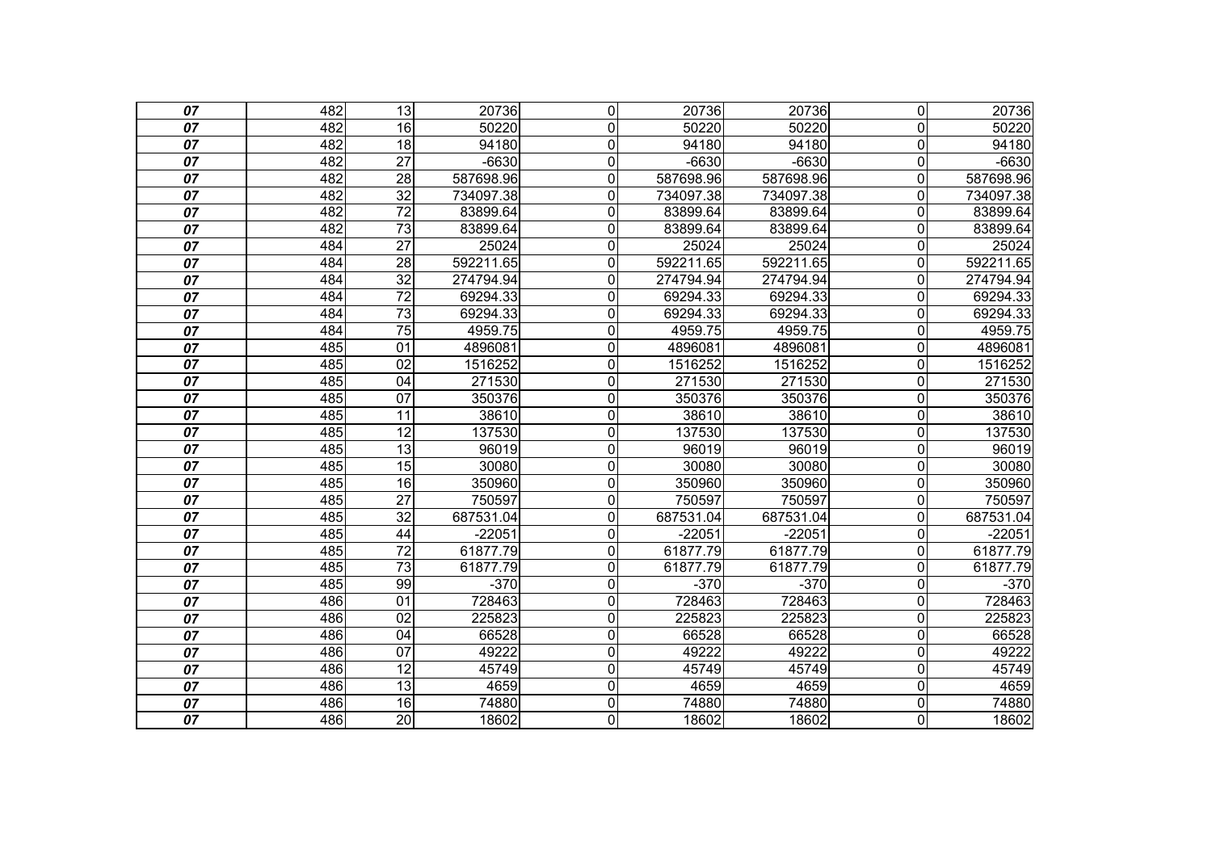| | | | | | | | | |
|---|---|---|---|---|---|---|---|---|
| *07* | 482 | 13 | 20736 | 0 | 20736 | 20736 | 0 | 20736 |
| *07* | 482 | 16 | 50220 | 0 | 50220 | 50220 | 0 | 50220 |
| *07* | 482 | 18 | 94180 | 0 | 94180 | 94180 | 0 | 94180 |
| *07* | 482 | 27 | -6630 | 0 | -6630 | -6630 | 0 | -6630 |
| *07* | 482 | 28 | 587698.96 | 0 | 587698.96 | 587698.96 | 0 | 587698.96 |
| *07* | 482 | 32 | 734097.38 | 0 | 734097.38 | 734097.38 | 0 | 734097.38 |
| *07* | 482 | 72 | 83899.64 | 0 | 83899.64 | 83899.64 | 0 | 83899.64 |
| *07* | 482 | 73 | 83899.64 | 0 | 83899.64 | 83899.64 | 0 | 83899.64 |
| *07* | 484 | 27 | 25024 | 0 | 25024 | 25024 | 0 | 25024 |
| *07* | 484 | 28 | 592211.65 | 0 | 592211.65 | 592211.65 | 0 | 592211.65 |
| *07* | 484 | 32 | 274794.94 | 0 | 274794.94 | 274794.94 | 0 | 274794.94 |
| *07* | 484 | 72 | 69294.33 | 0 | 69294.33 | 69294.33 | 0 | 69294.33 |
| *07* | 484 | 73 | 69294.33 | 0 | 69294.33 | 69294.33 | 0 | 69294.33 |
| *07* | 484 | 75 | 4959.75 | 0 | 4959.75 | 4959.75 | 0 | 4959.75 |
| *07* | 485 | 01 | 4896081 | 0 | 4896081 | 4896081 | 0 | 4896081 |
| *07* | 485 | 02 | 1516252 | 0 | 1516252 | 1516252 | 0 | 1516252 |
| *07* | 485 | 04 | 271530 | 0 | 271530 | 271530 | 0 | 271530 |
| *07* | 485 | 07 | 350376 | 0 | 350376 | 350376 | 0 | 350376 |
| *07* | 485 | 11 | 38610 | 0 | 38610 | 38610 | 0 | 38610 |
| *07* | 485 | 12 | 137530 | 0 | 137530 | 137530 | 0 | 137530 |
| *07* | 485 | 13 | 96019 | 0 | 96019 | 96019 | 0 | 96019 |
| *07* | 485 | 15 | 30080 | 0 | 30080 | 30080 | 0 | 30080 |
| *07* | 485 | 16 | 350960 | 0 | 350960 | 350960 | 0 | 350960 |
| *07* | 485 | 27 | 750597 | 0 | 750597 | 750597 | 0 | 750597 |
| *07* | 485 | 32 | 687531.04 | 0 | 687531.04 | 687531.04 | 0 | 687531.04 |
| *07* | 485 | 44 | -22051 | 0 | -22051 | -22051 | 0 | -22051 |
| *07* | 485 | 72 | 61877.79 | 0 | 61877.79 | 61877.79 | 0 | 61877.79 |
| *07* | 485 | 73 | 61877.79 | 0 | 61877.79 | 61877.79 | 0 | 61877.79 |
| *07* | 485 | 99 | -370 | 0 | -370 | -370 | 0 | -370 |
| *07* | 486 | 01 | 728463 | 0 | 728463 | 728463 | 0 | 728463 |
| *07* | 486 | 02 | 225823 | 0 | 225823 | 225823 | 0 | 225823 |
| *07* | 486 | 04 | 66528 | 0 | 66528 | 66528 | 0 | 66528 |
| *07* | 486 | 07 | 49222 | 0 | 49222 | 49222 | 0 | 49222 |
| *07* | 486 | 12 | 45749 | 0 | 45749 | 45749 | 0 | 45749 |
| *07* | 486 | 13 | 4659 | 0 | 4659 | 4659 | 0 | 4659 |
| *07* | 486 | 16 | 74880 | 0 | 74880 | 74880 | 0 | 74880 |
| *07* | 486 | 20 | 18602 | 0 | 18602 | 18602 | 0 | 18602 |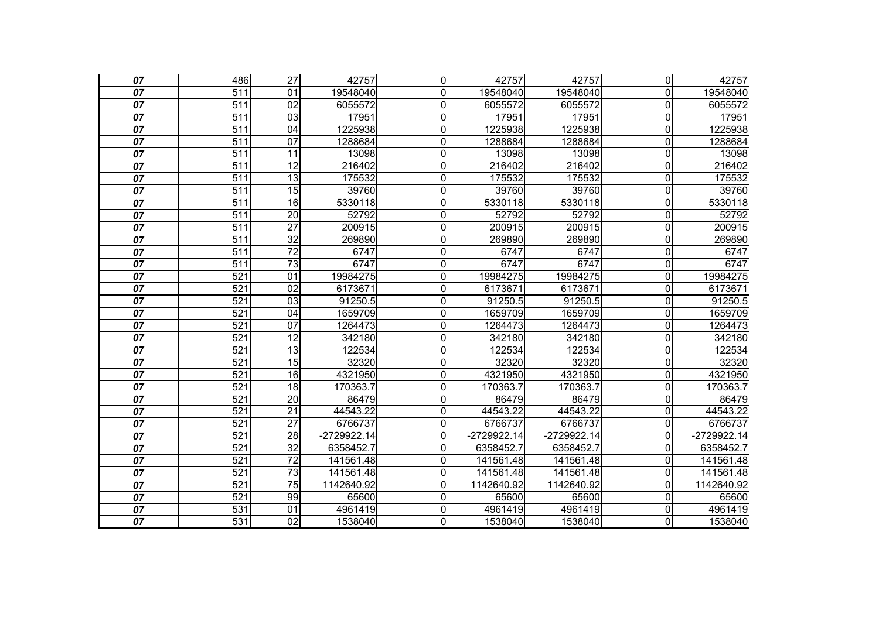| | | | | | | | | |
|---|---|---|---|---|---|---|---|---|
| ***07*** | 486 | 27 | 42757 | 0 | 42757 | 42757 | 0 | 42757 |
| ***07*** | 511 | 01 | 19548040 | 0 | 19548040 | 19548040 | 0 | 19548040 |
| ***07*** | 511 | 02 | 6055572 | 0 | 6055572 | 6055572 | 0 | 6055572 |
| ***07*** | 511 | 03 | 17951 | 0 | 17951 | 17951 | 0 | 17951 |
| ***07*** | 511 | 04 | 1225938 | 0 | 1225938 | 1225938 | 0 | 1225938 |
| ***07*** | 511 | 07 | 1288684 | 0 | 1288684 | 1288684 | 0 | 1288684 |
| ***07*** | 511 | 11 | 13098 | 0 | 13098 | 13098 | 0 | 13098 |
| ***07*** | 511 | 12 | 216402 | 0 | 216402 | 216402 | 0 | 216402 |
| ***07*** | 511 | 13 | 175532 | 0 | 175532 | 175532 | 0 | 175532 |
| ***07*** | 511 | 15 | 39760 | 0 | 39760 | 39760 | 0 | 39760 |
| ***07*** | 511 | 16 | 5330118 | 0 | 5330118 | 5330118 | 0 | 5330118 |
| ***07*** | 511 | 20 | 52792 | 0 | 52792 | 52792 | 0 | 52792 |
| ***07*** | 511 | 27 | 200915 | 0 | 200915 | 200915 | 0 | 200915 |
| ***07*** | 511 | 32 | 269890 | 0 | 269890 | 269890 | 0 | 269890 |
| ***07*** | 511 | 72 | 6747 | 0 | 6747 | 6747 | 0 | 6747 |
| ***07*** | 511 | 73 | 6747 | 0 | 6747 | 6747 | 0 | 6747 |
| ***07*** | 521 | 01 | 19984275 | 0 | 19984275 | 19984275 | 0 | 19984275 |
| ***07*** | 521 | 02 | 6173671 | 0 | 6173671 | 6173671 | 0 | 6173671 |
| ***07*** | 521 | 03 | 91250.5 | 0 | 91250.5 | 91250.5 | 0 | 91250.5 |
| ***07*** | 521 | 04 | 1659709 | 0 | 1659709 | 1659709 | 0 | 1659709 |
| ***07*** | 521 | 07 | 1264473 | 0 | 1264473 | 1264473 | 0 | 1264473 |
| ***07*** | 521 | 12 | 342180 | 0 | 342180 | 342180 | 0 | 342180 |
| ***07*** | 521 | 13 | 122534 | 0 | 122534 | 122534 | 0 | 122534 |
| ***07*** | 521 | 15 | 32320 | 0 | 32320 | 32320 | 0 | 32320 |
| ***07*** | 521 | 16 | 4321950 | 0 | 4321950 | 4321950 | 0 | 4321950 |
| ***07*** | 521 | 18 | 170363.7 | 0 | 170363.7 | 170363.7 | 0 | 170363.7 |
| ***07*** | 521 | 20 | 86479 | 0 | 86479 | 86479 | 0 | 86479 |
| ***07*** | 521 | 21 | 44543.22 | 0 | 44543.22 | 44543.22 | 0 | 44543.22 |
| ***07*** | 521 | 27 | 6766737 | 0 | 6766737 | 6766737 | 0 | 6766737 |
| ***07*** | 521 | 28 | -2729922.14 | 0 | -2729922.14 | -2729922.14 | 0 | -2729922.14 |
| ***07*** | 521 | 32 | 6358452.7 | 0 | 6358452.7 | 6358452.7 | 0 | 6358452.7 |
| ***07*** | 521 | 72 | 141561.48 | 0 | 141561.48 | 141561.48 | 0 | 141561.48 |
| ***07*** | 521 | 73 | 141561.48 | 0 | 141561.48 | 141561.48 | 0 | 141561.48 |
| ***07*** | 521 | 75 | 1142640.92 | 0 | 1142640.92 | 1142640.92 | 0 | 1142640.92 |
| ***07*** | 521 | 99 | 65600 | 0 | 65600 | 65600 | 0 | 65600 |
| ***07*** | 531 | 01 | 4961419 | 0 | 4961419 | 4961419 | 0 | 4961419 |
| ***07*** | 531 | 02 | 1538040 | 0 | 1538040 | 1538040 | 0 | 1538040 |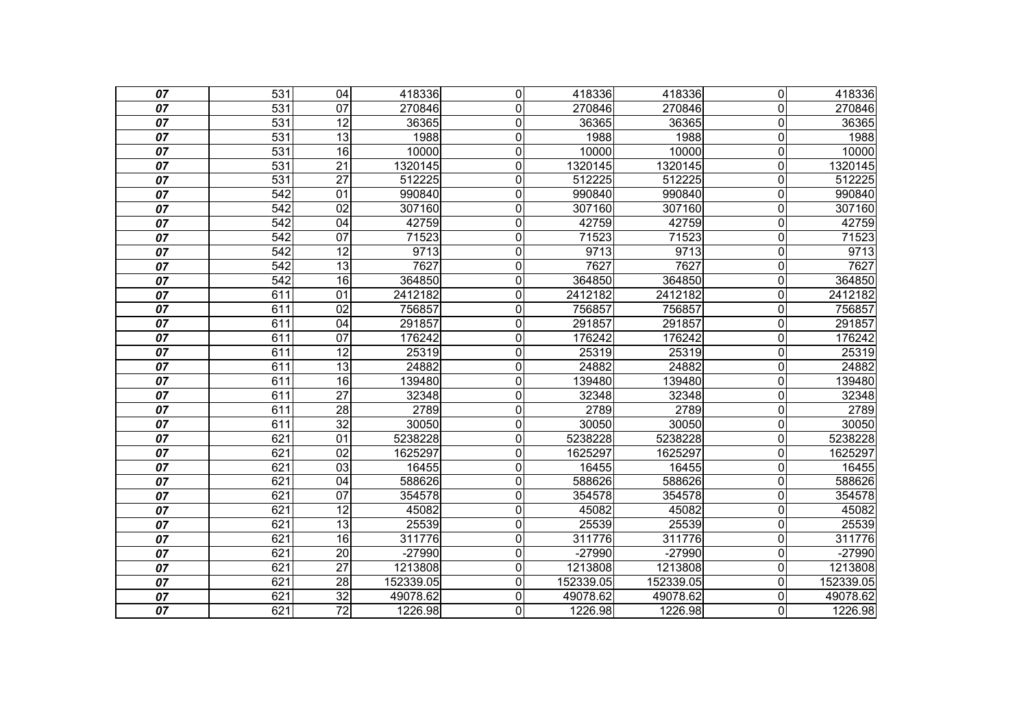| | | | | | | | | |
|---|---|---|---|---|---|---|---|---|
| ***07*** | 531 | 04 | 418336 | 0 | 418336 | 418336 | 0 | 418336 |
| ***07*** | 531 | 07 | 270846 | 0 | 270846 | 270846 | 0 | 270846 |
| ***07*** | 531 | 12 | 36365 | 0 | 36365 | 36365 | 0 | 36365 |
| ***07*** | 531 | 13 | 1988 | 0 | 1988 | 1988 | 0 | 1988 |
| ***07*** | 531 | 16 | 10000 | 0 | 10000 | 10000 | 0 | 10000 |
| ***07*** | 531 | 21 | 1320145 | 0 | 1320145 | 1320145 | 0 | 1320145 |
| ***07*** | 531 | 27 | 512225 | 0 | 512225 | 512225 | 0 | 512225 |
| ***07*** | 542 | 01 | 990840 | 0 | 990840 | 990840 | 0 | 990840 |
| ***07*** | 542 | 02 | 307160 | 0 | 307160 | 307160 | 0 | 307160 |
| ***07*** | 542 | 04 | 42759 | 0 | 42759 | 42759 | 0 | 42759 |
| ***07*** | 542 | 07 | 71523 | 0 | 71523 | 71523 | 0 | 71523 |
| ***07*** | 542 | 12 | 9713 | 0 | 9713 | 9713 | 0 | 9713 |
| ***07*** | 542 | 13 | 7627 | 0 | 7627 | 7627 | 0 | 7627 |
| ***07*** | 542 | 16 | 364850 | 0 | 364850 | 364850 | 0 | 364850 |
| ***07*** | 611 | 01 | 2412182 | 0 | 2412182 | 2412182 | 0 | 2412182 |
| ***07*** | 611 | 02 | 756857 | 0 | 756857 | 756857 | 0 | 756857 |
| ***07*** | 611 | 04 | 291857 | 0 | 291857 | 291857 | 0 | 291857 |
| ***07*** | 611 | 07 | 176242 | 0 | 176242 | 176242 | 0 | 176242 |
| ***07*** | 611 | 12 | 25319 | 0 | 25319 | 25319 | 0 | 25319 |
| ***07*** | 611 | 13 | 24882 | 0 | 24882 | 24882 | 0 | 24882 |
| ***07*** | 611 | 16 | 139480 | 0 | 139480 | 139480 | 0 | 139480 |
| ***07*** | 611 | 27 | 32348 | 0 | 32348 | 32348 | 0 | 32348 |
| ***07*** | 611 | 28 | 2789 | 0 | 2789 | 2789 | 0 | 2789 |
| ***07*** | 611 | 32 | 30050 | 0 | 30050 | 30050 | 0 | 30050 |
| ***07*** | 621 | 01 | 5238228 | 0 | 5238228 | 5238228 | 0 | 5238228 |
| ***07*** | 621 | 02 | 1625297 | 0 | 1625297 | 1625297 | 0 | 1625297 |
| ***07*** | 621 | 03 | 16455 | 0 | 16455 | 16455 | 0 | 16455 |
| ***07*** | 621 | 04 | 588626 | 0 | 588626 | 588626 | 0 | 588626 |
| ***07*** | 621 | 07 | 354578 | 0 | 354578 | 354578 | 0 | 354578 |
| ***07*** | 621 | 12 | 45082 | 0 | 45082 | 45082 | 0 | 45082 |
| ***07*** | 621 | 13 | 25539 | 0 | 25539 | 25539 | 0 | 25539 |
| ***07*** | 621 | 16 | 311776 | 0 | 311776 | 311776 | 0 | 311776 |
| ***07*** | 621 | 20 | -27990 | 0 | -27990 | -27990 | 0 | -27990 |
| ***07*** | 621 | 27 | 1213808 | 0 | 1213808 | 1213808 | 0 | 1213808 |
| ***07*** | 621 | 28 | 152339.05 | 0 | 152339.05 | 152339.05 | 0 | 152339.05 |
| ***07*** | 621 | 32 | 49078.62 | 0 | 49078.62 | 49078.62 | 0 | 49078.62 |
| ***07*** | 621 | 72 | 1226.98 | 0 | 1226.98 | 1226.98 | 0 | 1226.98 |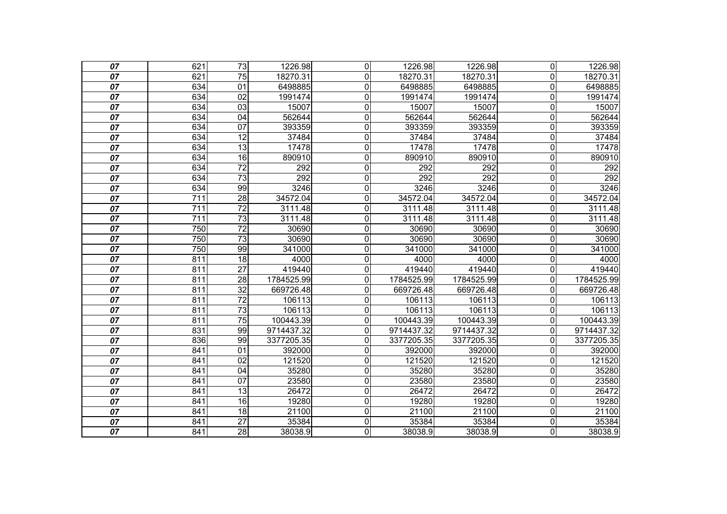| | | | | | | | | |
|---|---|---|---|---|---|---|---|---|
| ***07*** | 621 | 73 | 1226.98 | 0 | 1226.98 | 1226.98 | 0 | 1226.98 |
| ***07*** | 621 | 75 | 18270.31 | 0 | 18270.31 | 18270.31 | 0 | 18270.31 |
| ***07*** | 634 | 01 | 6498885 | 0 | 6498885 | 6498885 | 0 | 6498885 |
| ***07*** | 634 | 02 | 1991474 | 0 | 1991474 | 1991474 | 0 | 1991474 |
| ***07*** | 634 | 03 | 15007 | 0 | 15007 | 15007 | 0 | 15007 |
| ***07*** | 634 | 04 | 562644 | 0 | 562644 | 562644 | 0 | 562644 |
| ***07*** | 634 | 07 | 393359 | 0 | 393359 | 393359 | 0 | 393359 |
| ***07*** | 634 | 12 | 37484 | 0 | 37484 | 37484 | 0 | 37484 |
| ***07*** | 634 | 13 | 17478 | 0 | 17478 | 17478 | 0 | 17478 |
| ***07*** | 634 | 16 | 890910 | 0 | 890910 | 890910 | 0 | 890910 |
| ***07*** | 634 | 72 | 292 | 0 | 292 | 292 | 0 | 292 |
| ***07*** | 634 | 73 | 292 | 0 | 292 | 292 | 0 | 292 |
| ***07*** | 634 | 99 | 3246 | 0 | 3246 | 3246 | 0 | 3246 |
| ***07*** | 711 | 28 | 34572.04 | 0 | 34572.04 | 34572.04 | 0 | 34572.04 |
| ***07*** | 711 | 72 | 3111.48 | 0 | 3111.48 | 3111.48 | 0 | 3111.48 |
| ***07*** | 711 | 73 | 3111.48 | 0 | 3111.48 | 3111.48 | 0 | 3111.48 |
| ***07*** | 750 | 72 | 30690 | 0 | 30690 | 30690 | 0 | 30690 |
| ***07*** | 750 | 73 | 30690 | 0 | 30690 | 30690 | 0 | 30690 |
| ***07*** | 750 | 99 | 341000 | 0 | 341000 | 341000 | 0 | 341000 |
| ***07*** | 811 | 18 | 4000 | 0 | 4000 | 4000 | 0 | 4000 |
| ***07*** | 811 | 27 | 419440 | 0 | 419440 | 419440 | 0 | 419440 |
| ***07*** | 811 | 28 | 1784525.99 | 0 | 1784525.99 | 1784525.99 | 0 | 1784525.99 |
| ***07*** | 811 | 32 | 669726.48 | 0 | 669726.48 | 669726.48 | 0 | 669726.48 |
| ***07*** | 811 | 72 | 106113 | 0 | 106113 | 106113 | 0 | 106113 |
| ***07*** | 811 | 73 | 106113 | 0 | 106113 | 106113 | 0 | 106113 |
| ***07*** | 811 | 75 | 100443.39 | 0 | 100443.39 | 100443.39 | 0 | 100443.39 |
| ***07*** | 831 | 99 | 9714437.32 | 0 | 9714437.32 | 9714437.32 | 0 | 9714437.32 |
| ***07*** | 836 | 99 | 3377205.35 | 0 | 3377205.35 | 3377205.35 | 0 | 3377205.35 |
| ***07*** | 841 | 01 | 392000 | 0 | 392000 | 392000 | 0 | 392000 |
| ***07*** | 841 | 02 | 121520 | 0 | 121520 | 121520 | 0 | 121520 |
| ***07*** | 841 | 04 | 35280 | 0 | 35280 | 35280 | 0 | 35280 |
| ***07*** | 841 | 07 | 23580 | 0 | 23580 | 23580 | 0 | 23580 |
| ***07*** | 841 | 13 | 26472 | 0 | 26472 | 26472 | 0 | 26472 |
| ***07*** | 841 | 16 | 19280 | 0 | 19280 | 19280 | 0 | 19280 |
| ***07*** | 841 | 18 | 21100 | 0 | 21100 | 21100 | 0 | 21100 |
| ***07*** | 841 | 27 | 35384 | 0 | 35384 | 35384 | 0 | 35384 |
| ***07*** | 841 | 28 | 38038.9 | 0 | 38038.9 | 38038.9 | 0 | 38038.9 |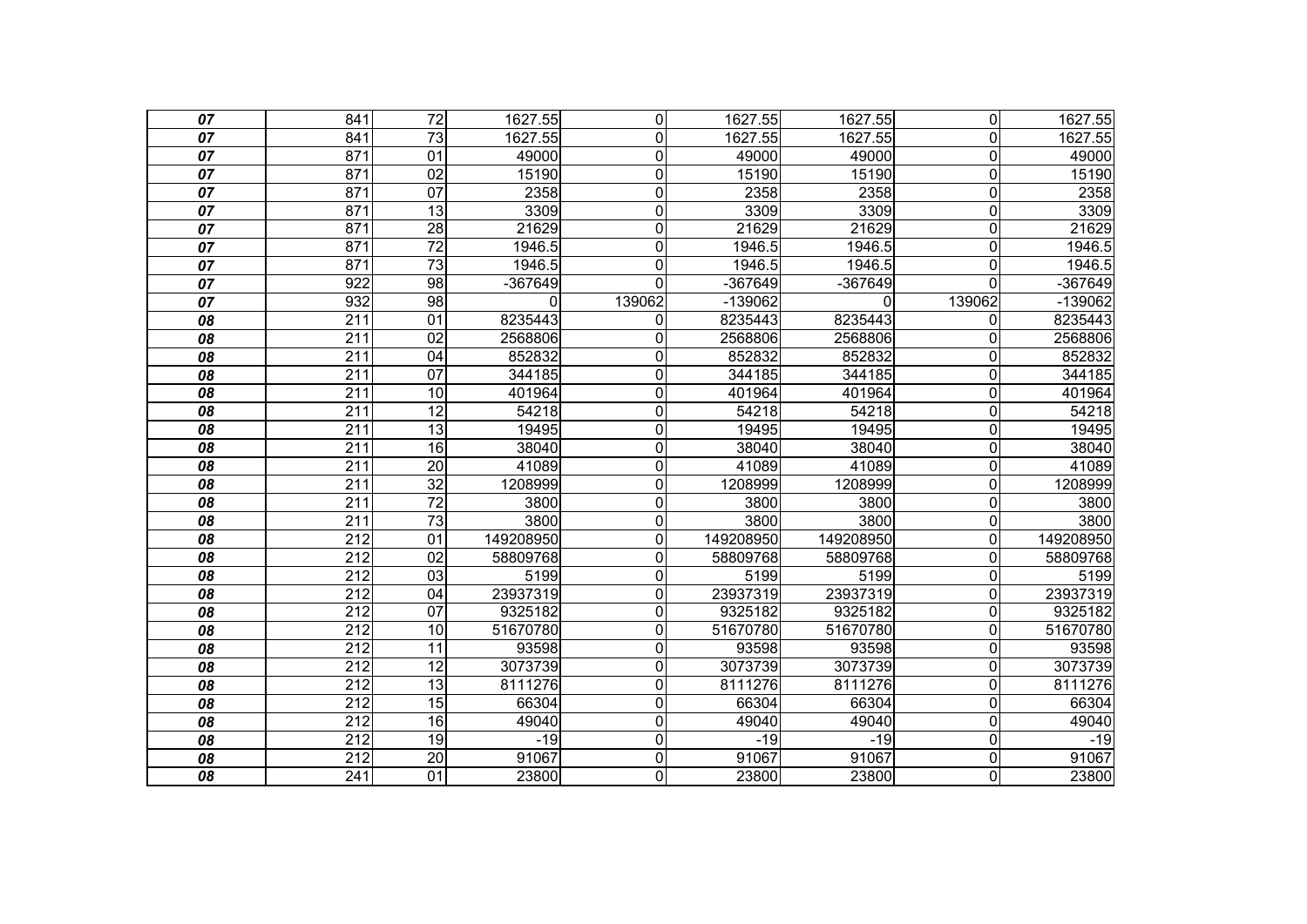| | | | | | | | | |
|---|---|---|---|---|---|---|---|---|
| ***07*** | 841 | 72 | 1627.55 | 0 | 1627.55 | 1627.55 | 0 | 1627.55 |
| ***07*** | 841 | 73 | 1627.55 | 0 | 1627.55 | 1627.55 | 0 | 1627.55 |
| ***07*** | 871 | 01 | 49000 | 0 | 49000 | 49000 | 0 | 49000 |
| ***07*** | 871 | 02 | 15190 | 0 | 15190 | 15190 | 0 | 15190 |
| ***07*** | 871 | 07 | 2358 | 0 | 2358 | 2358 | 0 | 2358 |
| ***07*** | 871 | 13 | 3309 | 0 | 3309 | 3309 | 0 | 3309 |
| ***07*** | 871 | 28 | 21629 | 0 | 21629 | 21629 | 0 | 21629 |
| ***07*** | 871 | 72 | 1946.5 | 0 | 1946.5 | 1946.5 | 0 | 1946.5 |
| ***07*** | 871 | 73 | 1946.5 | 0 | 1946.5 | 1946.5 | 0 | 1946.5 |
| ***07*** | 922 | 98 | -367649 | 0 | -367649 | -367649 | 0 | -367649 |
| ***07*** | 932 | 98 | 0 | 139062 | -139062 | 0 | 139062 | -139062 |
| ***08*** | 211 | 01 | 8235443 | 0 | 8235443 | 8235443 | 0 | 8235443 |
| ***08*** | 211 | 02 | 2568806 | 0 | 2568806 | 2568806 | 0 | 2568806 |
| ***08*** | 211 | 04 | 852832 | 0 | 852832 | 852832 | 0 | 852832 |
| ***08*** | 211 | 07 | 344185 | 0 | 344185 | 344185 | 0 | 344185 |
| ***08*** | 211 | 10 | 401964 | 0 | 401964 | 401964 | 0 | 401964 |
| ***08*** | 211 | 12 | 54218 | 0 | 54218 | 54218 | 0 | 54218 |
| ***08*** | 211 | 13 | 19495 | 0 | 19495 | 19495 | 0 | 19495 |
| ***08*** | 211 | 16 | 38040 | 0 | 38040 | 38040 | 0 | 38040 |
| ***08*** | 211 | 20 | 41089 | 0 | 41089 | 41089 | 0 | 41089 |
| ***08*** | 211 | 32 | 1208999 | 0 | 1208999 | 1208999 | 0 | 1208999 |
| ***08*** | 211 | 72 | 3800 | 0 | 3800 | 3800 | 0 | 3800 |
| ***08*** | 211 | 73 | 3800 | 0 | 3800 | 3800 | 0 | 3800 |
| ***08*** | 212 | 01 | 149208950 | 0 | 149208950 | 149208950 | 0 | 149208950 |
| ***08*** | 212 | 02 | 58809768 | 0 | 58809768 | 58809768 | 0 | 58809768 |
| ***08*** | 212 | 03 | 5199 | 0 | 5199 | 5199 | 0 | 5199 |
| ***08*** | 212 | 04 | 23937319 | 0 | 23937319 | 23937319 | 0 | 23937319 |
| ***08*** | 212 | 07 | 9325182 | 0 | 9325182 | 9325182 | 0 | 9325182 |
| ***08*** | 212 | 10 | 51670780 | 0 | 51670780 | 51670780 | 0 | 51670780 |
| ***08*** | 212 | 11 | 93598 | 0 | 93598 | 93598 | 0 | 93598 |
| ***08*** | 212 | 12 | 3073739 | 0 | 3073739 | 3073739 | 0 | 3073739 |
| ***08*** | 212 | 13 | 8111276 | 0 | 8111276 | 8111276 | 0 | 8111276 |
| ***08*** | 212 | 15 | 66304 | 0 | 66304 | 66304 | 0 | 66304 |
| ***08*** | 212 | 16 | 49040 | 0 | 49040 | 49040 | 0 | 49040 |
| ***08*** | 212 | 19 | -19 | 0 | -19 | -19 | 0 | -19 |
| ***08*** | 212 | 20 | 91067 | 0 | 91067 | 91067 | 0 | 91067 |
| ***08*** | 241 | 01 | 23800 | 0 | 23800 | 23800 | 0 | 23800 |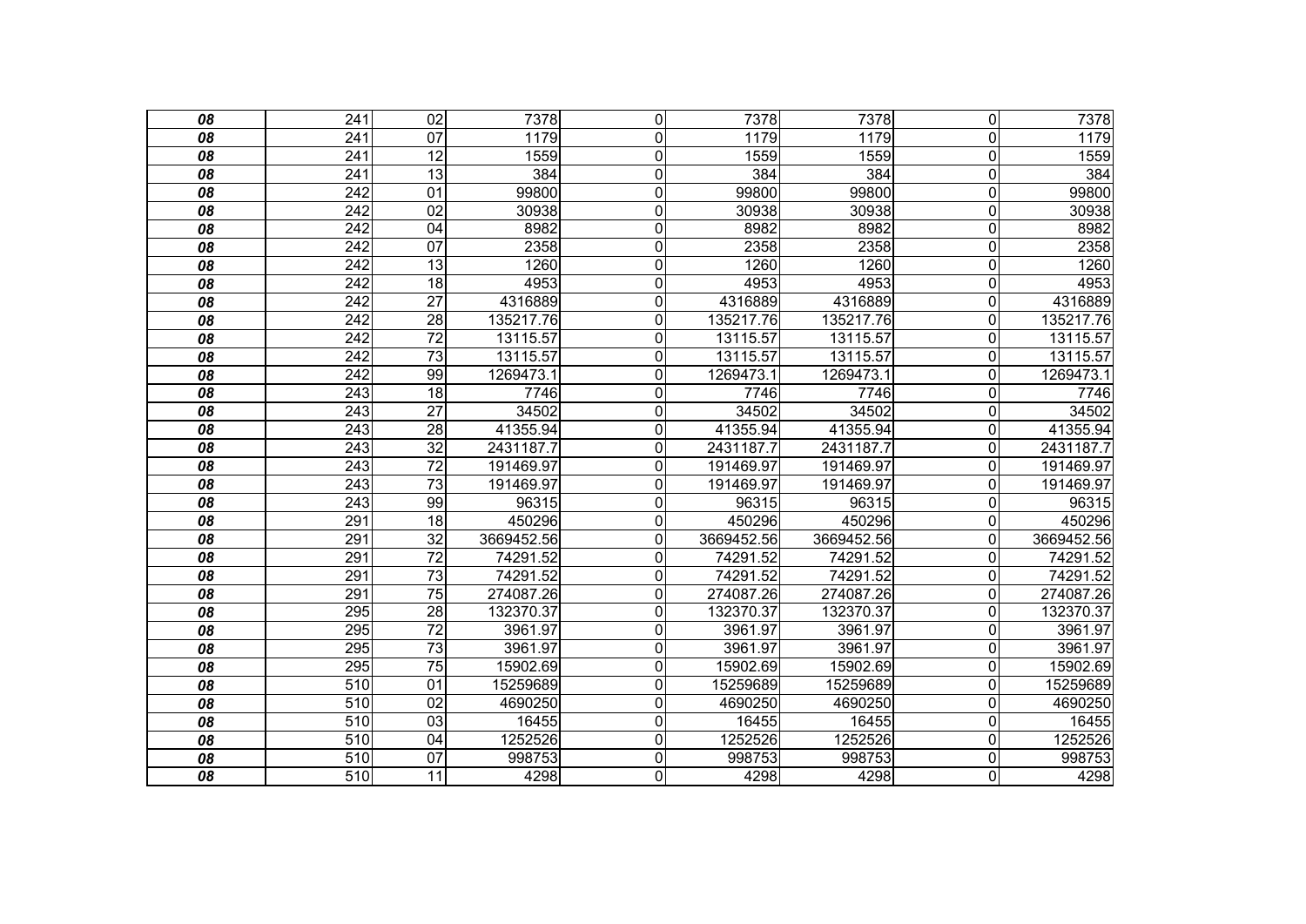| | | | | | | | | |
|---|---|---|---|---|---|---|---|---|
| ***08*** | 241 | 02 | 7378 | 0 | 7378 | 7378 | 0 | 7378 |
| ***08*** | 241 | 07 | 1179 | 0 | 1179 | 1179 | 0 | 1179 |
| ***08*** | 241 | 12 | 1559 | 0 | 1559 | 1559 | 0 | 1559 |
| ***08*** | 241 | 13 | 384 | 0 | 384 | 384 | 0 | 384 |
| ***08*** | 242 | 01 | 99800 | 0 | 99800 | 99800 | 0 | 99800 |
| ***08*** | 242 | 02 | 30938 | 0 | 30938 | 30938 | 0 | 30938 |
| ***08*** | 242 | 04 | 8982 | 0 | 8982 | 8982 | 0 | 8982 |
| ***08*** | 242 | 07 | 2358 | 0 | 2358 | 2358 | 0 | 2358 |
| ***08*** | 242 | 13 | 1260 | 0 | 1260 | 1260 | 0 | 1260 |
| ***08*** | 242 | 18 | 4953 | 0 | 4953 | 4953 | 0 | 4953 |
| ***08*** | 242 | 27 | 4316889 | 0 | 4316889 | 4316889 | 0 | 4316889 |
| ***08*** | 242 | 28 | 135217.76 | 0 | 135217.76 | 135217.76 | 0 | 135217.76 |
| ***08*** | 242 | 72 | 13115.57 | 0 | 13115.57 | 13115.57 | 0 | 13115.57 |
| ***08*** | 242 | 73 | 13115.57 | 0 | 13115.57 | 13115.57 | 0 | 13115.57 |
| ***08*** | 242 | 99 | 1269473.1 | 0 | 1269473.1 | 1269473.1 | 0 | 1269473.1 |
| ***08*** | 243 | 18 | 7746 | 0 | 7746 | 7746 | 0 | 7746 |
| ***08*** | 243 | 27 | 34502 | 0 | 34502 | 34502 | 0 | 34502 |
| ***08*** | 243 | 28 | 41355.94 | 0 | 41355.94 | 41355.94 | 0 | 41355.94 |
| ***08*** | 243 | 32 | 2431187.7 | 0 | 2431187.7 | 2431187.7 | 0 | 2431187.7 |
| ***08*** | 243 | 72 | 191469.97 | 0 | 191469.97 | 191469.97 | 0 | 191469.97 |
| ***08*** | 243 | 73 | 191469.97 | 0 | 191469.97 | 191469.97 | 0 | 191469.97 |
| ***08*** | 243 | 99 | 96315 | 0 | 96315 | 96315 | 0 | 96315 |
| ***08*** | 291 | 18 | 450296 | 0 | 450296 | 450296 | 0 | 450296 |
| ***08*** | 291 | 32 | 3669452.56 | 0 | 3669452.56 | 3669452.56 | 0 | 3669452.56 |
| ***08*** | 291 | 72 | 74291.52 | 0 | 74291.52 | 74291.52 | 0 | 74291.52 |
| ***08*** | 291 | 73 | 74291.52 | 0 | 74291.52 | 74291.52 | 0 | 74291.52 |
| ***08*** | 291 | 75 | 274087.26 | 0 | 274087.26 | 274087.26 | 0 | 274087.26 |
| ***08*** | 295 | 28 | 132370.37 | 0 | 132370.37 | 132370.37 | 0 | 132370.37 |
| ***08*** | 295 | 72 | 3961.97 | 0 | 3961.97 | 3961.97 | 0 | 3961.97 |
| ***08*** | 295 | 73 | 3961.97 | 0 | 3961.97 | 3961.97 | 0 | 3961.97 |
| ***08*** | 295 | 75 | 15902.69 | 0 | 15902.69 | 15902.69 | 0 | 15902.69 |
| ***08*** | 510 | 01 | 15259689 | 0 | 15259689 | 15259689 | 0 | 15259689 |
| ***08*** | 510 | 02 | 4690250 | 0 | 4690250 | 4690250 | 0 | 4690250 |
| ***08*** | 510 | 03 | 16455 | 0 | 16455 | 16455 | 0 | 16455 |
| ***08*** | 510 | 04 | 1252526 | 0 | 1252526 | 1252526 | 0 | 1252526 |
| ***08*** | 510 | 07 | 998753 | 0 | 998753 | 998753 | 0 | 998753 |
| ***08*** | 510 | 11 | 4298 | 0 | 4298 | 4298 | 0 | 4298 |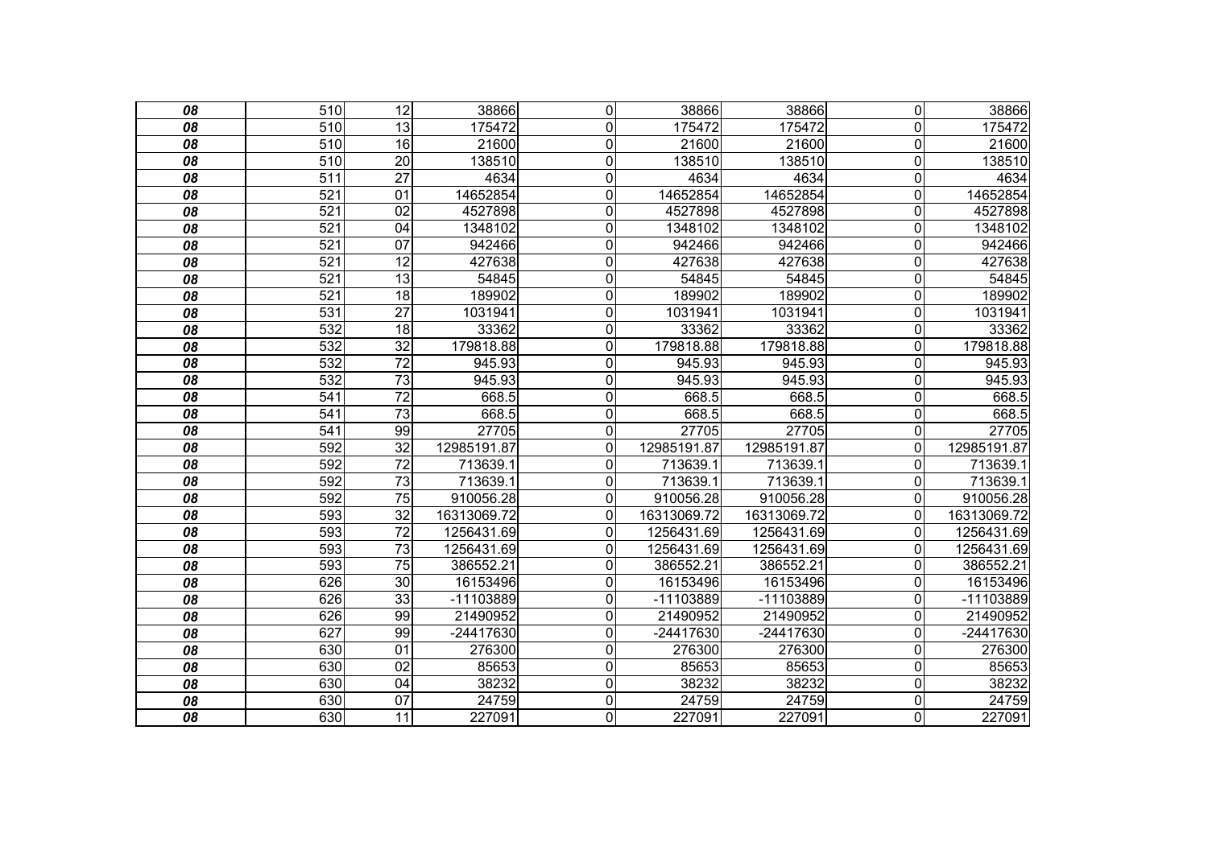| | | | | | | | | |
|---|---|---|---|---|---|---|---|---|
| ***08*** | 510 | 12 | 38866 | 0 | 38866 | 38866 | 0 | 38866 |
| ***08*** | 510 | 13 | 175472 | 0 | 175472 | 175472 | 0 | 175472 |
| ***08*** | 510 | 16 | 21600 | 0 | 21600 | 21600 | 0 | 21600 |
| ***08*** | 510 | 20 | 138510 | 0 | 138510 | 138510 | 0 | 138510 |
| ***08*** | 511 | 27 | 4634 | 0 | 4634 | 4634 | 0 | 4634 |
| ***08*** | 521 | 01 | 14652854 | 0 | 14652854 | 14652854 | 0 | 14652854 |
| ***08*** | 521 | 02 | 4527898 | 0 | 4527898 | 4527898 | 0 | 4527898 |
| ***08*** | 521 | 04 | 1348102 | 0 | 1348102 | 1348102 | 0 | 1348102 |
| ***08*** | 521 | 07 | 942466 | 0 | 942466 | 942466 | 0 | 942466 |
| ***08*** | 521 | 12 | 427638 | 0 | 427638 | 427638 | 0 | 427638 |
| ***08*** | 521 | 13 | 54845 | 0 | 54845 | 54845 | 0 | 54845 |
| ***08*** | 521 | 18 | 189902 | 0 | 189902 | 189902 | 0 | 189902 |
| ***08*** | 531 | 27 | 1031941 | 0 | 1031941 | 1031941 | 0 | 1031941 |
| ***08*** | 532 | 18 | 33362 | 0 | 33362 | 33362 | 0 | 33362 |
| ***08*** | 532 | 32 | 179818.88 | 0 | 179818.88 | 179818.88 | 0 | 179818.88 |
| ***08*** | 532 | 72 | 945.93 | 0 | 945.93 | 945.93 | 0 | 945.93 |
| ***08*** | 532 | 73 | 945.93 | 0 | 945.93 | 945.93 | 0 | 945.93 |
| ***08*** | 541 | 72 | 668.5 | 0 | 668.5 | 668.5 | 0 | 668.5 |
| ***08*** | 541 | 73 | 668.5 | 0 | 668.5 | 668.5 | 0 | 668.5 |
| ***08*** | 541 | 99 | 27705 | 0 | 27705 | 27705 | 0 | 27705 |
| ***08*** | 592 | 32 | 12985191.87 | 0 | 12985191.87 | 12985191.87 | 0 | 12985191.87 |
| ***08*** | 592 | 72 | 713639.1 | 0 | 713639.1 | 713639.1 | 0 | 713639.1 |
| ***08*** | 592 | 73 | 713639.1 | 0 | 713639.1 | 713639.1 | 0 | 713639.1 |
| ***08*** | 592 | 75 | 910056.28 | 0 | 910056.28 | 910056.28 | 0 | 910056.28 |
| ***08*** | 593 | 32 | 16313069.72 | 0 | 16313069.72 | 16313069.72 | 0 | 16313069.72 |
| ***08*** | 593 | 72 | 1256431.69 | 0 | 1256431.69 | 1256431.69 | 0 | 1256431.69 |
| ***08*** | 593 | 73 | 1256431.69 | 0 | 1256431.69 | 1256431.69 | 0 | 1256431.69 |
| ***08*** | 593 | 75 | 386552.21 | 0 | 386552.21 | 386552.21 | 0 | 386552.21 |
| ***08*** | 626 | 30 | 16153496 | 0 | 16153496 | 16153496 | 0 | 16153496 |
| ***08*** | 626 | 33 | -11103889 | 0 | -11103889 | -11103889 | 0 | -11103889 |
| ***08*** | 626 | 99 | 21490952 | 0 | 21490952 | 21490952 | 0 | 21490952 |
| ***08*** | 627 | 99 | -24417630 | 0 | -24417630 | -24417630 | 0 | -24417630 |
| ***08*** | 630 | 01 | 276300 | 0 | 276300 | 276300 | 0 | 276300 |
| ***08*** | 630 | 02 | 85653 | 0 | 85653 | 85653 | 0 | 85653 |
| ***08*** | 630 | 04 | 38232 | 0 | 38232 | 38232 | 0 | 38232 |
| ***08*** | 630 | 07 | 24759 | 0 | 24759 | 24759 | 0 | 24759 |
| ***08*** | 630 | 11 | 227091 | 0 | 227091 | 227091 | 0 | 227091 |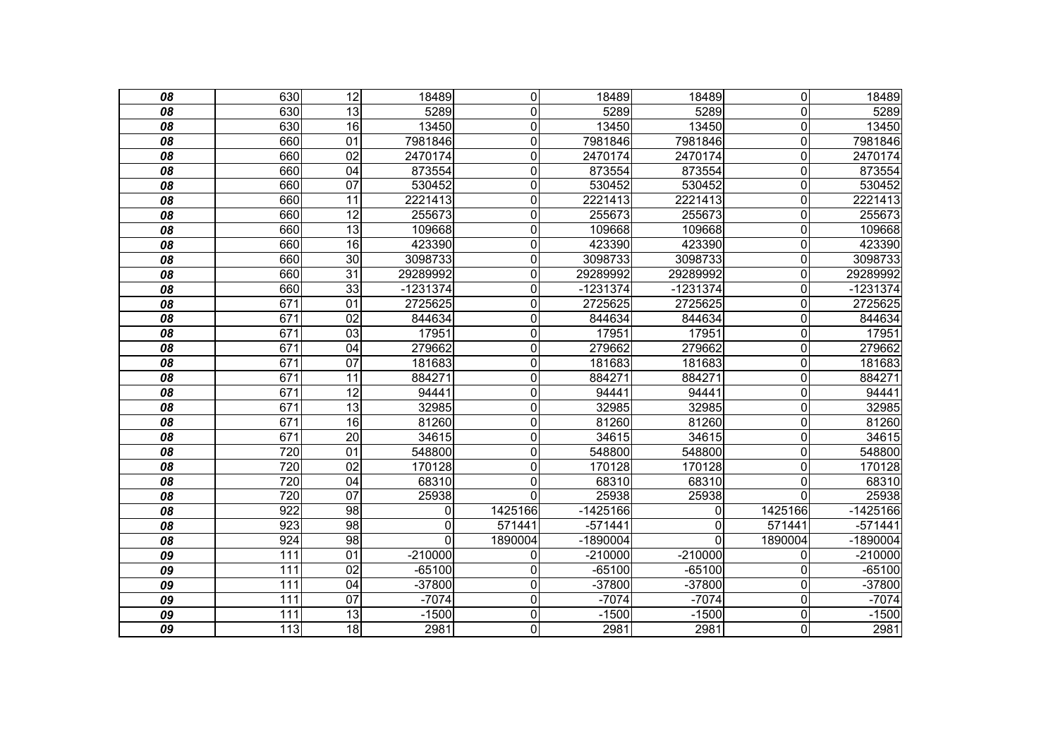| | | | | | | | | |
|---|---|---|---|---|---|---|---|---|
| ***08*** | 630 | 12 | 18489 | 0 | 18489 | 18489 | 0 | 18489 |
| ***08*** | 630 | 13 | 5289 | 0 | 5289 | 5289 | 0 | 5289 |
| ***08*** | 630 | 16 | 13450 | 0 | 13450 | 13450 | 0 | 13450 |
| ***08*** | 660 | 01 | 7981846 | 0 | 7981846 | 7981846 | 0 | 7981846 |
| ***08*** | 660 | 02 | 2470174 | 0 | 2470174 | 2470174 | 0 | 2470174 |
| ***08*** | 660 | 04 | 873554 | 0 | 873554 | 873554 | 0 | 873554 |
| ***08*** | 660 | 07 | 530452 | 0 | 530452 | 530452 | 0 | 530452 |
| ***08*** | 660 | 11 | 2221413 | 0 | 2221413 | 2221413 | 0 | 2221413 |
| ***08*** | 660 | 12 | 255673 | 0 | 255673 | 255673 | 0 | 255673 |
| ***08*** | 660 | 13 | 109668 | 0 | 109668 | 109668 | 0 | 109668 |
| ***08*** | 660 | 16 | 423390 | 0 | 423390 | 423390 | 0 | 423390 |
| ***08*** | 660 | 30 | 3098733 | 0 | 3098733 | 3098733 | 0 | 3098733 |
| ***08*** | 660 | 31 | 29289992 | 0 | 29289992 | 29289992 | 0 | 29289992 |
| ***08*** | 660 | 33 | -1231374 | 0 | -1231374 | -1231374 | 0 | -1231374 |
| ***08*** | 671 | 01 | 2725625 | 0 | 2725625 | 2725625 | 0 | 2725625 |
| ***08*** | 671 | 02 | 844634 | 0 | 844634 | 844634 | 0 | 844634 |
| ***08*** | 671 | 03 | 17951 | 0 | 17951 | 17951 | 0 | 17951 |
| ***08*** | 671 | 04 | 279662 | 0 | 279662 | 279662 | 0 | 279662 |
| ***08*** | 671 | 07 | 181683 | 0 | 181683 | 181683 | 0 | 181683 |
| ***08*** | 671 | 11 | 884271 | 0 | 884271 | 884271 | 0 | 884271 |
| ***08*** | 671 | 12 | 94441 | 0 | 94441 | 94441 | 0 | 94441 |
| ***08*** | 671 | 13 | 32985 | 0 | 32985 | 32985 | 0 | 32985 |
| ***08*** | 671 | 16 | 81260 | 0 | 81260 | 81260 | 0 | 81260 |
| ***08*** | 671 | 20 | 34615 | 0 | 34615 | 34615 | 0 | 34615 |
| ***08*** | 720 | 01 | 548800 | 0 | 548800 | 548800 | 0 | 548800 |
| ***08*** | 720 | 02 | 170128 | 0 | 170128 | 170128 | 0 | 170128 |
| ***08*** | 720 | 04 | 68310 | 0 | 68310 | 68310 | 0 | 68310 |
| ***08*** | 720 | 07 | 25938 | 0 | 25938 | 25938 | 0 | 25938 |
| ***08*** | 922 | 98 | 0 | 1425166 | -1425166 | 0 | 1425166 | -1425166 |
| ***08*** | 923 | 98 | 0 | 571441 | -571441 | 0 | 571441 | -571441 |
| ***08*** | 924 | 98 | 0 | 1890004 | -1890004 | 0 | 1890004 | -1890004 |
| ***09*** | 111 | 01 | -210000 | 0 | -210000 | -210000 | 0 | -210000 |
| ***09*** | 111 | 02 | -65100 | 0 | -65100 | -65100 | 0 | -65100 |
| ***09*** | 111 | 04 | -37800 | 0 | -37800 | -37800 | 0 | -37800 |
| ***09*** | 111 | 07 | -7074 | 0 | -7074 | -7074 | 0 | -7074 |
| ***09*** | 111 | 13 | -1500 | 0 | -1500 | -1500 | 0 | -1500 |
| ***09*** | 113 | 18 | 2981 | 0 | 2981 | 2981 | 0 | 2981 |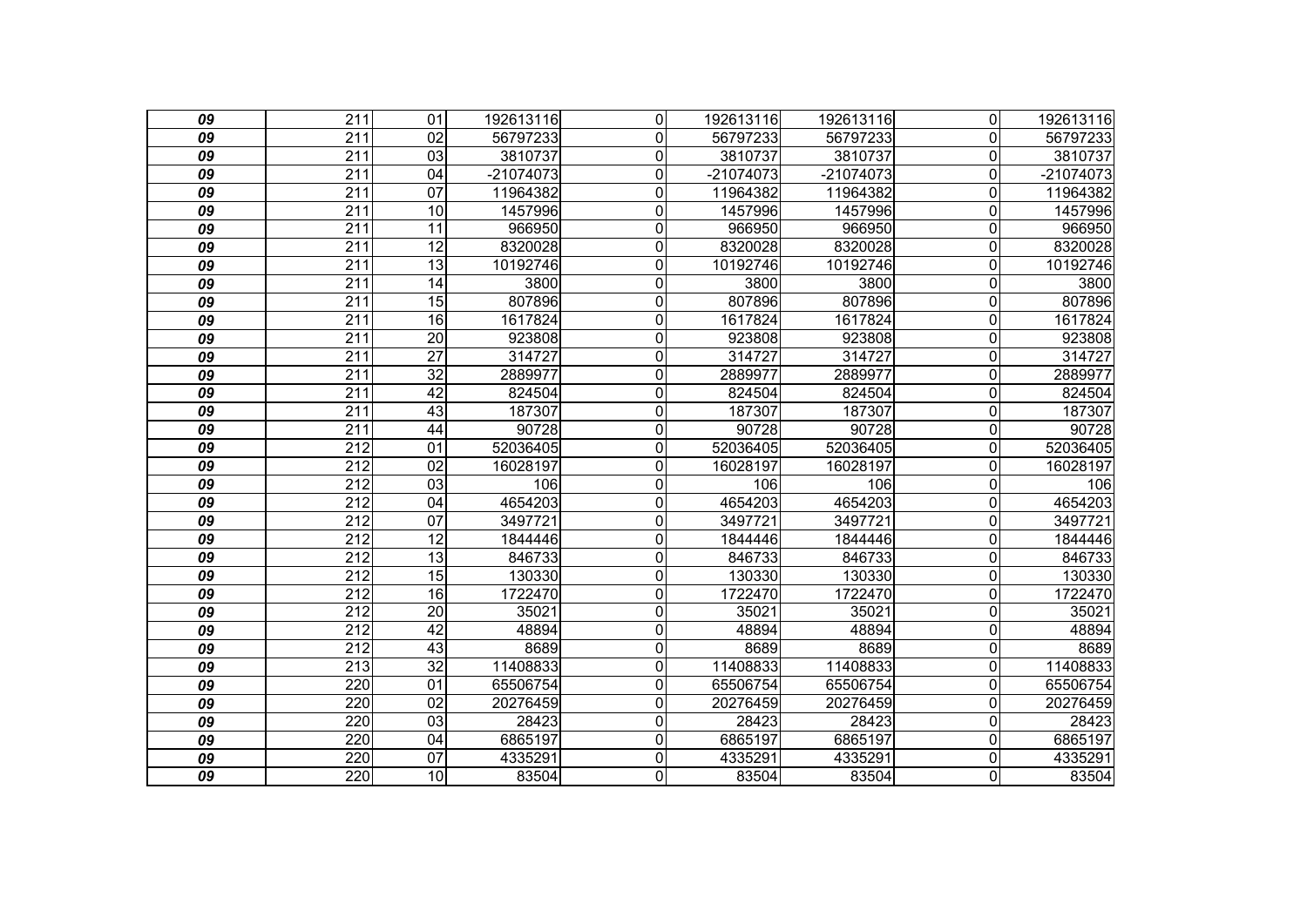| | | | | | | | | |
|---|---|---|---|---|---|---|---|---|
| *09* | 211 | 01 | 192613116 | 0 | 192613116 | 192613116 | 0 | 192613116 |
| *09* | 211 | 02 | 56797233 | 0 | 56797233 | 56797233 | 0 | 56797233 |
| *09* | 211 | 03 | 3810737 | 0 | 3810737 | 3810737 | 0 | 3810737 |
| *09* | 211 | 04 | -21074073 | 0 | -21074073 | -21074073 | 0 | -21074073 |
| *09* | 211 | 07 | 11964382 | 0 | 11964382 | 11964382 | 0 | 11964382 |
| *09* | 211 | 10 | 1457996 | 0 | 1457996 | 1457996 | 0 | 1457996 |
| *09* | 211 | 11 | 966950 | 0 | 966950 | 966950 | 0 | 966950 |
| *09* | 211 | 12 | 8320028 | 0 | 8320028 | 8320028 | 0 | 8320028 |
| *09* | 211 | 13 | 10192746 | 0 | 10192746 | 10192746 | 0 | 10192746 |
| *09* | 211 | 14 | 3800 | 0 | 3800 | 3800 | 0 | 3800 |
| *09* | 211 | 15 | 807896 | 0 | 807896 | 807896 | 0 | 807896 |
| *09* | 211 | 16 | 1617824 | 0 | 1617824 | 1617824 | 0 | 1617824 |
| *09* | 211 | 20 | 923808 | 0 | 923808 | 923808 | 0 | 923808 |
| *09* | 211 | 27 | 314727 | 0 | 314727 | 314727 | 0 | 314727 |
| *09* | 211 | 32 | 2889977 | 0 | 2889977 | 2889977 | 0 | 2889977 |
| *09* | 211 | 42 | 824504 | 0 | 824504 | 824504 | 0 | 824504 |
| *09* | 211 | 43 | 187307 | 0 | 187307 | 187307 | 0 | 187307 |
| *09* | 211 | 44 | 90728 | 0 | 90728 | 90728 | 0 | 90728 |
| *09* | 212 | 01 | 52036405 | 0 | 52036405 | 52036405 | 0 | 52036405 |
| *09* | 212 | 02 | 16028197 | 0 | 16028197 | 16028197 | 0 | 16028197 |
| *09* | 212 | 03 | 106 | 0 | 106 | 106 | 0 | 106 |
| *09* | 212 | 04 | 4654203 | 0 | 4654203 | 4654203 | 0 | 4654203 |
| *09* | 212 | 07 | 3497721 | 0 | 3497721 | 3497721 | 0 | 3497721 |
| *09* | 212 | 12 | 1844446 | 0 | 1844446 | 1844446 | 0 | 1844446 |
| *09* | 212 | 13 | 846733 | 0 | 846733 | 846733 | 0 | 846733 |
| *09* | 212 | 15 | 130330 | 0 | 130330 | 130330 | 0 | 130330 |
| *09* | 212 | 16 | 1722470 | 0 | 1722470 | 1722470 | 0 | 1722470 |
| *09* | 212 | 20 | 35021 | 0 | 35021 | 35021 | 0 | 35021 |
| *09* | 212 | 42 | 48894 | 0 | 48894 | 48894 | 0 | 48894 |
| *09* | 212 | 43 | 8689 | 0 | 8689 | 8689 | 0 | 8689 |
| *09* | 213 | 32 | 11408833 | 0 | 11408833 | 11408833 | 0 | 11408833 |
| *09* | 220 | 01 | 65506754 | 0 | 65506754 | 65506754 | 0 | 65506754 |
| *09* | 220 | 02 | 20276459 | 0 | 20276459 | 20276459 | 0 | 20276459 |
| *09* | 220 | 03 | 28423 | 0 | 28423 | 28423 | 0 | 28423 |
| *09* | 220 | 04 | 6865197 | 0 | 6865197 | 6865197 | 0 | 6865197 |
| *09* | 220 | 07 | 4335291 | 0 | 4335291 | 4335291 | 0 | 4335291 |
| *09* | 220 | 10 | 83504 | 0 | 83504 | 83504 | 0 | 83504 |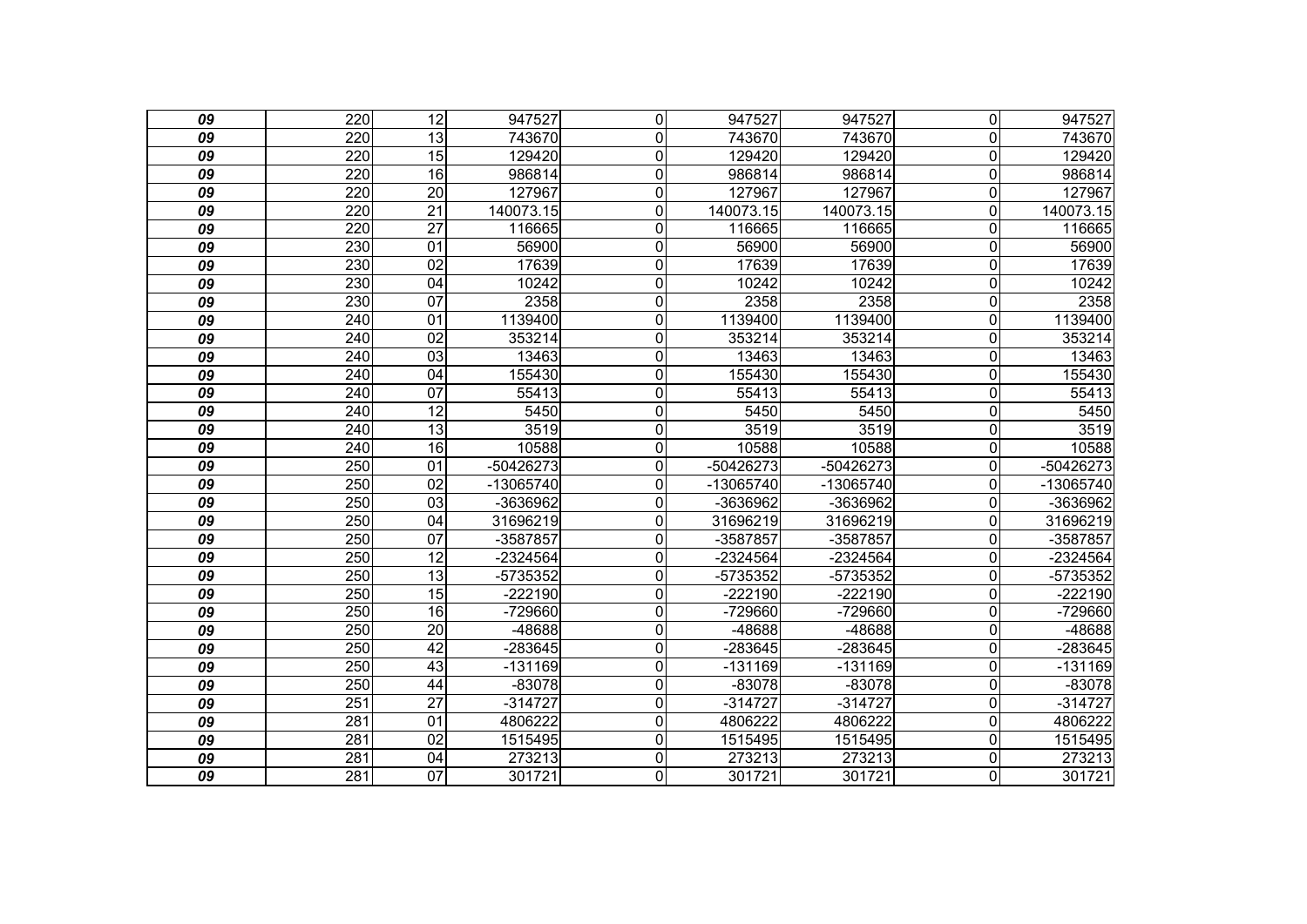| | | | | | | | | |
|---|---|---|---|---|---|---|---|---|
| ***09*** | 220 | 12 | 947527 | 0 | 947527 | 947527 | 0 | 947527 |
| ***09*** | 220 | 13 | 743670 | 0 | 743670 | 743670 | 0 | 743670 |
| ***09*** | 220 | 15 | 129420 | 0 | 129420 | 129420 | 0 | 129420 |
| ***09*** | 220 | 16 | 986814 | 0 | 986814 | 986814 | 0 | 986814 |
| ***09*** | 220 | 20 | 127967 | 0 | 127967 | 127967 | 0 | 127967 |
| ***09*** | 220 | 21 | 140073.15 | 0 | 140073.15 | 140073.15 | 0 | 140073.15 |
| ***09*** | 220 | 27 | 116665 | 0 | 116665 | 116665 | 0 | 116665 |
| ***09*** | 230 | 01 | 56900 | 0 | 56900 | 56900 | 0 | 56900 |
| ***09*** | 230 | 02 | 17639 | 0 | 17639 | 17639 | 0 | 17639 |
| ***09*** | 230 | 04 | 10242 | 0 | 10242 | 10242 | 0 | 10242 |
| ***09*** | 230 | 07 | 2358 | 0 | 2358 | 2358 | 0 | 2358 |
| ***09*** | 240 | 01 | 1139400 | 0 | 1139400 | 1139400 | 0 | 1139400 |
| ***09*** | 240 | 02 | 353214 | 0 | 353214 | 353214 | 0 | 353214 |
| ***09*** | 240 | 03 | 13463 | 0 | 13463 | 13463 | 0 | 13463 |
| ***09*** | 240 | 04 | 155430 | 0 | 155430 | 155430 | 0 | 155430 |
| ***09*** | 240 | 07 | 55413 | 0 | 55413 | 55413 | 0 | 55413 |
| ***09*** | 240 | 12 | 5450 | 0 | 5450 | 5450 | 0 | 5450 |
| ***09*** | 240 | 13 | 3519 | 0 | 3519 | 3519 | 0 | 3519 |
| ***09*** | 240 | 16 | 10588 | 0 | 10588 | 10588 | 0 | 10588 |
| ***09*** | 250 | 01 | -50426273 | 0 | -50426273 | -50426273 | 0 | -50426273 |
| ***09*** | 250 | 02 | -13065740 | 0 | -13065740 | -13065740 | 0 | -13065740 |
| ***09*** | 250 | 03 | -3636962 | 0 | -3636962 | -3636962 | 0 | -3636962 |
| ***09*** | 250 | 04 | 31696219 | 0 | 31696219 | 31696219 | 0 | 31696219 |
| ***09*** | 250 | 07 | -3587857 | 0 | -3587857 | -3587857 | 0 | -3587857 |
| ***09*** | 250 | 12 | -2324564 | 0 | -2324564 | -2324564 | 0 | -2324564 |
| ***09*** | 250 | 13 | -5735352 | 0 | -5735352 | -5735352 | 0 | -5735352 |
| ***09*** | 250 | 15 | -222190 | 0 | -222190 | -222190 | 0 | -222190 |
| ***09*** | 250 | 16 | -729660 | 0 | -729660 | -729660 | 0 | -729660 |
| ***09*** | 250 | 20 | -48688 | 0 | -48688 | -48688 | 0 | -48688 |
| ***09*** | 250 | 42 | -283645 | 0 | -283645 | -283645 | 0 | -283645 |
| ***09*** | 250 | 43 | -131169 | 0 | -131169 | -131169 | 0 | -131169 |
| ***09*** | 250 | 44 | -83078 | 0 | -83078 | -83078 | 0 | -83078 |
| ***09*** | 251 | 27 | -314727 | 0 | -314727 | -314727 | 0 | -314727 |
| ***09*** | 281 | 01 | 4806222 | 0 | 4806222 | 4806222 | 0 | 4806222 |
| ***09*** | 281 | 02 | 1515495 | 0 | 1515495 | 1515495 | 0 | 1515495 |
| ***09*** | 281 | 04 | 273213 | 0 | 273213 | 273213 | 0 | 273213 |
| ***09*** | 281 | 07 | 301721 | 0 | 301721 | 301721 | 0 | 301721 |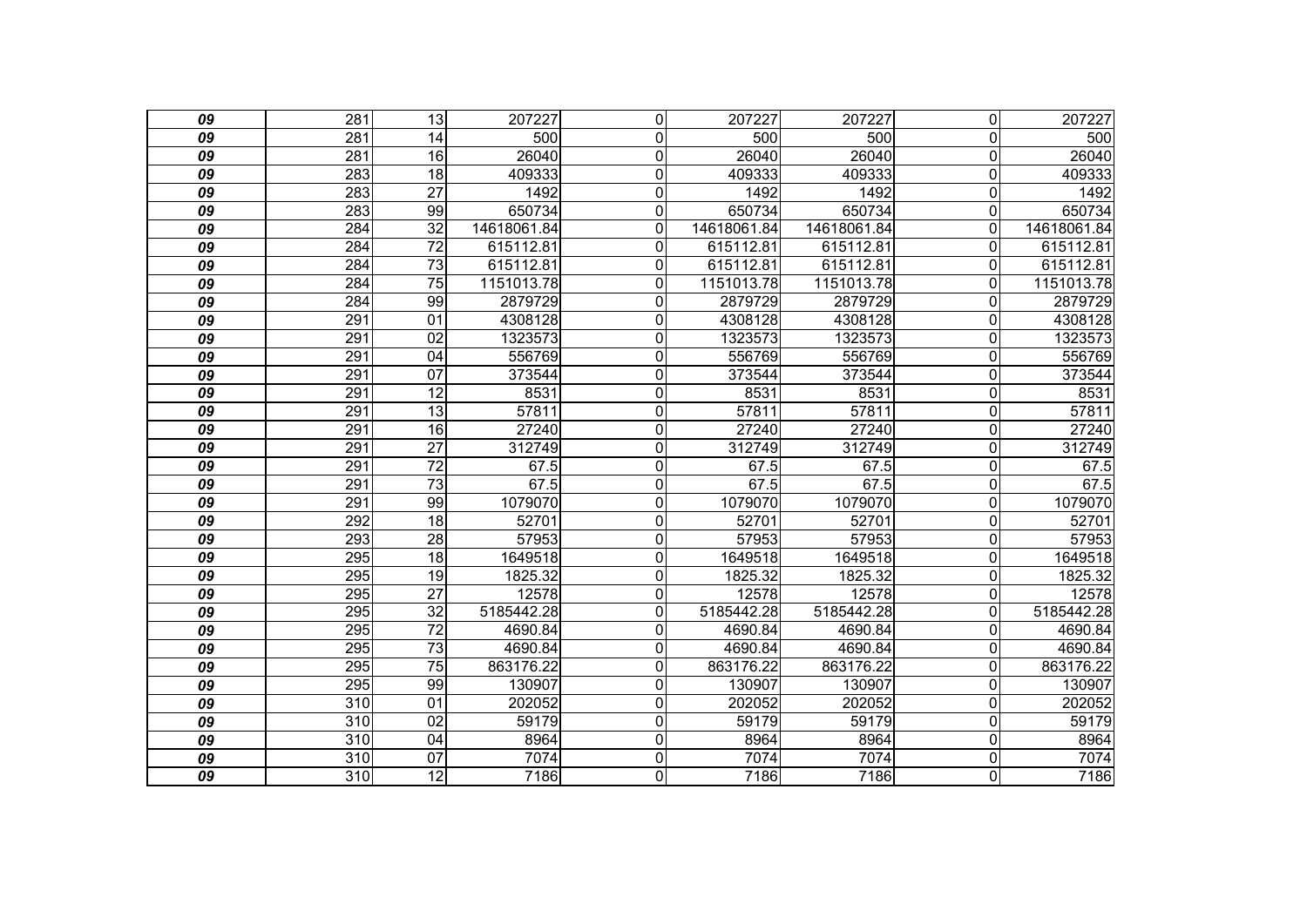| | | | | | | | | |
|---|---|---|---|---|---|---|---|---|
| ***09*** | 281 | 13 | 207227 | 0 | 207227 | 207227 | 0 | 207227 |
| ***09*** | 281 | 14 | 500 | 0 | 500 | 500 | 0 | 500 |
| ***09*** | 281 | 16 | 26040 | 0 | 26040 | 26040 | 0 | 26040 |
| ***09*** | 283 | 18 | 409333 | 0 | 409333 | 409333 | 0 | 409333 |
| ***09*** | 283 | 27 | 1492 | 0 | 1492 | 1492 | 0 | 1492 |
| ***09*** | 283 | 99 | 650734 | 0 | 650734 | 650734 | 0 | 650734 |
| ***09*** | 284 | 32 | 14618061.84 | 0 | 14618061.84 | 14618061.84 | 0 | 14618061.84 |
| ***09*** | 284 | 72 | 615112.81 | 0 | 615112.81 | 615112.81 | 0 | 615112.81 |
| ***09*** | 284 | 73 | 615112.81 | 0 | 615112.81 | 615112.81 | 0 | 615112.81 |
| ***09*** | 284 | 75 | 1151013.78 | 0 | 1151013.78 | 1151013.78 | 0 | 1151013.78 |
| ***09*** | 284 | 99 | 2879729 | 0 | 2879729 | 2879729 | 0 | 2879729 |
| ***09*** | 291 | 01 | 4308128 | 0 | 4308128 | 4308128 | 0 | 4308128 |
| ***09*** | 291 | 02 | 1323573 | 0 | 1323573 | 1323573 | 0 | 1323573 |
| ***09*** | 291 | 04 | 556769 | 0 | 556769 | 556769 | 0 | 556769 |
| ***09*** | 291 | 07 | 373544 | 0 | 373544 | 373544 | 0 | 373544 |
| ***09*** | 291 | 12 | 8531 | 0 | 8531 | 8531 | 0 | 8531 |
| ***09*** | 291 | 13 | 57811 | 0 | 57811 | 57811 | 0 | 57811 |
| ***09*** | 291 | 16 | 27240 | 0 | 27240 | 27240 | 0 | 27240 |
| ***09*** | 291 | 27 | 312749 | 0 | 312749 | 312749 | 0 | 312749 |
| ***09*** | 291 | 72 | 67.5 | 0 | 67.5 | 67.5 | 0 | 67.5 |
| ***09*** | 291 | 73 | 67.5 | 0 | 67.5 | 67.5 | 0 | 67.5 |
| ***09*** | 291 | 99 | 1079070 | 0 | 1079070 | 1079070 | 0 | 1079070 |
| ***09*** | 292 | 18 | 52701 | 0 | 52701 | 52701 | 0 | 52701 |
| ***09*** | 293 | 28 | 57953 | 0 | 57953 | 57953 | 0 | 57953 |
| ***09*** | 295 | 18 | 1649518 | 0 | 1649518 | 1649518 | 0 | 1649518 |
| ***09*** | 295 | 19 | 1825.32 | 0 | 1825.32 | 1825.32 | 0 | 1825.32 |
| ***09*** | 295 | 27 | 12578 | 0 | 12578 | 12578 | 0 | 12578 |
| ***09*** | 295 | 32 | 5185442.28 | 0 | 5185442.28 | 5185442.28 | 0 | 5185442.28 |
| ***09*** | 295 | 72 | 4690.84 | 0 | 4690.84 | 4690.84 | 0 | 4690.84 |
| ***09*** | 295 | 73 | 4690.84 | 0 | 4690.84 | 4690.84 | 0 | 4690.84 |
| ***09*** | 295 | 75 | 863176.22 | 0 | 863176.22 | 863176.22 | 0 | 863176.22 |
| ***09*** | 295 | 99 | 130907 | 0 | 130907 | 130907 | 0 | 130907 |
| ***09*** | 310 | 01 | 202052 | 0 | 202052 | 202052 | 0 | 202052 |
| ***09*** | 310 | 02 | 59179 | 0 | 59179 | 59179 | 0 | 59179 |
| ***09*** | 310 | 04 | 8964 | 0 | 8964 | 8964 | 0 | 8964 |
| ***09*** | 310 | 07 | 7074 | 0 | 7074 | 7074 | 0 | 7074 |
| ***09*** | 310 | 12 | 7186 | 0 | 7186 | 7186 | 0 | 7186 |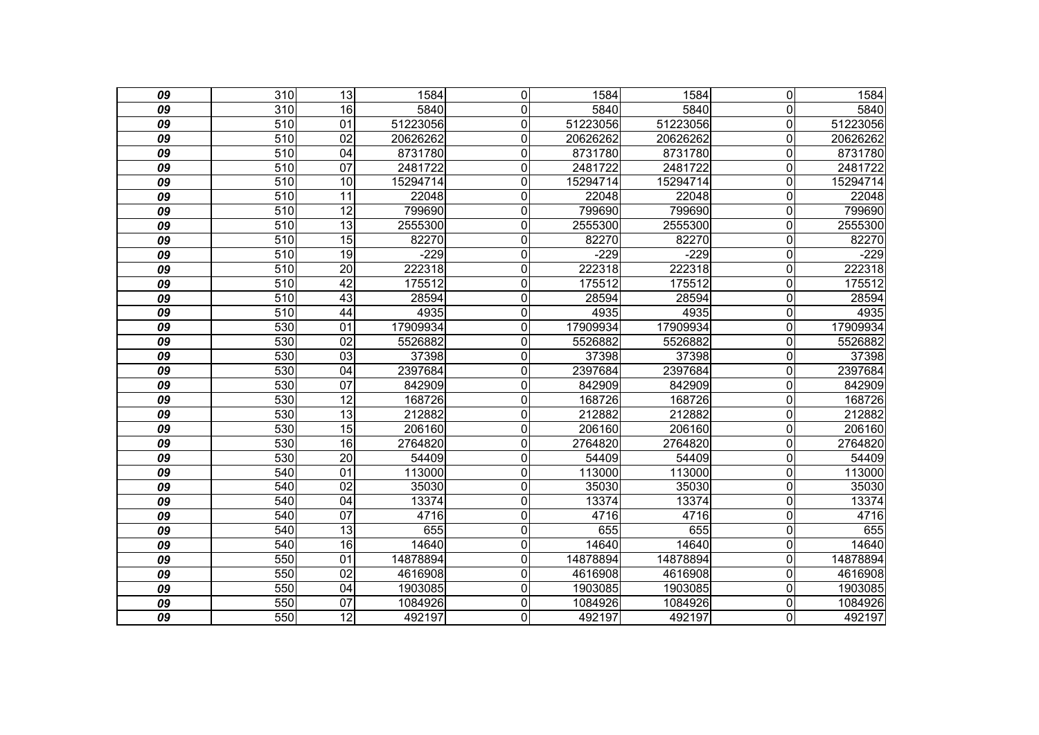| | | | | | | | | |
|---|---|---|---|---|---|---|---|---|
| *09* | 310 | 13 | 1584 | 0 | 1584 | 1584 | 0 | 1584 |
| *09* | 310 | 16 | 5840 | 0 | 5840 | 5840 | 0 | 5840 |
| *09* | 510 | 01 | 51223056 | 0 | 51223056 | 51223056 | 0 | 51223056 |
| *09* | 510 | 02 | 20626262 | 0 | 20626262 | 20626262 | 0 | 20626262 |
| *09* | 510 | 04 | 8731780 | 0 | 8731780 | 8731780 | 0 | 8731780 |
| *09* | 510 | 07 | 2481722 | 0 | 2481722 | 2481722 | 0 | 2481722 |
| *09* | 510 | 10 | 15294714 | 0 | 15294714 | 15294714 | 0 | 15294714 |
| *09* | 510 | 11 | 22048 | 0 | 22048 | 22048 | 0 | 22048 |
| *09* | 510 | 12 | 799690 | 0 | 799690 | 799690 | 0 | 799690 |
| *09* | 510 | 13 | 2555300 | 0 | 2555300 | 2555300 | 0 | 2555300 |
| *09* | 510 | 15 | 82270 | 0 | 82270 | 82270 | 0 | 82270 |
| *09* | 510 | 19 | -229 | 0 | -229 | -229 | 0 | -229 |
| *09* | 510 | 20 | 222318 | 0 | 222318 | 222318 | 0 | 222318 |
| *09* | 510 | 42 | 175512 | 0 | 175512 | 175512 | 0 | 175512 |
| *09* | 510 | 43 | 28594 | 0 | 28594 | 28594 | 0 | 28594 |
| *09* | 510 | 44 | 4935 | 0 | 4935 | 4935 | 0 | 4935 |
| *09* | 530 | 01 | 17909934 | 0 | 17909934 | 17909934 | 0 | 17909934 |
| *09* | 530 | 02 | 5526882 | 0 | 5526882 | 5526882 | 0 | 5526882 |
| *09* | 530 | 03 | 37398 | 0 | 37398 | 37398 | 0 | 37398 |
| *09* | 530 | 04 | 2397684 | 0 | 2397684 | 2397684 | 0 | 2397684 |
| *09* | 530 | 07 | 842909 | 0 | 842909 | 842909 | 0 | 842909 |
| *09* | 530 | 12 | 168726 | 0 | 168726 | 168726 | 0 | 168726 |
| *09* | 530 | 13 | 212882 | 0 | 212882 | 212882 | 0 | 212882 |
| *09* | 530 | 15 | 206160 | 0 | 206160 | 206160 | 0 | 206160 |
| *09* | 530 | 16 | 2764820 | 0 | 2764820 | 2764820 | 0 | 2764820 |
| *09* | 530 | 20 | 54409 | 0 | 54409 | 54409 | 0 | 54409 |
| *09* | 540 | 01 | 113000 | 0 | 113000 | 113000 | 0 | 113000 |
| *09* | 540 | 02 | 35030 | 0 | 35030 | 35030 | 0 | 35030 |
| *09* | 540 | 04 | 13374 | 0 | 13374 | 13374 | 0 | 13374 |
| *09* | 540 | 07 | 4716 | 0 | 4716 | 4716 | 0 | 4716 |
| *09* | 540 | 13 | 655 | 0 | 655 | 655 | 0 | 655 |
| *09* | 540 | 16 | 14640 | 0 | 14640 | 14640 | 0 | 14640 |
| *09* | 550 | 01 | 14878894 | 0 | 14878894 | 14878894 | 0 | 14878894 |
| *09* | 550 | 02 | 4616908 | 0 | 4616908 | 4616908 | 0 | 4616908 |
| *09* | 550 | 04 | 1903085 | 0 | 1903085 | 1903085 | 0 | 1903085 |
| *09* | 550 | 07 | 1084926 | 0 | 1084926 | 1084926 | 0 | 1084926 |
| *09* | 550 | 12 | 492197 | 0 | 492197 | 492197 | 0 | 492197 |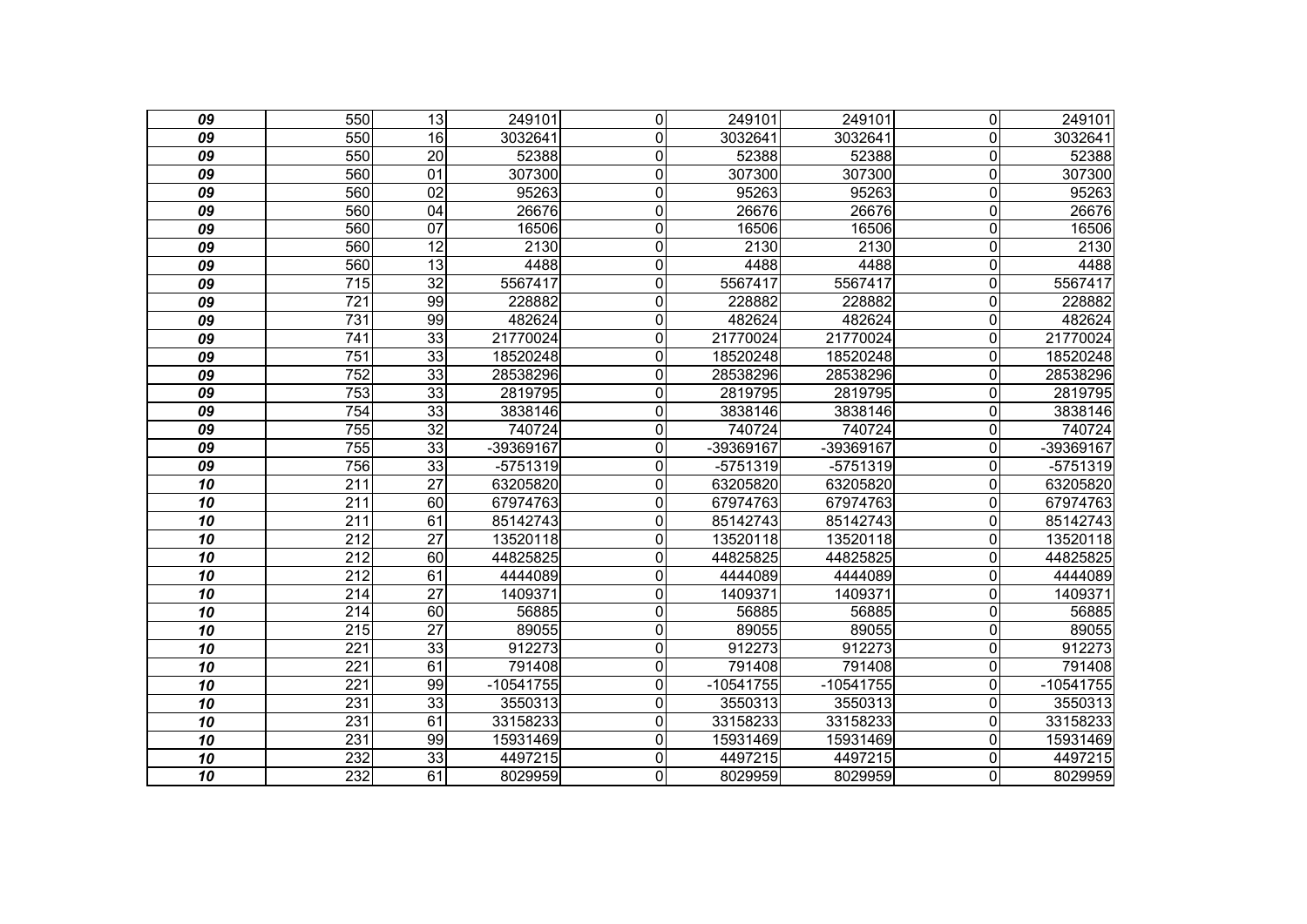| | | | | | | | | |
|---|---|---|---|---|---|---|---|---|
| ***09*** | 550 | 13 | 249101 | 0 | 249101 | 249101 | 0 | 249101 |
| ***09*** | 550 | 16 | 3032641 | 0 | 3032641 | 3032641 | 0 | 3032641 |
| ***09*** | 550 | 20 | 52388 | 0 | 52388 | 52388 | 0 | 52388 |
| ***09*** | 560 | 01 | 307300 | 0 | 307300 | 307300 | 0 | 307300 |
| ***09*** | 560 | 02 | 95263 | 0 | 95263 | 95263 | 0 | 95263 |
| ***09*** | 560 | 04 | 26676 | 0 | 26676 | 26676 | 0 | 26676 |
| ***09*** | 560 | 07 | 16506 | 0 | 16506 | 16506 | 0 | 16506 |
| ***09*** | 560 | 12 | 2130 | 0 | 2130 | 2130 | 0 | 2130 |
| ***09*** | 560 | 13 | 4488 | 0 | 4488 | 4488 | 0 | 4488 |
| ***09*** | 715 | 32 | 5567417 | 0 | 5567417 | 5567417 | 0 | 5567417 |
| ***09*** | 721 | 99 | 228882 | 0 | 228882 | 228882 | 0 | 228882 |
| ***09*** | 731 | 99 | 482624 | 0 | 482624 | 482624 | 0 | 482624 |
| ***09*** | 741 | 33 | 21770024 | 0 | 21770024 | 21770024 | 0 | 21770024 |
| ***09*** | 751 | 33 | 18520248 | 0 | 18520248 | 18520248 | 0 | 18520248 |
| ***09*** | 752 | 33 | 28538296 | 0 | 28538296 | 28538296 | 0 | 28538296 |
| ***09*** | 753 | 33 | 2819795 | 0 | 2819795 | 2819795 | 0 | 2819795 |
| ***09*** | 754 | 33 | 3838146 | 0 | 3838146 | 3838146 | 0 | 3838146 |
| ***09*** | 755 | 32 | 740724 | 0 | 740724 | 740724 | 0 | 740724 |
| ***09*** | 755 | 33 | -39369167 | 0 | -39369167 | -39369167 | 0 | -39369167 |
| ***09*** | 756 | 33 | -5751319 | 0 | -5751319 | -5751319 | 0 | -5751319 |
| ***10*** | 211 | 27 | 63205820 | 0 | 63205820 | 63205820 | 0 | 63205820 |
| ***10*** | 211 | 60 | 67974763 | 0 | 67974763 | 67974763 | 0 | 67974763 |
| ***10*** | 211 | 61 | 85142743 | 0 | 85142743 | 85142743 | 0 | 85142743 |
| ***10*** | 212 | 27 | 13520118 | 0 | 13520118 | 13520118 | 0 | 13520118 |
| ***10*** | 212 | 60 | 44825825 | 0 | 44825825 | 44825825 | 0 | 44825825 |
| ***10*** | 212 | 61 | 4444089 | 0 | 4444089 | 4444089 | 0 | 4444089 |
| ***10*** | 214 | 27 | 1409371 | 0 | 1409371 | 1409371 | 0 | 1409371 |
| ***10*** | 214 | 60 | 56885 | 0 | 56885 | 56885 | 0 | 56885 |
| ***10*** | 215 | 27 | 89055 | 0 | 89055 | 89055 | 0 | 89055 |
| ***10*** | 221 | 33 | 912273 | 0 | 912273 | 912273 | 0 | 912273 |
| ***10*** | 221 | 61 | 791408 | 0 | 791408 | 791408 | 0 | 791408 |
| ***10*** | 221 | 99 | -10541755 | 0 | -10541755 | -10541755 | 0 | -10541755 |
| ***10*** | 231 | 33 | 3550313 | 0 | 3550313 | 3550313 | 0 | 3550313 |
| ***10*** | 231 | 61 | 33158233 | 0 | 33158233 | 33158233 | 0 | 33158233 |
| ***10*** | 231 | 99 | 15931469 | 0 | 15931469 | 15931469 | 0 | 15931469 |
| ***10*** | 232 | 33 | 4497215 | 0 | 4497215 | 4497215 | 0 | 4497215 |
| ***10*** | 232 | 61 | 8029959 | 0 | 8029959 | 8029959 | 0 | 8029959 |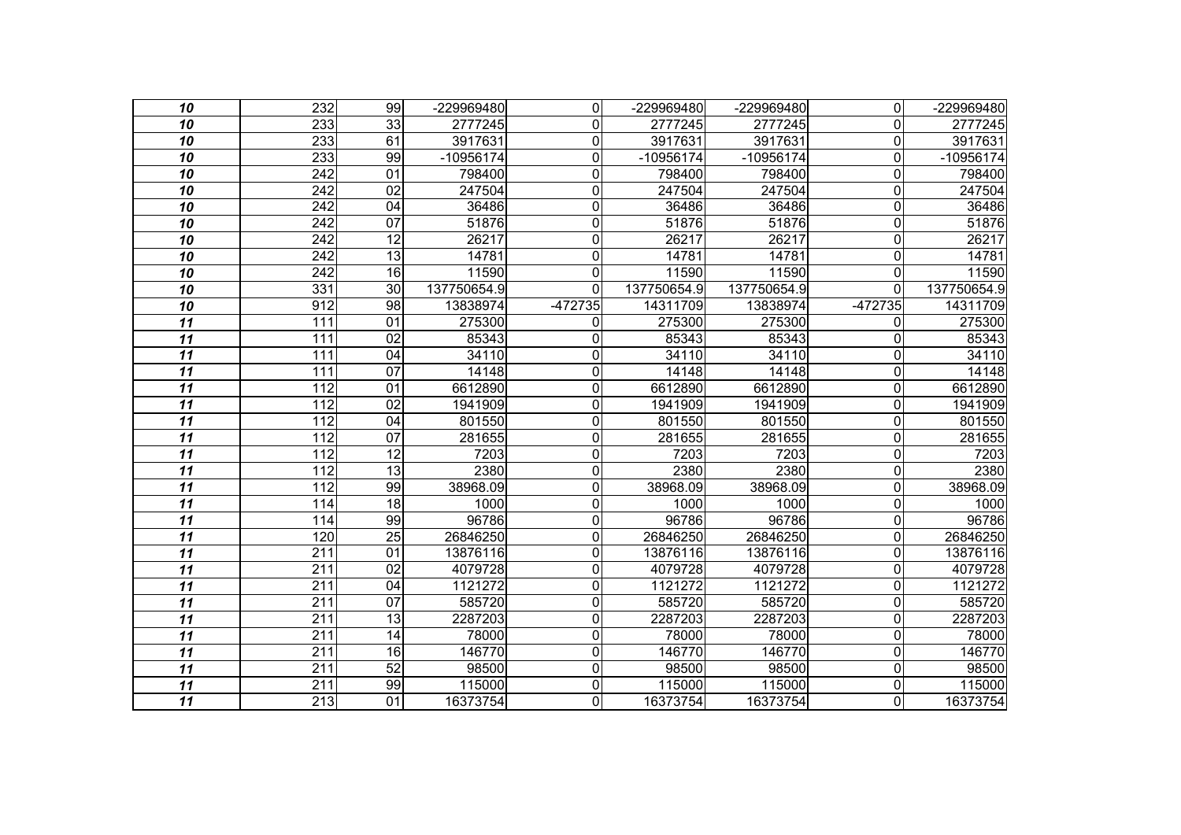| | | | | | | | | |
|---|---|---|---|---|---|---|---|---|
| *10* | 232 | 99 | -229969480 | 0 | -229969480 | -229969480 | 0 | -229969480 |
| *10* | 233 | 33 | 2777245 | 0 | 2777245 | 2777245 | 0 | 2777245 |
| *10* | 233 | 61 | 3917631 | 0 | 3917631 | 3917631 | 0 | 3917631 |
| *10* | 233 | 99 | -10956174 | 0 | -10956174 | -10956174 | 0 | -10956174 |
| *10* | 242 | 01 | 798400 | 0 | 798400 | 798400 | 0 | 798400 |
| *10* | 242 | 02 | 247504 | 0 | 247504 | 247504 | 0 | 247504 |
| *10* | 242 | 04 | 36486 | 0 | 36486 | 36486 | 0 | 36486 |
| *10* | 242 | 07 | 51876 | 0 | 51876 | 51876 | 0 | 51876 |
| *10* | 242 | 12 | 26217 | 0 | 26217 | 26217 | 0 | 26217 |
| *10* | 242 | 13 | 14781 | 0 | 14781 | 14781 | 0 | 14781 |
| *10* | 242 | 16 | 11590 | 0 | 11590 | 11590 | 0 | 11590 |
| *10* | 331 | 30 | 137750654.9 | 0 | 137750654.9 | 137750654.9 | 0 | 137750654.9 |
| *10* | 912 | 98 | 13838974 | -472735 | 14311709 | 13838974 | -472735 | 14311709 |
| *11* | 111 | 01 | 275300 | 0 | 275300 | 275300 | 0 | 275300 |
| *11* | 111 | 02 | 85343 | 0 | 85343 | 85343 | 0 | 85343 |
| *11* | 111 | 04 | 34110 | 0 | 34110 | 34110 | 0 | 34110 |
| *11* | 111 | 07 | 14148 | 0 | 14148 | 14148 | 0 | 14148 |
| *11* | 112 | 01 | 6612890 | 0 | 6612890 | 6612890 | 0 | 6612890 |
| *11* | 112 | 02 | 1941909 | 0 | 1941909 | 1941909 | 0 | 1941909 |
| *11* | 112 | 04 | 801550 | 0 | 801550 | 801550 | 0 | 801550 |
| *11* | 112 | 07 | 281655 | 0 | 281655 | 281655 | 0 | 281655 |
| *11* | 112 | 12 | 7203 | 0 | 7203 | 7203 | 0 | 7203 |
| *11* | 112 | 13 | 2380 | 0 | 2380 | 2380 | 0 | 2380 |
| *11* | 112 | 99 | 38968.09 | 0 | 38968.09 | 38968.09 | 0 | 38968.09 |
| *11* | 114 | 18 | 1000 | 0 | 1000 | 1000 | 0 | 1000 |
| *11* | 114 | 99 | 96786 | 0 | 96786 | 96786 | 0 | 96786 |
| *11* | 120 | 25 | 26846250 | 0 | 26846250 | 26846250 | 0 | 26846250 |
| *11* | 211 | 01 | 13876116 | 0 | 13876116 | 13876116 | 0 | 13876116 |
| *11* | 211 | 02 | 4079728 | 0 | 4079728 | 4079728 | 0 | 4079728 |
| *11* | 211 | 04 | 1121272 | 0 | 1121272 | 1121272 | 0 | 1121272 |
| *11* | 211 | 07 | 585720 | 0 | 585720 | 585720 | 0 | 585720 |
| *11* | 211 | 13 | 2287203 | 0 | 2287203 | 2287203 | 0 | 2287203 |
| *11* | 211 | 14 | 78000 | 0 | 78000 | 78000 | 0 | 78000 |
| *11* | 211 | 16 | 146770 | 0 | 146770 | 146770 | 0 | 146770 |
| *11* | 211 | 52 | 98500 | 0 | 98500 | 98500 | 0 | 98500 |
| *11* | 211 | 99 | 115000 | 0 | 115000 | 115000 | 0 | 115000 |
| *11* | 213 | 01 | 16373754 | 0 | 16373754 | 16373754 | 0 | 16373754 |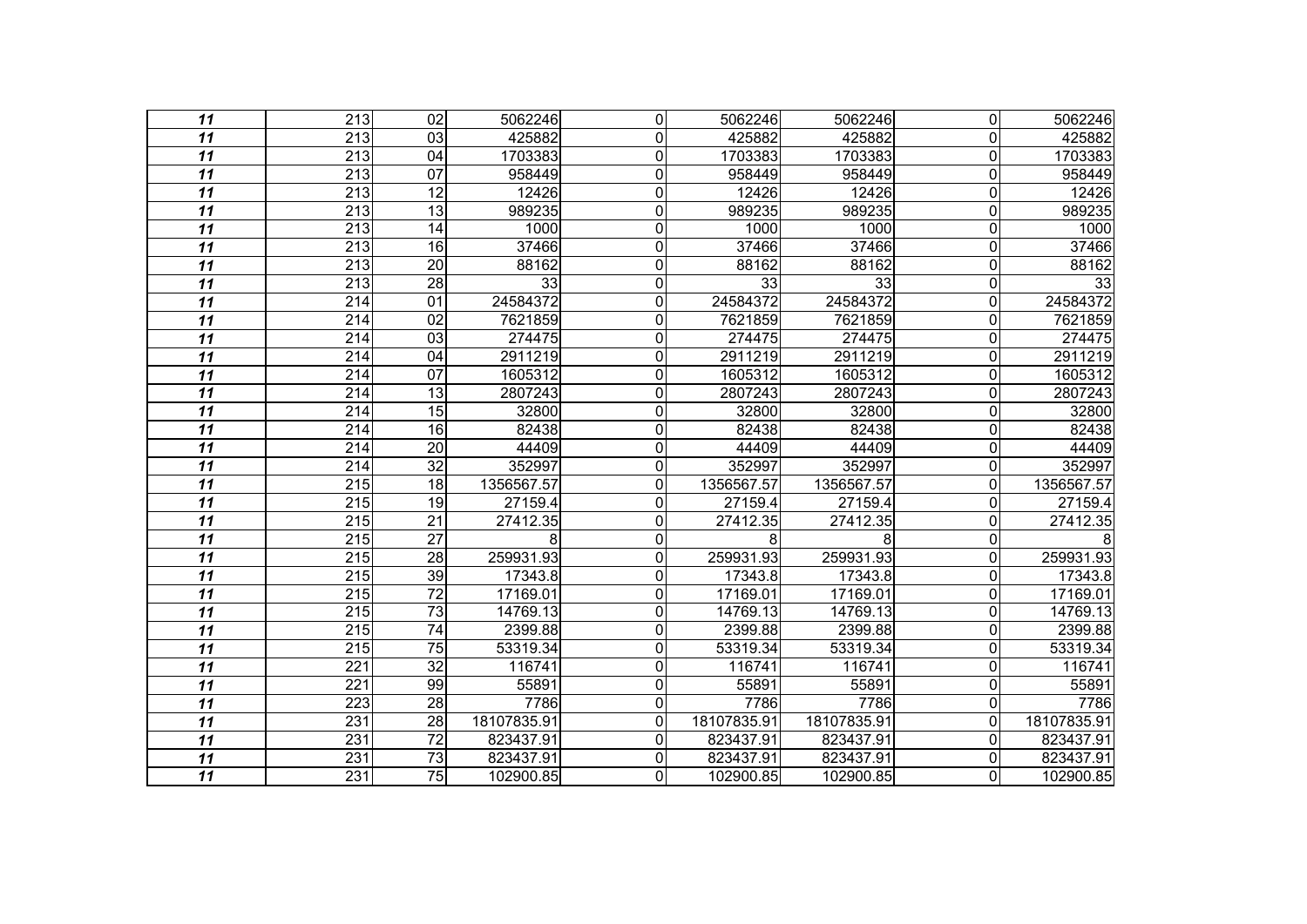| | | | | | | | | |
|---|---|---|---|---|---|---|---|---|
| ***11*** | 213 | 02 | 5062246 | 0 | 5062246 | 5062246 | 0 | 5062246 |
| ***11*** | 213 | 03 | 425882 | 0 | 425882 | 425882 | 0 | 425882 |
| ***11*** | 213 | 04 | 1703383 | 0 | 1703383 | 1703383 | 0 | 1703383 |
| ***11*** | 213 | 07 | 958449 | 0 | 958449 | 958449 | 0 | 958449 |
| ***11*** | 213 | 12 | 12426 | 0 | 12426 | 12426 | 0 | 12426 |
| ***11*** | 213 | 13 | 989235 | 0 | 989235 | 989235 | 0 | 989235 |
| ***11*** | 213 | 14 | 1000 | 0 | 1000 | 1000 | 0 | 1000 |
| ***11*** | 213 | 16 | 37466 | 0 | 37466 | 37466 | 0 | 37466 |
| ***11*** | 213 | 20 | 88162 | 0 | 88162 | 88162 | 0 | 88162 |
| ***11*** | 213 | 28 | 33 | 0 | 33 | 33 | 0 | 33 |
| ***11*** | 214 | 01 | 24584372 | 0 | 24584372 | 24584372 | 0 | 24584372 |
| ***11*** | 214 | 02 | 7621859 | 0 | 7621859 | 7621859 | 0 | 7621859 |
| ***11*** | 214 | 03 | 274475 | 0 | 274475 | 274475 | 0 | 274475 |
| ***11*** | 214 | 04 | 2911219 | 0 | 2911219 | 2911219 | 0 | 2911219 |
| ***11*** | 214 | 07 | 1605312 | 0 | 1605312 | 1605312 | 0 | 1605312 |
| ***11*** | 214 | 13 | 2807243 | 0 | 2807243 | 2807243 | 0 | 2807243 |
| ***11*** | 214 | 15 | 32800 | 0 | 32800 | 32800 | 0 | 32800 |
| ***11*** | 214 | 16 | 82438 | 0 | 82438 | 82438 | 0 | 82438 |
| ***11*** | 214 | 20 | 44409 | 0 | 44409 | 44409 | 0 | 44409 |
| ***11*** | 214 | 32 | 352997 | 0 | 352997 | 352997 | 0 | 352997 |
| ***11*** | 215 | 18 | 1356567.57 | 0 | 1356567.57 | 1356567.57 | 0 | 1356567.57 |
| ***11*** | 215 | 19 | 27159.4 | 0 | 27159.4 | 27159.4 | 0 | 27159.4 |
| ***11*** | 215 | 21 | 27412.35 | 0 | 27412.35 | 27412.35 | 0 | 27412.35 |
| ***11*** | 215 | 27 | 8 | 0 | 8 | 8 | 0 | 8 |
| ***11*** | 215 | 28 | 259931.93 | 0 | 259931.93 | 259931.93 | 0 | 259931.93 |
| ***11*** | 215 | 39 | 17343.8 | 0 | 17343.8 | 17343.8 | 0 | 17343.8 |
| ***11*** | 215 | 72 | 17169.01 | 0 | 17169.01 | 17169.01 | 0 | 17169.01 |
| ***11*** | 215 | 73 | 14769.13 | 0 | 14769.13 | 14769.13 | 0 | 14769.13 |
| ***11*** | 215 | 74 | 2399.88 | 0 | 2399.88 | 2399.88 | 0 | 2399.88 |
| ***11*** | 215 | 75 | 53319.34 | 0 | 53319.34 | 53319.34 | 0 | 53319.34 |
| ***11*** | 221 | 32 | 116741 | 0 | 116741 | 116741 | 0 | 116741 |
| ***11*** | 221 | 99 | 55891 | 0 | 55891 | 55891 | 0 | 55891 |
| ***11*** | 223 | 28 | 7786 | 0 | 7786 | 7786 | 0 | 7786 |
| ***11*** | 231 | 28 | 18107835.91 | 0 | 18107835.91 | 18107835.91 | 0 | 18107835.91 |
| ***11*** | 231 | 72 | 823437.91 | 0 | 823437.91 | 823437.91 | 0 | 823437.91 |
| ***11*** | 231 | 73 | 823437.91 | 0 | 823437.91 | 823437.91 | 0 | 823437.91 |
| ***11*** | 231 | 75 | 102900.85 | 0 | 102900.85 | 102900.85 | 0 | 102900.85 |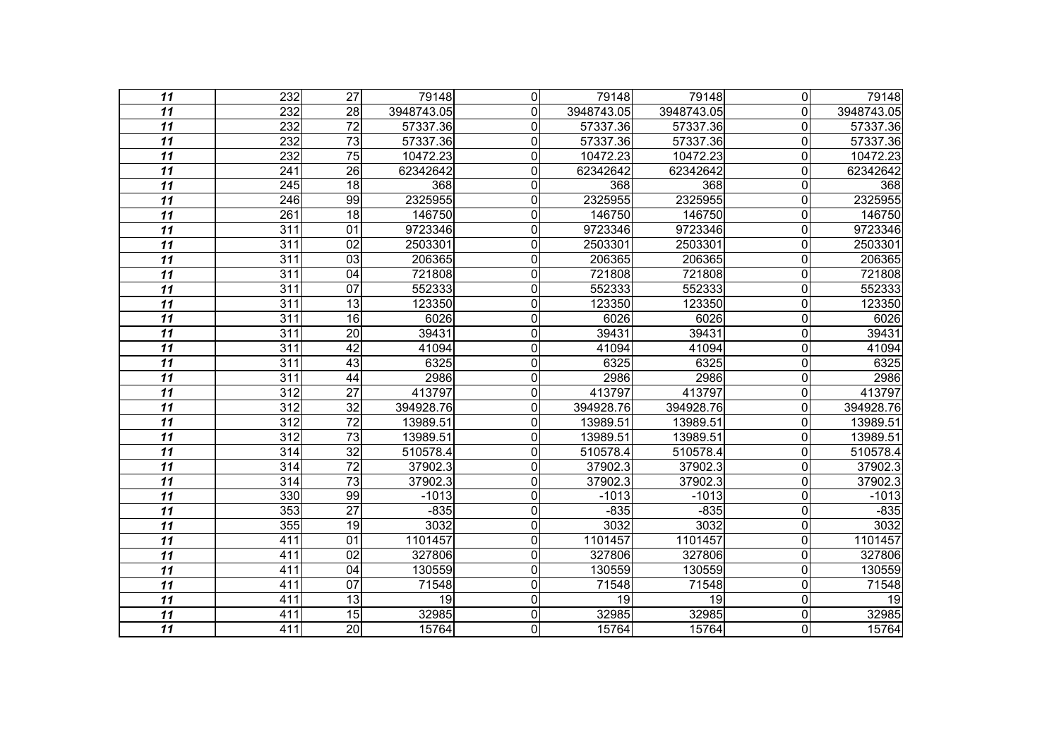| | | | | | | | | |
|---|---|---|---|---|---|---|---|---|
| *11* | 232 | 27 | 79148 | 0 | 79148 | 79148 | 0 | 79148 |
| *11* | 232 | 28 | 3948743.05 | 0 | 3948743.05 | 3948743.05 | 0 | 3948743.05 |
| *11* | 232 | 72 | 57337.36 | 0 | 57337.36 | 57337.36 | 0 | 57337.36 |
| *11* | 232 | 73 | 57337.36 | 0 | 57337.36 | 57337.36 | 0 | 57337.36 |
| *11* | 232 | 75 | 10472.23 | 0 | 10472.23 | 10472.23 | 0 | 10472.23 |
| *11* | 241 | 26 | 62342642 | 0 | 62342642 | 62342642 | 0 | 62342642 |
| *11* | 245 | 18 | 368 | 0 | 368 | 368 | 0 | 368 |
| *11* | 246 | 99 | 2325955 | 0 | 2325955 | 2325955 | 0 | 2325955 |
| *11* | 261 | 18 | 146750 | 0 | 146750 | 146750 | 0 | 146750 |
| *11* | 311 | 01 | 9723346 | 0 | 9723346 | 9723346 | 0 | 9723346 |
| *11* | 311 | 02 | 2503301 | 0 | 2503301 | 2503301 | 0 | 2503301 |
| *11* | 311 | 03 | 206365 | 0 | 206365 | 206365 | 0 | 206365 |
| *11* | 311 | 04 | 721808 | 0 | 721808 | 721808 | 0 | 721808 |
| *11* | 311 | 07 | 552333 | 0 | 552333 | 552333 | 0 | 552333 |
| *11* | 311 | 13 | 123350 | 0 | 123350 | 123350 | 0 | 123350 |
| *11* | 311 | 16 | 6026 | 0 | 6026 | 6026 | 0 | 6026 |
| *11* | 311 | 20 | 39431 | 0 | 39431 | 39431 | 0 | 39431 |
| *11* | 311 | 42 | 41094 | 0 | 41094 | 41094 | 0 | 41094 |
| *11* | 311 | 43 | 6325 | 0 | 6325 | 6325 | 0 | 6325 |
| *11* | 311 | 44 | 2986 | 0 | 2986 | 2986 | 0 | 2986 |
| *11* | 312 | 27 | 413797 | 0 | 413797 | 413797 | 0 | 413797 |
| *11* | 312 | 32 | 394928.76 | 0 | 394928.76 | 394928.76 | 0 | 394928.76 |
| *11* | 312 | 72 | 13989.51 | 0 | 13989.51 | 13989.51 | 0 | 13989.51 |
| *11* | 312 | 73 | 13989.51 | 0 | 13989.51 | 13989.51 | 0 | 13989.51 |
| *11* | 314 | 32 | 510578.4 | 0 | 510578.4 | 510578.4 | 0 | 510578.4 |
| *11* | 314 | 72 | 37902.3 | 0 | 37902.3 | 37902.3 | 0 | 37902.3 |
| *11* | 314 | 73 | 37902.3 | 0 | 37902.3 | 37902.3 | 0 | 37902.3 |
| *11* | 330 | 99 | -1013 | 0 | -1013 | -1013 | 0 | -1013 |
| *11* | 353 | 27 | -835 | 0 | -835 | -835 | 0 | -835 |
| *11* | 355 | 19 | 3032 | 0 | 3032 | 3032 | 0 | 3032 |
| *11* | 411 | 01 | 1101457 | 0 | 1101457 | 1101457 | 0 | 1101457 |
| *11* | 411 | 02 | 327806 | 0 | 327806 | 327806 | 0 | 327806 |
| *11* | 411 | 04 | 130559 | 0 | 130559 | 130559 | 0 | 130559 |
| *11* | 411 | 07 | 71548 | 0 | 71548 | 71548 | 0 | 71548 |
| *11* | 411 | 13 | 19 | 0 | 19 | 19 | 0 | 19 |
| *11* | 411 | 15 | 32985 | 0 | 32985 | 32985 | 0 | 32985 |
| *11* | 411 | 20 | 15764 | 0 | 15764 | 15764 | 0 | 15764 |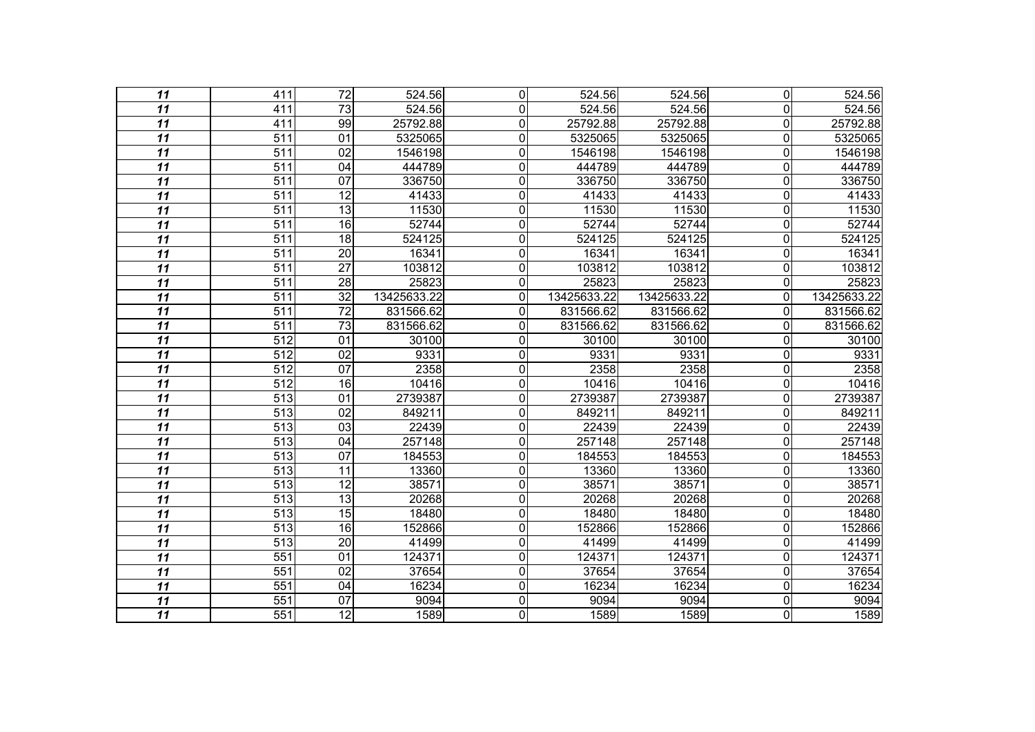| | | | | | | | | |
|---|---|---|---|---|---|---|---|---|
| ***11*** | 411 | 72 | 524.56 | 0 | 524.56 | 524.56 | 0 | 524.56 |
| ***11*** | 411 | 73 | 524.56 | 0 | 524.56 | 524.56 | 0 | 524.56 |
| ***11*** | 411 | 99 | 25792.88 | 0 | 25792.88 | 25792.88 | 0 | 25792.88 |
| ***11*** | 511 | 01 | 5325065 | 0 | 5325065 | 5325065 | 0 | 5325065 |
| ***11*** | 511 | 02 | 1546198 | 0 | 1546198 | 1546198 | 0 | 1546198 |
| ***11*** | 511 | 04 | 444789 | 0 | 444789 | 444789 | 0 | 444789 |
| ***11*** | 511 | 07 | 336750 | 0 | 336750 | 336750 | 0 | 336750 |
| ***11*** | 511 | 12 | 41433 | 0 | 41433 | 41433 | 0 | 41433 |
| ***11*** | 511 | 13 | 11530 | 0 | 11530 | 11530 | 0 | 11530 |
| ***11*** | 511 | 16 | 52744 | 0 | 52744 | 52744 | 0 | 52744 |
| ***11*** | 511 | 18 | 524125 | 0 | 524125 | 524125 | 0 | 524125 |
| ***11*** | 511 | 20 | 16341 | 0 | 16341 | 16341 | 0 | 16341 |
| ***11*** | 511 | 27 | 103812 | 0 | 103812 | 103812 | 0 | 103812 |
| ***11*** | 511 | 28 | 25823 | 0 | 25823 | 25823 | 0 | 25823 |
| ***11*** | 511 | 32 | 13425633.22 | 0 | 13425633.22 | 13425633.22 | 0 | 13425633.22 |
| ***11*** | 511 | 72 | 831566.62 | 0 | 831566.62 | 831566.62 | 0 | 831566.62 |
| ***11*** | 511 | 73 | 831566.62 | 0 | 831566.62 | 831566.62 | 0 | 831566.62 |
| ***11*** | 512 | 01 | 30100 | 0 | 30100 | 30100 | 0 | 30100 |
| ***11*** | 512 | 02 | 9331 | 0 | 9331 | 9331 | 0 | 9331 |
| ***11*** | 512 | 07 | 2358 | 0 | 2358 | 2358 | 0 | 2358 |
| ***11*** | 512 | 16 | 10416 | 0 | 10416 | 10416 | 0 | 10416 |
| ***11*** | 513 | 01 | 2739387 | 0 | 2739387 | 2739387 | 0 | 2739387 |
| ***11*** | 513 | 02 | 849211 | 0 | 849211 | 849211 | 0 | 849211 |
| ***11*** | 513 | 03 | 22439 | 0 | 22439 | 22439 | 0 | 22439 |
| ***11*** | 513 | 04 | 257148 | 0 | 257148 | 257148 | 0 | 257148 |
| ***11*** | 513 | 07 | 184553 | 0 | 184553 | 184553 | 0 | 184553 |
| ***11*** | 513 | 11 | 13360 | 0 | 13360 | 13360 | 0 | 13360 |
| ***11*** | 513 | 12 | 38571 | 0 | 38571 | 38571 | 0 | 38571 |
| ***11*** | 513 | 13 | 20268 | 0 | 20268 | 20268 | 0 | 20268 |
| ***11*** | 513 | 15 | 18480 | 0 | 18480 | 18480 | 0 | 18480 |
| ***11*** | 513 | 16 | 152866 | 0 | 152866 | 152866 | 0 | 152866 |
| ***11*** | 513 | 20 | 41499 | 0 | 41499 | 41499 | 0 | 41499 |
| ***11*** | 551 | 01 | 124371 | 0 | 124371 | 124371 | 0 | 124371 |
| ***11*** | 551 | 02 | 37654 | 0 | 37654 | 37654 | 0 | 37654 |
| ***11*** | 551 | 04 | 16234 | 0 | 16234 | 16234 | 0 | 16234 |
| ***11*** | 551 | 07 | 9094 | 0 | 9094 | 9094 | 0 | 9094 |
| ***11*** | 551 | 12 | 1589 | 0 | 1589 | 1589 | 0 | 1589 |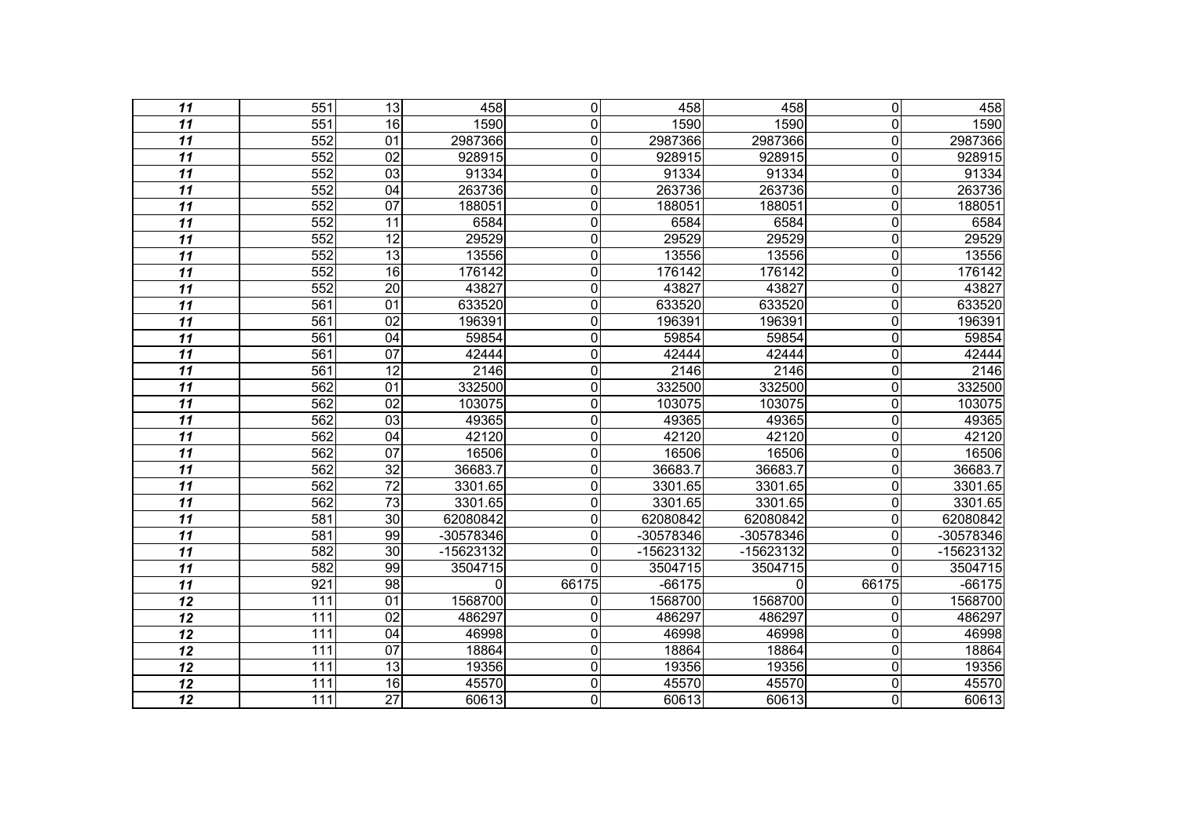| | | | | | | | | |
|---|---|---|---|---|---|---|---|---|
| ***11*** | 551 | 13 | 458 | 0 | 458 | 458 | 0 | 458 |
| ***11*** | 551 | 16 | 1590 | 0 | 1590 | 1590 | 0 | 1590 |
| ***11*** | 552 | 01 | 2987366 | 0 | 2987366 | 2987366 | 0 | 2987366 |
| ***11*** | 552 | 02 | 928915 | 0 | 928915 | 928915 | 0 | 928915 |
| ***11*** | 552 | 03 | 91334 | 0 | 91334 | 91334 | 0 | 91334 |
| ***11*** | 552 | 04 | 263736 | 0 | 263736 | 263736 | 0 | 263736 |
| ***11*** | 552 | 07 | 188051 | 0 | 188051 | 188051 | 0 | 188051 |
| ***11*** | 552 | 11 | 6584 | 0 | 6584 | 6584 | 0 | 6584 |
| ***11*** | 552 | 12 | 29529 | 0 | 29529 | 29529 | 0 | 29529 |
| ***11*** | 552 | 13 | 13556 | 0 | 13556 | 13556 | 0 | 13556 |
| ***11*** | 552 | 16 | 176142 | 0 | 176142 | 176142 | 0 | 176142 |
| ***11*** | 552 | 20 | 43827 | 0 | 43827 | 43827 | 0 | 43827 |
| ***11*** | 561 | 01 | 633520 | 0 | 633520 | 633520 | 0 | 633520 |
| ***11*** | 561 | 02 | 196391 | 0 | 196391 | 196391 | 0 | 196391 |
| ***11*** | 561 | 04 | 59854 | 0 | 59854 | 59854 | 0 | 59854 |
| ***11*** | 561 | 07 | 42444 | 0 | 42444 | 42444 | 0 | 42444 |
| ***11*** | 561 | 12 | 2146 | 0 | 2146 | 2146 | 0 | 2146 |
| ***11*** | 562 | 01 | 332500 | 0 | 332500 | 332500 | 0 | 332500 |
| ***11*** | 562 | 02 | 103075 | 0 | 103075 | 103075 | 0 | 103075 |
| ***11*** | 562 | 03 | 49365 | 0 | 49365 | 49365 | 0 | 49365 |
| ***11*** | 562 | 04 | 42120 | 0 | 42120 | 42120 | 0 | 42120 |
| ***11*** | 562 | 07 | 16506 | 0 | 16506 | 16506 | 0 | 16506 |
| ***11*** | 562 | 32 | 36683.7 | 0 | 36683.7 | 36683.7 | 0 | 36683.7 |
| ***11*** | 562 | 72 | 3301.65 | 0 | 3301.65 | 3301.65 | 0 | 3301.65 |
| ***11*** | 562 | 73 | 3301.65 | 0 | 3301.65 | 3301.65 | 0 | 3301.65 |
| ***11*** | 581 | 30 | 62080842 | 0 | 62080842 | 62080842 | 0 | 62080842 |
| ***11*** | 581 | 99 | -30578346 | 0 | -30578346 | -30578346 | 0 | -30578346 |
| ***11*** | 582 | 30 | -15623132 | 0 | -15623132 | -15623132 | 0 | -15623132 |
| ***11*** | 582 | 99 | 3504715 | 0 | 3504715 | 3504715 | 0 | 3504715 |
| ***11*** | 921 | 98 | 0 | 66175 | -66175 | 0 | 66175 | -66175 |
| ***12*** | 111 | 01 | 1568700 | 0 | 1568700 | 1568700 | 0 | 1568700 |
| ***12*** | 111 | 02 | 486297 | 0 | 486297 | 486297 | 0 | 486297 |
| ***12*** | 111 | 04 | 46998 | 0 | 46998 | 46998 | 0 | 46998 |
| ***12*** | 111 | 07 | 18864 | 0 | 18864 | 18864 | 0 | 18864 |
| ***12*** | 111 | 13 | 19356 | 0 | 19356 | 19356 | 0 | 19356 |
| ***12*** | 111 | 16 | 45570 | 0 | 45570 | 45570 | 0 | 45570 |
| ***12*** | 111 | 27 | 60613 | 0 | 60613 | 60613 | 0 | 60613 |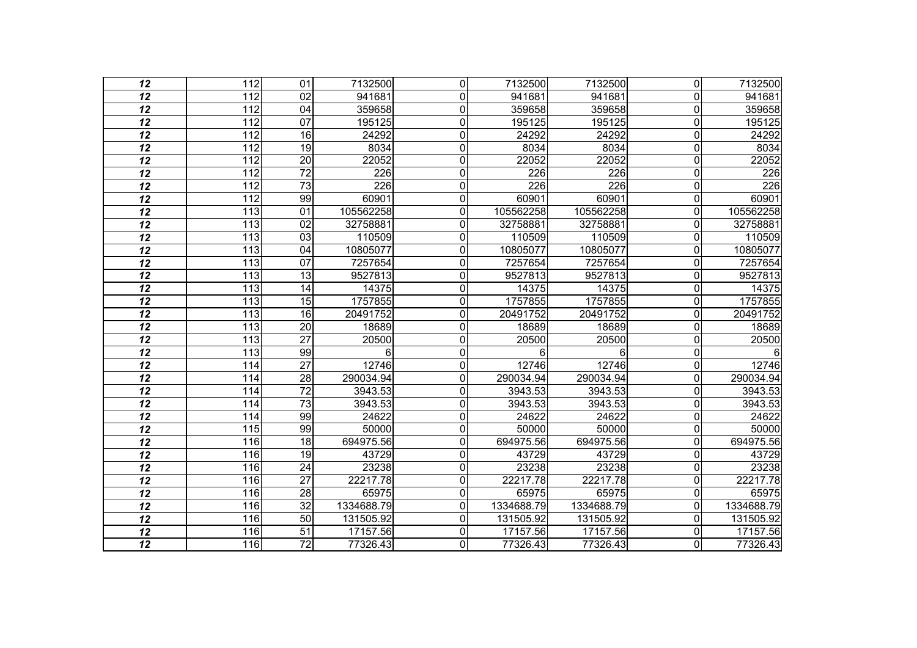| | | | | | | | | |
|---|---|---|---|---|---|---|---|---|
| *12* | 112 | 01 | 7132500 | 0 | 7132500 | 7132500 | 0 | 7132500 |
| *12* | 112 | 02 | 941681 | 0 | 941681 | 941681 | 0 | 941681 |
| *12* | 112 | 04 | 359658 | 0 | 359658 | 359658 | 0 | 359658 |
| *12* | 112 | 07 | 195125 | 0 | 195125 | 195125 | 0 | 195125 |
| *12* | 112 | 16 | 24292 | 0 | 24292 | 24292 | 0 | 24292 |
| *12* | 112 | 19 | 8034 | 0 | 8034 | 8034 | 0 | 8034 |
| *12* | 112 | 20 | 22052 | 0 | 22052 | 22052 | 0 | 22052 |
| *12* | 112 | 72 | 226 | 0 | 226 | 226 | 0 | 226 |
| *12* | 112 | 73 | 226 | 0 | 226 | 226 | 0 | 226 |
| *12* | 112 | 99 | 60901 | 0 | 60901 | 60901 | 0 | 60901 |
| *12* | 113 | 01 | 105562258 | 0 | 105562258 | 105562258 | 0 | 105562258 |
| *12* | 113 | 02 | 32758881 | 0 | 32758881 | 32758881 | 0 | 32758881 |
| *12* | 113 | 03 | 110509 | 0 | 110509 | 110509 | 0 | 110509 |
| *12* | 113 | 04 | 10805077 | 0 | 10805077 | 10805077 | 0 | 10805077 |
| *12* | 113 | 07 | 7257654 | 0 | 7257654 | 7257654 | 0 | 7257654 |
| *12* | 113 | 13 | 9527813 | 0 | 9527813 | 9527813 | 0 | 9527813 |
| *12* | 113 | 14 | 14375 | 0 | 14375 | 14375 | 0 | 14375 |
| *12* | 113 | 15 | 1757855 | 0 | 1757855 | 1757855 | 0 | 1757855 |
| *12* | 113 | 16 | 20491752 | 0 | 20491752 | 20491752 | 0 | 20491752 |
| *12* | 113 | 20 | 18689 | 0 | 18689 | 18689 | 0 | 18689 |
| *12* | 113 | 27 | 20500 | 0 | 20500 | 20500 | 0 | 20500 |
| *12* | 113 | 99 | 6 | 0 | 6 | 6 | 0 | 6 |
| *12* | 114 | 27 | 12746 | 0 | 12746 | 12746 | 0 | 12746 |
| *12* | 114 | 28 | 290034.94 | 0 | 290034.94 | 290034.94 | 0 | 290034.94 |
| *12* | 114 | 72 | 3943.53 | 0 | 3943.53 | 3943.53 | 0 | 3943.53 |
| *12* | 114 | 73 | 3943.53 | 0 | 3943.53 | 3943.53 | 0 | 3943.53 |
| *12* | 114 | 99 | 24622 | 0 | 24622 | 24622 | 0 | 24622 |
| *12* | 115 | 99 | 50000 | 0 | 50000 | 50000 | 0 | 50000 |
| *12* | 116 | 18 | 694975.56 | 0 | 694975.56 | 694975.56 | 0 | 694975.56 |
| *12* | 116 | 19 | 43729 | 0 | 43729 | 43729 | 0 | 43729 |
| *12* | 116 | 24 | 23238 | 0 | 23238 | 23238 | 0 | 23238 |
| *12* | 116 | 27 | 22217.78 | 0 | 22217.78 | 22217.78 | 0 | 22217.78 |
| *12* | 116 | 28 | 65975 | 0 | 65975 | 65975 | 0 | 65975 |
| *12* | 116 | 32 | 1334688.79 | 0 | 1334688.79 | 1334688.79 | 0 | 1334688.79 |
| *12* | 116 | 50 | 131505.92 | 0 | 131505.92 | 131505.92 | 0 | 131505.92 |
| *12* | 116 | 51 | 17157.56 | 0 | 17157.56 | 17157.56 | 0 | 17157.56 |
| *12* | 116 | 72 | 77326.43 | 0 | 77326.43 | 77326.43 | 0 | 77326.43 |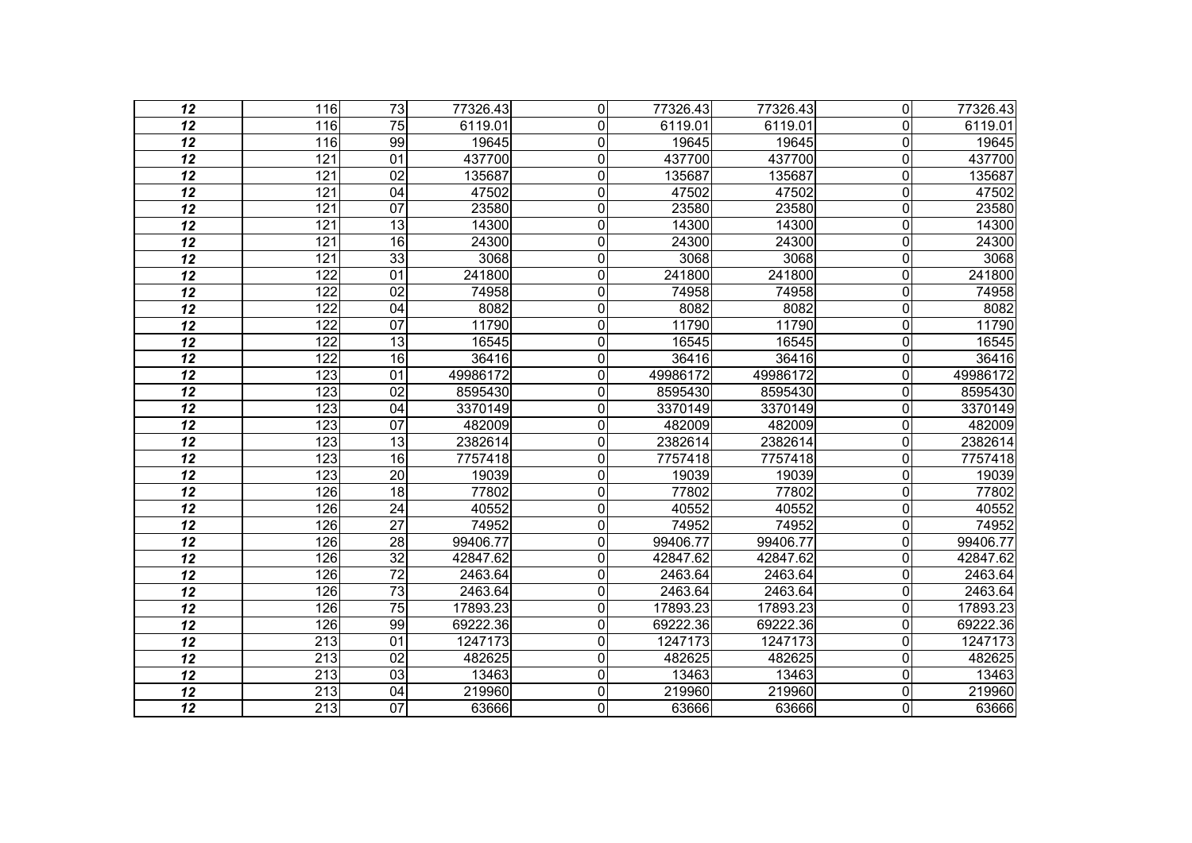| | | | | | | | | |
|---|---|---|---|---|---|---|---|---|
| ***12*** | 116 | 73 | 77326.43 | 0 | 77326.43 | 77326.43 | 0 | 77326.43 |
| ***12*** | 116 | 75 | 6119.01 | 0 | 6119.01 | 6119.01 | 0 | 6119.01 |
| ***12*** | 116 | 99 | 19645 | 0 | 19645 | 19645 | 0 | 19645 |
| ***12*** | 121 | 01 | 437700 | 0 | 437700 | 437700 | 0 | 437700 |
| ***12*** | 121 | 02 | 135687 | 0 | 135687 | 135687 | 0 | 135687 |
| ***12*** | 121 | 04 | 47502 | 0 | 47502 | 47502 | 0 | 47502 |
| ***12*** | 121 | 07 | 23580 | 0 | 23580 | 23580 | 0 | 23580 |
| ***12*** | 121 | 13 | 14300 | 0 | 14300 | 14300 | 0 | 14300 |
| ***12*** | 121 | 16 | 24300 | 0 | 24300 | 24300 | 0 | 24300 |
| ***12*** | 121 | 33 | 3068 | 0 | 3068 | 3068 | 0 | 3068 |
| ***12*** | 122 | 01 | 241800 | 0 | 241800 | 241800 | 0 | 241800 |
| ***12*** | 122 | 02 | 74958 | 0 | 74958 | 74958 | 0 | 74958 |
| ***12*** | 122 | 04 | 8082 | 0 | 8082 | 8082 | 0 | 8082 |
| ***12*** | 122 | 07 | 11790 | 0 | 11790 | 11790 | 0 | 11790 |
| ***12*** | 122 | 13 | 16545 | 0 | 16545 | 16545 | 0 | 16545 |
| ***12*** | 122 | 16 | 36416 | 0 | 36416 | 36416 | 0 | 36416 |
| ***12*** | 123 | 01 | 49986172 | 0 | 49986172 | 49986172 | 0 | 49986172 |
| ***12*** | 123 | 02 | 8595430 | 0 | 8595430 | 8595430 | 0 | 8595430 |
| ***12*** | 123 | 04 | 3370149 | 0 | 3370149 | 3370149 | 0 | 3370149 |
| ***12*** | 123 | 07 | 482009 | 0 | 482009 | 482009 | 0 | 482009 |
| ***12*** | 123 | 13 | 2382614 | 0 | 2382614 | 2382614 | 0 | 2382614 |
| ***12*** | 123 | 16 | 7757418 | 0 | 7757418 | 7757418 | 0 | 7757418 |
| ***12*** | 123 | 20 | 19039 | 0 | 19039 | 19039 | 0 | 19039 |
| ***12*** | 126 | 18 | 77802 | 0 | 77802 | 77802 | 0 | 77802 |
| ***12*** | 126 | 24 | 40552 | 0 | 40552 | 40552 | 0 | 40552 |
| ***12*** | 126 | 27 | 74952 | 0 | 74952 | 74952 | 0 | 74952 |
| ***12*** | 126 | 28 | 99406.77 | 0 | 99406.77 | 99406.77 | 0 | 99406.77 |
| ***12*** | 126 | 32 | 42847.62 | 0 | 42847.62 | 42847.62 | 0 | 42847.62 |
| ***12*** | 126 | 72 | 2463.64 | 0 | 2463.64 | 2463.64 | 0 | 2463.64 |
| ***12*** | 126 | 73 | 2463.64 | 0 | 2463.64 | 2463.64 | 0 | 2463.64 |
| ***12*** | 126 | 75 | 17893.23 | 0 | 17893.23 | 17893.23 | 0 | 17893.23 |
| ***12*** | 126 | 99 | 69222.36 | 0 | 69222.36 | 69222.36 | 0 | 69222.36 |
| ***12*** | 213 | 01 | 1247173 | 0 | 1247173 | 1247173 | 0 | 1247173 |
| ***12*** | 213 | 02 | 482625 | 0 | 482625 | 482625 | 0 | 482625 |
| ***12*** | 213 | 03 | 13463 | 0 | 13463 | 13463 | 0 | 13463 |
| ***12*** | 213 | 04 | 219960 | 0 | 219960 | 219960 | 0 | 219960 |
| ***12*** | 213 | 07 | 63666 | 0 | 63666 | 63666 | 0 | 63666 |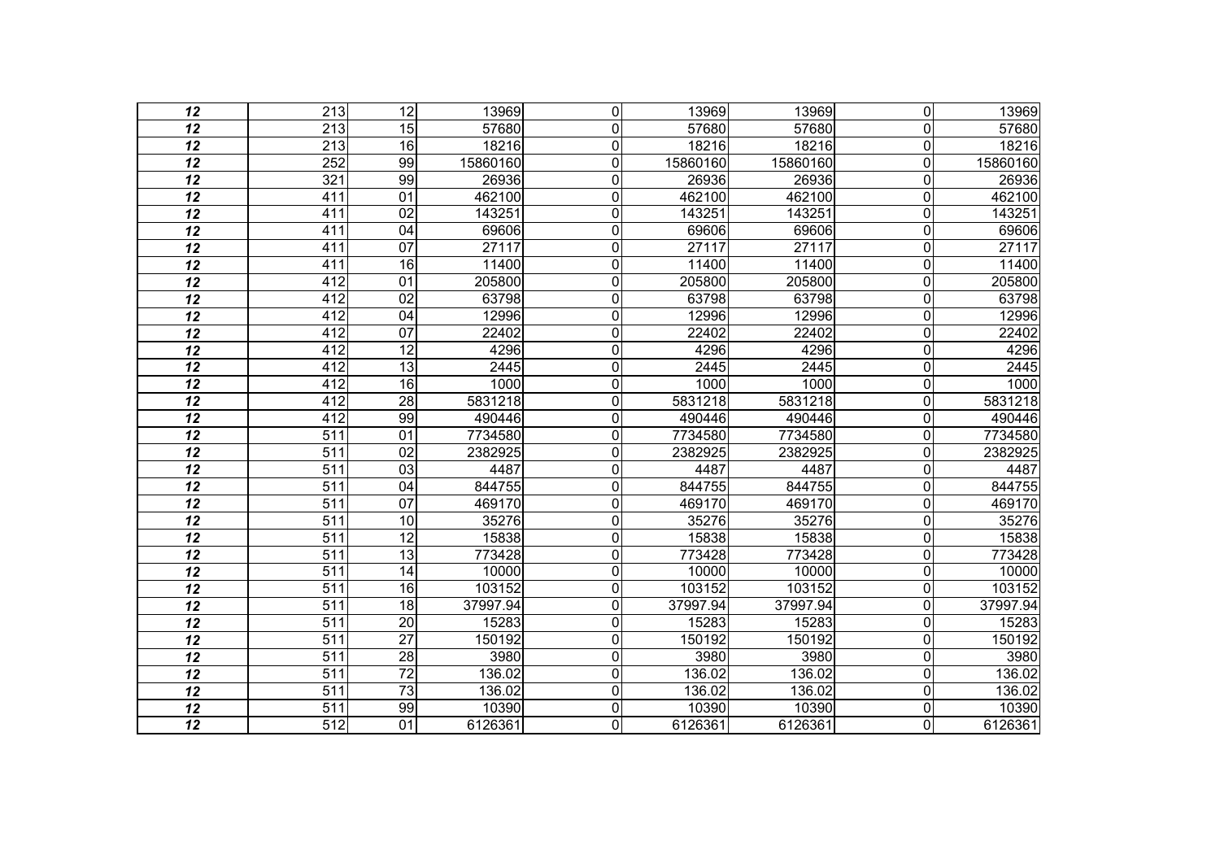| | | | | | | | | |
|---|---|---|---|---|---|---|---|---|
| ***12*** | 213 | 12 | 13969 | 0 | 13969 | 13969 | 0 | 13969 |
| ***12*** | 213 | 15 | 57680 | 0 | 57680 | 57680 | 0 | 57680 |
| ***12*** | 213 | 16 | 18216 | 0 | 18216 | 18216 | 0 | 18216 |
| ***12*** | 252 | 99 | 15860160 | 0 | 15860160 | 15860160 | 0 | 15860160 |
| ***12*** | 321 | 99 | 26936 | 0 | 26936 | 26936 | 0 | 26936 |
| ***12*** | 411 | 01 | 462100 | 0 | 462100 | 462100 | 0 | 462100 |
| ***12*** | 411 | 02 | 143251 | 0 | 143251 | 143251 | 0 | 143251 |
| ***12*** | 411 | 04 | 69606 | 0 | 69606 | 69606 | 0 | 69606 |
| ***12*** | 411 | 07 | 27117 | 0 | 27117 | 27117 | 0 | 27117 |
| ***12*** | 411 | 16 | 11400 | 0 | 11400 | 11400 | 0 | 11400 |
| ***12*** | 412 | 01 | 205800 | 0 | 205800 | 205800 | 0 | 205800 |
| ***12*** | 412 | 02 | 63798 | 0 | 63798 | 63798 | 0 | 63798 |
| ***12*** | 412 | 04 | 12996 | 0 | 12996 | 12996 | 0 | 12996 |
| ***12*** | 412 | 07 | 22402 | 0 | 22402 | 22402 | 0 | 22402 |
| ***12*** | 412 | 12 | 4296 | 0 | 4296 | 4296 | 0 | 4296 |
| ***12*** | 412 | 13 | 2445 | 0 | 2445 | 2445 | 0 | 2445 |
| ***12*** | 412 | 16 | 1000 | 0 | 1000 | 1000 | 0 | 1000 |
| ***12*** | 412 | 28 | 5831218 | 0 | 5831218 | 5831218 | 0 | 5831218 |
| ***12*** | 412 | 99 | 490446 | 0 | 490446 | 490446 | 0 | 490446 |
| ***12*** | 511 | 01 | 7734580 | 0 | 7734580 | 7734580 | 0 | 7734580 |
| ***12*** | 511 | 02 | 2382925 | 0 | 2382925 | 2382925 | 0 | 2382925 |
| ***12*** | 511 | 03 | 4487 | 0 | 4487 | 4487 | 0 | 4487 |
| ***12*** | 511 | 04 | 844755 | 0 | 844755 | 844755 | 0 | 844755 |
| ***12*** | 511 | 07 | 469170 | 0 | 469170 | 469170 | 0 | 469170 |
| ***12*** | 511 | 10 | 35276 | 0 | 35276 | 35276 | 0 | 35276 |
| ***12*** | 511 | 12 | 15838 | 0 | 15838 | 15838 | 0 | 15838 |
| ***12*** | 511 | 13 | 773428 | 0 | 773428 | 773428 | 0 | 773428 |
| ***12*** | 511 | 14 | 10000 | 0 | 10000 | 10000 | 0 | 10000 |
| ***12*** | 511 | 16 | 103152 | 0 | 103152 | 103152 | 0 | 103152 |
| ***12*** | 511 | 18 | 37997.94 | 0 | 37997.94 | 37997.94 | 0 | 37997.94 |
| ***12*** | 511 | 20 | 15283 | 0 | 15283 | 15283 | 0 | 15283 |
| ***12*** | 511 | 27 | 150192 | 0 | 150192 | 150192 | 0 | 150192 |
| ***12*** | 511 | 28 | 3980 | 0 | 3980 | 3980 | 0 | 3980 |
| ***12*** | 511 | 72 | 136.02 | 0 | 136.02 | 136.02 | 0 | 136.02 |
| ***12*** | 511 | 73 | 136.02 | 0 | 136.02 | 136.02 | 0 | 136.02 |
| ***12*** | 511 | 99 | 10390 | 0 | 10390 | 10390 | 0 | 10390 |
| ***12*** | 512 | 01 | 6126361 | 0 | 6126361 | 6126361 | 0 | 6126361 |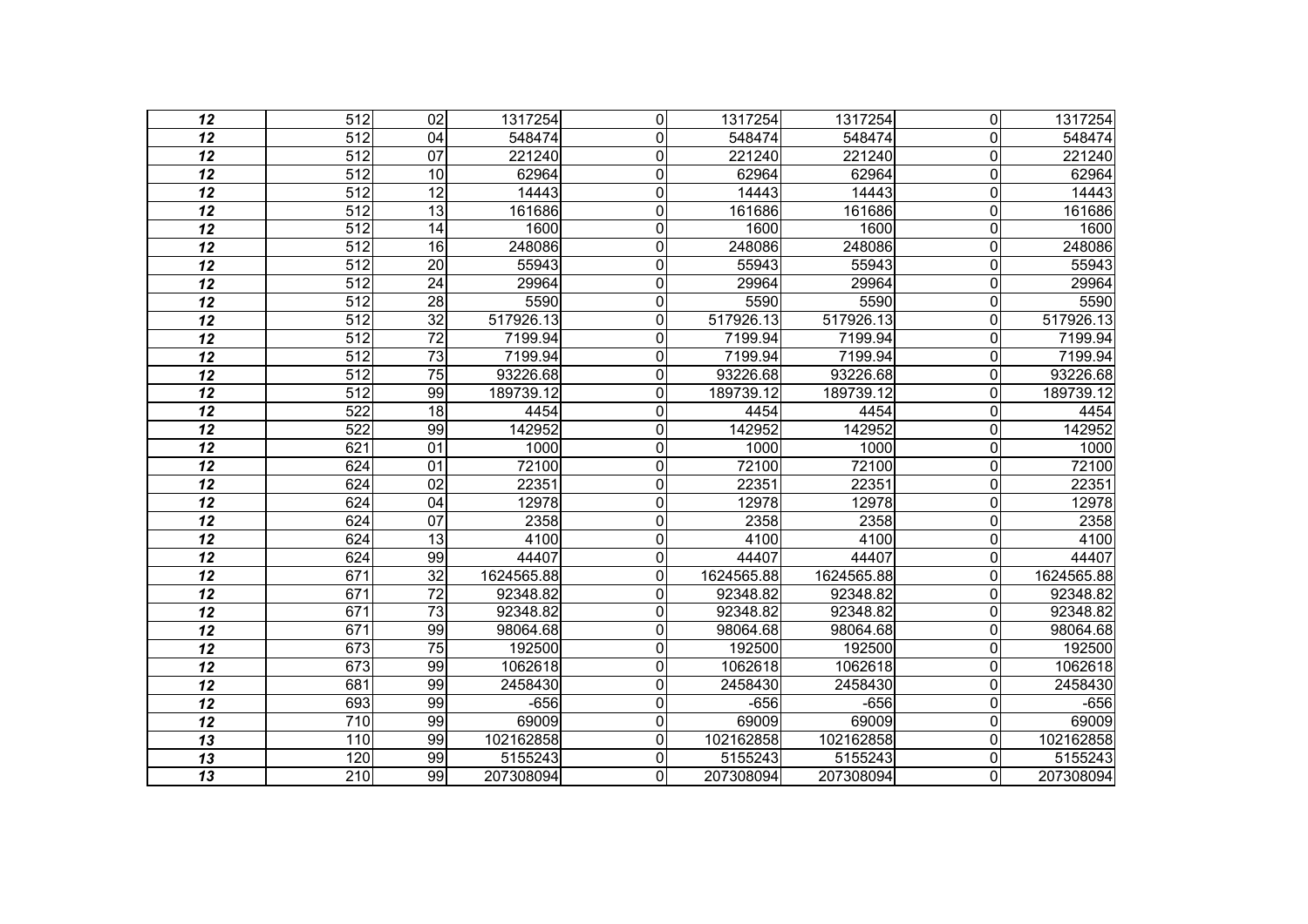| | | | | | | | | |
|---|---|---|---|---|---|---|---|---|
| ***12*** | 512 | 02 | 1317254 | 0 | 1317254 | 1317254 | 0 | 1317254 |
| ***12*** | 512 | 04 | 548474 | 0 | 548474 | 548474 | 0 | 548474 |
| ***12*** | 512 | 07 | 221240 | 0 | 221240 | 221240 | 0 | 221240 |
| ***12*** | 512 | 10 | 62964 | 0 | 62964 | 62964 | 0 | 62964 |
| ***12*** | 512 | 12 | 14443 | 0 | 14443 | 14443 | 0 | 14443 |
| ***12*** | 512 | 13 | 161686 | 0 | 161686 | 161686 | 0 | 161686 |
| ***12*** | 512 | 14 | 1600 | 0 | 1600 | 1600 | 0 | 1600 |
| ***12*** | 512 | 16 | 248086 | 0 | 248086 | 248086 | 0 | 248086 |
| ***12*** | 512 | 20 | 55943 | 0 | 55943 | 55943 | 0 | 55943 |
| ***12*** | 512 | 24 | 29964 | 0 | 29964 | 29964 | 0 | 29964 |
| ***12*** | 512 | 28 | 5590 | 0 | 5590 | 5590 | 0 | 5590 |
| ***12*** | 512 | 32 | 517926.13 | 0 | 517926.13 | 517926.13 | 0 | 517926.13 |
| ***12*** | 512 | 72 | 7199.94 | 0 | 7199.94 | 7199.94 | 0 | 7199.94 |
| ***12*** | 512 | 73 | 7199.94 | 0 | 7199.94 | 7199.94 | 0 | 7199.94 |
| ***12*** | 512 | 75 | 93226.68 | 0 | 93226.68 | 93226.68 | 0 | 93226.68 |
| ***12*** | 512 | 99 | 189739.12 | 0 | 189739.12 | 189739.12 | 0 | 189739.12 |
| ***12*** | 522 | 18 | 4454 | 0 | 4454 | 4454 | 0 | 4454 |
| ***12*** | 522 | 99 | 142952 | 0 | 142952 | 142952 | 0 | 142952 |
| ***12*** | 621 | 01 | 1000 | 0 | 1000 | 1000 | 0 | 1000 |
| ***12*** | 624 | 01 | 72100 | 0 | 72100 | 72100 | 0 | 72100 |
| ***12*** | 624 | 02 | 22351 | 0 | 22351 | 22351 | 0 | 22351 |
| ***12*** | 624 | 04 | 12978 | 0 | 12978 | 12978 | 0 | 12978 |
| ***12*** | 624 | 07 | 2358 | 0 | 2358 | 2358 | 0 | 2358 |
| ***12*** | 624 | 13 | 4100 | 0 | 4100 | 4100 | 0 | 4100 |
| ***12*** | 624 | 99 | 44407 | 0 | 44407 | 44407 | 0 | 44407 |
| ***12*** | 671 | 32 | 1624565.88 | 0 | 1624565.88 | 1624565.88 | 0 | 1624565.88 |
| ***12*** | 671 | 72 | 92348.82 | 0 | 92348.82 | 92348.82 | 0 | 92348.82 |
| ***12*** | 671 | 73 | 92348.82 | 0 | 92348.82 | 92348.82 | 0 | 92348.82 |
| ***12*** | 671 | 99 | 98064.68 | 0 | 98064.68 | 98064.68 | 0 | 98064.68 |
| ***12*** | 673 | 75 | 192500 | 0 | 192500 | 192500 | 0 | 192500 |
| ***12*** | 673 | 99 | 1062618 | 0 | 1062618 | 1062618 | 0 | 1062618 |
| ***12*** | 681 | 99 | 2458430 | 0 | 2458430 | 2458430 | 0 | 2458430 |
| ***12*** | 693 | 99 | -656 | 0 | -656 | -656 | 0 | -656 |
| ***12*** | 710 | 99 | 69009 | 0 | 69009 | 69009 | 0 | 69009 |
| ***13*** | 110 | 99 | 102162858 | 0 | 102162858 | 102162858 | 0 | 102162858 |
| ***13*** | 120 | 99 | 5155243 | 0 | 5155243 | 5155243 | 0 | 5155243 |
| ***13*** | 210 | 99 | 207308094 | 0 | 207308094 | 207308094 | 0 | 207308094 |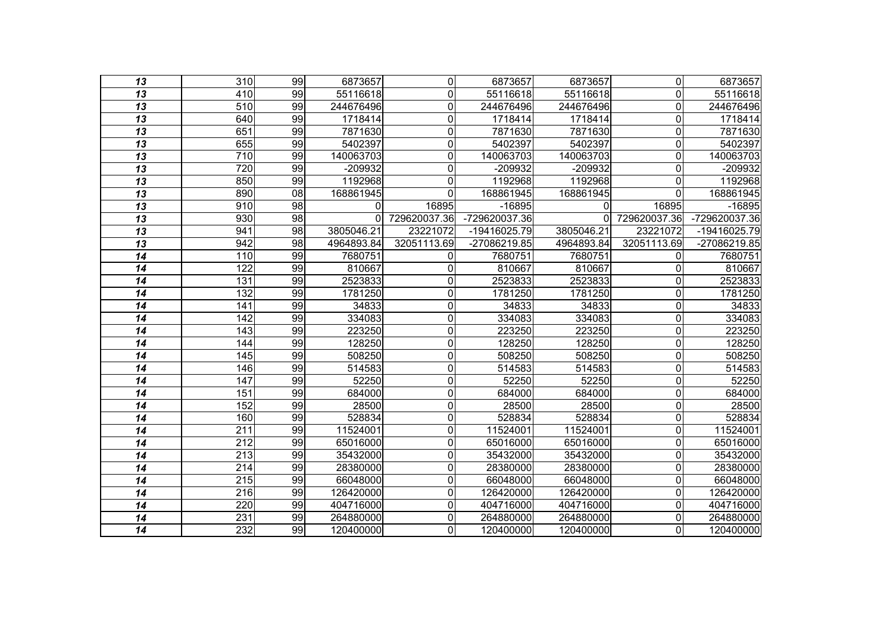| | | | | | | | | |
|---|---|---|---|---|---|---|---|---|
| ***13*** | 310 | 99 | 6873657 | 0 | 6873657 | 6873657 | 0 | 6873657 |
| ***13*** | 410 | 99 | 55116618 | 0 | 55116618 | 55116618 | 0 | 55116618 |
| ***13*** | 510 | 99 | 244676496 | 0 | 244676496 | 244676496 | 0 | 244676496 |
| ***13*** | 640 | 99 | 1718414 | 0 | 1718414 | 1718414 | 0 | 1718414 |
| ***13*** | 651 | 99 | 7871630 | 0 | 7871630 | 7871630 | 0 | 7871630 |
| ***13*** | 655 | 99 | 5402397 | 0 | 5402397 | 5402397 | 0 | 5402397 |
| ***13*** | 710 | 99 | 140063703 | 0 | 140063703 | 140063703 | 0 | 140063703 |
| ***13*** | 720 | 99 | -209932 | 0 | -209932 | -209932 | 0 | -209932 |
| ***13*** | 850 | 99 | 1192968 | 0 | 1192968 | 1192968 | 0 | 1192968 |
| ***13*** | 890 | 08 | 168861945 | 0 | 168861945 | 168861945 | 0 | 168861945 |
| ***13*** | 910 | 98 | 0 | 16895 | -16895 | 0 | 16895 | -16895 |
| ***13*** | 930 | 98 | 0 | 729620037.36 | -729620037.36 | 0 | 729620037.36 | -729620037.36 |
| ***13*** | 941 | 98 | 3805046.21 | 23221072 | -19416025.79 | 3805046.21 | 23221072 | -19416025.79 |
| ***13*** | 942 | 98 | 4964893.84 | 32051113.69 | -27086219.85 | 4964893.84 | 32051113.69 | -27086219.85 |
| ***14*** | 110 | 99 | 7680751 | 0 | 7680751 | 7680751 | 0 | 7680751 |
| ***14*** | 122 | 99 | 810667 | 0 | 810667 | 810667 | 0 | 810667 |
| ***14*** | 131 | 99 | 2523833 | 0 | 2523833 | 2523833 | 0 | 2523833 |
| ***14*** | 132 | 99 | 1781250 | 0 | 1781250 | 1781250 | 0 | 1781250 |
| ***14*** | 141 | 99 | 34833 | 0 | 34833 | 34833 | 0 | 34833 |
| ***14*** | 142 | 99 | 334083 | 0 | 334083 | 334083 | 0 | 334083 |
| ***14*** | 143 | 99 | 223250 | 0 | 223250 | 223250 | 0 | 223250 |
| ***14*** | 144 | 99 | 128250 | 0 | 128250 | 128250 | 0 | 128250 |
| ***14*** | 145 | 99 | 508250 | 0 | 508250 | 508250 | 0 | 508250 |
| ***14*** | 146 | 99 | 514583 | 0 | 514583 | 514583 | 0 | 514583 |
| ***14*** | 147 | 99 | 52250 | 0 | 52250 | 52250 | 0 | 52250 |
| ***14*** | 151 | 99 | 684000 | 0 | 684000 | 684000 | 0 | 684000 |
| ***14*** | 152 | 99 | 28500 | 0 | 28500 | 28500 | 0 | 28500 |
| ***14*** | 160 | 99 | 528834 | 0 | 528834 | 528834 | 0 | 528834 |
| ***14*** | 211 | 99 | 11524001 | 0 | 11524001 | 11524001 | 0 | 11524001 |
| ***14*** | 212 | 99 | 65016000 | 0 | 65016000 | 65016000 | 0 | 65016000 |
| ***14*** | 213 | 99 | 35432000 | 0 | 35432000 | 35432000 | 0 | 35432000 |
| ***14*** | 214 | 99 | 28380000 | 0 | 28380000 | 28380000 | 0 | 28380000 |
| ***14*** | 215 | 99 | 66048000 | 0 | 66048000 | 66048000 | 0 | 66048000 |
| ***14*** | 216 | 99 | 126420000 | 0 | 126420000 | 126420000 | 0 | 126420000 |
| ***14*** | 220 | 99 | 404716000 | 0 | 404716000 | 404716000 | 0 | 404716000 |
| ***14*** | 231 | 99 | 264880000 | 0 | 264880000 | 264880000 | 0 | 264880000 |
| ***14*** | 232 | 99 | 120400000 | 0 | 120400000 | 120400000 | 0 | 120400000 |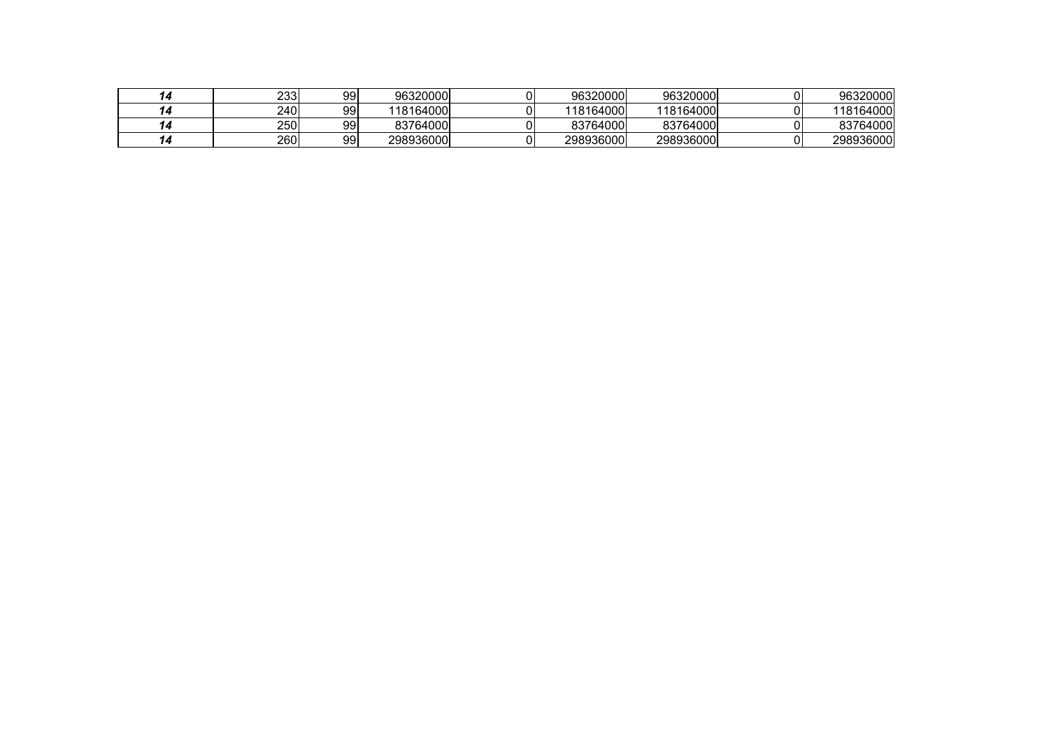| | | | | | | | | |
|---|---|---|---|---|---|---|---|---|
| ***14*** | 233 | 99 | 96320000 | 0 | 96320000 | 96320000 | 0 | 96320000 |
| ***14*** | 240 | 99 | 118164000 | 0 | 118164000 | 118164000 | 0 | 118164000 |
| ***14*** | 250 | 99 | 83764000 | 0 | 83764000 | 83764000 | 0 | 83764000 |
| ***14*** | 260 | 99 | 298936000 | 0 | 298936000 | 298936000 | 0 | 298936000 |